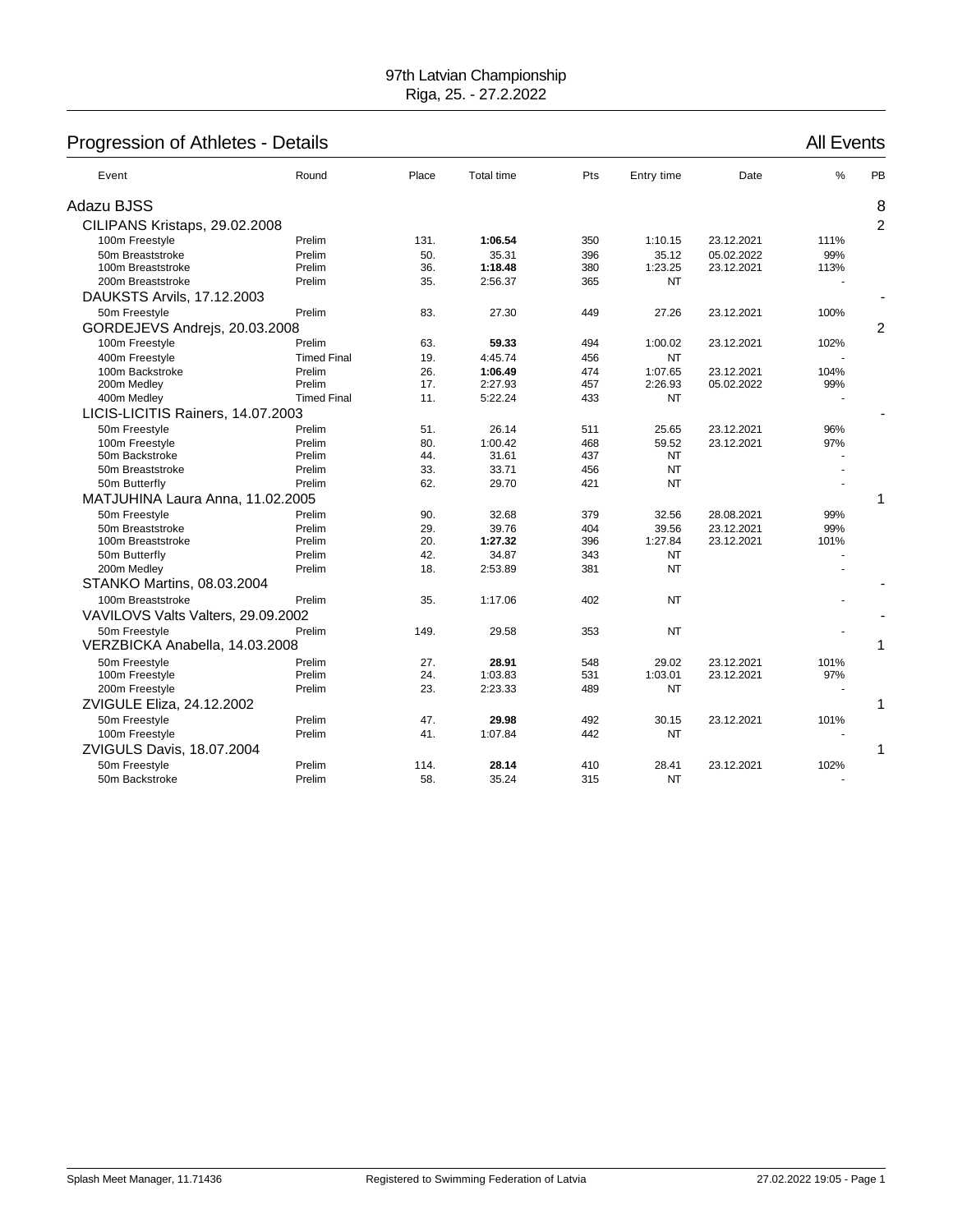97th Latvian Championship
Riga, 25. - 27.2.2022

# Progression of Athletes - Details

All Events

| Event | Round | Place | Total time | Pts | Entry time | Date | % | PB |
|---|---|---|---|---|---|---|---|---|
| **Adazu BJSS** | | | | | | | | 8 |
| **CILIPANS Kristaps, 29.02.2008** | | | | | | | | 2 |
| 100m Freestyle | Prelim | 131. | **1:06.54** | 350 | 1:10.15 | 23.12.2021 | 111% | |
| 50m Breaststroke | Prelim | 50. | 35.31 | 396 | 35.12 | 05.02.2022 | 99% | |
| 100m Breaststroke | Prelim | 36. | **1:18.48** | 380 | 1:23.25 | 23.12.2021 | 113% | |
| 200m Breaststroke | Prelim | 35. | 2:56.37 | 365 | NT | | - | |
| **DAUKSTS Arvils, 17.12.2003** | | | | | | | | - |
| 50m Freestyle | Prelim | 83. | 27.30 | 449 | 27.26 | 23.12.2021 | 100% | |
| **GORDEJEVS Andrejs, 20.03.2008** | | | | | | | | 2 |
| 100m Freestyle | Prelim | 63. | **59.33** | 494 | 1:00.02 | 23.12.2021 | 102% | |
| 400m Freestyle | Timed Final | 19. | 4:45.74 | 456 | NT | | - | |
| 100m Backstroke | Prelim | 26. | **1:06.49** | 474 | 1:07.65 | 23.12.2021 | 104% | |
| 200m Medley | Prelim | 17. | 2:27.93 | 457 | 2:26.93 | 05.02.2022 | 99% | |
| 400m Medley | Timed Final | 11. | 5:22.24 | 433 | NT | | - | |
| **LICIS-LICITIS Rainers, 14.07.2003** | | | | | | | | - |
| 50m Freestyle | Prelim | 51. | 26.14 | 511 | 25.65 | 23.12.2021 | 96% | |
| 100m Freestyle | Prelim | 80. | 1:00.42 | 468 | 59.52 | 23.12.2021 | 97% | |
| 50m Backstroke | Prelim | 44. | 31.61 | 437 | NT | | - | |
| 50m Breaststroke | Prelim | 33. | 33.71 | 456 | NT | | - | |
| 50m Butterfly | Prelim | 62. | 29.70 | 421 | NT | | - | |
| **MATJUHINA Laura Anna, 11.02.2005** | | | | | | | | 1 |
| 50m Freestyle | Prelim | 90. | 32.68 | 379 | 32.56 | 28.08.2021 | 99% | |
| 50m Breaststroke | Prelim | 29. | 39.76 | 404 | 39.56 | 23.12.2021 | 99% | |
| 100m Breaststroke | Prelim | 20. | **1:27.32** | 396 | 1:27.84 | 23.12.2021 | 101% | |
| 50m Butterfly | Prelim | 42. | 34.87 | 343 | NT | | - | |
| 200m Medley | Prelim | 18. | 2:53.89 | 381 | NT | | - | |
| **STANKO Martins, 08.03.2004** | | | | | | | | - |
| 100m Breaststroke | Prelim | 35. | 1:17.06 | 402 | NT | | - | |
| **VAVILOVS Valts Valters, 29.09.2002** | | | | | | | | - |
| 50m Freestyle | Prelim | 149. | 29.58 | 353 | NT | | - | |
| **VERZBICKA Anabella, 14.03.2008** | | | | | | | | 1 |
| 50m Freestyle | Prelim | 27. | **28.91** | 548 | 29.02 | 23.12.2021 | 101% | |
| 100m Freestyle | Prelim | 24. | 1:03.83 | 531 | 1:03.01 | 23.12.2021 | 97% | |
| 200m Freestyle | Prelim | 23. | 2:23.33 | 489 | NT | | - | |
| **ZVIGULE Eliza, 24.12.2002** | | | | | | | | 1 |
| 50m Freestyle | Prelim | 47. | **29.98** | 492 | 30.15 | 23.12.2021 | 101% | |
| 100m Freestyle | Prelim | 41. | 1:07.84 | 442 | NT | | - | |
| **ZVIGULS Davis, 18.07.2004** | | | | | | | | 1 |
| 50m Freestyle | Prelim | 114. | **28.14** | 410 | 28.41 | 23.12.2021 | 102% | |
| 50m Backstroke | Prelim | 58. | 35.24 | 315 | NT | | - | |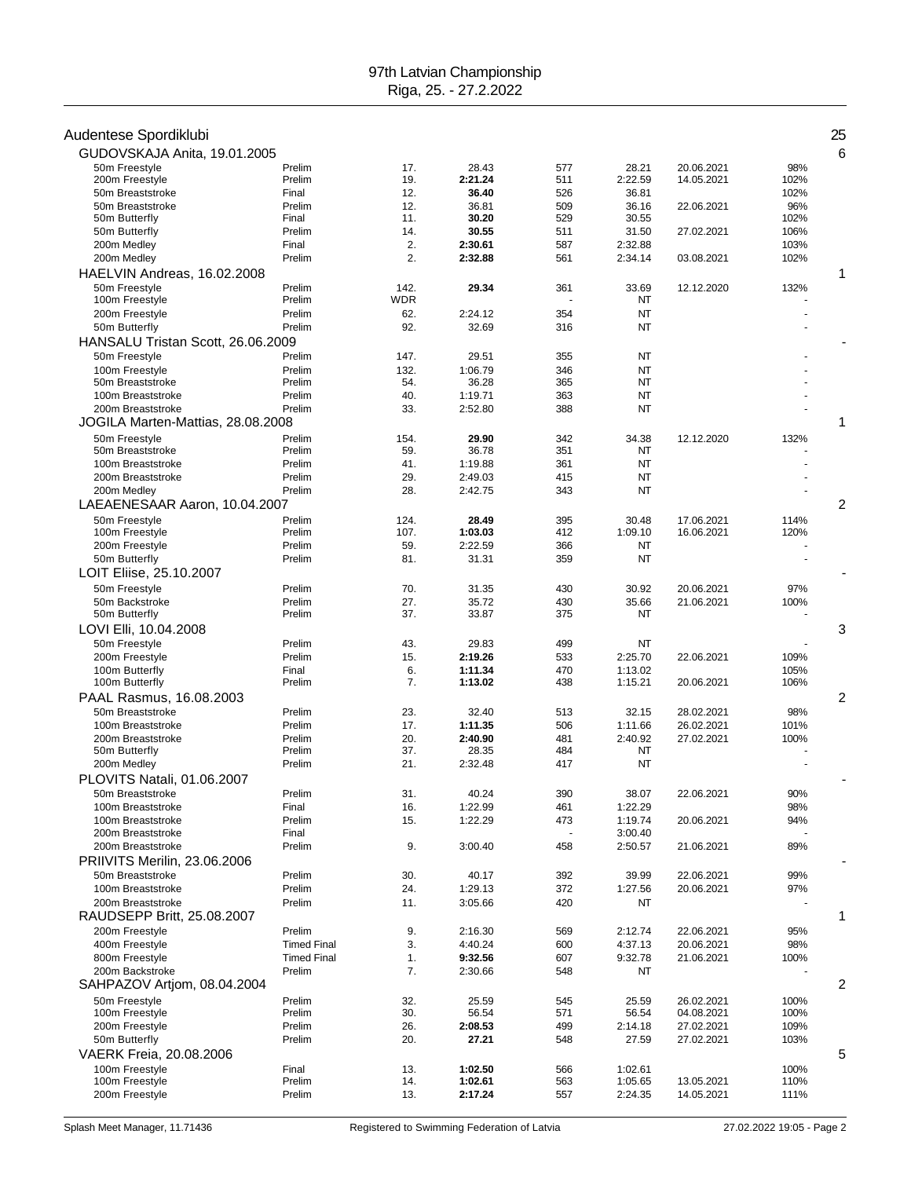97th Latvian Championship
Riga, 25. - 27.2.2022

## Audentese Spordiklubi — 25

### GUDOVSKAJA Anita, 19.01.2005 — 6

| Event | Round | Place | Time | Points | Entry time | Date | % |
|---|---|---|---|---|---|---|---|
| 50m Freestyle | Prelim | 17. | 28.43 | 577 | 28.21 | 20.06.2021 | 98% |
| 200m Freestyle | Prelim | 19. | **2:21.24** | 511 | 2:22.59 | 14.05.2021 | 102% |
| 50m Breaststroke | Final | 12. | **36.40** | 526 | 36.81 | | 102% |
| 50m Breaststroke | Prelim | 12. | 36.81 | 509 | 36.16 | 22.06.2021 | 96% |
| 50m Butterfly | Final | 11. | **30.20** | 529 | 30.55 | | 102% |
| 50m Butterfly | Prelim | 14. | **30.55** | 511 | 31.50 | 27.02.2021 | 106% |
| 200m Medley | Final | 2. | **2:30.61** | 587 | 2:32.88 | | 103% |
| 200m Medley | Prelim | 2. | **2:32.88** | 561 | 2:34.14 | 03.08.2021 | 102% |

### HAELVIN Andreas, 16.02.2008 — 1

| Event | Round | Place | Time | Points | Entry time | Date | % |
|---|---|---|---|---|---|---|---|
| 50m Freestyle | Prelim | 142. | **29.34** | 361 | 33.69 | 12.12.2020 | 132% |
| 100m Freestyle | Prelim | WDR | | - | NT | | - |
| 200m Freestyle | Prelim | 62. | 2:24.12 | 354 | NT | | - |
| 50m Butterfly | Prelim | 92. | 32.69 | 316 | NT | | - |

### HANSALU Tristan Scott, 26.06.2009 — -

| Event | Round | Place | Time | Points | Entry time | Date | % |
|---|---|---|---|---|---|---|---|
| 50m Freestyle | Prelim | 147. | 29.51 | 355 | NT | | - |
| 100m Freestyle | Prelim | 132. | 1:06.79 | 346 | NT | | - |
| 50m Breaststroke | Prelim | 54. | 36.28 | 365 | NT | | - |
| 100m Breaststroke | Prelim | 40. | 1:19.71 | 363 | NT | | - |
| 200m Breaststroke | Prelim | 33. | 2:52.80 | 388 | NT | | - |

### JOGILA Marten-Mattias, 28.08.2008 — 1

| Event | Round | Place | Time | Points | Entry time | Date | % |
|---|---|---|---|---|---|---|---|
| 50m Freestyle | Prelim | 154. | **29.90** | 342 | 34.38 | 12.12.2020 | 132% |
| 50m Breaststroke | Prelim | 59. | 36.78 | 351 | NT | | - |
| 100m Breaststroke | Prelim | 41. | 1:19.88 | 361 | NT | | - |
| 200m Breaststroke | Prelim | 29. | 2:49.03 | 415 | NT | | - |
| 200m Medley | Prelim | 28. | 2:42.75 | 343 | NT | | - |

### LAEAENESAAR Aaron, 10.04.2007 — 2

| Event | Round | Place | Time | Points | Entry time | Date | % |
|---|---|---|---|---|---|---|---|
| 50m Freestyle | Prelim | 124. | **28.49** | 395 | 30.48 | 17.06.2021 | 114% |
| 100m Freestyle | Prelim | 107. | **1:03.03** | 412 | 1:09.10 | 16.06.2021 | 120% |
| 200m Freestyle | Prelim | 59. | 2:22.59 | 366 | NT | | - |
| 50m Butterfly | Prelim | 81. | 31.31 | 359 | NT | | - |

### LOIT Eliise, 25.10.2007 — -

| Event | Round | Place | Time | Points | Entry time | Date | % |
|---|---|---|---|---|---|---|---|
| 50m Freestyle | Prelim | 70. | 31.35 | 430 | 30.92 | 20.06.2021 | 97% |
| 50m Backstroke | Prelim | 27. | 35.72 | 430 | 35.66 | 21.06.2021 | 100% |
| 50m Butterfly | Prelim | 37. | 33.87 | 375 | NT | | - |

### LOVI Elli, 10.04.2008 — 3

| Event | Round | Place | Time | Points | Entry time | Date | % |
|---|---|---|---|---|---|---|---|
| 50m Freestyle | Prelim | 43. | 29.83 | 499 | NT | | - |
| 200m Freestyle | Prelim | 15. | **2:19.26** | 533 | 2:25.70 | 22.06.2021 | 109% |
| 100m Butterfly | Final | 6. | **1:11.34** | 470 | 1:13.02 | | 105% |
| 100m Butterfly | Prelim | 7. | **1:13.02** | 438 | 1:15.21 | 20.06.2021 | 106% |

### PAAL Rasmus, 16.08.2003 — 2

| Event | Round | Place | Time | Points | Entry time | Date | % |
|---|---|---|---|---|---|---|---|
| 50m Breaststroke | Prelim | 23. | 32.40 | 513 | 32.15 | 28.02.2021 | 98% |
| 100m Breaststroke | Prelim | 17. | **1:11.35** | 506 | 1:11.66 | 26.02.2021 | 101% |
| 200m Breaststroke | Prelim | 20. | **2:40.90** | 481 | 2:40.92 | 27.02.2021 | 100% |
| 50m Butterfly | Prelim | 37. | 28.35 | 484 | NT | | - |
| 200m Medley | Prelim | 21. | 2:32.48 | 417 | NT | | - |

### PLOVITS Natali, 01.06.2007 — -

| Event | Round | Place | Time | Points | Entry time | Date | % |
|---|---|---|---|---|---|---|---|
| 50m Breaststroke | Prelim | 31. | 40.24 | 390 | 38.07 | 22.06.2021 | 90% |
| 100m Breaststroke | Final | 16. | 1:22.99 | 461 | 1:22.29 | | 98% |
| 100m Breaststroke | Prelim | 15. | 1:22.29 | 473 | 1:19.74 | 20.06.2021 | 94% |
| 200m Breaststroke | Final | | | - | 3:00.40 | | - |
| 200m Breaststroke | Prelim | 9. | 3:00.40 | 458 | 2:50.57 | 21.06.2021 | 89% |

### PRIIVITS Merilin, 23.06.2006 — -

| Event | Round | Place | Time | Points | Entry time | Date | % |
|---|---|---|---|---|---|---|---|
| 50m Breaststroke | Prelim | 30. | 40.17 | 392 | 39.99 | 22.06.2021 | 99% |
| 100m Breaststroke | Prelim | 24. | 1:29.13 | 372 | 1:27.56 | 20.06.2021 | 97% |
| 200m Breaststroke | Prelim | 11. | 3:05.66 | 420 | NT | | - |

### RAUDSEPP Britt, 25.08.2007 — 1

| Event | Round | Place | Time | Points | Entry time | Date | % |
|---|---|---|---|---|---|---|---|
| 200m Freestyle | Prelim | 9. | 2:16.30 | 569 | 2:12.74 | 22.06.2021 | 95% |
| 400m Freestyle | Timed Final | 3. | 4:40.24 | 600 | 4:37.13 | 20.06.2021 | 98% |
| 800m Freestyle | Timed Final | 1. | **9:32.56** | 607 | 9:32.78 | 21.06.2021 | 100% |
| 200m Backstroke | Prelim | 7. | 2:30.66 | 548 | NT | | - |

### SAHPAZOV Artjom, 08.04.2004 — 2

| Event | Round | Place | Time | Points | Entry time | Date | % |
|---|---|---|---|---|---|---|---|
| 50m Freestyle | Prelim | 32. | 25.59 | 545 | 25.59 | 26.02.2021 | 100% |
| 100m Freestyle | Prelim | 30. | 56.54 | 571 | 56.54 | 04.08.2021 | 100% |
| 200m Freestyle | Prelim | 26. | **2:08.53** | 499 | 2:14.18 | 27.02.2021 | 109% |
| 50m Butterfly | Prelim | 20. | **27.21** | 548 | 27.59 | 27.02.2021 | 103% |

### VAERK Freia, 20.08.2006 — 5

| Event | Round | Place | Time | Points | Entry time | Date | % |
|---|---|---|---|---|---|---|---|
| 100m Freestyle | Final | 13. | **1:02.50** | 566 | 1:02.61 | | 100% |
| 100m Freestyle | Prelim | 14. | **1:02.61** | 563 | 1:05.65 | 13.05.2021 | 110% |
| 200m Freestyle | Prelim | 13. | **2:17.24** | 557 | 2:24.35 | 14.05.2021 | 111% |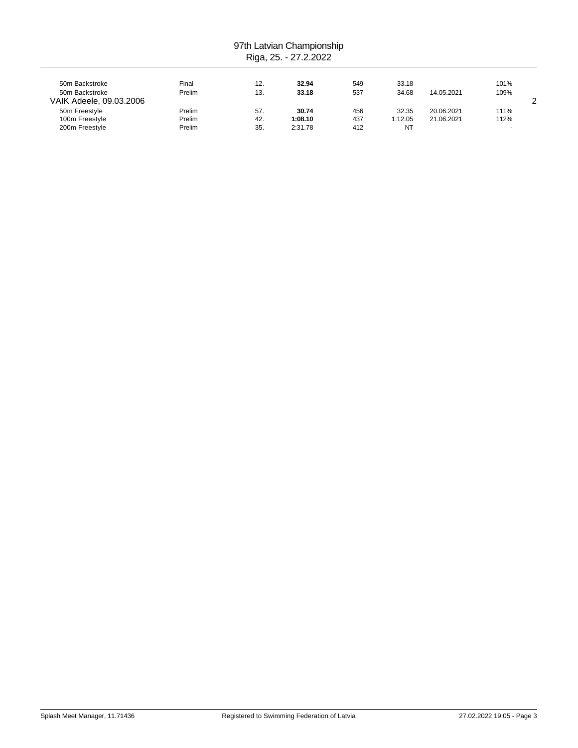| | | | | | | | |
|---|---|---|---|---|---|---|---|
| 50m Backstroke | Final | 12. | **32.94** | 549 | 33.18 | | 101% |
| 50m Backstroke | Prelim | 13. | **33.18** | 537 | 34.68 | 14.05.2021 | 109% |

VAIK Adeele, 09.03.2006 — 2

| | | | | | | | |
|---|---|---|---|---|---|---|---|
| 50m Freestyle | Prelim | 57. | **30.74** | 456 | 32.35 | 20.06.2021 | 111% |
| 100m Freestyle | Prelim | 42. | **1:08.10** | 437 | 1:12.05 | 21.06.2021 | 112% |
| 200m Freestyle | Prelim | 35. | 2:31.78 | 412 | NT | | - |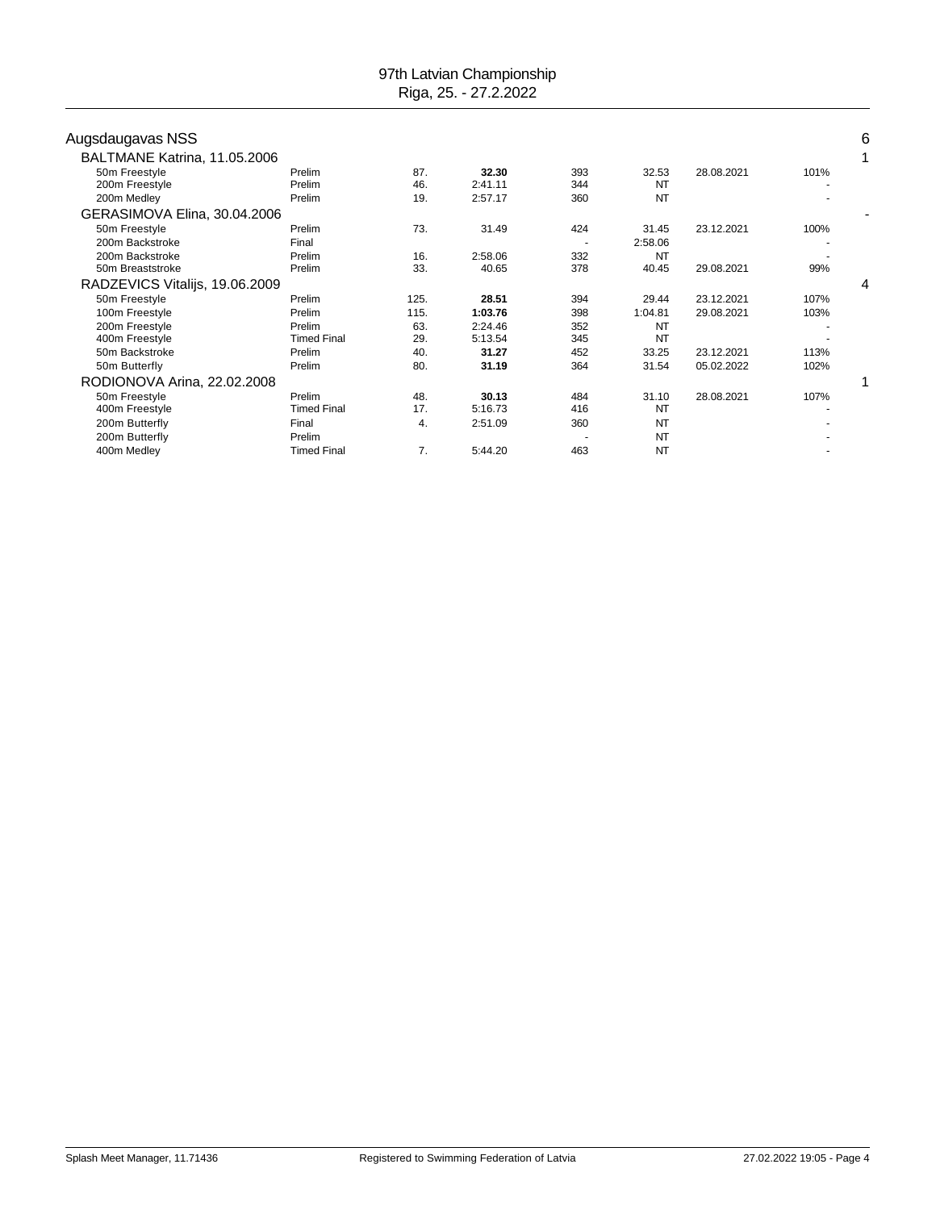# 97th Latvian Championship

Riga, 25. - 27.2.2022

## Augsdaugavas NSS — 6

### BALTMANE Katrina, 11.05.2006 — 1

| Event | Round | Place | Time | Points | Entry Time | Date | % |
|---|---|---|---|---|---|---|---|
| 50m Freestyle | Prelim | 87. | **32.30** | 393 | 32.53 | 28.08.2021 | 101% |
| 200m Freestyle | Prelim | 46. | 2:41.11 | 344 | NT | | - |
| 200m Medley | Prelim | 19. | 2:57.17 | 360 | NT | | - |

### GERASIMOVA Elina, 30.04.2006 — -

| Event | Round | Place | Time | Points | Entry Time | Date | % |
|---|---|---|---|---|---|---|---|
| 50m Freestyle | Prelim | 73. | 31.49 | 424 | 31.45 | 23.12.2021 | 100% |
| 200m Backstroke | Final | | | - | 2:58.06 | | - |
| 200m Backstroke | Prelim | 16. | 2:58.06 | 332 | NT | | - |
| 50m Breaststroke | Prelim | 33. | 40.65 | 378 | 40.45 | 29.08.2021 | 99% |

### RADZEVICS Vitalijs, 19.06.2009 — 4

| Event | Round | Place | Time | Points | Entry Time | Date | % |
|---|---|---|---|---|---|---|---|
| 50m Freestyle | Prelim | 125. | **28.51** | 394 | 29.44 | 23.12.2021 | 107% |
| 100m Freestyle | Prelim | 115. | **1:03.76** | 398 | 1:04.81 | 29.08.2021 | 103% |
| 200m Freestyle | Prelim | 63. | 2:24.46 | 352 | NT | | - |
| 400m Freestyle | Timed Final | 29. | 5:13.54 | 345 | NT | | - |
| 50m Backstroke | Prelim | 40. | **31.27** | 452 | 33.25 | 23.12.2021 | 113% |
| 50m Butterfly | Prelim | 80. | **31.19** | 364 | 31.54 | 05.02.2022 | 102% |

### RODIONOVA Arina, 22.02.2008 — 1

| Event | Round | Place | Time | Points | Entry Time | Date | % |
|---|---|---|---|---|---|---|---|
| 50m Freestyle | Prelim | 48. | **30.13** | 484 | 31.10 | 28.08.2021 | 107% |
| 400m Freestyle | Timed Final | 17. | 5:16.73 | 416 | NT | | - |
| 200m Butterfly | Final | 4. | 2:51.09 | 360 | NT | | - |
| 200m Butterfly | Prelim | | | - | NT | | - |
| 400m Medley | Timed Final | 7. | 5:44.20 | 463 | NT | | - |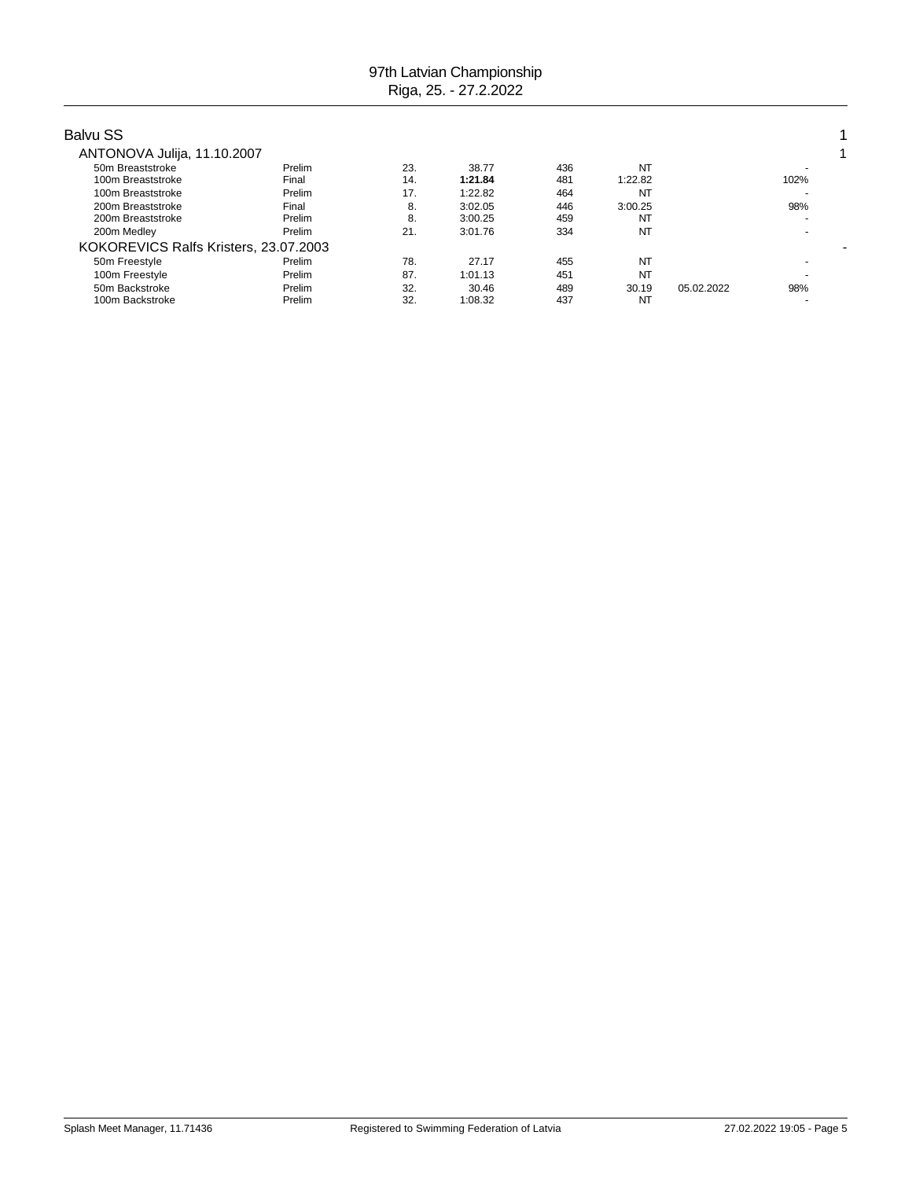# 97th Latvian Championship

Riga, 25. - 27.2.2022

## Balvu SS — 1

### ANTONOVA Julija, 11.10.2007 — 1

| Event | Round | Place | Time | Points | Entry Time | Date | % |
|---|---|---|---|---|---|---|---|
| 50m Breaststroke | Prelim | 23. | 38.77 | 436 | NT | | - |
| 100m Breaststroke | Final | 14. | **1:21.84** | 481 | 1:22.82 | | 102% |
| 100m Breaststroke | Prelim | 17. | 1:22.82 | 464 | NT | | - |
| 200m Breaststroke | Final | 8. | 3:02.05 | 446 | 3:00.25 | | 98% |
| 200m Breaststroke | Prelim | 8. | 3:00.25 | 459 | NT | | - |
| 200m Medley | Prelim | 21. | 3:01.76 | 334 | NT | | - |

### KOKOREVICS Ralfs Kristers, 23.07.2003 — -

| Event | Round | Place | Time | Points | Entry Time | Date | % |
|---|---|---|---|---|---|---|---|
| 50m Freestyle | Prelim | 78. | 27.17 | 455 | NT | | - |
| 100m Freestyle | Prelim | 87. | 1:01.13 | 451 | NT | | - |
| 50m Backstroke | Prelim | 32. | 30.46 | 489 | 30.19 | 05.02.2022 | 98% |
| 100m Backstroke | Prelim | 32. | 1:08.32 | 437 | NT | | - |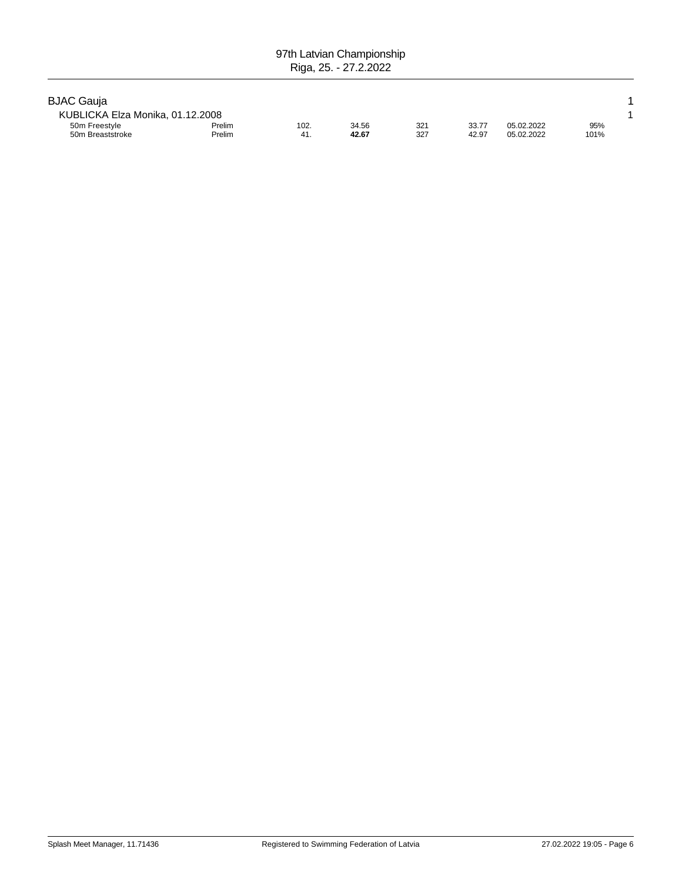## BJAC Gauja 1

### KUBLICKA Elza Monika, 01.12.2008 1

| | | | | | | | |
|---|---|---|---|---|---|---|---|
| 50m Freestyle | Prelim | 102. | 34.56 | 321 | 33.77 | 05.02.2022 | 95% |
| 50m Breaststroke | Prelim | 41. | **42.67** | 327 | 42.97 | 05.02.2022 | 101% |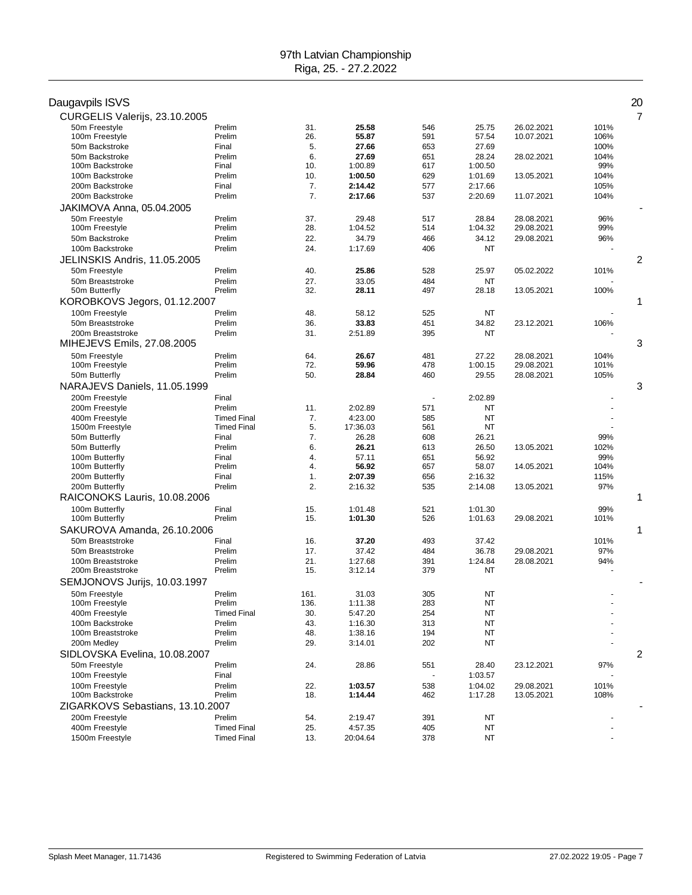97th Latvian Championship
Riga, 25. - 27.2.2022

## Daugavpils ISVS — 20

| Athlete / Event | Round | Place | Time | Points | Entry time | Date | % | Medals |
|---|---|---|---|---|---|---|---|---|
| **CURGELIS Valerijs, 23.10.2005** | | | | | | | | 7 |
| 50m Freestyle | Prelim | 31. | **25.58** | 546 | 25.75 | 26.02.2021 | 101% | |
| 100m Freestyle | Prelim | 26. | **55.87** | 591 | 57.54 | 10.07.2021 | 106% | |
| 50m Backstroke | Final | 5. | **27.66** | 653 | 27.69 | | 100% | |
| 50m Backstroke | Prelim | 6. | **27.69** | 651 | 28.24 | 28.02.2021 | 104% | |
| 100m Backstroke | Final | 10. | 1:00.89 | 617 | 1:00.50 | | 99% | |
| 100m Backstroke | Prelim | 10. | **1:00.50** | 629 | 1:01.69 | 13.05.2021 | 104% | |
| 200m Backstroke | Final | 7. | **2:14.42** | 577 | 2:17.66 | | 105% | |
| 200m Backstroke | Prelim | 7. | **2:17.66** | 537 | 2:20.69 | 11.07.2021 | 104% | |
| **JAKIMOVA Anna, 05.04.2005** | | | | | | | | - |
| 50m Freestyle | Prelim | 37. | 29.48 | 517 | 28.84 | 28.08.2021 | 96% | |
| 100m Freestyle | Prelim | 28. | 1:04.52 | 514 | 1:04.32 | 29.08.2021 | 99% | |
| 50m Backstroke | Prelim | 22. | 34.79 | 466 | 34.12 | 29.08.2021 | 96% | |
| 100m Backstroke | Prelim | 24. | 1:17.69 | 406 | NT | | - | |
| **JELINSKIS Andris, 11.05.2005** | | | | | | | | 2 |
| 50m Freestyle | Prelim | 40. | **25.86** | 528 | 25.97 | 05.02.2022 | 101% | |
| 50m Breaststroke | Prelim | 27. | 33.05 | 484 | NT | | - | |
| 50m Butterfly | Prelim | 32. | **28.11** | 497 | 28.18 | 13.05.2021 | 100% | |
| **KOROBKOVS Jegors, 01.12.2007** | | | | | | | | 1 |
| 100m Freestyle | Prelim | 48. | 58.12 | 525 | NT | | - | |
| 50m Breaststroke | Prelim | 36. | **33.83** | 451 | 34.82 | 23.12.2021 | 106% | |
| 200m Breaststroke | Prelim | 31. | 2:51.89 | 395 | NT | | - | |
| **MIHEJEVS Emils, 27.08.2005** | | | | | | | | 3 |
| 50m Freestyle | Prelim | 64. | **26.67** | 481 | 27.22 | 28.08.2021 | 104% | |
| 100m Freestyle | Prelim | 72. | **59.96** | 478 | 1:00.15 | 29.08.2021 | 101% | |
| 50m Butterfly | Prelim | 50. | **28.84** | 460 | 29.55 | 28.08.2021 | 105% | |
| **NARAJEVS Daniels, 11.05.1999** | | | | | | | | 3 |
| 200m Freestyle | Final | | | - | 2:02.89 | | - | |
| 200m Freestyle | Prelim | 11. | 2:02.89 | 571 | NT | | - | |
| 400m Freestyle | Timed Final | 7. | 4:23.00 | 585 | NT | | - | |
| 1500m Freestyle | Timed Final | 5. | 17:36.03 | 561 | NT | | - | |
| 50m Butterfly | Final | 7. | 26.28 | 608 | 26.21 | | 99% | |
| 50m Butterfly | Prelim | 6. | **26.21** | 613 | 26.50 | 13.05.2021 | 102% | |
| 100m Butterfly | Final | 4. | 57.11 | 651 | 56.92 | | 99% | |
| 100m Butterfly | Prelim | 4. | **56.92** | 657 | 58.07 | 14.05.2021 | 104% | |
| 200m Butterfly | Final | 1. | **2:07.39** | 656 | 2:16.32 | | 115% | |
| 200m Butterfly | Prelim | 2. | 2:16.32 | 535 | 2:14.08 | 13.05.2021 | 97% | |
| **RAICONOKS Lauris, 10.08.2006** | | | | | | | | 1 |
| 100m Butterfly | Final | 15. | 1:01.48 | 521 | 1:01.30 | | 99% | |
| 100m Butterfly | Prelim | 15. | **1:01.30** | 526 | 1:01.63 | 29.08.2021 | 101% | |
| **SAKUROVA Amanda, 26.10.2006** | | | | | | | | 1 |
| 50m Breaststroke | Final | 16. | **37.20** | 493 | 37.42 | | 101% | |
| 50m Breaststroke | Prelim | 17. | 37.42 | 484 | 36.78 | 29.08.2021 | 97% | |
| 100m Breaststroke | Prelim | 21. | 1:27.68 | 391 | 1:24.84 | 28.08.2021 | 94% | |
| 200m Breaststroke | Prelim | 15. | 3:12.14 | 379 | NT | | - | |
| **SEMJONOVS Jurijs, 10.03.1997** | | | | | | | | - |
| 50m Freestyle | Prelim | 161. | 31.03 | 305 | NT | | - | |
| 100m Freestyle | Prelim | 136. | 1:11.38 | 283 | NT | | - | |
| 400m Freestyle | Timed Final | 30. | 5:47.20 | 254 | NT | | - | |
| 100m Backstroke | Prelim | 43. | 1:16.30 | 313 | NT | | - | |
| 100m Breaststroke | Prelim | 48. | 1:38.16 | 194 | NT | | - | |
| 200m Medley | Prelim | 29. | 3:14.01 | 202 | NT | | - | |
| **SIDLOVSKA Evelina, 10.08.2007** | | | | | | | | 2 |
| 50m Freestyle | Prelim | 24. | 28.86 | 551 | 28.40 | 23.12.2021 | 97% | |
| 100m Freestyle | Final | | | - | 1:03.57 | | - | |
| 100m Freestyle | Prelim | 22. | **1:03.57** | 538 | 1:04.02 | 29.08.2021 | 101% | |
| 100m Backstroke | Prelim | 18. | **1:14.44** | 462 | 1:17.28 | 13.05.2021 | 108% | |
| **ZIGARKOVS Sebastians, 13.10.2007** | | | | | | | | - |
| 200m Freestyle | Prelim | 54. | 2:19.47 | 391 | NT | | - | |
| 400m Freestyle | Timed Final | 25. | 4:57.35 | 405 | NT | | - | |
| 1500m Freestyle | Timed Final | 13. | 20:04.64 | 378 | NT | | - | |

Splash Meet Manager, 11.71436 — Registered to Swimming Federation of Latvia — 27.02.2022 19:05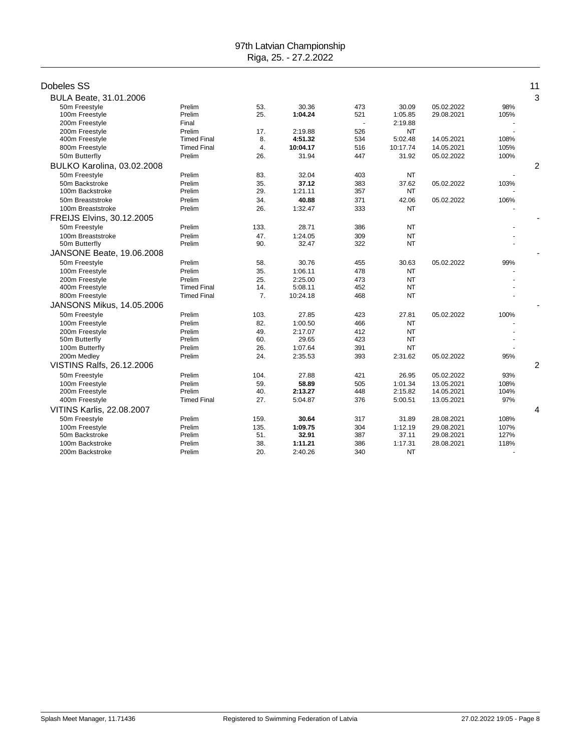# 97th Latvian Championship
Riga, 25. - 27.2.2022

## Dobeles SS — 11

### BULA Beate, 31.01.2006 — 3

| Event | Round | Place | Time | Points | Entry Time | Entry Date | % |
|---|---|---|---|---|---|---|---|
| 50m Freestyle | Prelim | 53. | 30.36 | 473 | 30.09 | 05.02.2022 | 98% |
| 100m Freestyle | Prelim | 25. | **1:04.24** | 521 | 1:05.85 | 29.08.2021 | 105% |
| 200m Freestyle | Final | | | - | 2:19.88 | | - |
| 200m Freestyle | Prelim | 17. | 2:19.88 | 526 | NT | | - |
| 400m Freestyle | Timed Final | 8. | **4:51.32** | 534 | 5:02.48 | 14.05.2021 | 108% |
| 800m Freestyle | Timed Final | 4. | **10:04.17** | 516 | 10:17.74 | 14.05.2021 | 105% |
| 50m Butterfly | Prelim | 26. | 31.94 | 447 | 31.92 | 05.02.2022 | 100% |

### BULKO Karolina, 03.02.2008 — 2

| Event | Round | Place | Time | Points | Entry Time | Entry Date | % |
|---|---|---|---|---|---|---|---|
| 50m Freestyle | Prelim | 83. | 32.04 | 403 | NT | | - |
| 50m Backstroke | Prelim | 35. | **37.12** | 383 | 37.62 | 05.02.2022 | 103% |
| 100m Backstroke | Prelim | 29. | 1:21.11 | 357 | NT | | - |
| 50m Breaststroke | Prelim | 34. | **40.88** | 371 | 42.06 | 05.02.2022 | 106% |
| 100m Breaststroke | Prelim | 26. | 1:32.47 | 333 | NT | | - |

### FREIJS Elvins, 30.12.2005 — -

| Event | Round | Place | Time | Points | Entry Time | Entry Date | % |
|---|---|---|---|---|---|---|---|
| 50m Freestyle | Prelim | 133. | 28.71 | 386 | NT | | - |
| 100m Breaststroke | Prelim | 47. | 1:24.05 | 309 | NT | | - |
| 50m Butterfly | Prelim | 90. | 32.47 | 322 | NT | | - |

### JANSONE Beate, 19.06.2008 — -

| Event | Round | Place | Time | Points | Entry Time | Entry Date | % |
|---|---|---|---|---|---|---|---|
| 50m Freestyle | Prelim | 58. | 30.76 | 455 | 30.63 | 05.02.2022 | 99% |
| 100m Freestyle | Prelim | 35. | 1:06.11 | 478 | NT | | - |
| 200m Freestyle | Prelim | 25. | 2:25.00 | 473 | NT | | - |
| 400m Freestyle | Timed Final | 14. | 5:08.11 | 452 | NT | | - |
| 800m Freestyle | Timed Final | 7. | 10:24.18 | 468 | NT | | - |

### JANSONS Mikus, 14.05.2006 — -

| Event | Round | Place | Time | Points | Entry Time | Entry Date | % |
|---|---|---|---|---|---|---|---|
| 50m Freestyle | Prelim | 103. | 27.85 | 423 | 27.81 | 05.02.2022 | 100% |
| 100m Freestyle | Prelim | 82. | 1:00.50 | 466 | NT | | - |
| 200m Freestyle | Prelim | 49. | 2:17.07 | 412 | NT | | - |
| 50m Butterfly | Prelim | 60. | 29.65 | 423 | NT | | - |
| 100m Butterfly | Prelim | 26. | 1:07.64 | 391 | NT | | - |
| 200m Medley | Prelim | 24. | 2:35.53 | 393 | 2:31.62 | 05.02.2022 | 95% |

### VISTINS Ralfs, 26.12.2006 — 2

| Event | Round | Place | Time | Points | Entry Time | Entry Date | % |
|---|---|---|---|---|---|---|---|
| 50m Freestyle | Prelim | 104. | 27.88 | 421 | 26.95 | 05.02.2022 | 93% |
| 100m Freestyle | Prelim | 59. | **58.89** | 505 | 1:01.34 | 13.05.2021 | 108% |
| 200m Freestyle | Prelim | 40. | **2:13.27** | 448 | 2:15.82 | 14.05.2021 | 104% |
| 400m Freestyle | Timed Final | 27. | 5:04.87 | 376 | 5:00.51 | 13.05.2021 | 97% |

### VITINS Karlis, 22.08.2007 — 4

| Event | Round | Place | Time | Points | Entry Time | Entry Date | % |
|---|---|---|---|---|---|---|---|
| 50m Freestyle | Prelim | 159. | **30.64** | 317 | 31.89 | 28.08.2021 | 108% |
| 100m Freestyle | Prelim | 135. | **1:09.75** | 304 | 1:12.19 | 29.08.2021 | 107% |
| 50m Backstroke | Prelim | 51. | **32.91** | 387 | 37.11 | 29.08.2021 | 127% |
| 100m Backstroke | Prelim | 38. | **1:11.21** | 386 | 1:17.31 | 28.08.2021 | 118% |
| 200m Backstroke | Prelim | 20. | 2:40.26 | 340 | NT | | - |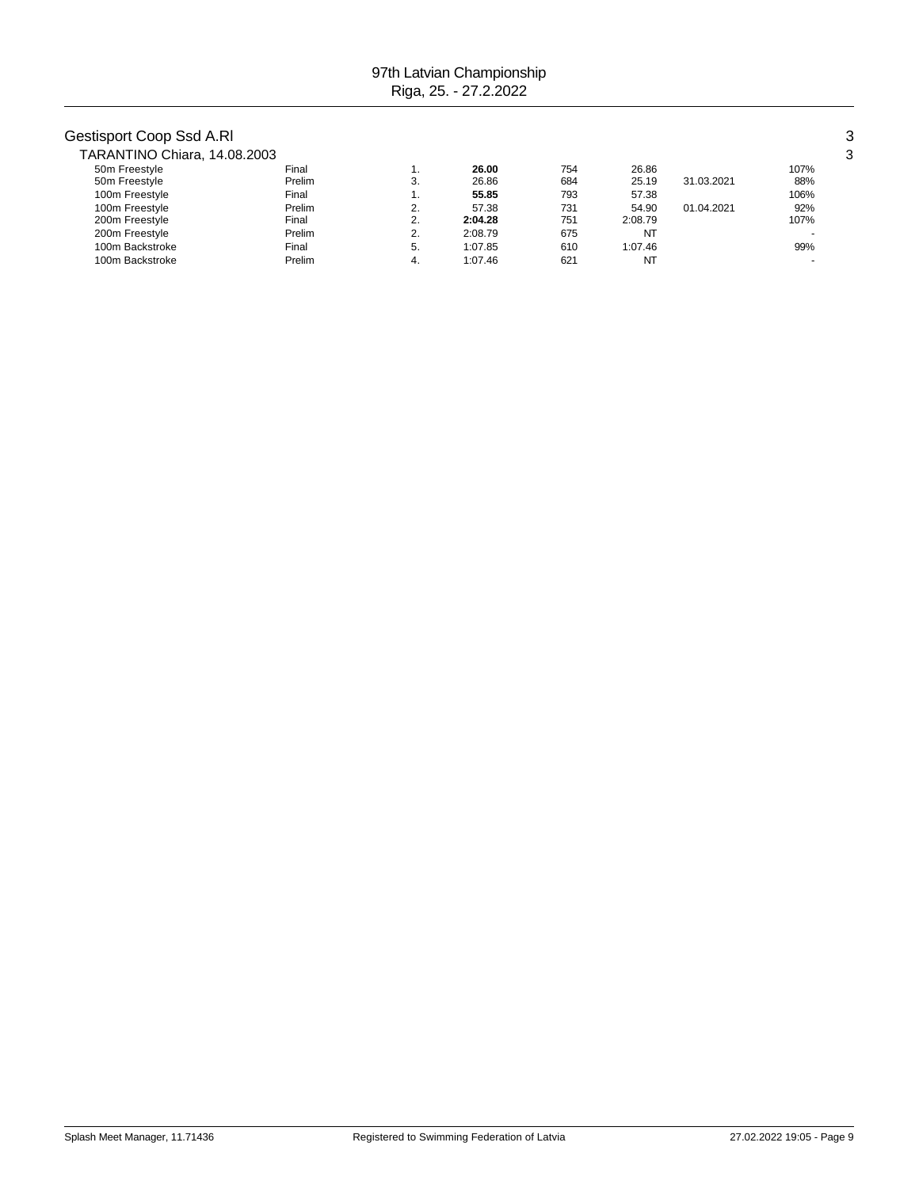# 97th Latvian Championship
Riga, 25. - 27.2.2022

## Gestisport Coop Ssd A.Rl — 3

### TARANTINO Chiara, 14.08.2003 — 3

| Event | Round | Place | Time | Points | Entry time | Date | % |
|---|---|---|---|---|---|---|---|
| 50m Freestyle | Final | 1. | **26.00** | 754 | 26.86 | | 107% |
| 50m Freestyle | Prelim | 3. | 26.86 | 684 | 25.19 | 31.03.2021 | 88% |
| 100m Freestyle | Final | 1. | **55.85** | 793 | 57.38 | | 106% |
| 100m Freestyle | Prelim | 2. | 57.38 | 731 | 54.90 | 01.04.2021 | 92% |
| 200m Freestyle | Final | 2. | **2:04.28** | 751 | 2:08.79 | | 107% |
| 200m Freestyle | Prelim | 2. | 2:08.79 | 675 | NT | | - |
| 100m Backstroke | Final | 5. | 1:07.85 | 610 | 1:07.46 | | 99% |
| 100m Backstroke | Prelim | 4. | 1:07.46 | 621 | NT | | - |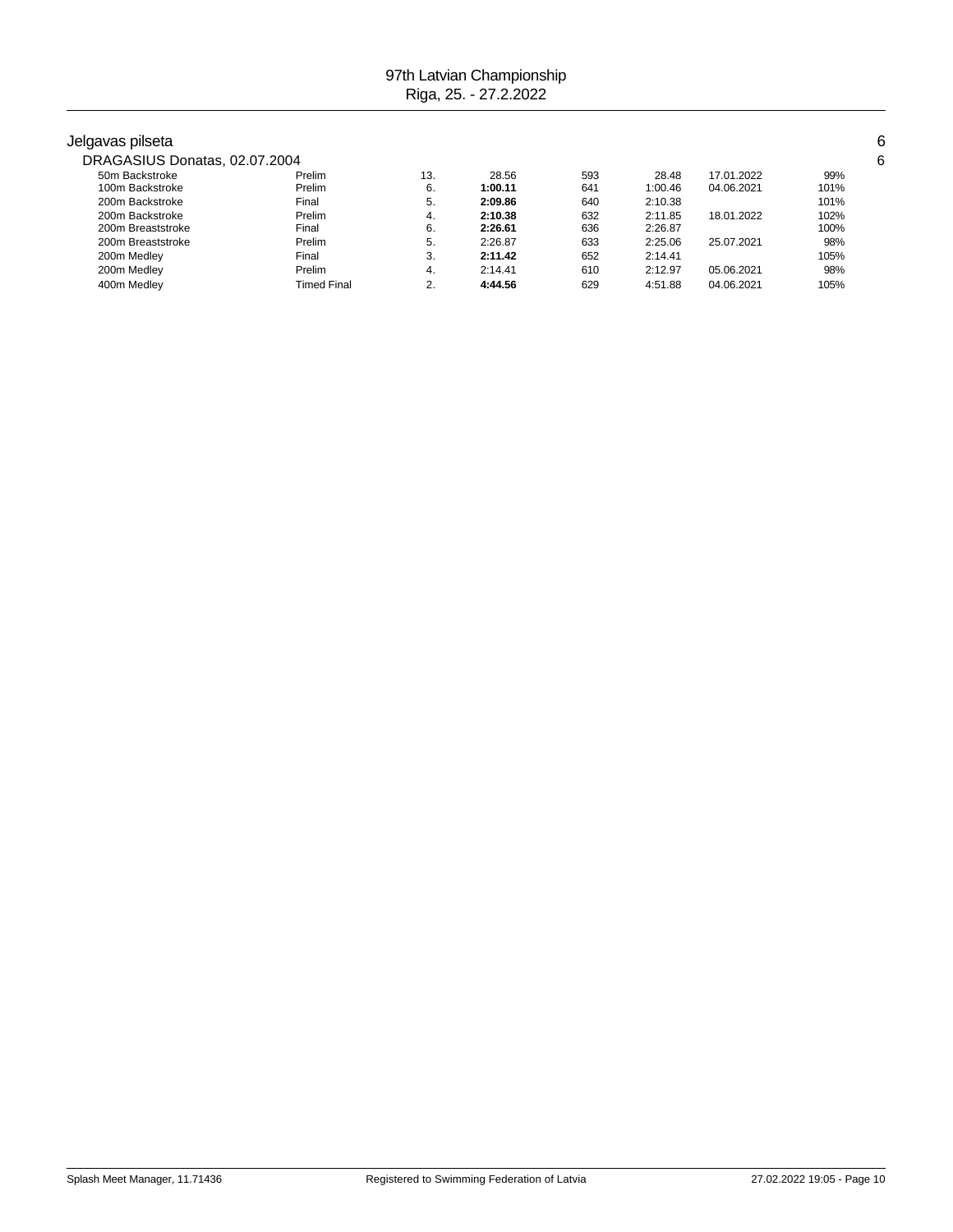## Jelgavas pilseta

6

### DRAGASIUS Donatas, 02.07.2004

6

| Event | Round | Place | Time | Points | Entry Time | Date | % |
|---|---|---|---|---|---|---|---|
| 50m Backstroke | Prelim | 13. | 28.56 | 593 | 28.48 | 17.01.2022 | 99% |
| 100m Backstroke | Prelim | 6. | **1:00.11** | 641 | 1:00.46 | 04.06.2021 | 101% |
| 200m Backstroke | Final | 5. | **2:09.86** | 640 | 2:10.38 | | 101% |
| 200m Backstroke | Prelim | 4. | **2:10.38** | 632 | 2:11.85 | 18.01.2022 | 102% |
| 200m Breaststroke | Final | 6. | **2:26.61** | 636 | 2:26.87 | | 100% |
| 200m Breaststroke | Prelim | 5. | 2:26.87 | 633 | 2:25.06 | 25.07.2021 | 98% |
| 200m Medley | Final | 3. | **2:11.42** | 652 | 2:14.41 | | 105% |
| 200m Medley | Prelim | 4. | 2:14.41 | 610 | 2:12.97 | 05.06.2021 | 98% |
| 400m Medley | Timed Final | 2. | **4:44.56** | 629 | 4:51.88 | 04.06.2021 | 105% |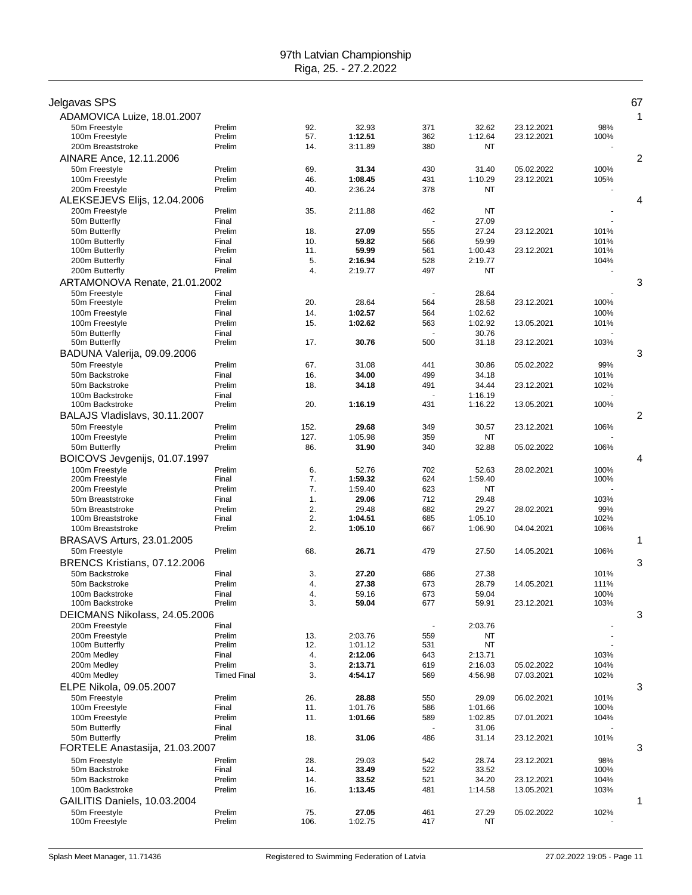97th Latvian Championship
Riga, 25. - 27.2.2022

## Jelgavas SPS — 67

### ADAMOVICA Luize, 18.01.2007 — 1

| Event | Round | Place | Time | Points | Entry Time | Entry Date | % |
|---|---|---|---|---|---|---|---|
| 50m Freestyle | Prelim | 92. | 32.93 | 371 | 32.62 | 23.12.2021 | 98% |
| 100m Freestyle | Prelim | 57. | **1:12.51** | 362 | 1:12.64 | 23.12.2021 | 100% |
| 200m Breaststroke | Prelim | 14. | 3:11.89 | 380 | NT | | - |

### AINARE Ance, 12.11.2006 — 2

| Event | Round | Place | Time | Points | Entry Time | Entry Date | % |
|---|---|---|---|---|---|---|---|
| 50m Freestyle | Prelim | 69. | **31.34** | 430 | 31.40 | 05.02.2022 | 100% |
| 100m Freestyle | Prelim | 46. | **1:08.45** | 431 | 1:10.29 | 23.12.2021 | 105% |
| 200m Freestyle | Prelim | 40. | 2:36.24 | 378 | NT | | - |

### ALEKSEJEVS Elijs, 12.04.2006 — 4

| Event | Round | Place | Time | Points | Entry Time | Entry Date | % |
|---|---|---|---|---|---|---|---|
| 200m Freestyle | Prelim | 35. | 2:11.88 | 462 | NT | | - |
| 50m Butterfly | Final | | | - | 27.09 | | - |
| 50m Butterfly | Prelim | 18. | **27.09** | 555 | 27.24 | 23.12.2021 | 101% |
| 100m Butterfly | Final | 10. | **59.82** | 566 | 59.99 | | 101% |
| 100m Butterfly | Prelim | 11. | **59.99** | 561 | 1:00.43 | 23.12.2021 | 101% |
| 200m Butterfly | Final | 5. | **2:16.94** | 528 | 2:19.77 | | 104% |
| 200m Butterfly | Prelim | 4. | 2:19.77 | 497 | NT | | - |

### ARTAMONOVA Renate, 21.01.2002 — 3

| Event | Round | Place | Time | Points | Entry Time | Entry Date | % |
|---|---|---|---|---|---|---|---|
| 50m Freestyle | Final | | | - | 28.64 | | - |
| 50m Freestyle | Prelim | 20. | 28.64 | 564 | 28.58 | 23.12.2021 | 100% |
| 100m Freestyle | Final | 14. | **1:02.57** | 564 | 1:02.62 | | 100% |
| 100m Freestyle | Prelim | 15. | **1:02.62** | 563 | 1:02.92 | 13.05.2021 | 101% |
| 50m Butterfly | Final | | | - | 30.76 | | - |
| 50m Butterfly | Prelim | 17. | **30.76** | 500 | 31.18 | 23.12.2021 | 103% |

### BADUNA Valerija, 09.09.2006 — 3

| Event | Round | Place | Time | Points | Entry Time | Entry Date | % |
|---|---|---|---|---|---|---|---|
| 50m Freestyle | Prelim | 67. | 31.08 | 441 | 30.86 | 05.02.2022 | 99% |
| 50m Backstroke | Final | 16. | **34.00** | 499 | 34.18 | | 101% |
| 50m Backstroke | Prelim | 18. | **34.18** | 491 | 34.44 | 23.12.2021 | 102% |
| 100m Backstroke | Final | | | - | 1:16.19 | | - |
| 100m Backstroke | Prelim | 20. | **1:16.19** | 431 | 1:16.22 | 13.05.2021 | 100% |

### BALAJS Vladislavs, 30.11.2007 — 2

| Event | Round | Place | Time | Points | Entry Time | Entry Date | % |
|---|---|---|---|---|---|---|---|
| 50m Freestyle | Prelim | 152. | **29.68** | 349 | 30.57 | 23.12.2021 | 106% |
| 100m Freestyle | Prelim | 127. | 1:05.98 | 359 | NT | | - |
| 50m Butterfly | Prelim | 86. | **31.90** | 340 | 32.88 | 05.02.2022 | 106% |

### BOICOVS Jevgenijs, 01.07.1997 — 4

| Event | Round | Place | Time | Points | Entry Time | Entry Date | % |
|---|---|---|---|---|---|---|---|
| 100m Freestyle | Prelim | 6. | 52.76 | 702 | 52.63 | 28.02.2021 | 100% |
| 200m Freestyle | Final | 7. | **1:59.32** | 624 | 1:59.40 | | 100% |
| 200m Freestyle | Prelim | 7. | 1:59.40 | 623 | NT | | - |
| 50m Breaststroke | Final | 1. | **29.06** | 712 | 29.48 | | 103% |
| 50m Breaststroke | Prelim | 2. | 29.48 | 682 | 29.27 | 28.02.2021 | 99% |
| 100m Breaststroke | Final | 2. | **1:04.51** | 685 | 1:05.10 | | 102% |
| 100m Breaststroke | Prelim | 2. | **1:05.10** | 667 | 1:06.90 | 04.04.2021 | 106% |

### BRASAVS Arturs, 23.01.2005 — 1

| Event | Round | Place | Time | Points | Entry Time | Entry Date | % |
|---|---|---|---|---|---|---|---|
| 50m Freestyle | Prelim | 68. | **26.71** | 479 | 27.50 | 14.05.2021 | 106% |

### BRENCS Kristians, 07.12.2006 — 3

| Event | Round | Place | Time | Points | Entry Time | Entry Date | % |
|---|---|---|---|---|---|---|---|
| 50m Backstroke | Final | 3. | **27.20** | 686 | 27.38 | | 101% |
| 50m Backstroke | Prelim | 4. | **27.38** | 673 | 28.79 | 14.05.2021 | 111% |
| 100m Backstroke | Final | 4. | 59.16 | 673 | 59.04 | | 100% |
| 100m Backstroke | Prelim | 3. | **59.04** | 677 | 59.91 | 23.12.2021 | 103% |

### DEICMANS Nikolass, 24.05.2006 — 3

| Event | Round | Place | Time | Points | Entry Time | Entry Date | % |
|---|---|---|---|---|---|---|---|
| 200m Freestyle | Final | | | - | 2:03.76 | | - |
| 200m Freestyle | Prelim | 13. | 2:03.76 | 559 | NT | | - |
| 100m Butterfly | Prelim | 12. | 1:01.12 | 531 | NT | | - |
| 200m Medley | Final | 4. | **2:12.06** | 643 | 2:13.71 | | 103% |
| 200m Medley | Prelim | 3. | **2:13.71** | 619 | 2:16.03 | 05.02.2022 | 104% |
| 400m Medley | Timed Final | 3. | **4:54.17** | 569 | 4:56.98 | 07.03.2021 | 102% |

### ELPE Nikola, 09.05.2007 — 3

| Event | Round | Place | Time | Points | Entry Time | Entry Date | % |
|---|---|---|---|---|---|---|---|
| 50m Freestyle | Prelim | 26. | **28.88** | 550 | 29.09 | 06.02.2021 | 101% |
| 100m Freestyle | Final | 11. | 1:01.76 | 586 | 1:01.66 | | 100% |
| 100m Freestyle | Prelim | 11. | **1:01.66** | 589 | 1:02.85 | 07.01.2021 | 104% |
| 50m Butterfly | Final | | | - | 31.06 | | - |
| 50m Butterfly | Prelim | 18. | **31.06** | 486 | 31.14 | 23.12.2021 | 101% |

### FORTELE Anastasija, 21.03.2007 — 3

| Event | Round | Place | Time | Points | Entry Time | Entry Date | % |
|---|---|---|---|---|---|---|---|
| 50m Freestyle | Prelim | 28. | 29.03 | 542 | 28.74 | 23.12.2021 | 98% |
| 50m Backstroke | Final | 14. | **33.49** | 522 | 33.52 | | 100% |
| 50m Backstroke | Prelim | 14. | **33.52** | 521 | 34.20 | 23.12.2021 | 104% |
| 100m Backstroke | Prelim | 16. | **1:13.45** | 481 | 1:14.58 | 13.05.2021 | 103% |

### GAILITIS Daniels, 10.03.2004 — 1

| Event | Round | Place | Time | Points | Entry Time | Entry Date | % |
|---|---|---|---|---|---|---|---|
| 50m Freestyle | Prelim | 75. | **27.05** | 461 | 27.29 | 05.02.2022 | 102% |
| 100m Freestyle | Prelim | 106. | 1:02.75 | 417 | NT | | - |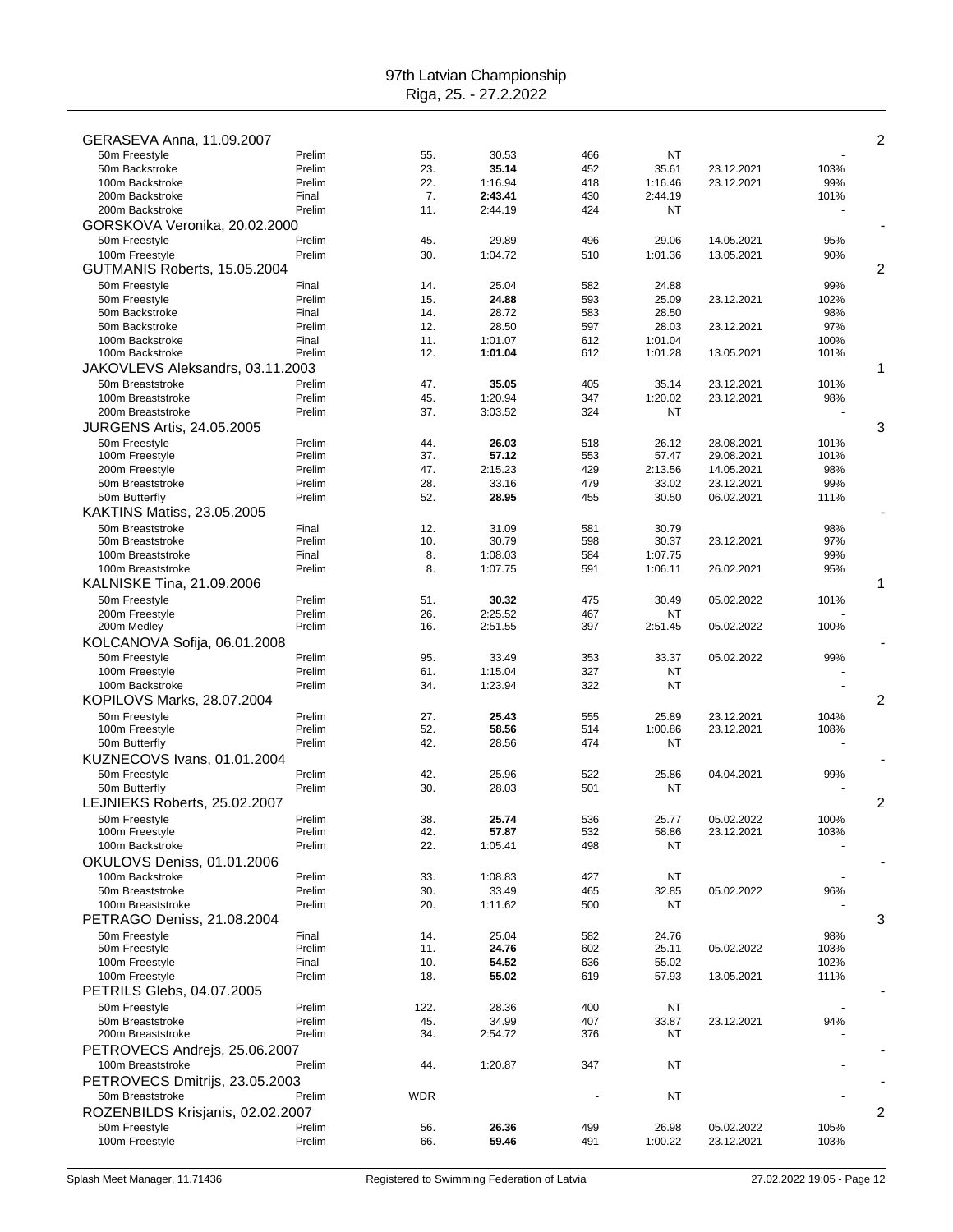97th Latvian Championship
Riga, 25. - 27.2.2022

| Athlete / Event | Round | Place | Time | Points | Entry time | Date | % | |
|---|---|---|---|---|---|---|---|---|
| **GERASEVA Anna, 11.09.2007** | | | | | | | | 2 |
| 50m Freestyle | Prelim | 55. | 30.53 | 466 | NT | | - | |
| 50m Backstroke | Prelim | 23. | **35.14** | 452 | 35.61 | 23.12.2021 | 103% | |
| 100m Backstroke | Prelim | 22. | 1:16.94 | 418 | 1:16.46 | 23.12.2021 | 99% | |
| 200m Backstroke | Final | 7. | **2:43.41** | 430 | 2:44.19 | | 101% | |
| 200m Backstroke | Prelim | 11. | 2:44.19 | 424 | NT | | - | |
| **GORSKOVA Veronika, 20.02.2000** | | | | | | | | - |
| 50m Freestyle | Prelim | 45. | 29.89 | 496 | 29.06 | 14.05.2021 | 95% | |
| 100m Freestyle | Prelim | 30. | 1:04.72 | 510 | 1:01.36 | 13.05.2021 | 90% | |
| **GUTMANIS Roberts, 15.05.2004** | | | | | | | | 2 |
| 50m Freestyle | Final | 14. | 25.04 | 582 | 24.88 | | 99% | |
| 50m Freestyle | Prelim | 15. | **24.88** | 593 | 25.09 | 23.12.2021 | 102% | |
| 50m Backstroke | Final | 14. | 28.72 | 583 | 28.50 | | 98% | |
| 50m Backstroke | Prelim | 12. | 28.50 | 597 | 28.03 | 23.12.2021 | 97% | |
| 100m Backstroke | Final | 11. | 1:01.07 | 612 | 1:01.04 | | 100% | |
| 100m Backstroke | Prelim | 12. | **1:01.04** | 612 | 1:01.28 | 13.05.2021 | 101% | |
| **JAKOVLEVS Aleksandrs, 03.11.2003** | | | | | | | | 1 |
| 50m Breaststroke | Prelim | 47. | **35.05** | 405 | 35.14 | 23.12.2021 | 101% | |
| 100m Breaststroke | Prelim | 45. | 1:20.94 | 347 | 1:20.02 | 23.12.2021 | 98% | |
| 200m Breaststroke | Prelim | 37. | 3:03.52 | 324 | NT | | - | |
| **JURGENS Artis, 24.05.2005** | | | | | | | | 3 |
| 50m Freestyle | Prelim | 44. | **26.03** | 518 | 26.12 | 28.08.2021 | 101% | |
| 100m Freestyle | Prelim | 37. | **57.12** | 553 | 57.47 | 29.08.2021 | 101% | |
| 200m Freestyle | Prelim | 47. | 2:15.23 | 429 | 2:13.56 | 14.05.2021 | 98% | |
| 50m Breaststroke | Prelim | 28. | 33.16 | 479 | 33.02 | 23.12.2021 | 99% | |
| 50m Butterfly | Prelim | 52. | **28.95** | 455 | 30.50 | 06.02.2021 | 111% | |
| **KAKTINS Matiss, 23.05.2005** | | | | | | | | - |
| 50m Breaststroke | Final | 12. | 31.09 | 581 | 30.79 | | 98% | |
| 50m Breaststroke | Prelim | 10. | 30.79 | 598 | 30.37 | 23.12.2021 | 97% | |
| 100m Breaststroke | Final | 8. | 1:08.03 | 584 | 1:07.75 | | 99% | |
| 100m Breaststroke | Prelim | 8. | 1:07.75 | 591 | 1:06.11 | 26.02.2021 | 95% | |
| **KALNISKE Tina, 21.09.2006** | | | | | | | | 1 |
| 50m Freestyle | Prelim | 51. | **30.32** | 475 | 30.49 | 05.02.2022 | 101% | |
| 200m Freestyle | Prelim | 26. | 2:25.52 | 467 | NT | | - | |
| 200m Medley | Prelim | 16. | 2:51.55 | 397 | 2:51.45 | 05.02.2022 | 100% | |
| **KOLCANOVA Sofija, 06.01.2008** | | | | | | | | - |
| 50m Freestyle | Prelim | 95. | 33.49 | 353 | 33.37 | 05.02.2022 | 99% | |
| 100m Freestyle | Prelim | 61. | 1:15.04 | 327 | NT | | - | |
| 100m Backstroke | Prelim | 34. | 1:23.94 | 322 | NT | | - | |
| **KOPILOVS Marks, 28.07.2004** | | | | | | | | 2 |
| 50m Freestyle | Prelim | 27. | **25.43** | 555 | 25.89 | 23.12.2021 | 104% | |
| 100m Freestyle | Prelim | 52. | **58.56** | 514 | 1:00.86 | 23.12.2021 | 108% | |
| 50m Butterfly | Prelim | 42. | 28.56 | 474 | NT | | - | |
| **KUZNECOVS Ivans, 01.01.2004** | | | | | | | | - |
| 50m Freestyle | Prelim | 42. | 25.96 | 522 | 25.86 | 04.04.2021 | 99% | |
| 50m Butterfly | Prelim | 30. | 28.03 | 501 | NT | | - | |
| **LEJNIEKS Roberts, 25.02.2007** | | | | | | | | 2 |
| 50m Freestyle | Prelim | 38. | **25.74** | 536 | 25.77 | 05.02.2022 | 100% | |
| 100m Freestyle | Prelim | 42. | **57.87** | 532 | 58.86 | 23.12.2021 | 103% | |
| 100m Backstroke | Prelim | 22. | 1:05.41 | 498 | NT | | - | |
| **OKULOVS Deniss, 01.01.2006** | | | | | | | | - |
| 100m Backstroke | Prelim | 33. | 1:08.83 | 427 | NT | | - | |
| 50m Breaststroke | Prelim | 30. | 33.49 | 465 | 32.85 | 05.02.2022 | 96% | |
| 100m Breaststroke | Prelim | 20. | 1:11.62 | 500 | NT | | - | |
| **PETRAGO Deniss, 21.08.2004** | | | | | | | | 3 |
| 50m Freestyle | Final | 14. | 25.04 | 582 | 24.76 | | 98% | |
| 50m Freestyle | Prelim | 11. | **24.76** | 602 | 25.11 | 05.02.2022 | 103% | |
| 100m Freestyle | Final | 10. | **54.52** | 636 | 55.02 | | 102% | |
| 100m Freestyle | Prelim | 18. | **55.02** | 619 | 57.93 | 13.05.2021 | 111% | |
| **PETRILS Glebs, 04.07.2005** | | | | | | | | - |
| 50m Freestyle | Prelim | 122. | 28.36 | 400 | NT | | - | |
| 50m Breaststroke | Prelim | 45. | 34.99 | 407 | 33.87 | 23.12.2021 | 94% | |
| 200m Breaststroke | Prelim | 34. | 2:54.72 | 376 | NT | | - | |
| **PETROVECS Andrejs, 25.06.2007** | | | | | | | | - |
| 100m Breaststroke | Prelim | 44. | 1:20.87 | 347 | NT | | - | |
| **PETROVECS Dmitrijs, 23.05.2003** | | | | | | | | - |
| 50m Breaststroke | Prelim | WDR | | - | NT | | - | |
| **ROZENBILDS Krisjanis, 02.02.2007** | | | | | | | | 2 |
| 50m Freestyle | Prelim | 56. | **26.36** | 499 | 26.98 | 05.02.2022 | 105% | |
| 100m Freestyle | Prelim | 66. | **59.46** | 491 | 1:00.22 | 23.12.2021 | 103% | |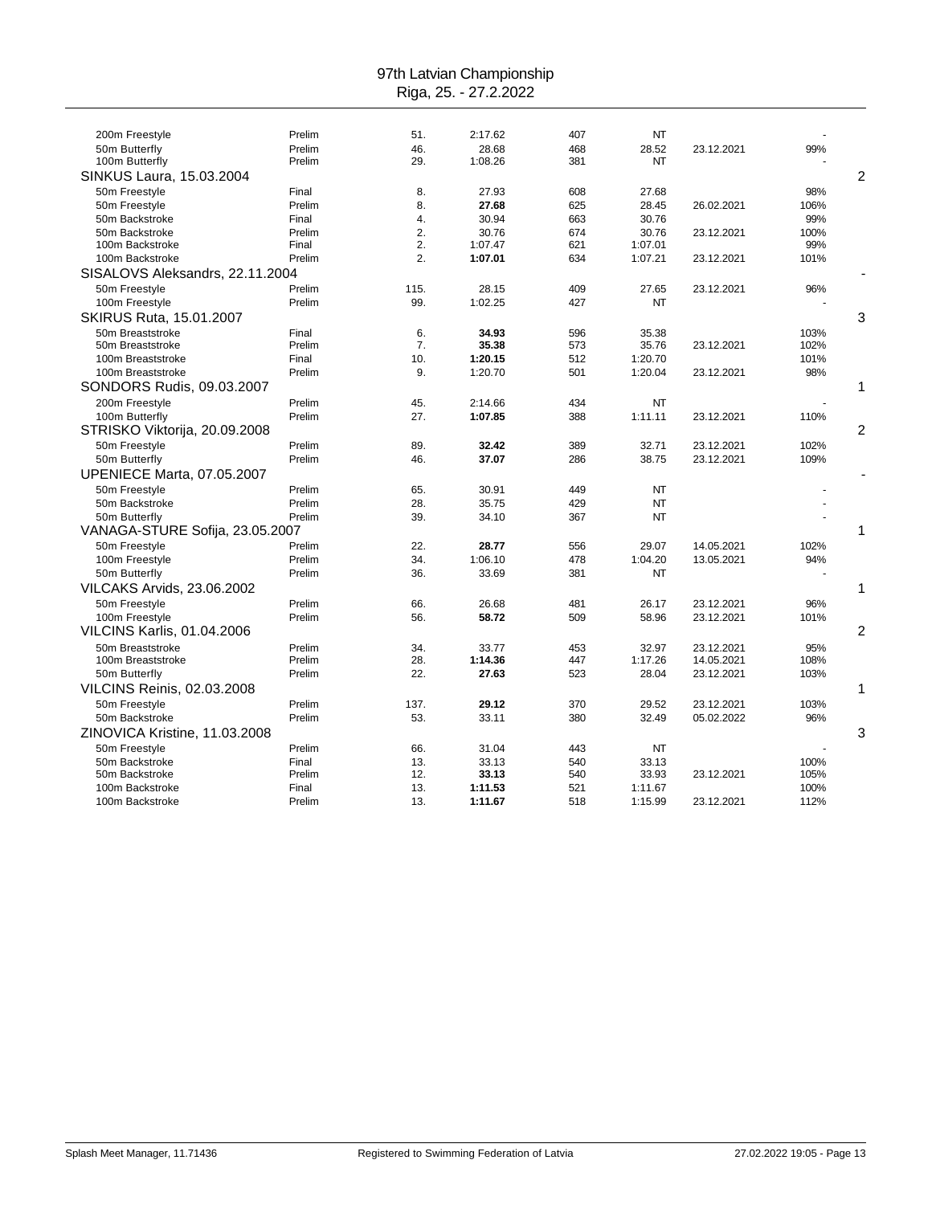# 97th Latvian Championship

Riga, 25. - 27.2.2022

| Event | Round | Place | Time | Points | Entry time | Entry date | % | |
|---|---|---|---|---|---|---|---|---|
| 200m Freestyle | Prelim | 51. | 2:17.62 | 407 | NT | | - | |
| 50m Butterfly | Prelim | 46. | 28.68 | 468 | 28.52 | 23.12.2021 | 99% | |
| 100m Butterfly | Prelim | 29. | 1:08.26 | 381 | NT | | - | |
| **SINKUS Laura, 15.03.2004** | | | | | | | | 2 |
| 50m Freestyle | Final | 8. | 27.93 | 608 | 27.68 | | 98% | |
| 50m Freestyle | Prelim | 8. | **27.68** | 625 | 28.45 | 26.02.2021 | 106% | |
| 50m Backstroke | Final | 4. | 30.94 | 663 | 30.76 | | 99% | |
| 50m Backstroke | Prelim | 2. | 30.76 | 674 | 30.76 | 23.12.2021 | 100% | |
| 100m Backstroke | Final | 2. | 1:07.47 | 621 | 1:07.01 | | 99% | |
| 100m Backstroke | Prelim | 2. | **1:07.01** | 634 | 1:07.21 | 23.12.2021 | 101% | |
| **SISALOVS Aleksandrs, 22.11.2004** | | | | | | | | - |
| 50m Freestyle | Prelim | 115. | 28.15 | 409 | 27.65 | 23.12.2021 | 96% | |
| 100m Freestyle | Prelim | 99. | 1:02.25 | 427 | NT | | - | |
| **SKIRUS Ruta, 15.01.2007** | | | | | | | | 3 |
| 50m Breaststroke | Final | 6. | **34.93** | 596 | 35.38 | | 103% | |
| 50m Breaststroke | Prelim | 7. | **35.38** | 573 | 35.76 | 23.12.2021 | 102% | |
| 100m Breaststroke | Final | 10. | **1:20.15** | 512 | 1:20.70 | | 101% | |
| 100m Breaststroke | Prelim | 9. | 1:20.70 | 501 | 1:20.04 | 23.12.2021 | 98% | |
| **SONDORS Rudis, 09.03.2007** | | | | | | | | 1 |
| 200m Freestyle | Prelim | 45. | 2:14.66 | 434 | NT | | - | |
| 100m Butterfly | Prelim | 27. | **1:07.85** | 388 | 1:11.11 | 23.12.2021 | 110% | |
| **STRISKO Viktorija, 20.09.2008** | | | | | | | | 2 |
| 50m Freestyle | Prelim | 89. | **32.42** | 389 | 32.71 | 23.12.2021 | 102% | |
| 50m Butterfly | Prelim | 46. | **37.07** | 286 | 38.75 | 23.12.2021 | 109% | |
| **UPENIECE Marta, 07.05.2007** | | | | | | | | - |
| 50m Freestyle | Prelim | 65. | 30.91 | 449 | NT | | - | |
| 50m Backstroke | Prelim | 28. | 35.75 | 429 | NT | | - | |
| 50m Butterfly | Prelim | 39. | 34.10 | 367 | NT | | - | |
| **VANAGA-STURE Sofija, 23.05.2007** | | | | | | | | 1 |
| 50m Freestyle | Prelim | 22. | **28.77** | 556 | 29.07 | 14.05.2021 | 102% | |
| 100m Freestyle | Prelim | 34. | 1:06.10 | 478 | 1:04.20 | 13.05.2021 | 94% | |
| 50m Butterfly | Prelim | 36. | 33.69 | 381 | NT | | - | |
| **VILCAKS Arvids, 23.06.2002** | | | | | | | | 1 |
| 50m Freestyle | Prelim | 66. | 26.68 | 481 | 26.17 | 23.12.2021 | 96% | |
| 100m Freestyle | Prelim | 56. | **58.72** | 509 | 58.96 | 23.12.2021 | 101% | |
| **VILCINS Karlis, 01.04.2006** | | | | | | | | 2 |
| 50m Breaststroke | Prelim | 34. | 33.77 | 453 | 32.97 | 23.12.2021 | 95% | |
| 100m Breaststroke | Prelim | 28. | **1:14.36** | 447 | 1:17.26 | 14.05.2021 | 108% | |
| 50m Butterfly | Prelim | 22. | **27.63** | 523 | 28.04 | 23.12.2021 | 103% | |
| **VILCINS Reinis, 02.03.2008** | | | | | | | | 1 |
| 50m Freestyle | Prelim | 137. | **29.12** | 370 | 29.52 | 23.12.2021 | 103% | |
| 50m Backstroke | Prelim | 53. | 33.11 | 380 | 32.49 | 05.02.2022 | 96% | |
| **ZINOVICA Kristine, 11.03.2008** | | | | | | | | 3 |
| 50m Freestyle | Prelim | 66. | 31.04 | 443 | NT | | - | |
| 50m Backstroke | Final | 13. | 33.13 | 540 | 33.13 | | 100% | |
| 50m Backstroke | Prelim | 12. | **33.13** | 540 | 33.93 | 23.12.2021 | 105% | |
| 100m Backstroke | Final | 13. | **1:11.53** | 521 | 1:11.67 | | 100% | |
| 100m Backstroke | Prelim | 13. | **1:11.67** | 518 | 1:15.99 | 23.12.2021 | 112% | |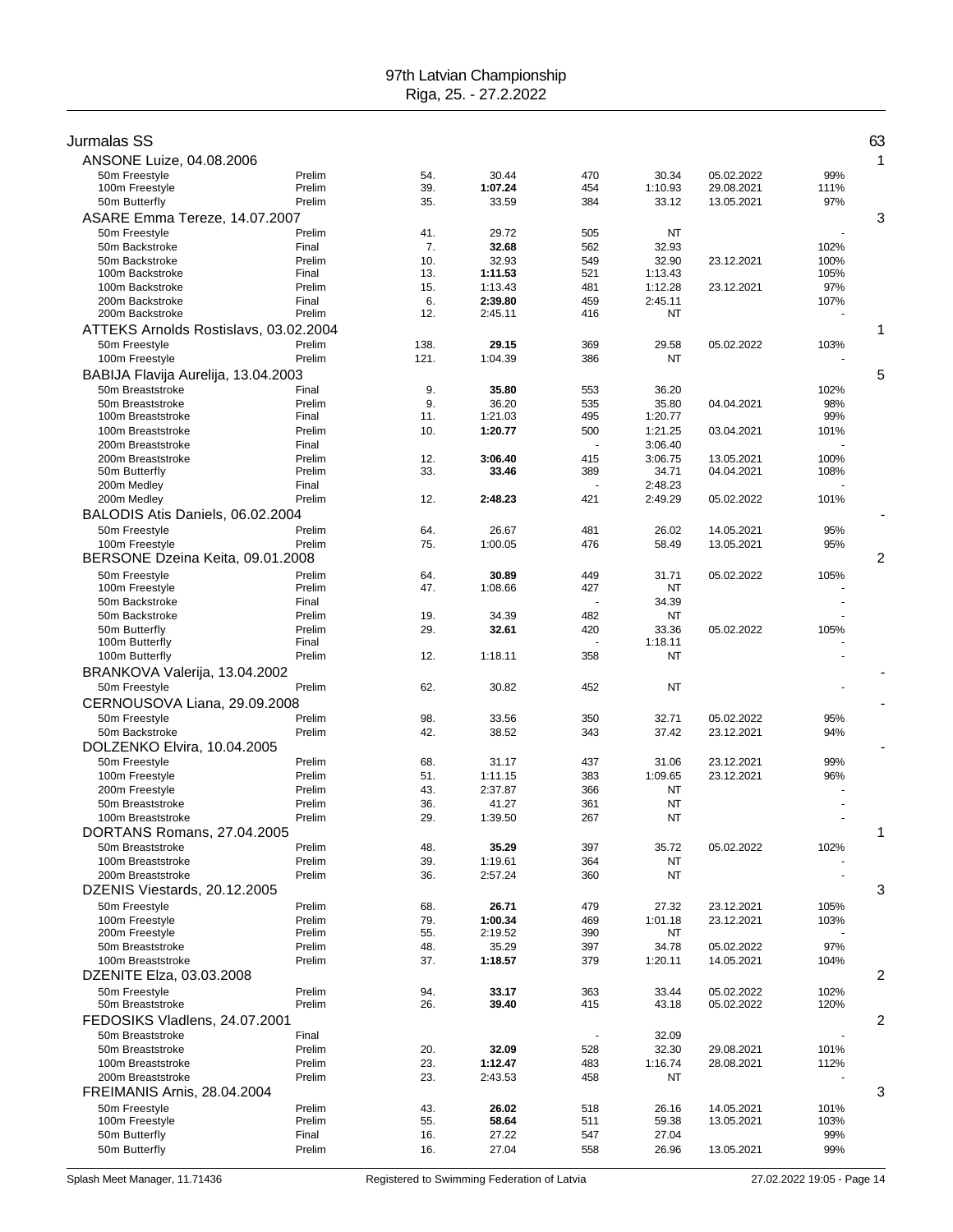# 97th Latvian Championship
Riga, 25. - 27.2.2022

## Jurmalas SS — 63

### ANSONE Luize, 04.08.2006 — 1

| Event | Round | Place | Time | Points | Entry time | Entry date | % |
|---|---|---|---|---|---|---|---|
| 50m Freestyle | Prelim | 54. | 30.44 | 470 | 30.34 | 05.02.2022 | 99% |
| 100m Freestyle | Prelim | 39. | **1:07.24** | 454 | 1:10.93 | 29.08.2021 | 111% |
| 50m Butterfly | Prelim | 35. | 33.59 | 384 | 33.12 | 13.05.2021 | 97% |

### ASARE Emma Tereze, 14.07.2007 — 3

| Event | Round | Place | Time | Points | Entry time | Entry date | % |
|---|---|---|---|---|---|---|---|
| 50m Freestyle | Prelim | 41. | 29.72 | 505 | NT | | - |
| 50m Backstroke | Final | 7. | **32.68** | 562 | 32.93 | | 102% |
| 50m Backstroke | Prelim | 10. | 32.93 | 549 | 32.90 | 23.12.2021 | 100% |
| 100m Backstroke | Final | 13. | **1:11.53** | 521 | 1:13.43 | | 105% |
| 100m Backstroke | Prelim | 15. | 1:13.43 | 481 | 1:12.28 | 23.12.2021 | 97% |
| 200m Backstroke | Final | 6. | **2:39.80** | 459 | 2:45.11 | | 107% |
| 200m Backstroke | Prelim | 12. | 2:45.11 | 416 | NT | | - |

### ATTEKS Arnolds Rostislavs, 03.02.2004 — 1

| Event | Round | Place | Time | Points | Entry time | Entry date | % |
|---|---|---|---|---|---|---|---|
| 50m Freestyle | Prelim | 138. | **29.15** | 369 | 29.58 | 05.02.2022 | 103% |
| 100m Freestyle | Prelim | 121. | 1:04.39 | 386 | NT | | - |

### BABIJA Flavija Aurelija, 13.04.2003 — 5

| Event | Round | Place | Time | Points | Entry time | Entry date | % |
|---|---|---|---|---|---|---|---|
| 50m Breaststroke | Final | 9. | **35.80** | 553 | 36.20 | | 102% |
| 50m Breaststroke | Prelim | 9. | 36.20 | 535 | 35.80 | 04.04.2021 | 98% |
| 100m Breaststroke | Final | 11. | 1:21.03 | 495 | 1:20.77 | | 99% |
| 100m Breaststroke | Prelim | 10. | **1:20.77** | 500 | 1:21.25 | 03.04.2021 | 101% |
| 200m Breaststroke | Final | | | - | 3:06.40 | | - |
| 200m Breaststroke | Prelim | 12. | **3:06.40** | 415 | 3:06.75 | 13.05.2021 | 100% |
| 50m Butterfly | Prelim | 33. | **33.46** | 389 | 34.71 | 04.04.2021 | 108% |
| 200m Medley | Final | | | - | 2:48.23 | | - |
| 200m Medley | Prelim | 12. | **2:48.23** | 421 | 2:49.29 | 05.02.2022 | 101% |

### BALODIS Atis Daniels, 06.02.2004 — -

| Event | Round | Place | Time | Points | Entry time | Entry date | % |
|---|---|---|---|---|---|---|---|
| 50m Freestyle | Prelim | 64. | 26.67 | 481 | 26.02 | 14.05.2021 | 95% |
| 100m Freestyle | Prelim | 75. | 1:00.05 | 476 | 58.49 | 13.05.2021 | 95% |

### BERSONE Dzeina Keita, 09.01.2008 — 2

| Event | Round | Place | Time | Points | Entry time | Entry date | % |
|---|---|---|---|---|---|---|---|
| 50m Freestyle | Prelim | 64. | **30.89** | 449 | 31.71 | 05.02.2022 | 105% |
| 100m Freestyle | Prelim | 47. | 1:08.66 | 427 | NT | | - |
| 50m Backstroke | Final | | | - | 34.39 | | - |
| 50m Backstroke | Prelim | 19. | 34.39 | 482 | NT | | - |
| 50m Butterfly | Prelim | 29. | **32.61** | 420 | 33.36 | 05.02.2022 | 105% |
| 100m Butterfly | Final | | | - | 1:18.11 | | - |
| 100m Butterfly | Prelim | 12. | 1:18.11 | 358 | NT | | - |

### BRANKOVA Valerija, 13.04.2002 — -

| Event | Round | Place | Time | Points | Entry time | Entry date | % |
|---|---|---|---|---|---|---|---|
| 50m Freestyle | Prelim | 62. | 30.82 | 452 | NT | | - |

### CERNOUSOVA Liana, 29.09.2008 — -

| Event | Round | Place | Time | Points | Entry time | Entry date | % |
|---|---|---|---|---|---|---|---|
| 50m Freestyle | Prelim | 98. | 33.56 | 350 | 32.71 | 05.02.2022 | 95% |
| 50m Backstroke | Prelim | 42. | 38.52 | 343 | 37.42 | 23.12.2021 | 94% |

### DOLZENKO Elvira, 10.04.2005 — -

| Event | Round | Place | Time | Points | Entry time | Entry date | % |
|---|---|---|---|---|---|---|---|
| 50m Freestyle | Prelim | 68. | 31.17 | 437 | 31.06 | 23.12.2021 | 99% |
| 100m Freestyle | Prelim | 51. | 1:11.15 | 383 | 1:09.65 | 23.12.2021 | 96% |
| 200m Freestyle | Prelim | 43. | 2:37.87 | 366 | NT | | - |
| 50m Breaststroke | Prelim | 36. | 41.27 | 361 | NT | | - |
| 100m Breaststroke | Prelim | 29. | 1:39.50 | 267 | NT | | - |

### DORTANS Romans, 27.04.2005 — 1

| Event | Round | Place | Time | Points | Entry time | Entry date | % |
|---|---|---|---|---|---|---|---|
| 50m Breaststroke | Prelim | 48. | **35.29** | 397 | 35.72 | 05.02.2022 | 102% |
| 100m Breaststroke | Prelim | 39. | 1:19.61 | 364 | NT | | - |
| 200m Breaststroke | Prelim | 36. | 2:57.24 | 360 | NT | | - |

### DZENIS Viestards, 20.12.2005 — 3

| Event | Round | Place | Time | Points | Entry time | Entry date | % |
|---|---|---|---|---|---|---|---|
| 50m Freestyle | Prelim | 68. | **26.71** | 479 | 27.32 | 23.12.2021 | 105% |
| 100m Freestyle | Prelim | 79. | **1:00.34** | 469 | 1:01.18 | 23.12.2021 | 103% |
| 200m Freestyle | Prelim | 55. | 2:19.52 | 390 | NT | | - |
| 50m Breaststroke | Prelim | 48. | 35.29 | 397 | 34.78 | 05.02.2022 | 97% |
| 100m Breaststroke | Prelim | 37. | **1:18.57** | 379 | 1:20.11 | 14.05.2021 | 104% |

### DZENITE Elza, 03.03.2008 — 2

| Event | Round | Place | Time | Points | Entry time | Entry date | % |
|---|---|---|---|---|---|---|---|
| 50m Freestyle | Prelim | 94. | **33.17** | 363 | 33.44 | 05.02.2022 | 102% |
| 50m Breaststroke | Prelim | 26. | **39.40** | 415 | 43.18 | 05.02.2022 | 120% |

### FEDOSIKS Vladlens, 24.07.2001 — 2

| Event | Round | Place | Time | Points | Entry time | Entry date | % |
|---|---|---|---|---|---|---|---|
| 50m Breaststroke | Final | | | - | 32.09 | | - |
| 50m Breaststroke | Prelim | 20. | **32.09** | 528 | 32.30 | 29.08.2021 | 101% |
| 100m Breaststroke | Prelim | 23. | **1:12.47** | 483 | 1:16.74 | 28.08.2021 | 112% |
| 200m Breaststroke | Prelim | 23. | 2:43.53 | 458 | NT | | - |

### FREIMANIS Arnis, 28.04.2004 — 3

| Event | Round | Place | Time | Points | Entry time | Entry date | % |
|---|---|---|---|---|---|---|---|
| 50m Freestyle | Prelim | 43. | **26.02** | 518 | 26.16 | 14.05.2021 | 101% |
| 100m Freestyle | Prelim | 55. | **58.64** | 511 | 59.38 | 13.05.2021 | 103% |
| 50m Butterfly | Final | 16. | 27.22 | 547 | 27.04 | | 99% |
| 50m Butterfly | Prelim | 16. | 27.04 | 558 | 26.96 | 13.05.2021 | 99% |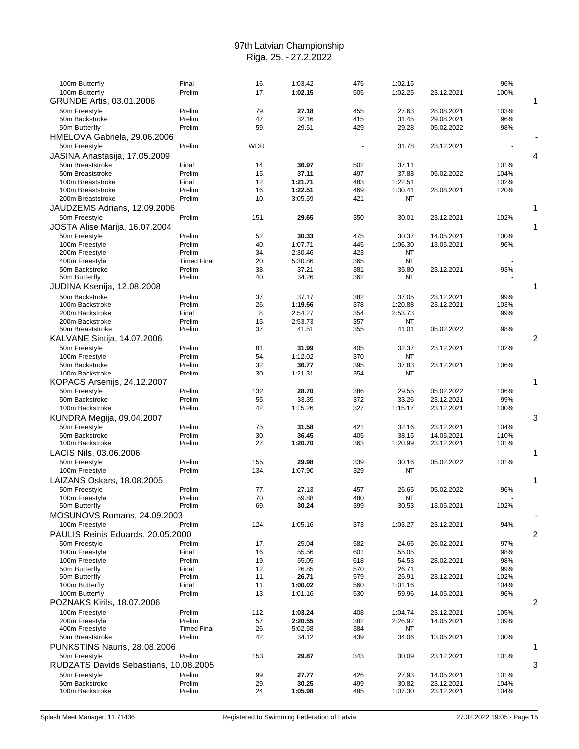# 97th Latvian Championship

Riga, 25. - 27.2.2022

| Event | Round | Place | Time | Points | Entry time | Entry date | % | |
|---|---|---|---|---|---|---|---|---|
| 100m Butterfly | Final | 16. | 1:03.42 | 475 | 1:02.15 | | 96% | |
| 100m Butterfly | Prelim | 17. | **1:02.15** | 505 | 1:02.25 | 23.12.2021 | 100% | |
| **GRUNDE Artis, 03.01.2006** | | | | | | | | 1 |
| 50m Freestyle | Prelim | 79. | **27.18** | 455 | 27.63 | 28.08.2021 | 103% | |
| 50m Backstroke | Prelim | 47. | 32.16 | 415 | 31.45 | 29.08.2021 | 96% | |
| 50m Butterfly | Prelim | 59. | 29.51 | 429 | 29.28 | 05.02.2022 | 98% | |
| **HMELOVA Gabriela, 29.06.2006** | | | | | | | | - |
| 50m Freestyle | Prelim | WDR | | - | 31.78 | 23.12.2021 | - | |
| **JASINA Anastasija, 17.05.2009** | | | | | | | | 4 |
| 50m Breaststroke | Final | 14. | **36.97** | 502 | 37.11 | | 101% | |
| 50m Breaststroke | Prelim | 15. | **37.11** | 497 | 37.88 | 05.02.2022 | 104% | |
| 100m Breaststroke | Final | 12. | **1:21.71** | 483 | 1:22.51 | | 102% | |
| 100m Breaststroke | Prelim | 16. | **1:22.51** | 469 | 1:30.41 | 28.08.2021 | 120% | |
| 200m Breaststroke | Prelim | 10. | 3:05.59 | 421 | NT | | - | |
| **JAUDZEMS Adrians, 12.09.2006** | | | | | | | | 1 |
| 50m Freestyle | Prelim | 151. | **29.65** | 350 | 30.01 | 23.12.2021 | 102% | |
| **JOSTA Alise Marija, 16.07.2004** | | | | | | | | 1 |
| 50m Freestyle | Prelim | 52. | **30.33** | 475 | 30.37 | 14.05.2021 | 100% | |
| 100m Freestyle | Prelim | 40. | 1:07.71 | 445 | 1:06.30 | 13.05.2021 | 96% | |
| 200m Freestyle | Prelim | 34. | 2:30.46 | 423 | NT | | - | |
| 400m Freestyle | Timed Final | 20. | 5:30.86 | 365 | NT | | - | |
| 50m Backstroke | Prelim | 38. | 37.21 | 381 | 35.80 | 23.12.2021 | 93% | |
| 50m Butterfly | Prelim | 40. | 34.26 | 362 | NT | | - | |
| **JUDINA Ksenija, 12.08.2008** | | | | | | | | 1 |
| 50m Backstroke | Prelim | 37. | 37.17 | 382 | 37.05 | 23.12.2021 | 99% | |
| 100m Backstroke | Prelim | 26. | **1:19.56** | 378 | 1:20.88 | 23.12.2021 | 103% | |
| 200m Backstroke | Final | 8. | 2:54.27 | 354 | 2:53.73 | | 99% | |
| 200m Backstroke | Prelim | 15. | 2:53.73 | 357 | NT | | - | |
| 50m Breaststroke | Prelim | 37. | 41.51 | 355 | 41.01 | 05.02.2022 | 98% | |
| **KALVANE Sintija, 14.07.2006** | | | | | | | | 2 |
| 50m Freestyle | Prelim | 81. | **31.99** | 405 | 32.37 | 23.12.2021 | 102% | |
| 100m Freestyle | Prelim | 54. | 1:12.02 | 370 | NT | | - | |
| 50m Backstroke | Prelim | 32. | **36.77** | 395 | 37.83 | 23.12.2021 | 106% | |
| 100m Backstroke | Prelim | 30. | 1:21.31 | 354 | NT | | - | |
| **KOPACS Arsenijs, 24.12.2007** | | | | | | | | 1 |
| 50m Freestyle | Prelim | 132. | **28.70** | 386 | 29.55 | 05.02.2022 | 106% | |
| 50m Backstroke | Prelim | 55. | 33.35 | 372 | 33.26 | 23.12.2021 | 99% | |
| 100m Backstroke | Prelim | 42. | 1:15.26 | 327 | 1:15.17 | 23.12.2021 | 100% | |
| **KUNDRA Megija, 09.04.2007** | | | | | | | | 3 |
| 50m Freestyle | Prelim | 75. | **31.58** | 421 | 32.16 | 23.12.2021 | 104% | |
| 50m Backstroke | Prelim | 30. | **36.45** | 405 | 38.15 | 14.05.2021 | 110% | |
| 100m Backstroke | Prelim | 27. | **1:20.70** | 363 | 1:20.99 | 23.12.2021 | 101% | |
| **LACIS Nils, 03.06.2006** | | | | | | | | 1 |
| 50m Freestyle | Prelim | 155. | **29.98** | 339 | 30.16 | 05.02.2022 | 101% | |
| 100m Freestyle | Prelim | 134. | 1:07.90 | 329 | NT | | - | |
| **LAIZANS Oskars, 18.08.2005** | | | | | | | | 1 |
| 50m Freestyle | Prelim | 77. | 27.13 | 457 | 26.65 | 05.02.2022 | 96% | |
| 100m Freestyle | Prelim | 70. | 59.88 | 480 | NT | | - | |
| 50m Butterfly | Prelim | 69. | **30.24** | 399 | 30.53 | 13.05.2021 | 102% | |
| **MOSUNOVS Romans, 24.09.2003** | | | | | | | | - |
| 100m Freestyle | Prelim | 124. | 1:05.16 | 373 | 1:03.27 | 23.12.2021 | 94% | |
| **PAULIS Reinis Eduards, 20.05.2000** | | | | | | | | 2 |
| 50m Freestyle | Prelim | 17. | 25.04 | 582 | 24.65 | 26.02.2021 | 97% | |
| 100m Freestyle | Final | 16. | 55.56 | 601 | 55.05 | | 98% | |
| 100m Freestyle | Prelim | 19. | 55.05 | 618 | 54.53 | 28.02.2021 | 98% | |
| 50m Butterfly | Final | 12. | 26.85 | 570 | 26.71 | | 99% | |
| 50m Butterfly | Prelim | 11. | **26.71** | 579 | 26.91 | 23.12.2021 | 102% | |
| 100m Butterfly | Final | 11. | **1:00.02** | 560 | 1:01.16 | | 104% | |
| 100m Butterfly | Prelim | 13. | 1:01.16 | 530 | 59.96 | 14.05.2021 | 96% | |
| **POZNAKS Kirils, 18.07.2006** | | | | | | | | 2 |
| 100m Freestyle | Prelim | 112. | **1:03.24** | 408 | 1:04.74 | 23.12.2021 | 105% | |
| 200m Freestyle | Prelim | 57. | **2:20.55** | 382 | 2:26.92 | 14.05.2021 | 109% | |
| 400m Freestyle | Timed Final | 26. | 5:02.58 | 384 | NT | | - | |
| 50m Breaststroke | Prelim | 42. | 34.12 | 439 | 34.06 | 13.05.2021 | 100% | |
| **PUNKSTINS Nauris, 28.08.2006** | | | | | | | | 1 |
| 50m Freestyle | Prelim | 153. | **29.87** | 343 | 30.09 | 23.12.2021 | 101% | |
| **RUDZATS Davids Sebastians, 10.08.2005** | | | | | | | | 3 |
| 50m Freestyle | Prelim | 99. | **27.77** | 426 | 27.93 | 14.05.2021 | 101% | |
| 50m Backstroke | Prelim | 29. | **30.25** | 499 | 30.82 | 23.12.2021 | 104% | |
| 100m Backstroke | Prelim | 24. | **1:05.98** | 485 | 1:07.30 | 23.12.2021 | 104% | |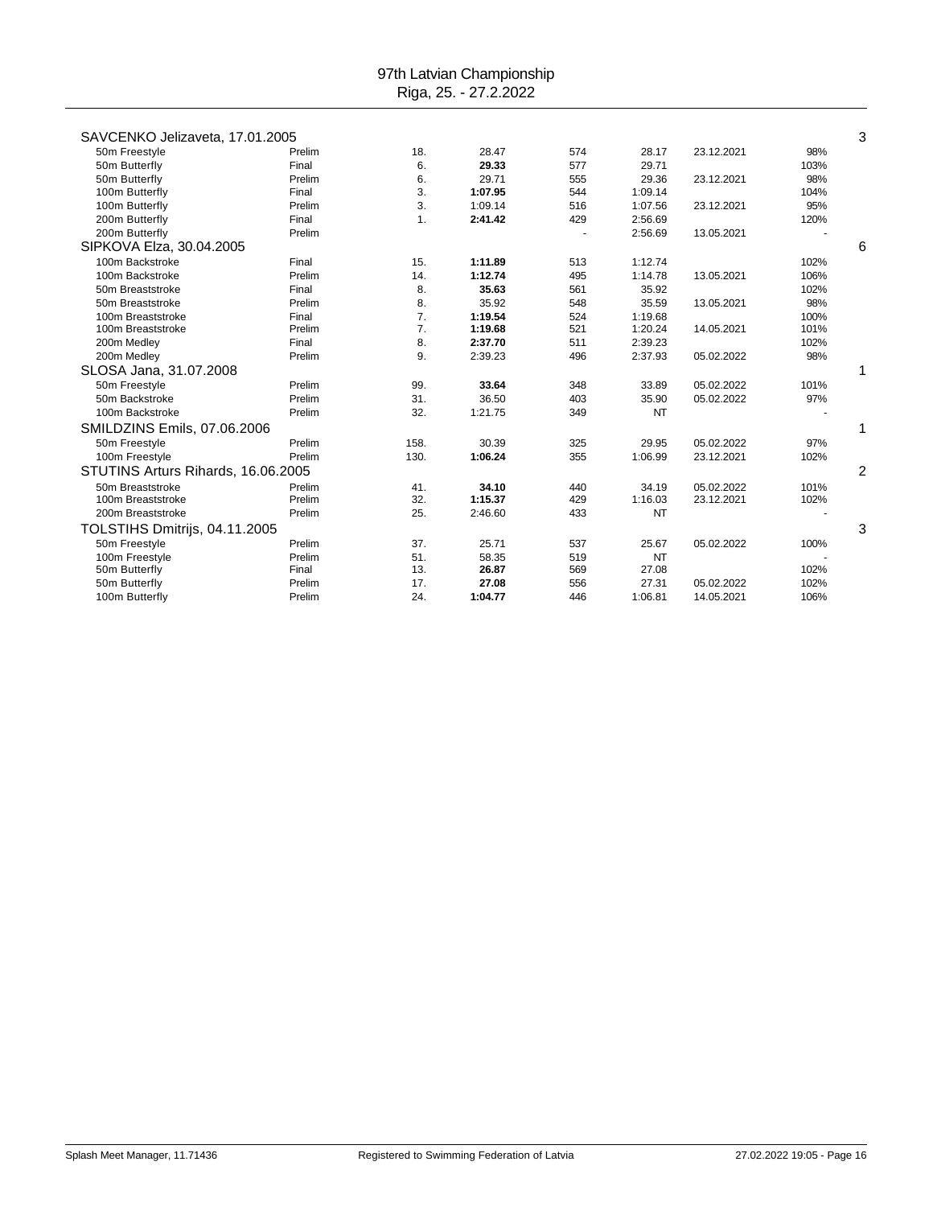# 97th Latvian Championship
Riga, 25. - 27.2.2022

| | | | | | | | | |
|---|---|---|---|---|---|---|---|---|
| **SAVCENKO Jelizaveta, 17.01.2005** | | | | | | | | 3 |
| 50m Freestyle | Prelim | 18. | 28.47 | 574 | 28.17 | 23.12.2021 | 98% | |
| 50m Butterfly | Final | 6. | **29.33** | 577 | 29.71 | | 103% | |
| 50m Butterfly | Prelim | 6. | 29.71 | 555 | 29.36 | 23.12.2021 | 98% | |
| 100m Butterfly | Final | 3. | **1:07.95** | 544 | 1:09.14 | | 104% | |
| 100m Butterfly | Prelim | 3. | 1:09.14 | 516 | 1:07.56 | 23.12.2021 | 95% | |
| 200m Butterfly | Final | 1. | **2:41.42** | 429 | 2:56.69 | | 120% | |
| 200m Butterfly | Prelim | | | - | 2:56.69 | 13.05.2021 | - | |
| **SIPKOVA Elza, 30.04.2005** | | | | | | | | 6 |
| 100m Backstroke | Final | 15. | **1:11.89** | 513 | 1:12.74 | | 102% | |
| 100m Backstroke | Prelim | 14. | **1:12.74** | 495 | 1:14.78 | 13.05.2021 | 106% | |
| 50m Breaststroke | Final | 8. | **35.63** | 561 | 35.92 | | 102% | |
| 50m Breaststroke | Prelim | 8. | 35.92 | 548 | 35.59 | 13.05.2021 | 98% | |
| 100m Breaststroke | Final | 7. | **1:19.54** | 524 | 1:19.68 | | 100% | |
| 100m Breaststroke | Prelim | 7. | **1:19.68** | 521 | 1:20.24 | 14.05.2021 | 101% | |
| 200m Medley | Final | 8. | **2:37.70** | 511 | 2:39.23 | | 102% | |
| 200m Medley | Prelim | 9. | 2:39.23 | 496 | 2:37.93 | 05.02.2022 | 98% | |
| **SLOSA Jana, 31.07.2008** | | | | | | | | 1 |
| 50m Freestyle | Prelim | 99. | **33.64** | 348 | 33.89 | 05.02.2022 | 101% | |
| 50m Backstroke | Prelim | 31. | 36.50 | 403 | 35.90 | 05.02.2022 | 97% | |
| 100m Backstroke | Prelim | 32. | 1:21.75 | 349 | NT | | - | |
| **SMILDZINS Emils, 07.06.2006** | | | | | | | | 1 |
| 50m Freestyle | Prelim | 158. | 30.39 | 325 | 29.95 | 05.02.2022 | 97% | |
| 100m Freestyle | Prelim | 130. | **1:06.24** | 355 | 1:06.99 | 23.12.2021 | 102% | |
| **STUTINS Arturs Rihards, 16.06.2005** | | | | | | | | 2 |
| 50m Breaststroke | Prelim | 41. | **34.10** | 440 | 34.19 | 05.02.2022 | 101% | |
| 100m Breaststroke | Prelim | 32. | **1:15.37** | 429 | 1:16.03 | 23.12.2021 | 102% | |
| 200m Breaststroke | Prelim | 25. | 2:46.60 | 433 | NT | | - | |
| **TOLSTIHS Dmitrijs, 04.11.2005** | | | | | | | | 3 |
| 50m Freestyle | Prelim | 37. | 25.71 | 537 | 25.67 | 05.02.2022 | 100% | |
| 100m Freestyle | Prelim | 51. | 58.35 | 519 | NT | | - | |
| 50m Butterfly | Final | 13. | **26.87** | 569 | 27.08 | | 102% | |
| 50m Butterfly | Prelim | 17. | **27.08** | 556 | 27.31 | 05.02.2022 | 102% | |
| 100m Butterfly | Prelim | 24. | **1:04.77** | 446 | 1:06.81 | 14.05.2021 | 106% | |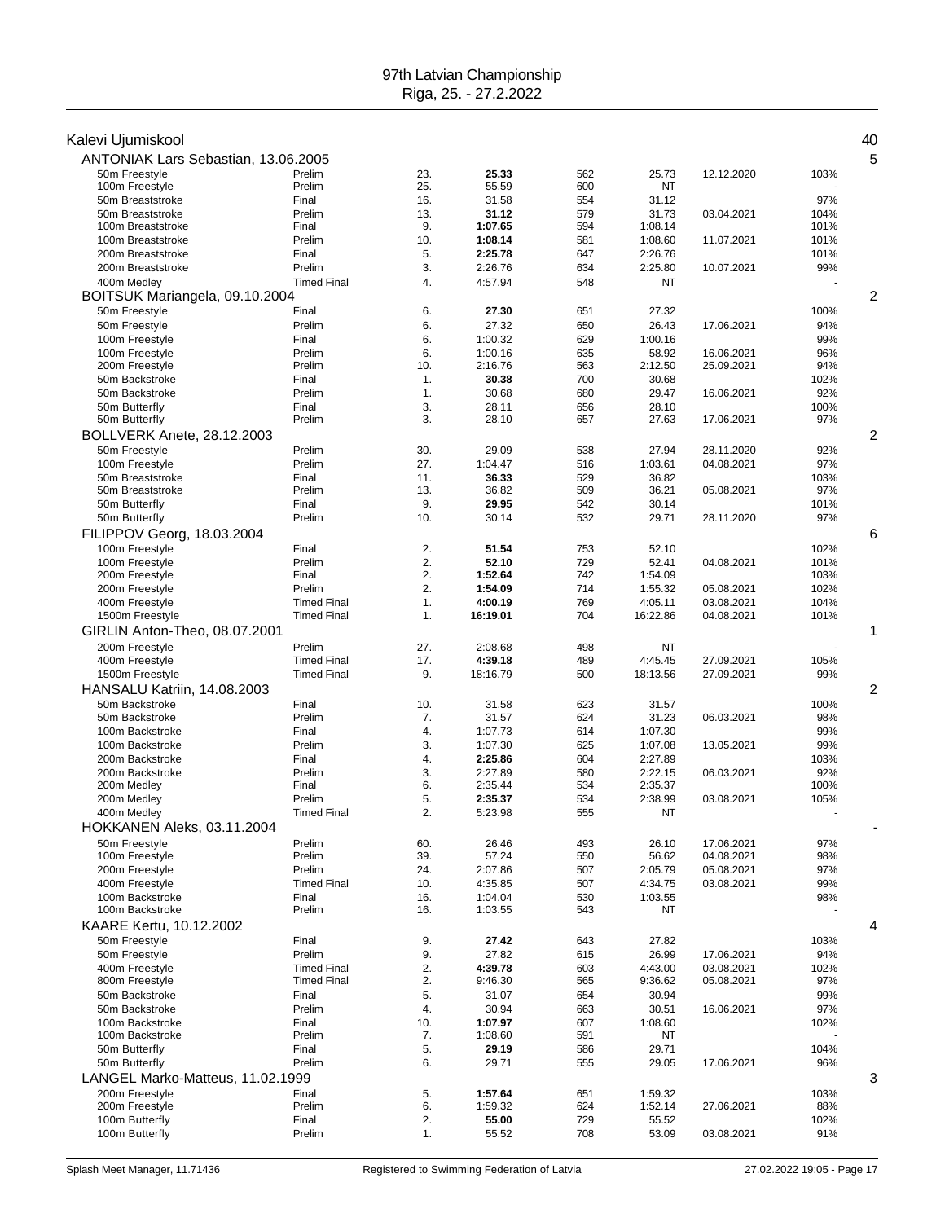97th Latvian Championship
Riga, 25. - 27.2.2022

## Kalevi Ujumiskool — 40

### ANTONIAK Lars Sebastian, 13.06.2005 — 5

| Event | Round | Place | Time | Points | Entry Time | Entry Date | % |
|---|---|---|---|---|---|---|---|
| 50m Freestyle | Prelim | 23. | **25.33** | 562 | 25.73 | 12.12.2020 | 103% |
| 100m Freestyle | Prelim | 25. | 55.59 | 600 | NT | | - |
| 50m Breaststroke | Final | 16. | 31.58 | 554 | 31.12 | | 97% |
| 50m Breaststroke | Prelim | 13. | **31.12** | 579 | 31.73 | 03.04.2021 | 104% |
| 100m Breaststroke | Final | 9. | **1:07.65** | 594 | 1:08.14 | | 101% |
| 100m Breaststroke | Prelim | 10. | **1:08.14** | 581 | 1:08.60 | 11.07.2021 | 101% |
| 200m Breaststroke | Final | 5. | **2:25.78** | 647 | 2:26.76 | | 101% |
| 200m Breaststroke | Prelim | 3. | 2:26.76 | 634 | 2:25.80 | 10.07.2021 | 99% |
| 400m Medley | Timed Final | 4. | 4:57.94 | 548 | NT | | - |

### BOITSUK Mariangela, 09.10.2004 — 2

| Event | Round | Place | Time | Points | Entry Time | Entry Date | % |
|---|---|---|---|---|---|---|---|
| 50m Freestyle | Final | 6. | **27.30** | 651 | 27.32 | | 100% |
| 50m Freestyle | Prelim | 6. | 27.32 | 650 | 26.43 | 17.06.2021 | 94% |
| 100m Freestyle | Final | 6. | 1:00.32 | 629 | 1:00.16 | | 99% |
| 100m Freestyle | Prelim | 6. | 1:00.16 | 635 | 58.92 | 16.06.2021 | 96% |
| 200m Freestyle | Prelim | 10. | 2:16.76 | 563 | 2:12.50 | 25.09.2021 | 94% |
| 50m Backstroke | Final | 1. | **30.38** | 700 | 30.68 | | 102% |
| 50m Backstroke | Prelim | 1. | 30.68 | 680 | 29.47 | 16.06.2021 | 92% |
| 50m Butterfly | Final | 3. | 28.11 | 656 | 28.10 | | 100% |
| 50m Butterfly | Prelim | 3. | 28.10 | 657 | 27.63 | 17.06.2021 | 97% |

### BOLLVERK Anete, 28.12.2003 — 2

| Event | Round | Place | Time | Points | Entry Time | Entry Date | % |
|---|---|---|---|---|---|---|---|
| 50m Freestyle | Prelim | 30. | 29.09 | 538 | 27.94 | 28.11.2020 | 92% |
| 100m Freestyle | Prelim | 27. | 1:04.47 | 516 | 1:03.61 | 04.08.2021 | 97% |
| 50m Breaststroke | Final | 11. | **36.33** | 529 | 36.82 | | 103% |
| 50m Breaststroke | Prelim | 13. | 36.82 | 509 | 36.21 | 05.08.2021 | 97% |
| 50m Butterfly | Final | 9. | **29.95** | 542 | 30.14 | | 101% |
| 50m Butterfly | Prelim | 10. | 30.14 | 532 | 29.71 | 28.11.2020 | 97% |

### FILIPPOV Georg, 18.03.2004 — 6

| Event | Round | Place | Time | Points | Entry Time | Entry Date | % |
|---|---|---|---|---|---|---|---|
| 100m Freestyle | Final | 2. | **51.54** | 753 | 52.10 | | 102% |
| 100m Freestyle | Prelim | 2. | **52.10** | 729 | 52.41 | 04.08.2021 | 101% |
| 200m Freestyle | Final | 2. | **1:52.64** | 742 | 1:54.09 | | 103% |
| 200m Freestyle | Prelim | 2. | **1:54.09** | 714 | 1:55.32 | 05.08.2021 | 102% |
| 400m Freestyle | Timed Final | 1. | **4:00.19** | 769 | 4:05.11 | 03.08.2021 | 104% |
| 1500m Freestyle | Timed Final | 1. | **16:19.01** | 704 | 16:22.86 | 04.08.2021 | 101% |

### GIRLIN Anton-Theo, 08.07.2001 — 1

| Event | Round | Place | Time | Points | Entry Time | Entry Date | % |
|---|---|---|---|---|---|---|---|
| 200m Freestyle | Prelim | 27. | 2:08.68 | 498 | NT | | - |
| 400m Freestyle | Timed Final | 17. | **4:39.18** | 489 | 4:45.45 | 27.09.2021 | 105% |
| 1500m Freestyle | Timed Final | 9. | 18:16.79 | 500 | 18:13.56 | 27.09.2021 | 99% |

### HANSALU Katriin, 14.08.2003 — 2

| Event | Round | Place | Time | Points | Entry Time | Entry Date | % |
|---|---|---|---|---|---|---|---|
| 50m Backstroke | Final | 10. | 31.58 | 623 | 31.57 | | 100% |
| 50m Backstroke | Prelim | 7. | 31.57 | 624 | 31.23 | 06.03.2021 | 98% |
| 100m Backstroke | Final | 4. | 1:07.73 | 614 | 1:07.30 | | 99% |
| 100m Backstroke | Prelim | 3. | 1:07.30 | 625 | 1:07.08 | 13.05.2021 | 99% |
| 200m Backstroke | Final | 4. | **2:25.86** | 604 | 2:27.89 | | 103% |
| 200m Backstroke | Prelim | 3. | 2:27.89 | 580 | 2:22.15 | 06.03.2021 | 92% |
| 200m Medley | Final | 6. | 2:35.44 | 534 | 2:35.37 | | 100% |
| 200m Medley | Prelim | 5. | **2:35.37** | 534 | 2:38.99 | 03.08.2021 | 105% |
| 400m Medley | Timed Final | 2. | 5:23.98 | 555 | NT | | - |

### HOKKANEN Aleks, 03.11.2004 — -

| Event | Round | Place | Time | Points | Entry Time | Entry Date | % |
|---|---|---|---|---|---|---|---|
| 50m Freestyle | Prelim | 60. | 26.46 | 493 | 26.10 | 17.06.2021 | 97% |
| 100m Freestyle | Prelim | 39. | 57.24 | 550 | 56.62 | 04.08.2021 | 98% |
| 200m Freestyle | Prelim | 24. | 2:07.86 | 507 | 2:05.79 | 05.08.2021 | 97% |
| 400m Freestyle | Timed Final | 10. | 4:35.85 | 507 | 4:34.75 | 03.08.2021 | 99% |
| 100m Backstroke | Final | 16. | 1:04.04 | 530 | 1:03.55 | | 98% |
| 100m Backstroke | Prelim | 16. | 1:03.55 | 543 | NT | | - |

### KAARE Kertu, 10.12.2002 — 4

| Event | Round | Place | Time | Points | Entry Time | Entry Date | % |
|---|---|---|---|---|---|---|---|
| 50m Freestyle | Final | 9. | **27.42** | 643 | 27.82 | | 103% |
| 50m Freestyle | Prelim | 9. | 27.82 | 615 | 26.99 | 17.06.2021 | 94% |
| 400m Freestyle | Timed Final | 2. | **4:39.78** | 603 | 4:43.00 | 03.08.2021 | 102% |
| 800m Freestyle | Timed Final | 2. | 9:46.30 | 565 | 9:36.62 | 05.08.2021 | 97% |
| 50m Backstroke | Final | 5. | 31.07 | 654 | 30.94 | | 99% |
| 50m Backstroke | Prelim | 4. | 30.94 | 663 | 30.51 | 16.06.2021 | 97% |
| 100m Backstroke | Final | 10. | **1:07.97** | 607 | 1:08.60 | | 102% |
| 100m Backstroke | Prelim | 7. | 1:08.60 | 591 | NT | | - |
| 50m Butterfly | Final | 5. | **29.19** | 586 | 29.71 | | 104% |
| 50m Butterfly | Prelim | 6. | 29.71 | 555 | 29.05 | 17.06.2021 | 96% |

### LANGEL Marko-Matteus, 11.02.1999 — 3

| Event | Round | Place | Time | Points | Entry Time | Entry Date | % |
|---|---|---|---|---|---|---|---|
| 200m Freestyle | Final | 5. | **1:57.64** | 651 | 1:59.32 | | 103% |
| 200m Freestyle | Prelim | 6. | 1:59.32 | 624 | 1:52.14 | 27.06.2021 | 88% |
| 100m Butterfly | Final | 2. | **55.00** | 729 | 55.52 | | 102% |
| 100m Butterfly | Prelim | 1. | 55.52 | 708 | 53.09 | 03.08.2021 | 91% |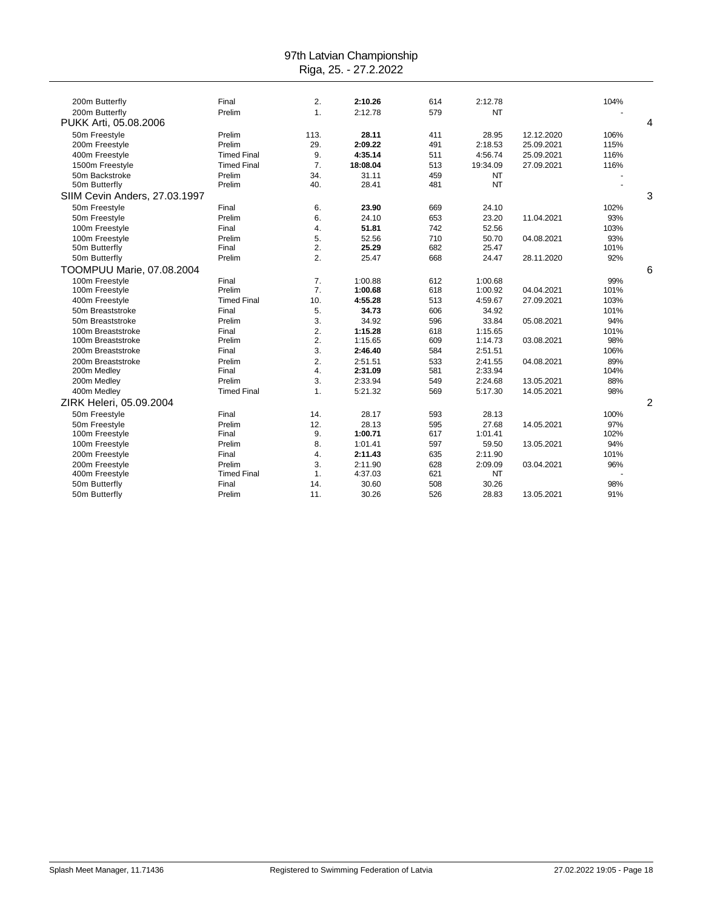# 97th Latvian Championship

Riga, 25. - 27.2.2022

| Event | Round | Place | Time | Points | Entry/Prev | Date | % | |
|---|---|---|---|---|---|---|---|---|
| 200m Butterfly | Final | 2. | **2:10.26** | 614 | 2:12.78 | | 104% | |
| 200m Butterfly | Prelim | 1. | 2:12.78 | 579 | NT | | - | |
| **PUKK Arti, 05.08.2006** | | | | | | | | 4 |
| 50m Freestyle | Prelim | 113. | **28.11** | 411 | 28.95 | 12.12.2020 | 106% | |
| 200m Freestyle | Prelim | 29. | **2:09.22** | 491 | 2:18.53 | 25.09.2021 | 115% | |
| 400m Freestyle | Timed Final | 9. | **4:35.14** | 511 | 4:56.74 | 25.09.2021 | 116% | |
| 1500m Freestyle | Timed Final | 7. | **18:08.04** | 513 | 19:34.09 | 27.09.2021 | 116% | |
| 50m Backstroke | Prelim | 34. | 31.11 | 459 | NT | | - | |
| 50m Butterfly | Prelim | 40. | 28.41 | 481 | NT | | - | |
| **SIIM Cevin Anders, 27.03.1997** | | | | | | | | 3 |
| 50m Freestyle | Final | 6. | **23.90** | 669 | 24.10 | | 102% | |
| 50m Freestyle | Prelim | 6. | 24.10 | 653 | 23.20 | 11.04.2021 | 93% | |
| 100m Freestyle | Final | 4. | **51.81** | 742 | 52.56 | | 103% | |
| 100m Freestyle | Prelim | 5. | 52.56 | 710 | 50.70 | 04.08.2021 | 93% | |
| 50m Butterfly | Final | 2. | **25.29** | 682 | 25.47 | | 101% | |
| 50m Butterfly | Prelim | 2. | 25.47 | 668 | 24.47 | 28.11.2020 | 92% | |
| **TOOMPUU Marie, 07.08.2004** | | | | | | | | 6 |
| 100m Freestyle | Final | 7. | 1:00.88 | 612 | 1:00.68 | | 99% | |
| 100m Freestyle | Prelim | 7. | **1:00.68** | 618 | 1:00.92 | 04.04.2021 | 101% | |
| 400m Freestyle | Timed Final | 10. | **4:55.28** | 513 | 4:59.67 | 27.09.2021 | 103% | |
| 50m Breaststroke | Final | 5. | **34.73** | 606 | 34.92 | | 101% | |
| 50m Breaststroke | Prelim | 3. | 34.92 | 596 | 33.84 | 05.08.2021 | 94% | |
| 100m Breaststroke | Final | 2. | **1:15.28** | 618 | 1:15.65 | | 101% | |
| 100m Breaststroke | Prelim | 2. | 1:15.65 | 609 | 1:14.73 | 03.08.2021 | 98% | |
| 200m Breaststroke | Final | 3. | **2:46.40** | 584 | 2:51.51 | | 106% | |
| 200m Breaststroke | Prelim | 2. | 2:51.51 | 533 | 2:41.55 | 04.08.2021 | 89% | |
| 200m Medley | Final | 4. | **2:31.09** | 581 | 2:33.94 | | 104% | |
| 200m Medley | Prelim | 3. | 2:33.94 | 549 | 2:24.68 | 13.05.2021 | 88% | |
| 400m Medley | Timed Final | 1. | 5:21.32 | 569 | 5:17.30 | 14.05.2021 | 98% | |
| **ZIRK Heleri, 05.09.2004** | | | | | | | | 2 |
| 50m Freestyle | Final | 14. | 28.17 | 593 | 28.13 | | 100% | |
| 50m Freestyle | Prelim | 12. | 28.13 | 595 | 27.68 | 14.05.2021 | 97% | |
| 100m Freestyle | Final | 9. | **1:00.71** | 617 | 1:01.41 | | 102% | |
| 100m Freestyle | Prelim | 8. | 1:01.41 | 597 | 59.50 | 13.05.2021 | 94% | |
| 200m Freestyle | Final | 4. | **2:11.43** | 635 | 2:11.90 | | 101% | |
| 200m Freestyle | Prelim | 3. | 2:11.90 | 628 | 2:09.09 | 03.04.2021 | 96% | |
| 400m Freestyle | Timed Final | 1. | 4:37.03 | 621 | NT | | - | |
| 50m Butterfly | Final | 14. | 30.60 | 508 | 30.26 | | 98% | |
| 50m Butterfly | Prelim | 11. | 30.26 | 526 | 28.83 | 13.05.2021 | 91% | |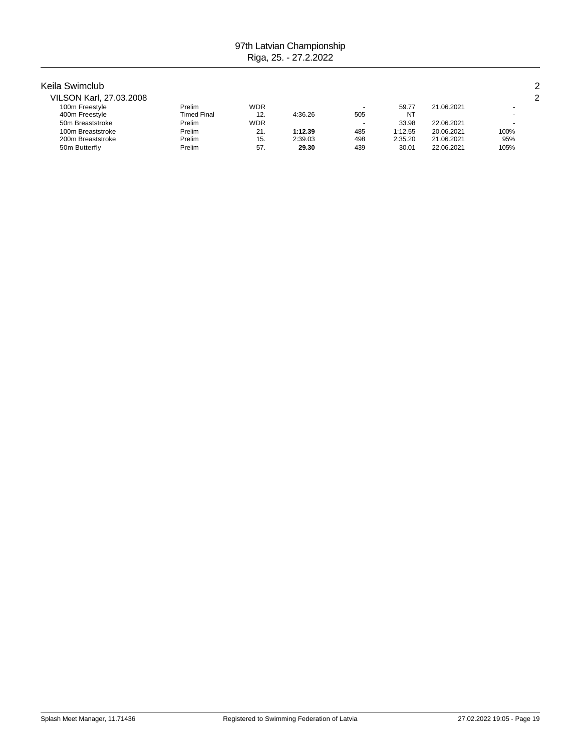## Keila Swimclub

2

### VILSON Karl, 27.03.2008

2

| Event | Round | Place | Time | Points | Entry Time | Date | % |
|---|---|---|---|---|---|---|---|
| 100m Freestyle | Prelim | WDR | | - | 59.77 | 21.06.2021 | - |
| 400m Freestyle | Timed Final | 12. | 4:36.26 | 505 | NT | | - |
| 50m Breaststroke | Prelim | WDR | | - | 33.98 | 22.06.2021 | - |
| 100m Breaststroke | Prelim | 21. | **1:12.39** | 485 | 1:12.55 | 20.06.2021 | 100% |
| 200m Breaststroke | Prelim | 15. | 2:39.03 | 498 | 2:35.20 | 21.06.2021 | 95% |
| 50m Butterfly | Prelim | 57. | **29.30** | 439 | 30.01 | 22.06.2021 | 105% |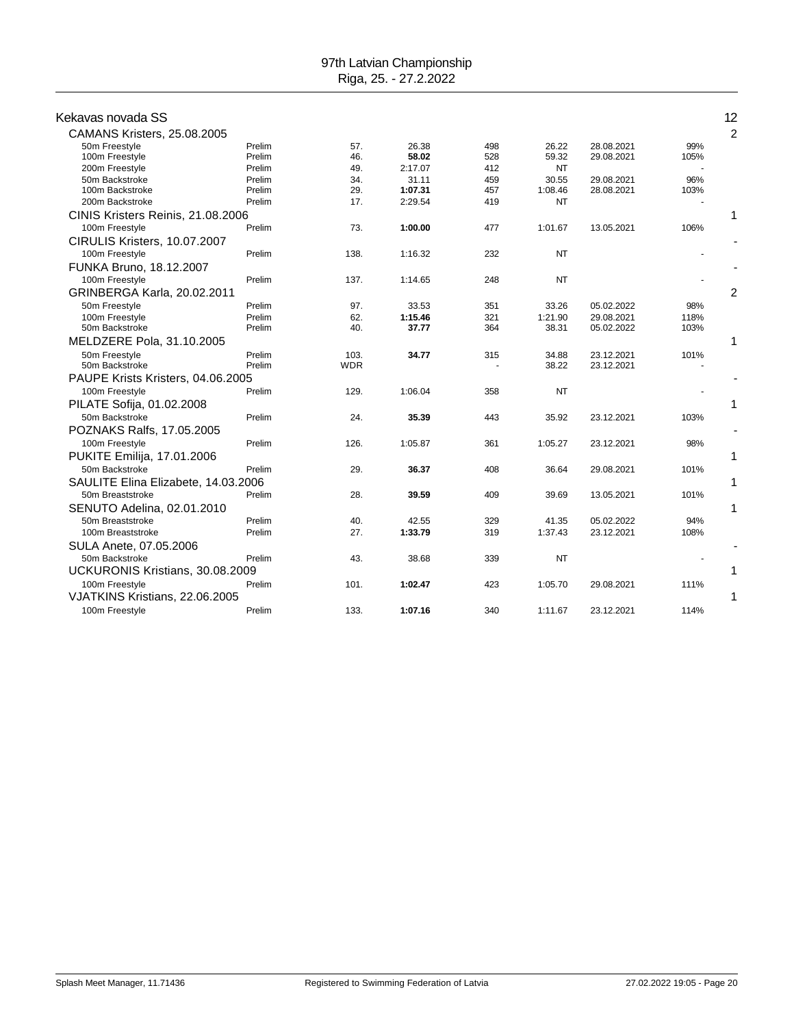97th Latvian Championship
Riga, 25. - 27.2.2022

## Kekavas novada SS — 12

| Swimmer / Event | Round | Place | Time | Points | Entry time | Date | % | Medals |
|---|---|---|---|---|---|---|---|---|
| **CAMANS Kristers, 25.08.2005** | | | | | | | | 2 |
| 50m Freestyle | Prelim | 57. | 26.38 | 498 | 26.22 | 28.08.2021 | 99% | |
| 100m Freestyle | Prelim | 46. | **58.02** | 528 | 59.32 | 29.08.2021 | 105% | |
| 200m Freestyle | Prelim | 49. | 2:17.07 | 412 | NT | | - | |
| 50m Backstroke | Prelim | 34. | 31.11 | 459 | 30.55 | 29.08.2021 | 96% | |
| 100m Backstroke | Prelim | 29. | **1:07.31** | 457 | 1:08.46 | 28.08.2021 | 103% | |
| 200m Backstroke | Prelim | 17. | 2:29.54 | 419 | NT | | - | |
| **CINIS Kristers Reinis, 21.08.2006** | | | | | | | | 1 |
| 100m Freestyle | Prelim | 73. | **1:00.00** | 477 | 1:01.67 | 13.05.2021 | 106% | |
| **CIRULIS Kristers, 10.07.2007** | | | | | | | | - |
| 100m Freestyle | Prelim | 138. | 1:16.32 | 232 | NT | | - | |
| **FUNKA Bruno, 18.12.2007** | | | | | | | | - |
| 100m Freestyle | Prelim | 137. | 1:14.65 | 248 | NT | | - | |
| **GRINBERGA Karla, 20.02.2011** | | | | | | | | 2 |
| 50m Freestyle | Prelim | 97. | 33.53 | 351 | 33.26 | 05.02.2022 | 98% | |
| 100m Freestyle | Prelim | 62. | **1:15.46** | 321 | 1:21.90 | 29.08.2021 | 118% | |
| 50m Backstroke | Prelim | 40. | **37.77** | 364 | 38.31 | 05.02.2022 | 103% | |
| **MELDZERE Pola, 31.10.2005** | | | | | | | | 1 |
| 50m Freestyle | Prelim | 103. | **34.77** | 315 | 34.88 | 23.12.2021 | 101% | |
| 50m Backstroke | Prelim | WDR | | - | 38.22 | 23.12.2021 | - | |
| **PAUPE Krists Kristers, 04.06.2005** | | | | | | | | - |
| 100m Freestyle | Prelim | 129. | 1:06.04 | 358 | NT | | - | |
| **PILATE Sofija, 01.02.2008** | | | | | | | | 1 |
| 50m Backstroke | Prelim | 24. | **35.39** | 443 | 35.92 | 23.12.2021 | 103% | |
| **POZNAKS Ralfs, 17.05.2005** | | | | | | | | - |
| 100m Freestyle | Prelim | 126. | 1:05.87 | 361 | 1:05.27 | 23.12.2021 | 98% | |
| **PUKITE Emilija, 17.01.2006** | | | | | | | | 1 |
| 50m Backstroke | Prelim | 29. | **36.37** | 408 | 36.64 | 29.08.2021 | 101% | |
| **SAULITE Elina Elizabete, 14.03.2006** | | | | | | | | 1 |
| 50m Breaststroke | Prelim | 28. | **39.59** | 409 | 39.69 | 13.05.2021 | 101% | |
| **SENUTO Adelina, 02.01.2010** | | | | | | | | 1 |
| 50m Breaststroke | Prelim | 40. | 42.55 | 329 | 41.35 | 05.02.2022 | 94% | |
| 100m Breaststroke | Prelim | 27. | **1:33.79** | 319 | 1:37.43 | 23.12.2021 | 108% | |
| **SULA Anete, 07.05.2006** | | | | | | | | - |
| 50m Backstroke | Prelim | 43. | 38.68 | 339 | NT | | - | |
| **UCKURONIS Kristians, 30.08.2009** | | | | | | | | 1 |
| 100m Freestyle | Prelim | 101. | **1:02.47** | 423 | 1:05.70 | 29.08.2021 | 111% | |
| **VJATKINS Kristians, 22.06.2005** | | | | | | | | 1 |
| 100m Freestyle | Prelim | 133. | **1:07.16** | 340 | 1:11.67 | 23.12.2021 | 114% | |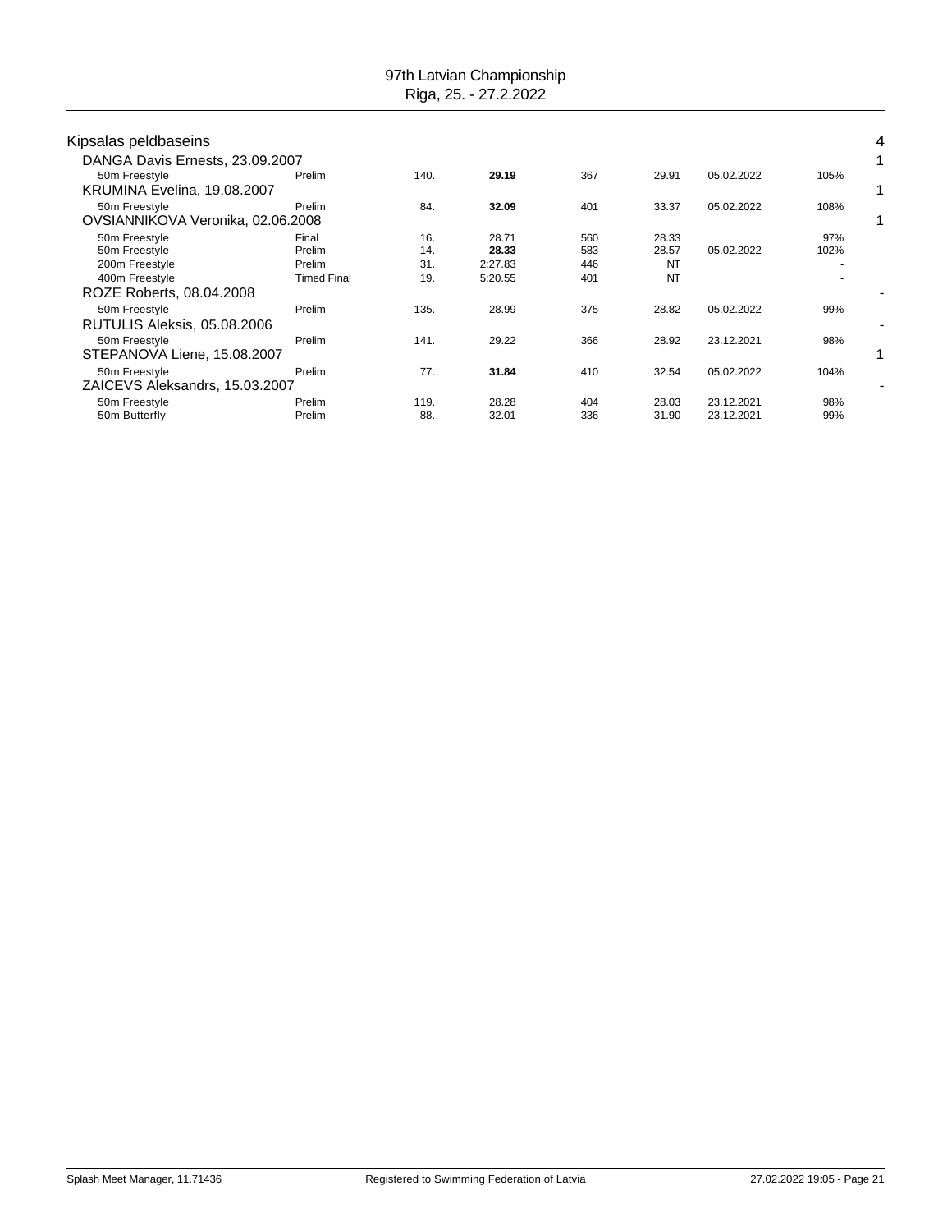## Kipsalas peldbaseins 4

| Athlete / Event | Round | Place | Time | Points | Entry time | Entry date | % | |
|---|---|---|---|---|---|---|---|---|
| **DANGA Davis Ernests, 23.09.2007** | | | | | | | | 1 |
| 50m Freestyle | Prelim | 140. | **29.19** | 367 | 29.91 | 05.02.2022 | 105% | |
| **KRUMINA Evelina, 19.08.2007** | | | | | | | | 1 |
| 50m Freestyle | Prelim | 84. | **32.09** | 401 | 33.37 | 05.02.2022 | 108% | |
| **OVSIANNIKOVA Veronika, 02.06.2008** | | | | | | | | 1 |
| 50m Freestyle | Final | 16. | 28.71 | 560 | 28.33 | | 97% | |
| 50m Freestyle | Prelim | 14. | **28.33** | 583 | 28.57 | 05.02.2022 | 102% | |
| 200m Freestyle | Prelim | 31. | 2:27.83 | 446 | NT | | - | |
| 400m Freestyle | Timed Final | 19. | 5:20.55 | 401 | NT | | - | |
| **ROZE Roberts, 08.04.2008** | | | | | | | | - |
| 50m Freestyle | Prelim | 135. | 28.99 | 375 | 28.82 | 05.02.2022 | 99% | |
| **RUTULIS Aleksis, 05.08.2006** | | | | | | | | - |
| 50m Freestyle | Prelim | 141. | 29.22 | 366 | 28.92 | 23.12.2021 | 98% | |
| **STEPANOVA Liene, 15.08.2007** | | | | | | | | 1 |
| 50m Freestyle | Prelim | 77. | **31.84** | 410 | 32.54 | 05.02.2022 | 104% | |
| **ZAICEVS Aleksandrs, 15.03.2007** | | | | | | | | - |
| 50m Freestyle | Prelim | 119. | 28.28 | 404 | 28.03 | 23.12.2021 | 98% | |
| 50m Butterfly | Prelim | 88. | 32.01 | 336 | 31.90 | 23.12.2021 | 99% | |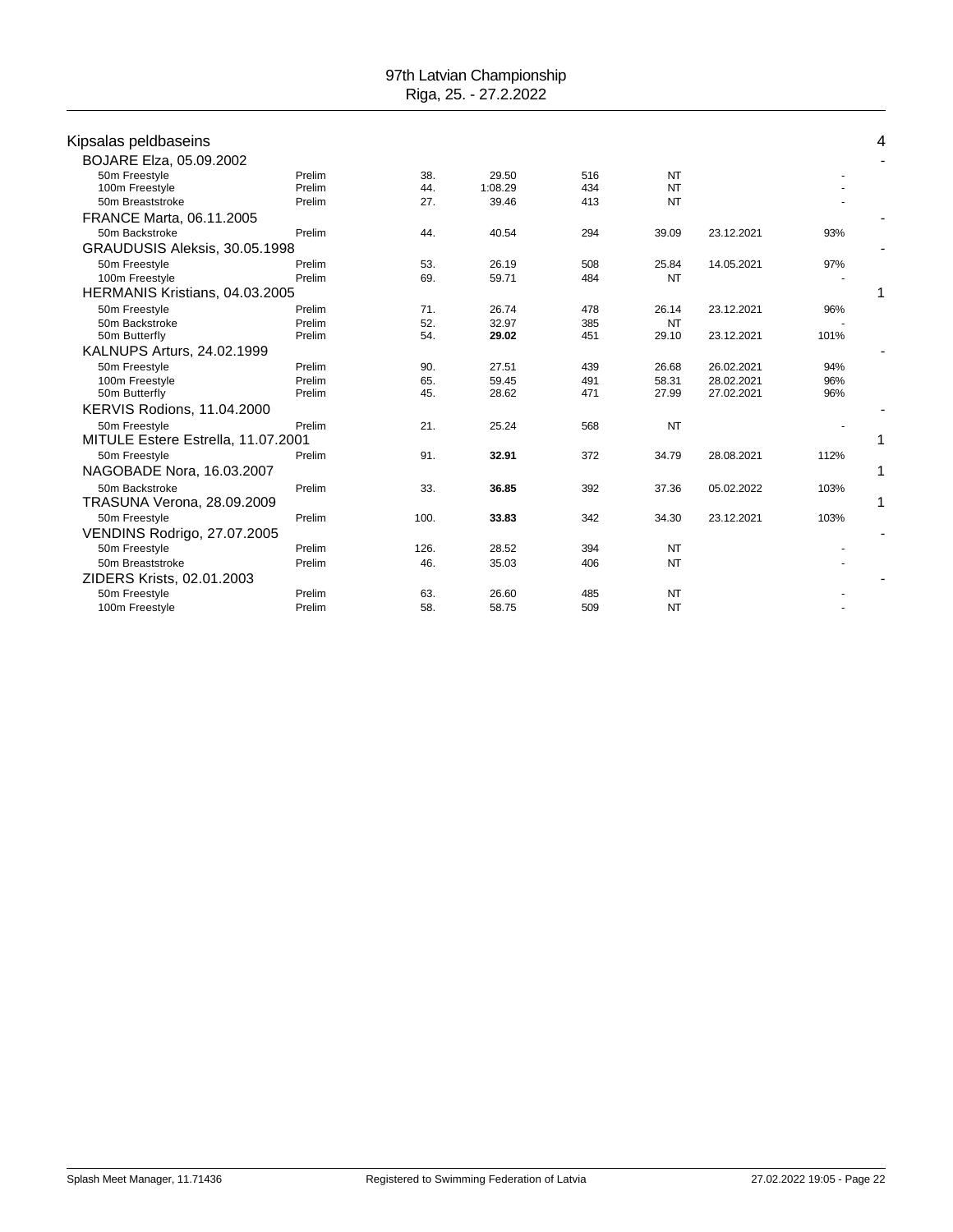## Kipsalas peldbaseins

4

| Athlete / Event | Round | Place | Time | Points | Entry time | Date | % | |
|---|---|---|---|---|---|---|---|---|
| **BOJARE Elza, 05.09.2002** | | | | | | | | - |
| 50m Freestyle | Prelim | 38. | 29.50 | 516 | NT | | - | |
| 100m Freestyle | Prelim | 44. | 1:08.29 | 434 | NT | | - | |
| 50m Breaststroke | Prelim | 27. | 39.46 | 413 | NT | | - | |
| **FRANCE Marta, 06.11.2005** | | | | | | | | - |
| 50m Backstroke | Prelim | 44. | 40.54 | 294 | 39.09 | 23.12.2021 | 93% | |
| **GRAUDUSIS Aleksis, 30.05.1998** | | | | | | | | - |
| 50m Freestyle | Prelim | 53. | 26.19 | 508 | 25.84 | 14.05.2021 | 97% | |
| 100m Freestyle | Prelim | 69. | 59.71 | 484 | NT | | - | |
| **HERMANIS Kristians, 04.03.2005** | | | | | | | | 1 |
| 50m Freestyle | Prelim | 71. | 26.74 | 478 | 26.14 | 23.12.2021 | 96% | |
| 50m Backstroke | Prelim | 52. | 32.97 | 385 | NT | | - | |
| 50m Butterfly | Prelim | 54. | **29.02** | 451 | 29.10 | 23.12.2021 | 101% | |
| **KALNUPS Arturs, 24.02.1999** | | | | | | | | - |
| 50m Freestyle | Prelim | 90. | 27.51 | 439 | 26.68 | 26.02.2021 | 94% | |
| 100m Freestyle | Prelim | 65. | 59.45 | 491 | 58.31 | 28.02.2021 | 96% | |
| 50m Butterfly | Prelim | 45. | 28.62 | 471 | 27.99 | 27.02.2021 | 96% | |
| **KERVIS Rodions, 11.04.2000** | | | | | | | | - |
| 50m Freestyle | Prelim | 21. | 25.24 | 568 | NT | | - | |
| **MITULE Estere Estrella, 11.07.2001** | | | | | | | | 1 |
| 50m Freestyle | Prelim | 91. | **32.91** | 372 | 34.79 | 28.08.2021 | 112% | |
| **NAGOBADE Nora, 16.03.2007** | | | | | | | | 1 |
| 50m Backstroke | Prelim | 33. | **36.85** | 392 | 37.36 | 05.02.2022 | 103% | |
| **TRASUNA Verona, 28.09.2009** | | | | | | | | 1 |
| 50m Freestyle | Prelim | 100. | **33.83** | 342 | 34.30 | 23.12.2021 | 103% | |
| **VENDINS Rodrigo, 27.07.2005** | | | | | | | | - |
| 50m Freestyle | Prelim | 126. | 28.52 | 394 | NT | | - | |
| 50m Breaststroke | Prelim | 46. | 35.03 | 406 | NT | | - | |
| **ZIDERS Krists, 02.01.2003** | | | | | | | | - |
| 50m Freestyle | Prelim | 63. | 26.60 | 485 | NT | | - | |
| 100m Freestyle | Prelim | 58. | 58.75 | 509 | NT | | - | |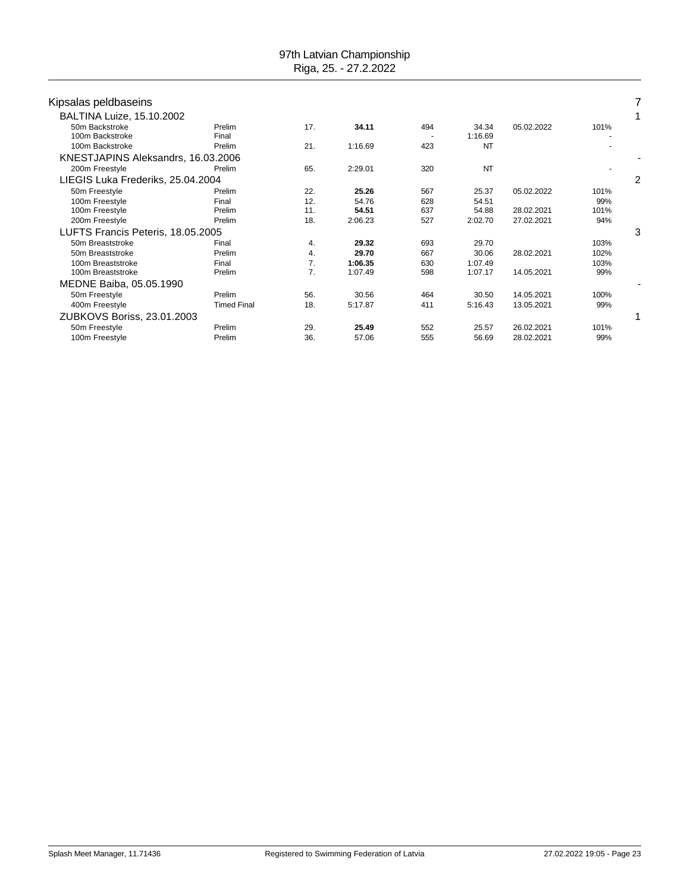97th Latvian Championship
Riga, 25. - 27.2.2022

## Kipsalas peldbaseins — 7

| Swimmer / Event | Round | Place | Time | Points | Entry time | Date | % | Medals |
|---|---|---|---|---|---|---|---|---|
| **BALTINA Luize, 15.10.2002** | | | | | | | | 1 |
| 50m Backstroke | Prelim | 17. | **34.11** | 494 | 34.34 | 05.02.2022 | 101% | |
| 100m Backstroke | Final | | | - | 1:16.69 | | - | |
| 100m Backstroke | Prelim | 21. | 1:16.69 | 423 | NT | | - | |
| **KNESTJAPINS Aleksandrs, 16.03.2006** | | | | | | | | - |
| 200m Freestyle | Prelim | 65. | 2:29.01 | 320 | NT | | - | |
| **LIEGIS Luka Frederiks, 25.04.2004** | | | | | | | | 2 |
| 50m Freestyle | Prelim | 22. | **25.26** | 567 | 25.37 | 05.02.2022 | 101% | |
| 100m Freestyle | Final | 12. | 54.76 | 628 | 54.51 | | 99% | |
| 100m Freestyle | Prelim | 11. | **54.51** | 637 | 54.88 | 28.02.2021 | 101% | |
| 200m Freestyle | Prelim | 18. | 2:06.23 | 527 | 2:02.70 | 27.02.2021 | 94% | |
| **LUFTS Francis Peteris, 18.05.2005** | | | | | | | | 3 |
| 50m Breaststroke | Final | 4. | **29.32** | 693 | 29.70 | | 103% | |
| 50m Breaststroke | Prelim | 4. | **29.70** | 667 | 30.06 | 28.02.2021 | 102% | |
| 100m Breaststroke | Final | 7. | **1:06.35** | 630 | 1:07.49 | | 103% | |
| 100m Breaststroke | Prelim | 7. | 1:07.49 | 598 | 1:07.17 | 14.05.2021 | 99% | |
| **MEDNE Baiba, 05.05.1990** | | | | | | | | - |
| 50m Freestyle | Prelim | 56. | 30.56 | 464 | 30.50 | 14.05.2021 | 100% | |
| 400m Freestyle | Timed Final | 18. | 5:17.87 | 411 | 5:16.43 | 13.05.2021 | 99% | |
| **ZUBKOVS Boriss, 23.01.2003** | | | | | | | | 1 |
| 50m Freestyle | Prelim | 29. | **25.49** | 552 | 25.57 | 26.02.2021 | 101% | |
| 100m Freestyle | Prelim | 36. | 57.06 | 555 | 56.69 | 28.02.2021 | 99% | |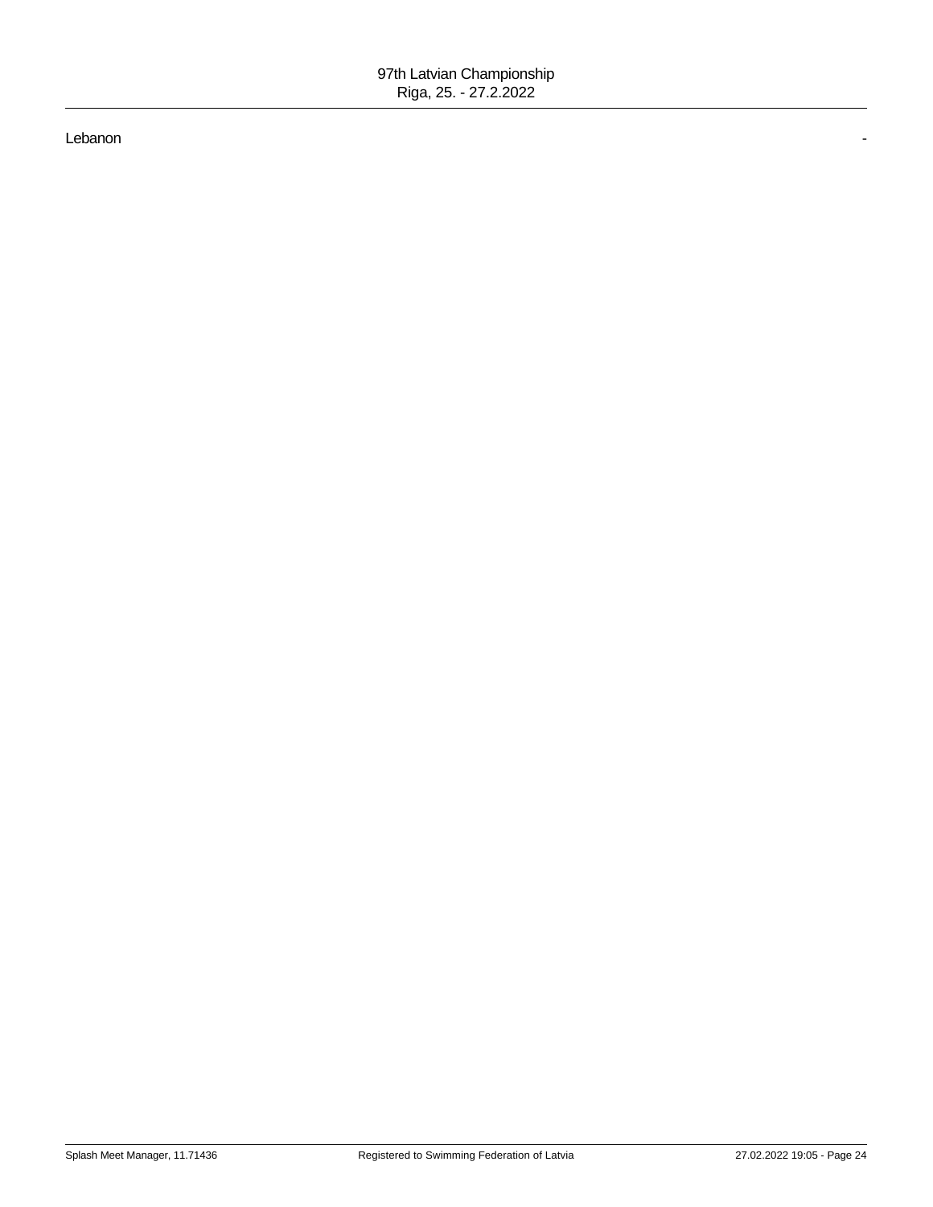Lebanon -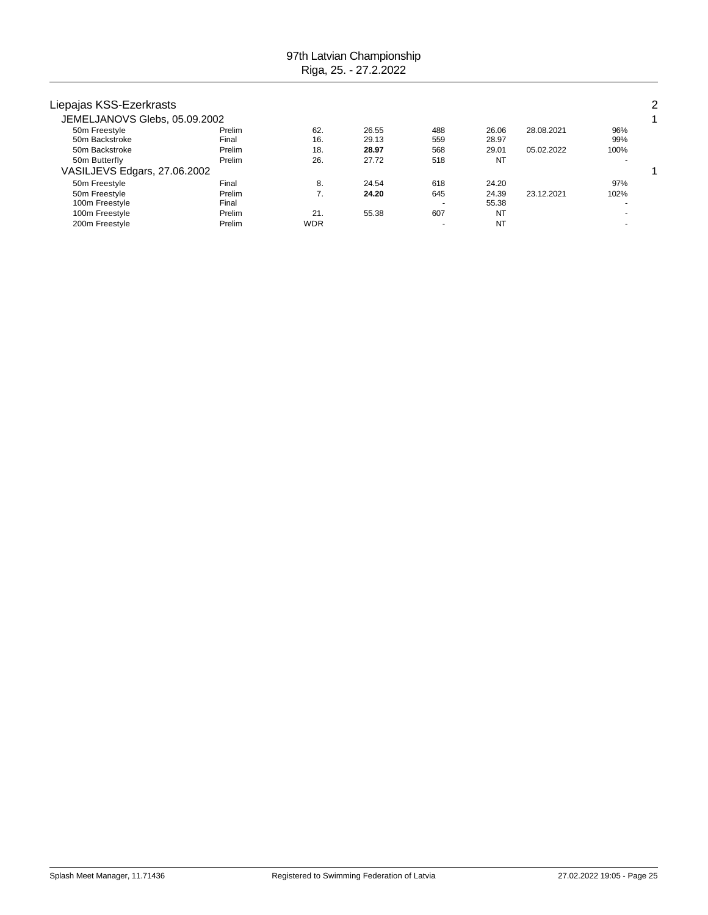## Liepajas KSS-Ezerkrasts — 2

### JEMELJANOVS Glebs, 05.09.2002 — 1

| Event | Round | Place | Time | Points | Entry Time | Date | % |
|---|---|---|---|---|---|---|---|
| 50m Freestyle | Prelim | 62. | 26.55 | 488 | 26.06 | 28.08.2021 | 96% |
| 50m Backstroke | Final | 16. | 29.13 | 559 | 28.97 | | 99% |
| 50m Backstroke | Prelim | 18. | **28.97** | 568 | 29.01 | 05.02.2022 | 100% |
| 50m Butterfly | Prelim | 26. | 27.72 | 518 | NT | | - |

### VASILJEVS Edgars, 27.06.2002 — 1

| Event | Round | Place | Time | Points | Entry Time | Date | % |
|---|---|---|---|---|---|---|---|
| 50m Freestyle | Final | 8. | 24.54 | 618 | 24.20 | | 97% |
| 50m Freestyle | Prelim | 7. | **24.20** | 645 | 24.39 | 23.12.2021 | 102% |
| 100m Freestyle | Final | | | - | 55.38 | | - |
| 100m Freestyle | Prelim | 21. | 55.38 | 607 | NT | | - |
| 200m Freestyle | Prelim | WDR | | - | NT | | - |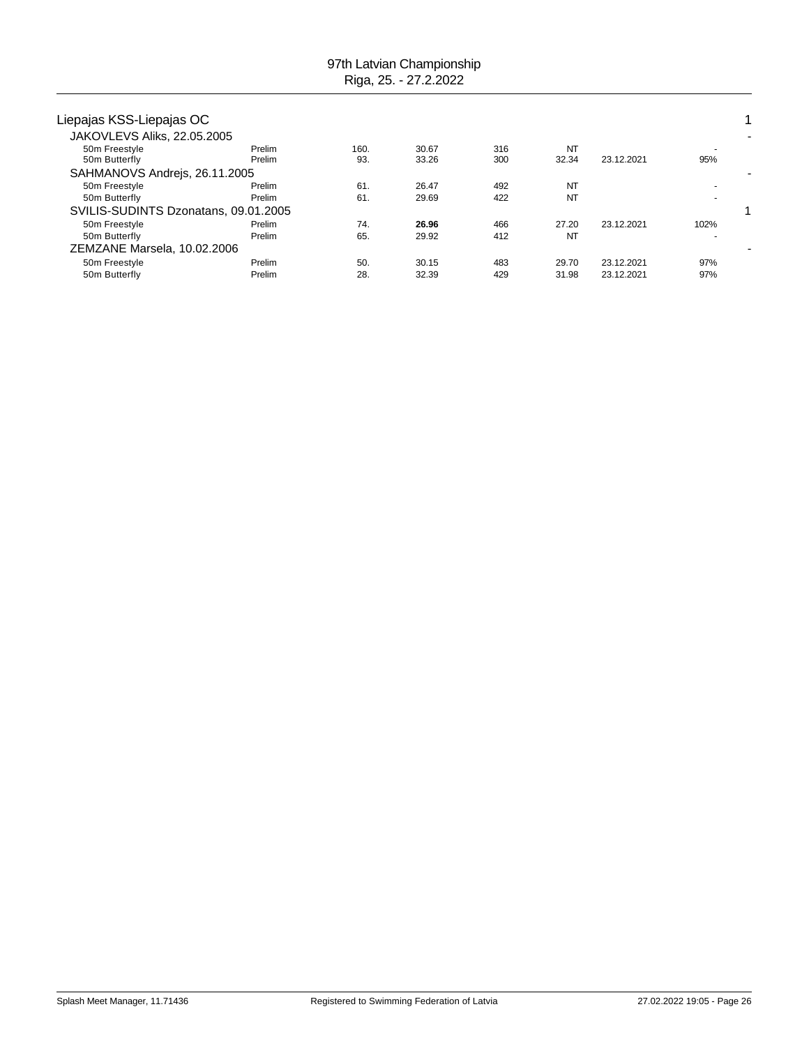97th Latvian Championship
Riga, 25. - 27.2.2022

## Liepajas KSS-Liepajas OC — 1

| Athlete / Event | Round | Place | Time | Points | Entry Time | Date | % | |
|---|---|---|---|---|---|---|---|---|
| **JAKOVLEVS Aliks, 22.05.2005** | | | | | | | | - |
| 50m Freestyle | Prelim | 160. | 30.67 | 316 | NT | | - | |
| 50m Butterfly | Prelim | 93. | 33.26 | 300 | 32.34 | 23.12.2021 | 95% | |
| **SAHMANOVS Andrejs, 26.11.2005** | | | | | | | | - |
| 50m Freestyle | Prelim | 61. | 26.47 | 492 | NT | | - | |
| 50m Butterfly | Prelim | 61. | 29.69 | 422 | NT | | - | |
| **SVILIS-SUDINTS Dzonatans, 09.01.2005** | | | | | | | | 1 |
| 50m Freestyle | Prelim | 74. | **26.96** | 466 | 27.20 | 23.12.2021 | 102% | |
| 50m Butterfly | Prelim | 65. | 29.92 | 412 | NT | | - | |
| **ZEMZANE Marsela, 10.02.2006** | | | | | | | | - |
| 50m Freestyle | Prelim | 50. | 30.15 | 483 | 29.70 | 23.12.2021 | 97% | |
| 50m Butterfly | Prelim | 28. | 32.39 | 429 | 31.98 | 23.12.2021 | 97% | |

Splash Meet Manager, 11.71436 — Registered to Swimming Federation of Latvia — 27.02.2022 19:05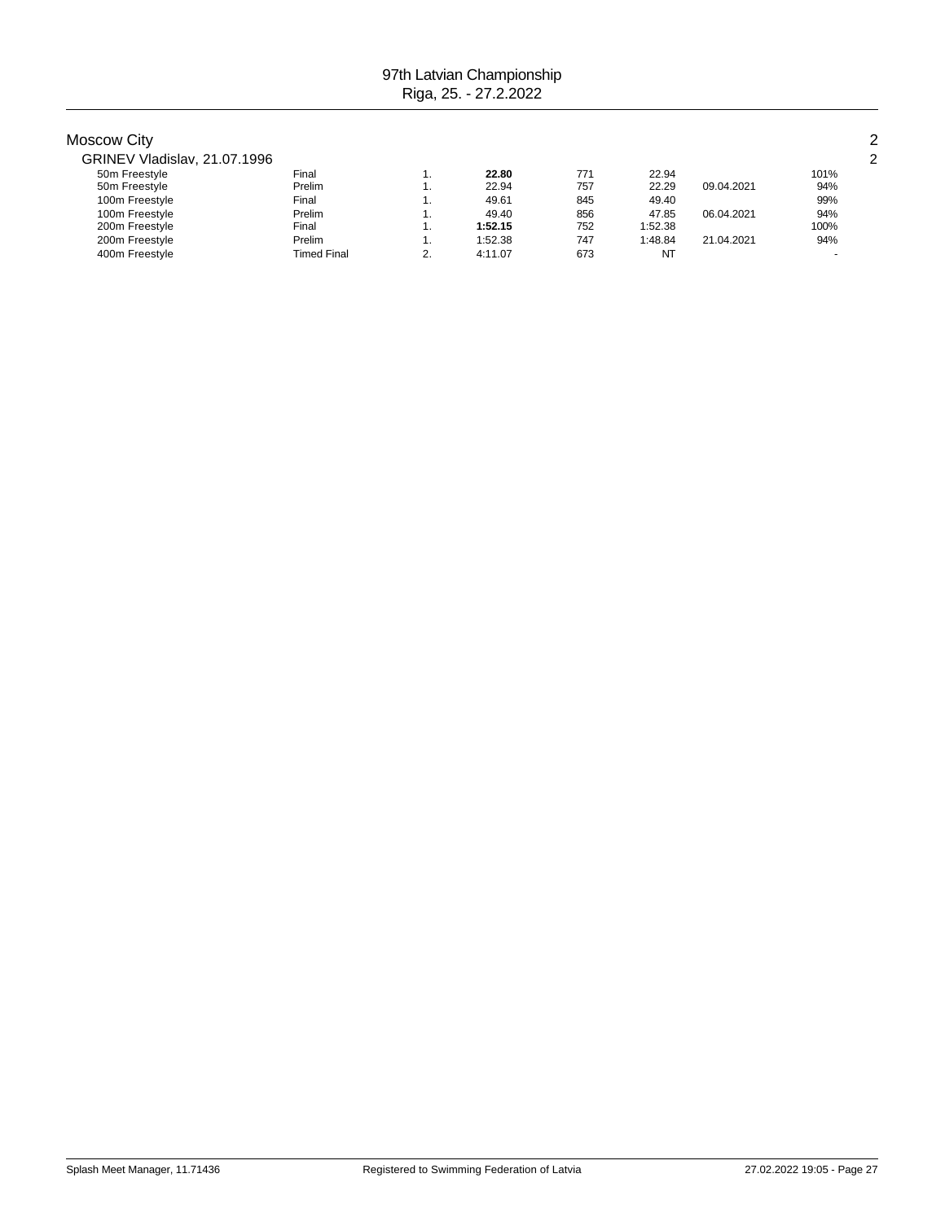# 97th Latvian Championship
Riga, 25. - 27.2.2022

## Moscow City 2

### GRINEV Vladislav, 21.07.1996 2

| Event | Round | Place | Time | Points | Entry Time | Date | % |
|---|---|---|---|---|---|---|---|
| 50m Freestyle | Final | 1. | **22.80** | 771 | 22.94 | | 101% |
| 50m Freestyle | Prelim | 1. | 22.94 | 757 | 22.29 | 09.04.2021 | 94% |
| 100m Freestyle | Final | 1. | 49.61 | 845 | 49.40 | | 99% |
| 100m Freestyle | Prelim | 1. | 49.40 | 856 | 47.85 | 06.04.2021 | 94% |
| 200m Freestyle | Final | 1. | **1:52.15** | 752 | 1:52.38 | | 100% |
| 200m Freestyle | Prelim | 1. | 1:52.38 | 747 | 1:48.84 | 21.04.2021 | 94% |
| 400m Freestyle | Timed Final | 2. | 4:11.07 | 673 | NT | | - |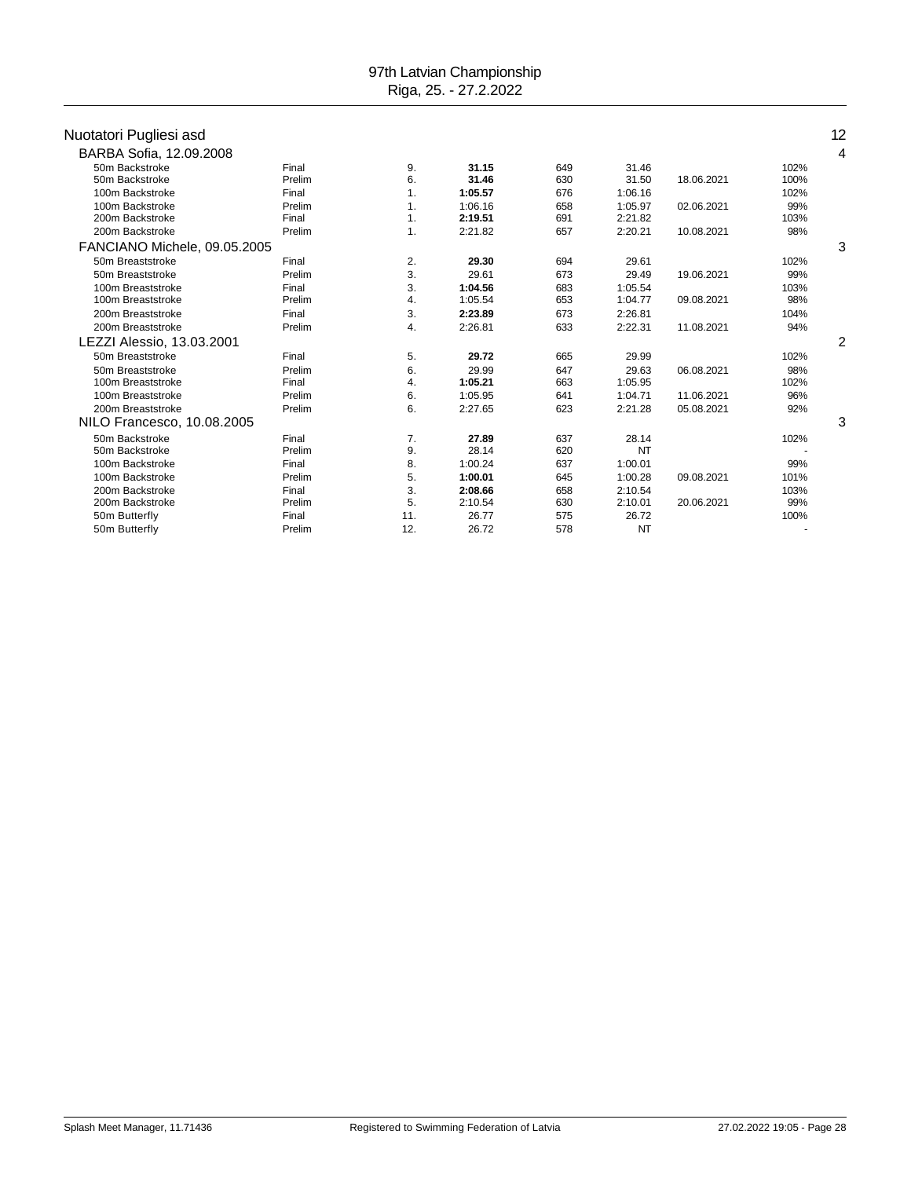97th Latvian Championship
Riga, 25. - 27.2.2022

## Nuotatori Pugliesi asd — 12

### BARBA Sofia, 12.09.2008 — 4

| Event | Round | Place | Time | Points | Entry time | Date | % |
|---|---|---|---|---|---|---|---|
| 50m Backstroke | Final | 9. | **31.15** | 649 | 31.46 | | 102% |
| 50m Backstroke | Prelim | 6. | **31.46** | 630 | 31.50 | 18.06.2021 | 100% |
| 100m Backstroke | Final | 1. | **1:05.57** | 676 | 1:06.16 | | 102% |
| 100m Backstroke | Prelim | 1. | 1:06.16 | 658 | 1:05.97 | 02.06.2021 | 99% |
| 200m Backstroke | Final | 1. | **2:19.51** | 691 | 2:21.82 | | 103% |
| 200m Backstroke | Prelim | 1. | 2:21.82 | 657 | 2:20.21 | 10.08.2021 | 98% |

### FANCIANO Michele, 09.05.2005 — 3

| Event | Round | Place | Time | Points | Entry time | Date | % |
|---|---|---|---|---|---|---|---|
| 50m Breaststroke | Final | 2. | **29.30** | 694 | 29.61 | | 102% |
| 50m Breaststroke | Prelim | 3. | 29.61 | 673 | 29.49 | 19.06.2021 | 99% |
| 100m Breaststroke | Final | 3. | **1:04.56** | 683 | 1:05.54 | | 103% |
| 100m Breaststroke | Prelim | 4. | 1:05.54 | 653 | 1:04.77 | 09.08.2021 | 98% |
| 200m Breaststroke | Final | 3. | **2:23.89** | 673 | 2:26.81 | | 104% |
| 200m Breaststroke | Prelim | 4. | 2:26.81 | 633 | 2:22.31 | 11.08.2021 | 94% |

### LEZZI Alessio, 13.03.2001 — 2

| Event | Round | Place | Time | Points | Entry time | Date | % |
|---|---|---|---|---|---|---|---|
| 50m Breaststroke | Final | 5. | **29.72** | 665 | 29.99 | | 102% |
| 50m Breaststroke | Prelim | 6. | 29.99 | 647 | 29.63 | 06.08.2021 | 98% |
| 100m Breaststroke | Final | 4. | **1:05.21** | 663 | 1:05.95 | | 102% |
| 100m Breaststroke | Prelim | 6. | 1:05.95 | 641 | 1:04.71 | 11.06.2021 | 96% |
| 200m Breaststroke | Prelim | 6. | 2:27.65 | 623 | 2:21.28 | 05.08.2021 | 92% |

### NILO Francesco, 10.08.2005 — 3

| Event | Round | Place | Time | Points | Entry time | Date | % |
|---|---|---|---|---|---|---|---|
| 50m Backstroke | Final | 7. | **27.89** | 637 | 28.14 | | 102% |
| 50m Backstroke | Prelim | 9. | 28.14 | 620 | NT | | - |
| 100m Backstroke | Final | 8. | 1:00.24 | 637 | 1:00.01 | | 99% |
| 100m Backstroke | Prelim | 5. | **1:00.01** | 645 | 1:00.28 | 09.08.2021 | 101% |
| 200m Backstroke | Final | 3. | **2:08.66** | 658 | 2:10.54 | | 103% |
| 200m Backstroke | Prelim | 5. | 2:10.54 | 630 | 2:10.01 | 20.06.2021 | 99% |
| 50m Butterfly | Final | 11. | 26.77 | 575 | 26.72 | | 100% |
| 50m Butterfly | Prelim | 12. | 26.72 | 578 | NT | | - |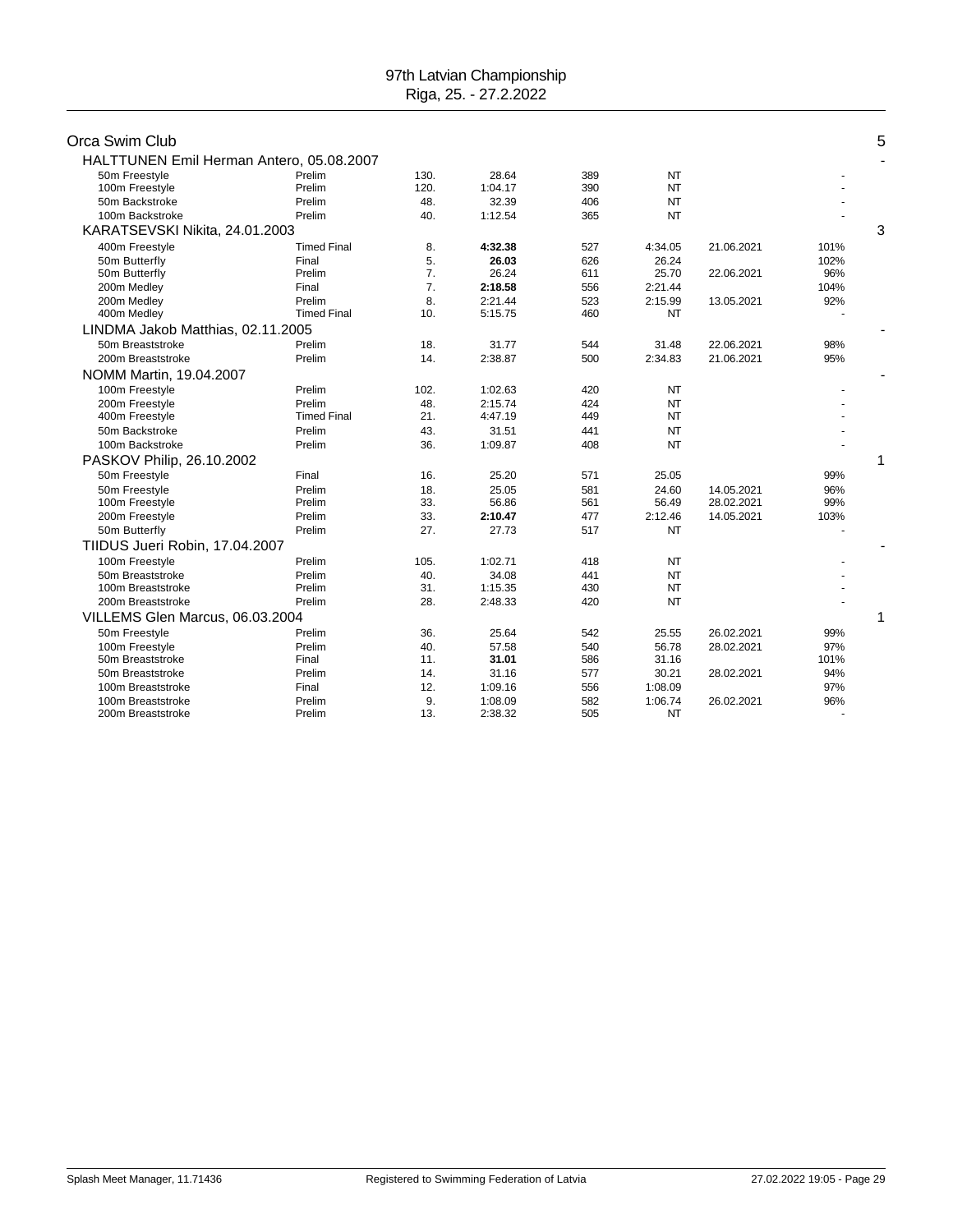97th Latvian Championship
Riga, 25. - 27.2.2022

## Orca Swim Club — 5

### HALTTUNEN Emil Herman Antero, 05.08.2007 — -

| Event | Round | Place | Time | Points | Entry | Date | % |
|---|---|---|---|---|---|---|---|
| 50m Freestyle | Prelim | 130. | 28.64 | 389 | NT | | - |
| 100m Freestyle | Prelim | 120. | 1:04.17 | 390 | NT | | - |
| 50m Backstroke | Prelim | 48. | 32.39 | 406 | NT | | - |
| 100m Backstroke | Prelim | 40. | 1:12.54 | 365 | NT | | - |

### KARATSEVSKI Nikita, 24.01.2003 — 3

| Event | Round | Place | Time | Points | Entry | Date | % |
|---|---|---|---|---|---|---|---|
| 400m Freestyle | Timed Final | 8. | **4:32.38** | 527 | 4:34.05 | 21.06.2021 | 101% |
| 50m Butterfly | Final | 5. | **26.03** | 626 | 26.24 | | 102% |
| 50m Butterfly | Prelim | 7. | 26.24 | 611 | 25.70 | 22.06.2021 | 96% |
| 200m Medley | Final | 7. | **2:18.58** | 556 | 2:21.44 | | 104% |
| 200m Medley | Prelim | 8. | 2:21.44 | 523 | 2:15.99 | 13.05.2021 | 92% |
| 400m Medley | Timed Final | 10. | 5:15.75 | 460 | NT | | - |

### LINDMA Jakob Matthias, 02.11.2005 — -

| Event | Round | Place | Time | Points | Entry | Date | % |
|---|---|---|---|---|---|---|---|
| 50m Breaststroke | Prelim | 18. | 31.77 | 544 | 31.48 | 22.06.2021 | 98% |
| 200m Breaststroke | Prelim | 14. | 2:38.87 | 500 | 2:34.83 | 21.06.2021 | 95% |

### NOMM Martin, 19.04.2007 — -

| Event | Round | Place | Time | Points | Entry | Date | % |
|---|---|---|---|---|---|---|---|
| 100m Freestyle | Prelim | 102. | 1:02.63 | 420 | NT | | - |
| 200m Freestyle | Prelim | 48. | 2:15.74 | 424 | NT | | - |
| 400m Freestyle | Timed Final | 21. | 4:47.19 | 449 | NT | | - |
| 50m Backstroke | Prelim | 43. | 31.51 | 441 | NT | | - |
| 100m Backstroke | Prelim | 36. | 1:09.87 | 408 | NT | | - |

### PASKOV Philip, 26.10.2002 — 1

| Event | Round | Place | Time | Points | Entry | Date | % |
|---|---|---|---|---|---|---|---|
| 50m Freestyle | Final | 16. | 25.20 | 571 | 25.05 | | 99% |
| 50m Freestyle | Prelim | 18. | 25.05 | 581 | 24.60 | 14.05.2021 | 96% |
| 100m Freestyle | Prelim | 33. | 56.86 | 561 | 56.49 | 28.02.2021 | 99% |
| 200m Freestyle | Prelim | 33. | **2:10.47** | 477 | 2:12.46 | 14.05.2021 | 103% |
| 50m Butterfly | Prelim | 27. | 27.73 | 517 | NT | | - |

### TIIDUS Jueri Robin, 17.04.2007 — -

| Event | Round | Place | Time | Points | Entry | Date | % |
|---|---|---|---|---|---|---|---|
| 100m Freestyle | Prelim | 105. | 1:02.71 | 418 | NT | | - |
| 50m Breaststroke | Prelim | 40. | 34.08 | 441 | NT | | - |
| 100m Breaststroke | Prelim | 31. | 1:15.35 | 430 | NT | | - |
| 200m Breaststroke | Prelim | 28. | 2:48.33 | 420 | NT | | - |

### VILLEMS Glen Marcus, 06.03.2004 — 1

| Event | Round | Place | Time | Points | Entry | Date | % |
|---|---|---|---|---|---|---|---|
| 50m Freestyle | Prelim | 36. | 25.64 | 542 | 25.55 | 26.02.2021 | 99% |
| 100m Freestyle | Prelim | 40. | 57.58 | 540 | 56.78 | 28.02.2021 | 97% |
| 50m Breaststroke | Final | 11. | **31.01** | 586 | 31.16 | | 101% |
| 50m Breaststroke | Prelim | 14. | 31.16 | 577 | 30.21 | 28.02.2021 | 94% |
| 100m Breaststroke | Final | 12. | 1:09.16 | 556 | 1:08.09 | | 97% |
| 100m Breaststroke | Prelim | 9. | 1:08.09 | 582 | 1:06.74 | 26.02.2021 | 96% |
| 200m Breaststroke | Prelim | 13. | 2:38.32 | 505 | NT | | - |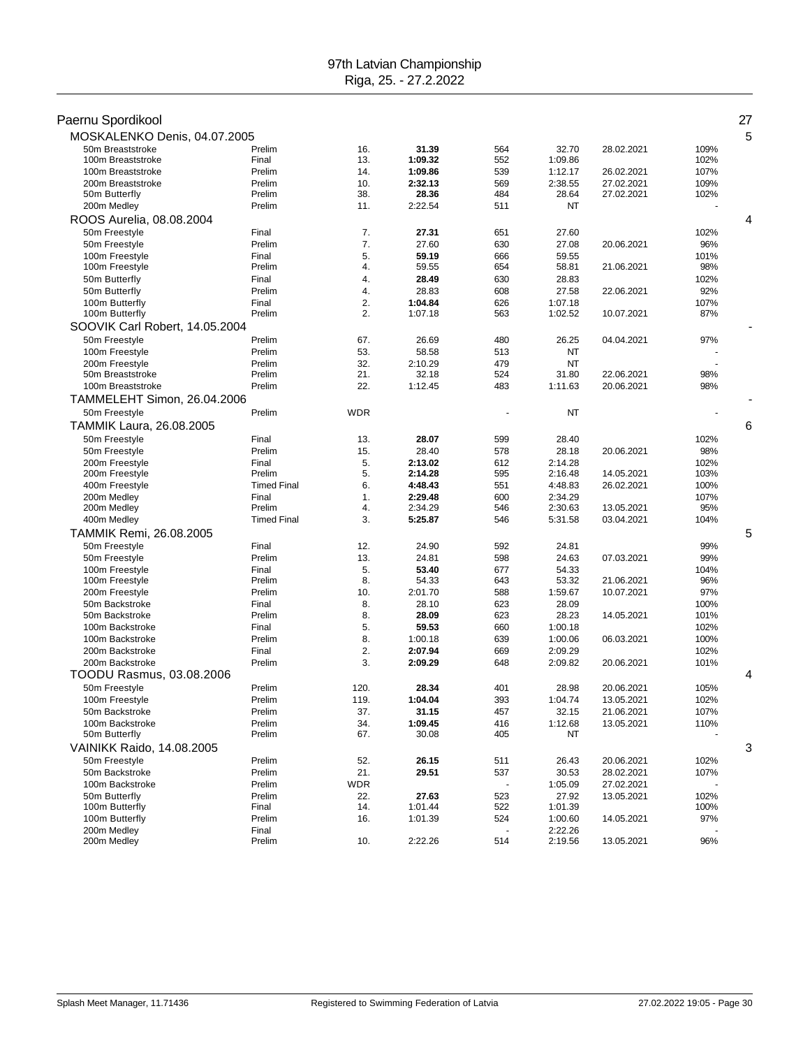# 97th Latvian Championship
Riga, 25. - 27.2.2022

## Paernu Spordikool — 27

### MOSKALENKO Denis, 04.07.2005 — 5

| Event | Round | Place | Time | Points | Entry time | Entry date | % |
|---|---|---|---|---|---|---|---|
| 50m Breaststroke | Prelim | 16. | **31.39** | 564 | 32.70 | 28.02.2021 | 109% |
| 100m Breaststroke | Final | 13. | **1:09.32** | 552 | 1:09.86 | | 102% |
| 100m Breaststroke | Prelim | 14. | **1:09.86** | 539 | 1:12.17 | 26.02.2021 | 107% |
| 200m Breaststroke | Prelim | 10. | **2:32.13** | 569 | 2:38.55 | 27.02.2021 | 109% |
| 50m Butterfly | Prelim | 38. | **28.36** | 484 | 28.64 | 27.02.2021 | 102% |
| 200m Medley | Prelim | 11. | 2:22.54 | 511 | NT | | - |

### ROOS Aurelia, 08.08.2004 — 4

| Event | Round | Place | Time | Points | Entry time | Entry date | % |
|---|---|---|---|---|---|---|---|
| 50m Freestyle | Final | 7. | **27.31** | 651 | 27.60 | | 102% |
| 50m Freestyle | Prelim | 7. | 27.60 | 630 | 27.08 | 20.06.2021 | 96% |
| 100m Freestyle | Final | 5. | **59.19** | 666 | 59.55 | | 101% |
| 100m Freestyle | Prelim | 4. | 59.55 | 654 | 58.81 | 21.06.2021 | 98% |
| 50m Butterfly | Final | 4. | **28.49** | 630 | 28.83 | | 102% |
| 50m Butterfly | Prelim | 4. | 28.83 | 608 | 27.58 | 22.06.2021 | 92% |
| 100m Butterfly | Final | 2. | **1:04.84** | 626 | 1:07.18 | | 107% |
| 100m Butterfly | Prelim | 2. | 1:07.18 | 563 | 1:02.52 | 10.07.2021 | 87% |

### SOOVIK Carl Robert, 14.05.2004 — -

| Event | Round | Place | Time | Points | Entry time | Entry date | % |
|---|---|---|---|---|---|---|---|
| 50m Freestyle | Prelim | 67. | 26.69 | 480 | 26.25 | 04.04.2021 | 97% |
| 100m Freestyle | Prelim | 53. | 58.58 | 513 | NT | | - |
| 200m Freestyle | Prelim | 32. | 2:10.29 | 479 | NT | | - |
| 50m Breaststroke | Prelim | 21. | 32.18 | 524 | 31.80 | 22.06.2021 | 98% |
| 100m Breaststroke | Prelim | 22. | 1:12.45 | 483 | 1:11.63 | 20.06.2021 | 98% |

### TAMMELEHT Simon, 26.04.2006 — -

| Event | Round | Place | Time | Points | Entry time | Entry date | % |
|---|---|---|---|---|---|---|---|
| 50m Freestyle | Prelim | WDR | | - | NT | | - |

### TAMMIK Laura, 26.08.2005 — 6

| Event | Round | Place | Time | Points | Entry time | Entry date | % |
|---|---|---|---|---|---|---|---|
| 50m Freestyle | Final | 13. | **28.07** | 599 | 28.40 | | 102% |
| 50m Freestyle | Prelim | 15. | 28.40 | 578 | 28.18 | 20.06.2021 | 98% |
| 200m Freestyle | Final | 5. | **2:13.02** | 612 | 2:14.28 | | 102% |
| 200m Freestyle | Prelim | 5. | **2:14.28** | 595 | 2:16.48 | 14.05.2021 | 103% |
| 400m Freestyle | Timed Final | 6. | **4:48.43** | 551 | 4:48.83 | 26.02.2021 | 100% |
| 200m Medley | Final | 1. | **2:29.48** | 600 | 2:34.29 | | 107% |
| 200m Medley | Prelim | 4. | 2:34.29 | 546 | 2:30.63 | 13.05.2021 | 95% |
| 400m Medley | Timed Final | 3. | **5:25.87** | 546 | 5:31.58 | 03.04.2021 | 104% |

### TAMMIK Remi, 26.08.2005 — 5

| Event | Round | Place | Time | Points | Entry time | Entry date | % |
|---|---|---|---|---|---|---|---|
| 50m Freestyle | Final | 12. | 24.90 | 592 | 24.81 | | 99% |
| 50m Freestyle | Prelim | 13. | 24.81 | 598 | 24.63 | 07.03.2021 | 99% |
| 100m Freestyle | Final | 5. | **53.40** | 677 | 54.33 | | 104% |
| 100m Freestyle | Prelim | 8. | 54.33 | 643 | 53.32 | 21.06.2021 | 96% |
| 200m Freestyle | Prelim | 10. | 2:01.70 | 588 | 1:59.67 | 10.07.2021 | 97% |
| 50m Backstroke | Final | 8. | 28.10 | 623 | 28.09 | | 100% |
| 50m Backstroke | Prelim | 8. | **28.09** | 623 | 28.23 | 14.05.2021 | 101% |
| 100m Backstroke | Final | 5. | **59.53** | 660 | 1:00.18 | | 102% |
| 100m Backstroke | Prelim | 8. | 1:00.18 | 639 | 1:00.06 | 06.03.2021 | 100% |
| 200m Backstroke | Final | 2. | **2:07.94** | 669 | 2:09.29 | | 102% |
| 200m Backstroke | Prelim | 3. | **2:09.29** | 648 | 2:09.82 | 20.06.2021 | 101% |

### TOODU Rasmus, 03.08.2006 — 4

| Event | Round | Place | Time | Points | Entry time | Entry date | % |
|---|---|---|---|---|---|---|---|
| 50m Freestyle | Prelim | 120. | **28.34** | 401 | 28.98 | 20.06.2021 | 105% |
| 100m Freestyle | Prelim | 119. | **1:04.04** | 393 | 1:04.74 | 13.05.2021 | 102% |
| 50m Backstroke | Prelim | 37. | **31.15** | 457 | 32.15 | 21.06.2021 | 107% |
| 100m Backstroke | Prelim | 34. | **1:09.45** | 416 | 1:12.68 | 13.05.2021 | 110% |
| 50m Butterfly | Prelim | 67. | 30.08 | 405 | NT | | - |

### VAINIKK Raido, 14.08.2005 — 3

| Event | Round | Place | Time | Points | Entry time | Entry date | % |
|---|---|---|---|---|---|---|---|
| 50m Freestyle | Prelim | 52. | **26.15** | 511 | 26.43 | 20.06.2021 | 102% |
| 50m Backstroke | Prelim | 21. | **29.51** | 537 | 30.53 | 28.02.2021 | 107% |
| 100m Backstroke | Prelim | WDR | | - | 1:05.09 | 27.02.2021 | - |
| 50m Butterfly | Prelim | 22. | **27.63** | 523 | 27.92 | 13.05.2021 | 102% |
| 100m Butterfly | Final | 14. | 1:01.44 | 522 | 1:01.39 | | 100% |
| 100m Butterfly | Prelim | 16. | 1:01.39 | 524 | 1:00.60 | 14.05.2021 | 97% |
| 200m Medley | Final | | | - | 2:22.26 | | - |
| 200m Medley | Prelim | 10. | 2:22.26 | 514 | 2:19.56 | 13.05.2021 | 96% |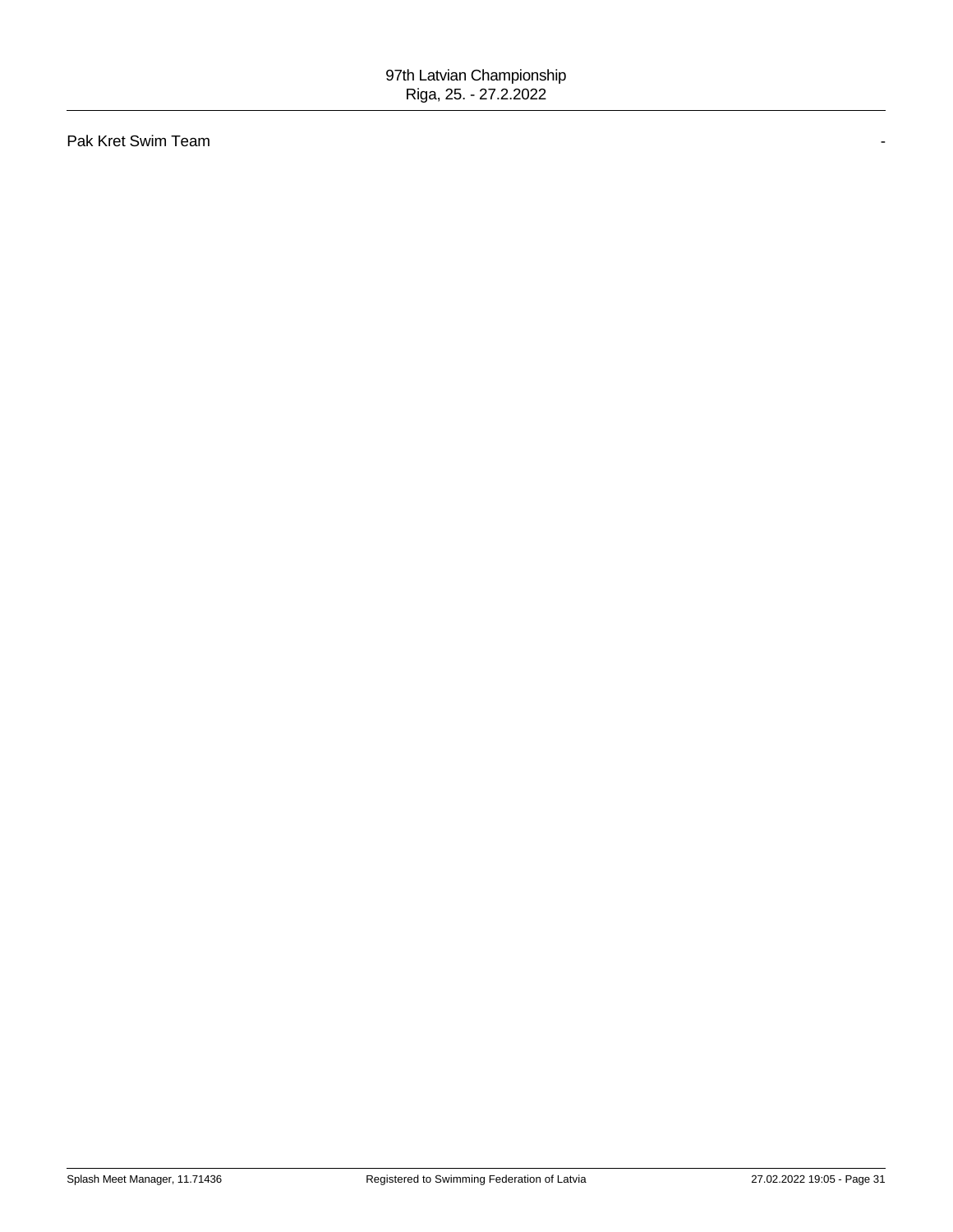Pak Kret Swim Team -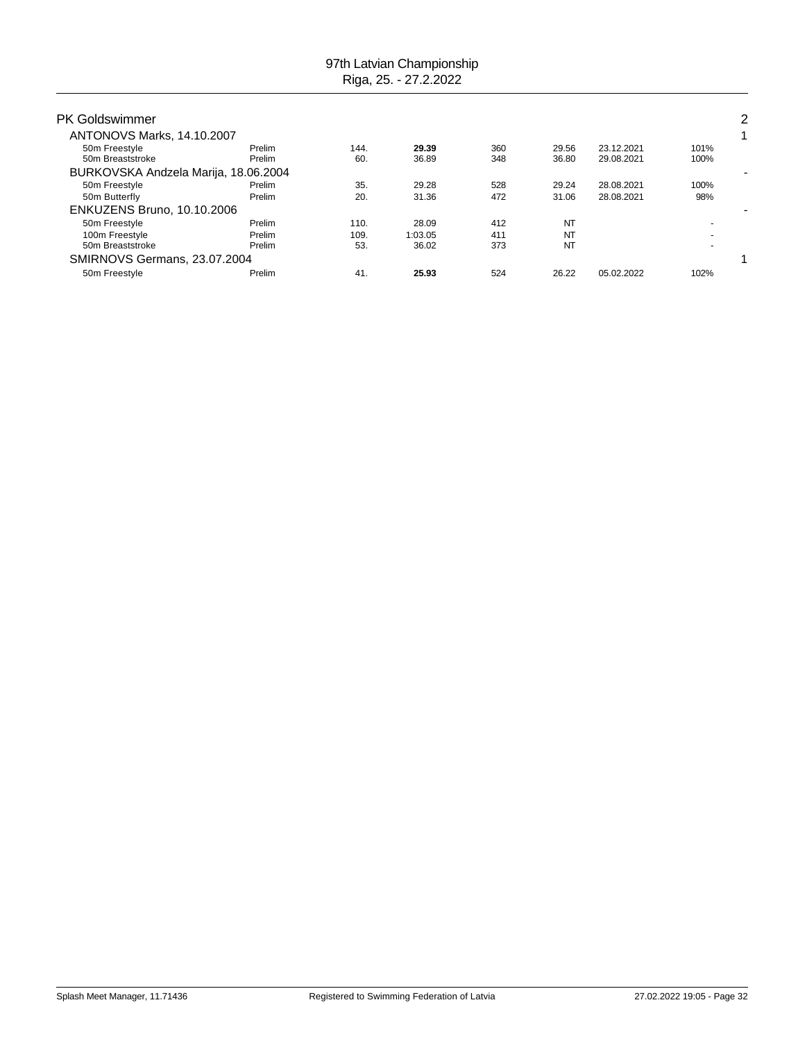97th Latvian Championship
Riga, 25. - 27.2.2022

## PK Goldswimmer

2

| | | | | | | | | |
|---|---|---|---|---|---|---|---|---|
| **ANTONOVS Marks, 14.10.2007** | | | | | | | | 1 |
| 50m Freestyle | Prelim | 144. | **29.39** | 360 | 29.56 | 23.12.2021 | 101% | |
| 50m Breaststroke | Prelim | 60. | 36.89 | 348 | 36.80 | 29.08.2021 | 100% | |
| **BURKOVSKA Andzela Marija, 18.06.2004** | | | | | | | | - |
| 50m Freestyle | Prelim | 35. | 29.28 | 528 | 29.24 | 28.08.2021 | 100% | |
| 50m Butterfly | Prelim | 20. | 31.36 | 472 | 31.06 | 28.08.2021 | 98% | |
| **ENKUZENS Bruno, 10.10.2006** | | | | | | | | - |
| 50m Freestyle | Prelim | 110. | 28.09 | 412 | NT | | - | |
| 100m Freestyle | Prelim | 109. | 1:03.05 | 411 | NT | | - | |
| 50m Breaststroke | Prelim | 53. | 36.02 | 373 | NT | | - | |
| **SMIRNOVS Germans, 23.07.2004** | | | | | | | | 1 |
| 50m Freestyle | Prelim | 41. | **25.93** | 524 | 26.22 | 05.02.2022 | 102% | |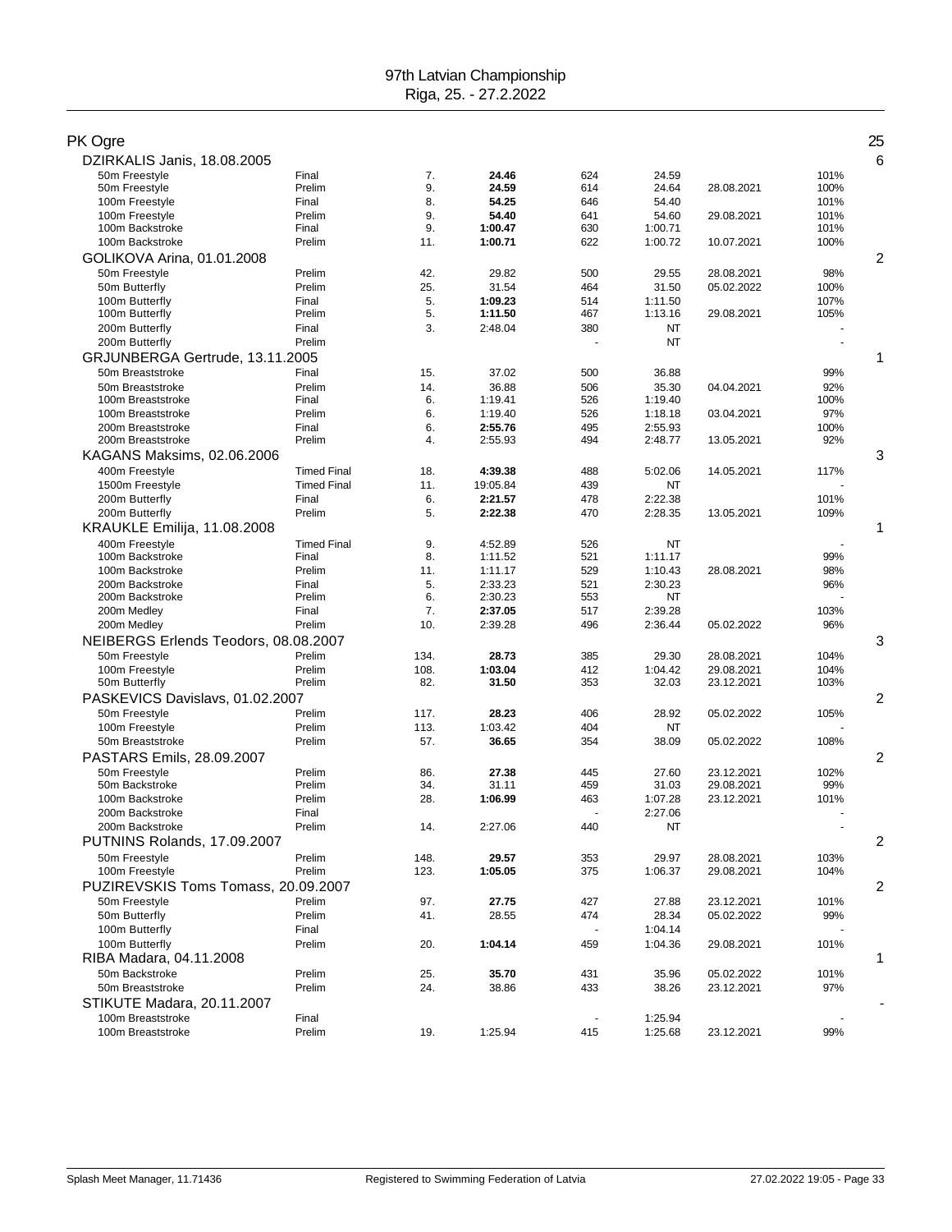# 97th Latvian Championship

Riga, 25. - 27.2.2022

## PK Ogre — 25

### DZIRKALIS Janis, 18.08.2005 — 6

| Event | Round | Place | Time | Points | Entry | Date | % |
|---|---|---|---|---|---|---|---|
| 50m Freestyle | Final | 7. | **24.46** | 624 | 24.59 | | 101% |
| 50m Freestyle | Prelim | 9. | **24.59** | 614 | 24.64 | 28.08.2021 | 100% |
| 100m Freestyle | Final | 8. | **54.25** | 646 | 54.40 | | 101% |
| 100m Freestyle | Prelim | 9. | **54.40** | 641 | 54.60 | 29.08.2021 | 101% |
| 100m Backstroke | Final | 9. | **1:00.47** | 630 | 1:00.71 | | 101% |
| 100m Backstroke | Prelim | 11. | **1:00.71** | 622 | 1:00.72 | 10.07.2021 | 100% |

### GOLIKOVA Arina, 01.01.2008 — 2

| Event | Round | Place | Time | Points | Entry | Date | % |
|---|---|---|---|---|---|---|---|
| 50m Freestyle | Prelim | 42. | 29.82 | 500 | 29.55 | 28.08.2021 | 98% |
| 50m Butterfly | Prelim | 25. | 31.54 | 464 | 31.50 | 05.02.2022 | 100% |
| 100m Butterfly | Final | 5. | **1:09.23** | 514 | 1:11.50 | | 107% |
| 100m Butterfly | Prelim | 5. | **1:11.50** | 467 | 1:13.16 | 29.08.2021 | 105% |
| 200m Butterfly | Final | 3. | 2:48.04 | 380 | NT | | - |
| 200m Butterfly | Prelim | | | - | NT | | - |

### GRJUNBERGA Gertrude, 13.11.2005 — 1

| Event | Round | Place | Time | Points | Entry | Date | % |
|---|---|---|---|---|---|---|---|
| 50m Breaststroke | Final | 15. | 37.02 | 500 | 36.88 | | 99% |
| 50m Breaststroke | Prelim | 14. | 36.88 | 506 | 35.30 | 04.04.2021 | 92% |
| 100m Breaststroke | Final | 6. | 1:19.41 | 526 | 1:19.40 | | 100% |
| 100m Breaststroke | Prelim | 6. | 1:19.40 | 526 | 1:18.18 | 03.04.2021 | 97% |
| 200m Breaststroke | Final | 6. | **2:55.76** | 495 | 2:55.93 | | 100% |
| 200m Breaststroke | Prelim | 4. | 2:55.93 | 494 | 2:48.77 | 13.05.2021 | 92% |

### KAGANS Maksims, 02.06.2006 — 3

| Event | Round | Place | Time | Points | Entry | Date | % |
|---|---|---|---|---|---|---|---|
| 400m Freestyle | Timed Final | 18. | **4:39.38** | 488 | 5:02.06 | 14.05.2021 | 117% |
| 1500m Freestyle | Timed Final | 11. | 19:05.84 | 439 | NT | | - |
| 200m Butterfly | Final | 6. | **2:21.57** | 478 | 2:22.38 | | 101% |
| 200m Butterfly | Prelim | 5. | **2:22.38** | 470 | 2:28.35 | 13.05.2021 | 109% |

### KRAUKLE Emilija, 11.08.2008 — 1

| Event | Round | Place | Time | Points | Entry | Date | % |
|---|---|---|---|---|---|---|---|
| 400m Freestyle | Timed Final | 9. | 4:52.89 | 526 | NT | | - |
| 100m Backstroke | Final | 8. | 1:11.52 | 521 | 1:11.17 | | 99% |
| 100m Backstroke | Prelim | 11. | 1:11.17 | 529 | 1:10.43 | 28.08.2021 | 98% |
| 200m Backstroke | Final | 5. | 2:33.23 | 521 | 2:30.23 | | 96% |
| 200m Backstroke | Prelim | 6. | 2:30.23 | 553 | NT | | - |
| 200m Medley | Final | 7. | **2:37.05** | 517 | 2:39.28 | | 103% |
| 200m Medley | Prelim | 10. | 2:39.28 | 496 | 2:36.44 | 05.02.2022 | 96% |

### NEIBERGS Erlends Teodors, 08.08.2007 — 3

| Event | Round | Place | Time | Points | Entry | Date | % |
|---|---|---|---|---|---|---|---|
| 50m Freestyle | Prelim | 134. | **28.73** | 385 | 29.30 | 28.08.2021 | 104% |
| 100m Freestyle | Prelim | 108. | **1:03.04** | 412 | 1:04.42 | 29.08.2021 | 104% |
| 50m Butterfly | Prelim | 82. | **31.50** | 353 | 32.03 | 23.12.2021 | 103% |

### PASKEVICS Davislavs, 01.02.2007 — 2

| Event | Round | Place | Time | Points | Entry | Date | % |
|---|---|---|---|---|---|---|---|
| 50m Freestyle | Prelim | 117. | **28.23** | 406 | 28.92 | 05.02.2022 | 105% |
| 100m Freestyle | Prelim | 113. | 1:03.42 | 404 | NT | | - |
| 50m Breaststroke | Prelim | 57. | **36.65** | 354 | 38.09 | 05.02.2022 | 108% |

### PASTARS Emils, 28.09.2007 — 2

| Event | Round | Place | Time | Points | Entry | Date | % |
|---|---|---|---|---|---|---|---|
| 50m Freestyle | Prelim | 86. | **27.38** | 445 | 27.60 | 23.12.2021 | 102% |
| 50m Backstroke | Prelim | 34. | 31.11 | 459 | 31.03 | 29.08.2021 | 99% |
| 100m Backstroke | Prelim | 28. | **1:06.99** | 463 | 1:07.28 | 23.12.2021 | 101% |
| 200m Backstroke | Final | | | - | 2:27.06 | | - |
| 200m Backstroke | Prelim | 14. | 2:27.06 | 440 | NT | | - |

### PUTNINS Rolands, 17.09.2007 — 2

| Event | Round | Place | Time | Points | Entry | Date | % |
|---|---|---|---|---|---|---|---|
| 50m Freestyle | Prelim | 148. | **29.57** | 353 | 29.97 | 28.08.2021 | 103% |
| 100m Freestyle | Prelim | 123. | **1:05.05** | 375 | 1:06.37 | 29.08.2021 | 104% |

### PUZIREVSKIS Toms Tomass, 20.09.2007 — 2

| Event | Round | Place | Time | Points | Entry | Date | % |
|---|---|---|---|---|---|---|---|
| 50m Freestyle | Prelim | 97. | **27.75** | 427 | 27.88 | 23.12.2021 | 101% |
| 50m Butterfly | Prelim | 41. | 28.55 | 474 | 28.34 | 05.02.2022 | 99% |
| 100m Butterfly | Final | | | - | 1:04.14 | | - |
| 100m Butterfly | Prelim | 20. | **1:04.14** | 459 | 1:04.36 | 29.08.2021 | 101% |

### RIBA Madara, 04.11.2008 — 1

| Event | Round | Place | Time | Points | Entry | Date | % |
|---|---|---|---|---|---|---|---|
| 50m Backstroke | Prelim | 25. | **35.70** | 431 | 35.96 | 05.02.2022 | 101% |
| 50m Breaststroke | Prelim | 24. | 38.86 | 433 | 38.26 | 23.12.2021 | 97% |

### STIKUTE Madara, 20.11.2007 — -

| Event | Round | Place | Time | Points | Entry | Date | % |
|---|---|---|---|---|---|---|---|
| 100m Breaststroke | Final | | | - | 1:25.94 | | - |
| 100m Breaststroke | Prelim | 19. | 1:25.94 | 415 | 1:25.68 | 23.12.2021 | 99% |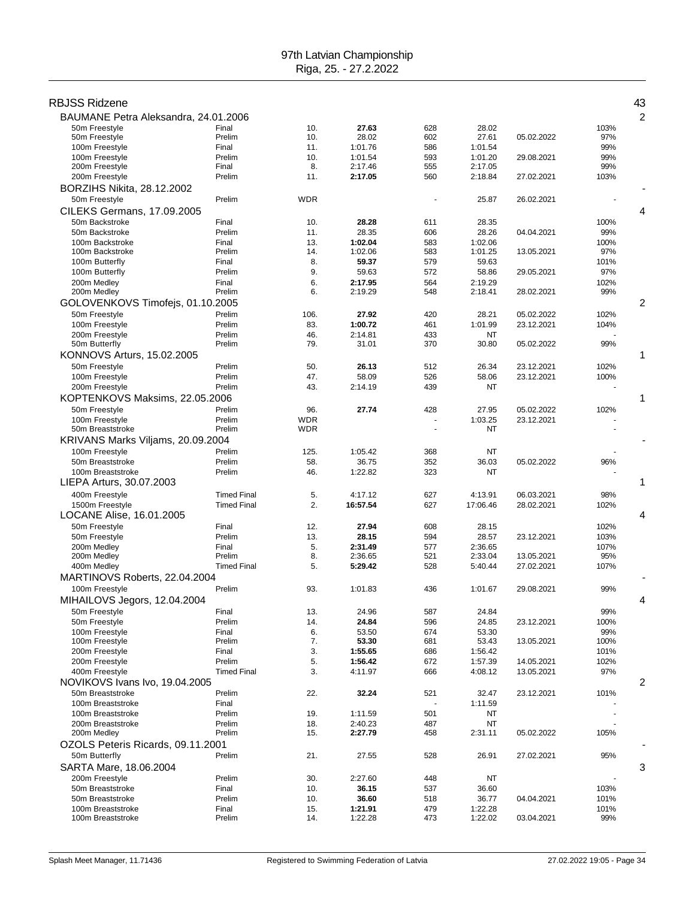## RBJSS Ridzene — 43

### BAUMANE Petra Aleksandra, 24.01.2006 — 2

| Event | Round | Place | Time | Points | Entry Time | Entry Date | % |
|---|---|---|---|---|---|---|---|
| 50m Freestyle | Final | 10. | **27.63** | 628 | 28.02 | | 103% |
| 50m Freestyle | Prelim | 10. | 28.02 | 602 | 27.61 | 05.02.2022 | 97% |
| 100m Freestyle | Final | 11. | 1:01.76 | 586 | 1:01.54 | | 99% |
| 100m Freestyle | Prelim | 10. | 1:01.54 | 593 | 1:01.20 | 29.08.2021 | 99% |
| 200m Freestyle | Final | 8. | 2:17.46 | 555 | 2:17.05 | | 99% |
| 200m Freestyle | Prelim | 11. | **2:17.05** | 560 | 2:18.84 | 27.02.2021 | 103% |

### BORZIHS Nikita, 28.12.2002 — -

| Event | Round | Place | Time | Points | Entry Time | Entry Date | % |
|---|---|---|---|---|---|---|---|
| 50m Freestyle | Prelim | WDR | | - | 25.87 | 26.02.2021 | - |

### CILEKS Germans, 17.09.2005 — 4

| Event | Round | Place | Time | Points | Entry Time | Entry Date | % |
|---|---|---|---|---|---|---|---|
| 50m Backstroke | Final | 10. | **28.28** | 611 | 28.35 | | 100% |
| 50m Backstroke | Prelim | 11. | 28.35 | 606 | 28.26 | 04.04.2021 | 99% |
| 100m Backstroke | Final | 13. | **1:02.04** | 583 | 1:02.06 | | 100% |
| 100m Backstroke | Prelim | 14. | 1:02.06 | 583 | 1:01.25 | 13.05.2021 | 97% |
| 100m Butterfly | Final | 8. | **59.37** | 579 | 59.63 | | 101% |
| 100m Butterfly | Prelim | 9. | 59.63 | 572 | 58.86 | 29.05.2021 | 97% |
| 200m Medley | Final | 6. | **2:17.95** | 564 | 2:19.29 | | 102% |
| 200m Medley | Prelim | 6. | 2:19.29 | 548 | 2:18.41 | 28.02.2021 | 99% |

### GOLOVENKOVS Timofejs, 01.10.2005 — 2

| Event | Round | Place | Time | Points | Entry Time | Entry Date | % |
|---|---|---|---|---|---|---|---|
| 50m Freestyle | Prelim | 106. | **27.92** | 420 | 28.21 | 05.02.2022 | 102% |
| 100m Freestyle | Prelim | 83. | **1:00.72** | 461 | 1:01.99 | 23.12.2021 | 104% |
| 200m Freestyle | Prelim | 46. | 2:14.81 | 433 | NT | | - |
| 50m Butterfly | Prelim | 79. | 31.01 | 370 | 30.80 | 05.02.2022 | 99% |

### KONNOVS Arturs, 15.02.2005 — 1

| Event | Round | Place | Time | Points | Entry Time | Entry Date | % |
|---|---|---|---|---|---|---|---|
| 50m Freestyle | Prelim | 50. | **26.13** | 512 | 26.34 | 23.12.2021 | 102% |
| 100m Freestyle | Prelim | 47. | 58.09 | 526 | 58.06 | 23.12.2021 | 100% |
| 200m Freestyle | Prelim | 43. | 2:14.19 | 439 | NT | | - |

### KOPTENKOVS Maksims, 22.05.2006 — 1

| Event | Round | Place | Time | Points | Entry Time | Entry Date | % |
|---|---|---|---|---|---|---|---|
| 50m Freestyle | Prelim | 96. | **27.74** | 428 | 27.95 | 05.02.2022 | 102% |
| 100m Freestyle | Prelim | WDR | | - | 1:03.25 | 23.12.2021 | - |
| 50m Breaststroke | Prelim | WDR | | - | NT | | - |

### KRIVANS Marks Viljams, 20.09.2004 — -

| Event | Round | Place | Time | Points | Entry Time | Entry Date | % |
|---|---|---|---|---|---|---|---|
| 100m Freestyle | Prelim | 125. | 1:05.42 | 368 | NT | | - |
| 50m Breaststroke | Prelim | 58. | 36.75 | 352 | 36.03 | 05.02.2022 | 96% |
| 100m Breaststroke | Prelim | 46. | 1:22.82 | 323 | NT | | - |

### LIEPA Arturs, 30.07.2003 — 1

| Event | Round | Place | Time | Points | Entry Time | Entry Date | % |
|---|---|---|---|---|---|---|---|
| 400m Freestyle | Timed Final | 5. | 4:17.12 | 627 | 4:13.91 | 06.03.2021 | 98% |
| 1500m Freestyle | Timed Final | 2. | **16:57.54** | 627 | 17:06.46 | 28.02.2021 | 102% |

### LOCANE Alise, 16.01.2005 — 4

| Event | Round | Place | Time | Points | Entry Time | Entry Date | % |
|---|---|---|---|---|---|---|---|
| 50m Freestyle | Final | 12. | **27.94** | 608 | 28.15 | | 102% |
| 50m Freestyle | Prelim | 13. | **28.15** | 594 | 28.57 | 23.12.2021 | 103% |
| 200m Medley | Final | 5. | **2:31.49** | 577 | 2:36.65 | | 107% |
| 200m Medley | Prelim | 8. | 2:36.65 | 521 | 2:33.04 | 13.05.2021 | 95% |
| 400m Medley | Timed Final | 5. | **5:29.42** | 528 | 5:40.44 | 27.02.2021 | 107% |

### MARTINOVS Roberts, 22.04.2004 — -

| Event | Round | Place | Time | Points | Entry Time | Entry Date | % |
|---|---|---|---|---|---|---|---|
| 100m Freestyle | Prelim | 93. | 1:01.83 | 436 | 1:01.67 | 29.08.2021 | 99% |

### MIHAILOVS Jegors, 12.04.2004 — 4

| Event | Round | Place | Time | Points | Entry Time | Entry Date | % |
|---|---|---|---|---|---|---|---|
| 50m Freestyle | Final | 13. | 24.96 | 587 | 24.84 | | 99% |
| 50m Freestyle | Prelim | 14. | **24.84** | 596 | 24.85 | 23.12.2021 | 100% |
| 100m Freestyle | Final | 6. | 53.50 | 674 | 53.30 | | 99% |
| 100m Freestyle | Prelim | 7. | **53.30** | 681 | 53.43 | 13.05.2021 | 100% |
| 200m Freestyle | Final | 3. | **1:55.65** | 686 | 1:56.42 | | 101% |
| 200m Freestyle | Prelim | 5. | **1:56.42** | 672 | 1:57.39 | 14.05.2021 | 102% |
| 400m Freestyle | Timed Final | 3. | 4:11.97 | 666 | 4:08.12 | 13.05.2021 | 97% |

### NOVIKOVS Ivans Ivo, 19.04.2005 — 2

| Event | Round | Place | Time | Points | Entry Time | Entry Date | % |
|---|---|---|---|---|---|---|---|
| 50m Breaststroke | Prelim | 22. | **32.24** | 521 | 32.47 | 23.12.2021 | 101% |
| 100m Breaststroke | Final | | | - | 1:11.59 | | - |
| 100m Breaststroke | Prelim | 19. | 1:11.59 | 501 | NT | | - |
| 200m Breaststroke | Prelim | 18. | 2:40.23 | 487 | NT | | - |
| 200m Medley | Prelim | 15. | **2:27.79** | 458 | 2:31.11 | 05.02.2022 | 105% |

### OZOLS Peteris Ricards, 09.11.2001 — -

| Event | Round | Place | Time | Points | Entry Time | Entry Date | % |
|---|---|---|---|---|---|---|---|
| 50m Butterfly | Prelim | 21. | 27.55 | 528 | 26.91 | 27.02.2021 | 95% |

### SARTA Mare, 18.06.2004 — 3

| Event | Round | Place | Time | Points | Entry Time | Entry Date | % |
|---|---|---|---|---|---|---|---|
| 200m Freestyle | Prelim | 30. | 2:27.60 | 448 | NT | | - |
| 50m Breaststroke | Final | 10. | **36.15** | 537 | 36.60 | | 103% |
| 50m Breaststroke | Prelim | 10. | **36.60** | 518 | 36.77 | 04.04.2021 | 101% |
| 100m Breaststroke | Final | 15. | **1:21.91** | 479 | 1:22.28 | | 101% |
| 100m Breaststroke | Prelim | 14. | 1:22.28 | 473 | 1:22.02 | 03.04.2021 | 99% |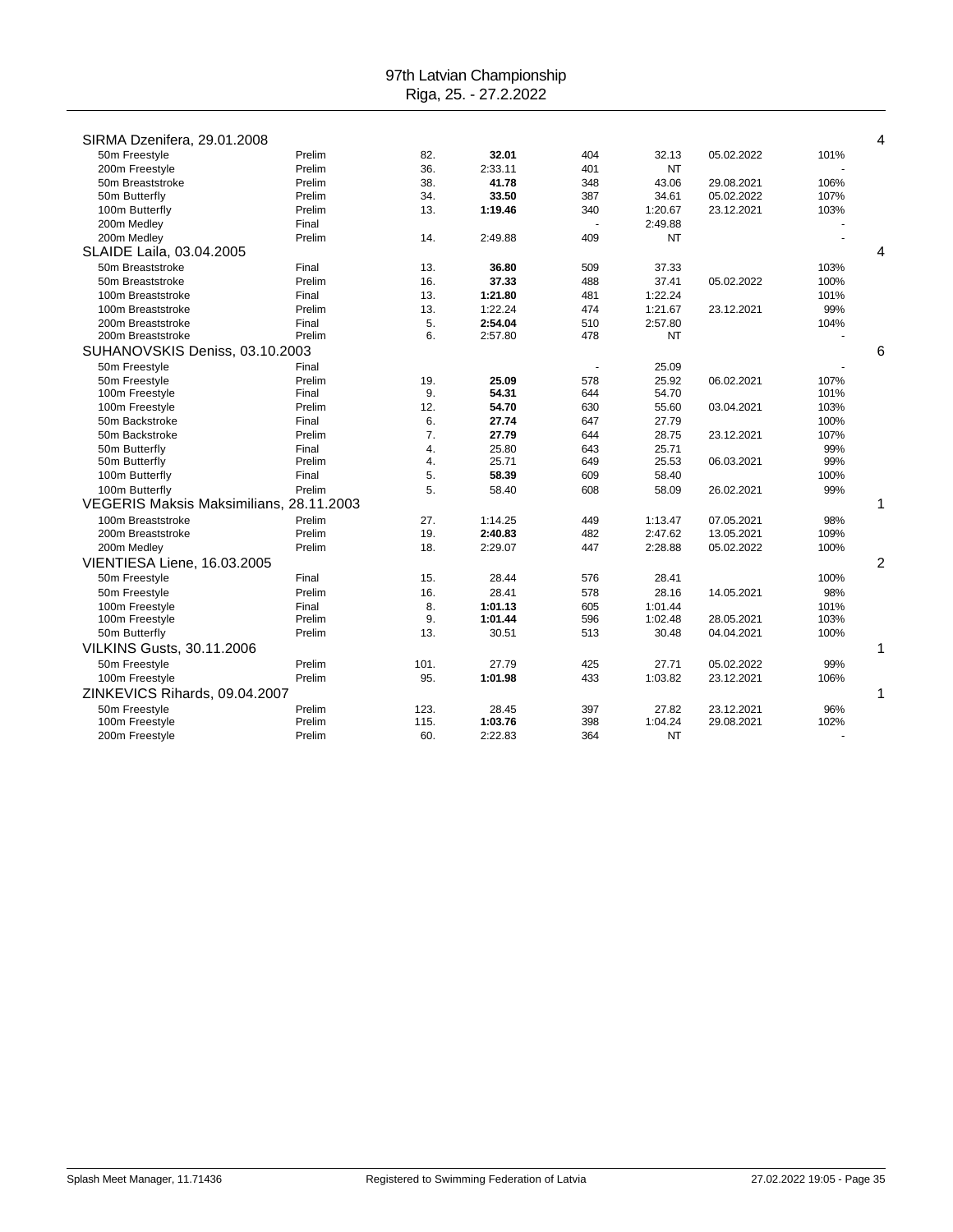# 97th Latvian Championship
Riga, 25. - 27.2.2022

| Athlete / Event | Round | Place | Time | Points | Entry time | Entry date | % | |
|---|---|---|---|---|---|---|---|---|
| **SIRMA Dzenifera, 29.01.2008** | | | | | | | | 4 |
| 50m Freestyle | Prelim | 82. | **32.01** | 404 | 32.13 | 05.02.2022 | 101% | |
| 200m Freestyle | Prelim | 36. | 2:33.11 | 401 | NT | | - | |
| 50m Breaststroke | Prelim | 38. | **41.78** | 348 | 43.06 | 29.08.2021 | 106% | |
| 50m Butterfly | Prelim | 34. | **33.50** | 387 | 34.61 | 05.02.2022 | 107% | |
| 100m Butterfly | Prelim | 13. | **1:19.46** | 340 | 1:20.67 | 23.12.2021 | 103% | |
| 200m Medley | Final | | | - | 2:49.88 | | - | |
| 200m Medley | Prelim | 14. | 2:49.88 | 409 | NT | | - | |
| **SLAIDE Laila, 03.04.2005** | | | | | | | | 4 |
| 50m Breaststroke | Final | 13. | **36.80** | 509 | 37.33 | | 103% | |
| 50m Breaststroke | Prelim | 16. | **37.33** | 488 | 37.41 | 05.02.2022 | 100% | |
| 100m Breaststroke | Final | 13. | **1:21.80** | 481 | 1:22.24 | | 101% | |
| 100m Breaststroke | Prelim | 13. | 1:22.24 | 474 | 1:21.67 | 23.12.2021 | 99% | |
| 200m Breaststroke | Final | 5. | **2:54.04** | 510 | 2:57.80 | | 104% | |
| 200m Breaststroke | Prelim | 6. | 2:57.80 | 478 | NT | | - | |
| **SUHANOVSKIS Deniss, 03.10.2003** | | | | | | | | 6 |
| 50m Freestyle | Final | | | - | 25.09 | | - | |
| 50m Freestyle | Prelim | 19. | **25.09** | 578 | 25.92 | 06.02.2021 | 107% | |
| 100m Freestyle | Final | 9. | **54.31** | 644 | 54.70 | | 101% | |
| 100m Freestyle | Prelim | 12. | **54.70** | 630 | 55.60 | 03.04.2021 | 103% | |
| 50m Backstroke | Final | 6. | **27.74** | 647 | 27.79 | | 100% | |
| 50m Backstroke | Prelim | 7. | **27.79** | 644 | 28.75 | 23.12.2021 | 107% | |
| 50m Butterfly | Final | 4. | 25.80 | 643 | 25.71 | | 99% | |
| 50m Butterfly | Prelim | 4. | 25.71 | 649 | 25.53 | 06.03.2021 | 99% | |
| 100m Butterfly | Final | 5. | **58.39** | 609 | 58.40 | | 100% | |
| 100m Butterfly | Prelim | 5. | 58.40 | 608 | 58.09 | 26.02.2021 | 99% | |
| **VEGERIS Maksis Maksimilians, 28.11.2003** | | | | | | | | 1 |
| 100m Breaststroke | Prelim | 27. | 1:14.25 | 449 | 1:13.47 | 07.05.2021 | 98% | |
| 200m Breaststroke | Prelim | 19. | **2:40.83** | 482 | 2:47.62 | 13.05.2021 | 109% | |
| 200m Medley | Prelim | 18. | 2:29.07 | 447 | 2:28.88 | 05.02.2022 | 100% | |
| **VIENTIESA Liene, 16.03.2005** | | | | | | | | 2 |
| 50m Freestyle | Final | 15. | 28.44 | 576 | 28.41 | | 100% | |
| 50m Freestyle | Prelim | 16. | 28.41 | 578 | 28.16 | 14.05.2021 | 98% | |
| 100m Freestyle | Final | 8. | **1:01.13** | 605 | 1:01.44 | | 101% | |
| 100m Freestyle | Prelim | 9. | **1:01.44** | 596 | 1:02.48 | 28.05.2021 | 103% | |
| 50m Butterfly | Prelim | 13. | 30.51 | 513 | 30.48 | 04.04.2021 | 100% | |
| **VILKINS Gusts, 30.11.2006** | | | | | | | | 1 |
| 50m Freestyle | Prelim | 101. | 27.79 | 425 | 27.71 | 05.02.2022 | 99% | |
| 100m Freestyle | Prelim | 95. | **1:01.98** | 433 | 1:03.82 | 23.12.2021 | 106% | |
| **ZINKEVICS Rihards, 09.04.2007** | | | | | | | | 1 |
| 50m Freestyle | Prelim | 123. | 28.45 | 397 | 27.82 | 23.12.2021 | 96% | |
| 100m Freestyle | Prelim | 115. | **1:03.76** | 398 | 1:04.24 | 29.08.2021 | 102% | |
| 200m Freestyle | Prelim | 60. | 2:22.83 | 364 | NT | | - | |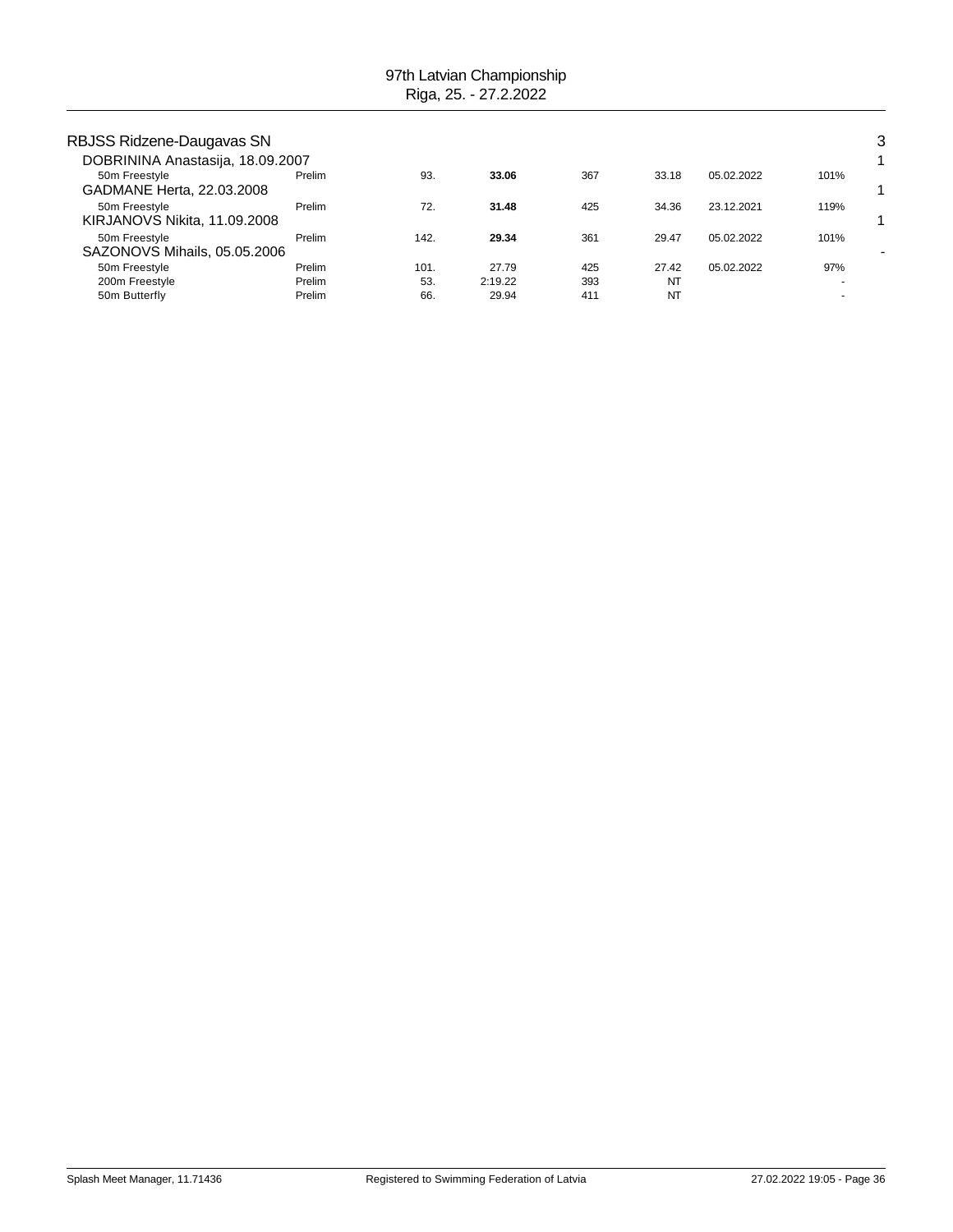97th Latvian Championship
Riga, 25. - 27.2.2022

## RBJSS Ridzene-Daugavas SN

3

| Swimmer / Event | Round | Place | Time | Points | Entry time | Entry date | % | |
|---|---|---|---|---|---|---|---|---|
| DOBRININA Anastasija, 18.09.2007 | | | | | | | | 1 |
| 50m Freestyle | Prelim | 93. | **33.06** | 367 | 33.18 | 05.02.2022 | 101% | |
| GADMANE Herta, 22.03.2008 | | | | | | | | 1 |
| 50m Freestyle | Prelim | 72. | **31.48** | 425 | 34.36 | 23.12.2021 | 119% | |
| KIRJANOVS Nikita, 11.09.2008 | | | | | | | | 1 |
| 50m Freestyle | Prelim | 142. | **29.34** | 361 | 29.47 | 05.02.2022 | 101% | |
| SAZONOVS Mihails, 05.05.2006 | | | | | | | | - |
| 50m Freestyle | Prelim | 101. | 27.79 | 425 | 27.42 | 05.02.2022 | 97% | |
| 200m Freestyle | Prelim | 53. | 2:19.22 | 393 | NT | | - | |
| 50m Butterfly | Prelim | 66. | 29.94 | 411 | NT | | - | |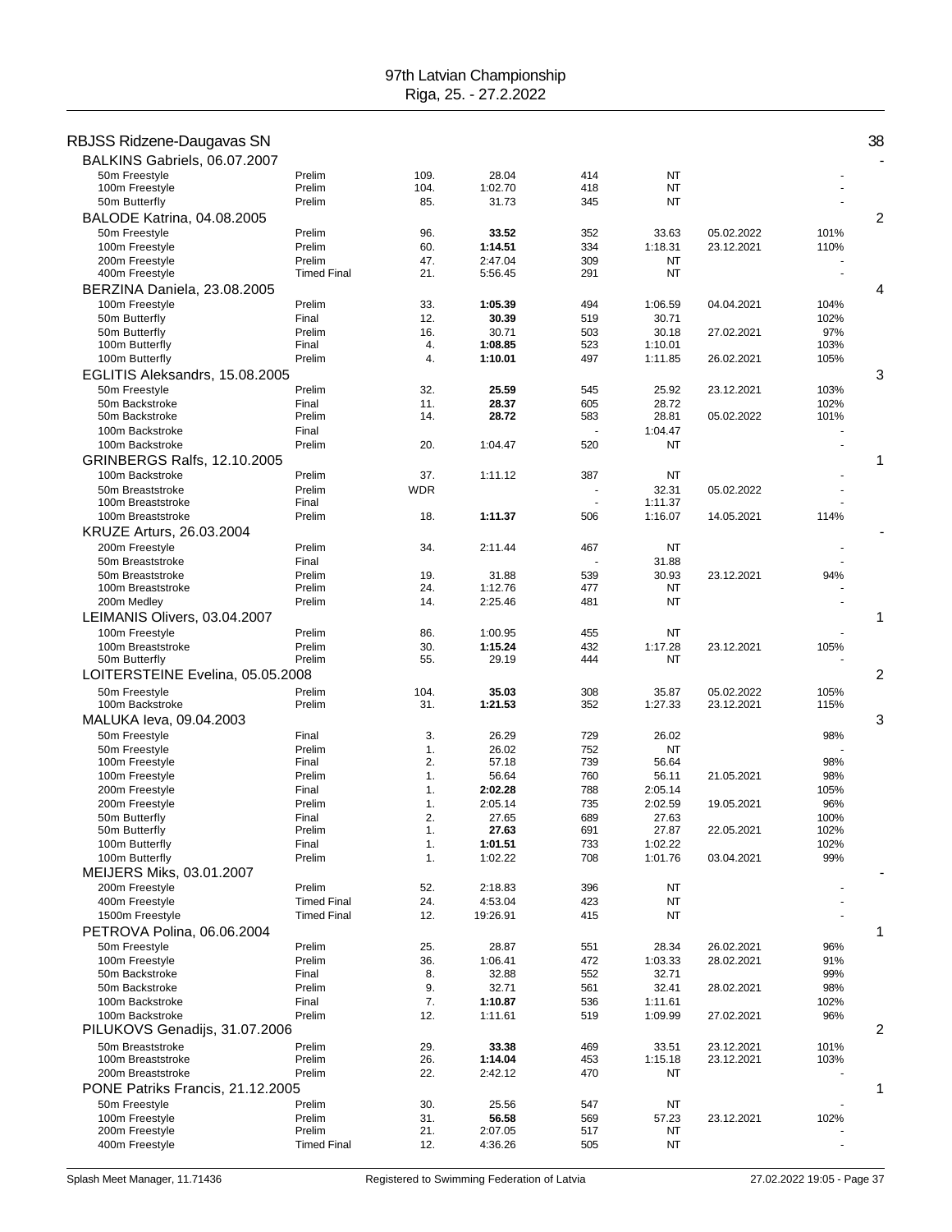97th Latvian Championship
Riga, 25. - 27.2.2022

## RBJSS Ridzene-Daugavas SN — 38

| Athlete / Event | Round | Place | Time | Points | Entry | Entry date | % | Medals |
|---|---|---|---|---|---|---|---|---|
| **BALKINS Gabriels, 06.07.2007** | | | | | | | | - |
| 50m Freestyle | Prelim | 109. | 28.04 | 414 | NT | | - | |
| 100m Freestyle | Prelim | 104. | 1:02.70 | 418 | NT | | - | |
| 50m Butterfly | Prelim | 85. | 31.73 | 345 | NT | | - | |
| **BALODE Katrina, 04.08.2005** | | | | | | | | 2 |
| 50m Freestyle | Prelim | 96. | **33.52** | 352 | 33.63 | 05.02.2022 | 101% | |
| 100m Freestyle | Prelim | 60. | **1:14.51** | 334 | 1:18.31 | 23.12.2021 | 110% | |
| 200m Freestyle | Prelim | 47. | 2:47.04 | 309 | NT | | - | |
| 400m Freestyle | Timed Final | 21. | 5:56.45 | 291 | NT | | - | |
| **BERZINA Daniela, 23.08.2005** | | | | | | | | 4 |
| 100m Freestyle | Prelim | 33. | **1:05.39** | 494 | 1:06.59 | 04.04.2021 | 104% | |
| 50m Butterfly | Final | 12. | **30.39** | 519 | 30.71 | | 102% | |
| 50m Butterfly | Prelim | 16. | 30.71 | 503 | 30.18 | 27.02.2021 | 97% | |
| 100m Butterfly | Final | 4. | **1:08.85** | 523 | 1:10.01 | | 103% | |
| 100m Butterfly | Prelim | 4. | **1:10.01** | 497 | 1:11.85 | 26.02.2021 | 105% | |
| **EGLITIS Aleksandrs, 15.08.2005** | | | | | | | | 3 |
| 50m Freestyle | Prelim | 32. | **25.59** | 545 | 25.92 | 23.12.2021 | 103% | |
| 50m Backstroke | Final | 11. | **28.37** | 605 | 28.72 | | 102% | |
| 50m Backstroke | Prelim | 14. | **28.72** | 583 | 28.81 | 05.02.2022 | 101% | |
| 100m Backstroke | Final | | | - | 1:04.47 | | - | |
| 100m Backstroke | Prelim | 20. | 1:04.47 | 520 | NT | | - | |
| **GRINBERGS Ralfs, 12.10.2005** | | | | | | | | 1 |
| 100m Backstroke | Prelim | 37. | 1:11.12 | 387 | NT | | - | |
| 50m Breaststroke | Prelim | WDR | | - | 32.31 | 05.02.2022 | - | |
| 100m Breaststroke | Final | | | - | 1:11.37 | | - | |
| 100m Breaststroke | Prelim | 18. | **1:11.37** | 506 | 1:16.07 | 14.05.2021 | 114% | |
| **KRUZE Arturs, 26.03.2004** | | | | | | | | - |
| 200m Freestyle | Prelim | 34. | 2:11.44 | 467 | NT | | - | |
| 50m Breaststroke | Final | | | - | 31.88 | | - | |
| 50m Breaststroke | Prelim | 19. | 31.88 | 539 | 30.93 | 23.12.2021 | 94% | |
| 100m Breaststroke | Prelim | 24. | 1:12.76 | 477 | NT | | - | |
| 200m Medley | Prelim | 14. | 2:25.46 | 481 | NT | | - | |
| **LEIMANIS Olivers, 03.04.2007** | | | | | | | | 1 |
| 100m Freestyle | Prelim | 86. | 1:00.95 | 455 | NT | | - | |
| 100m Breaststroke | Prelim | 30. | **1:15.24** | 432 | 1:17.28 | 23.12.2021 | 105% | |
| 50m Butterfly | Prelim | 55. | 29.19 | 444 | NT | | - | |
| **LOITERSTEINE Evelina, 05.05.2008** | | | | | | | | 2 |
| 50m Freestyle | Prelim | 104. | **35.03** | 308 | 35.87 | 05.02.2022 | 105% | |
| 100m Backstroke | Prelim | 31. | **1:21.53** | 352 | 1:27.33 | 23.12.2021 | 115% | |
| **MALUKA Ieva, 09.04.2003** | | | | | | | | 3 |
| 50m Freestyle | Final | 3. | 26.29 | 729 | 26.02 | | 98% | |
| 50m Freestyle | Prelim | 1. | 26.02 | 752 | NT | | - | |
| 100m Freestyle | Final | 2. | 57.18 | 739 | 56.64 | | 98% | |
| 100m Freestyle | Prelim | 1. | 56.64 | 760 | 56.11 | 21.05.2021 | 98% | |
| 200m Freestyle | Final | 1. | **2:02.28** | 788 | 2:05.14 | | 105% | |
| 200m Freestyle | Prelim | 1. | 2:05.14 | 735 | 2:02.59 | 19.05.2021 | 96% | |
| 50m Butterfly | Final | 2. | 27.65 | 689 | 27.63 | | 100% | |
| 50m Butterfly | Prelim | 1. | **27.63** | 691 | 27.87 | 22.05.2021 | 102% | |
| 100m Butterfly | Final | 1. | **1:01.51** | 733 | 1:02.22 | | 102% | |
| 100m Butterfly | Prelim | 1. | 1:02.22 | 708 | 1:01.76 | 03.04.2021 | 99% | |
| **MEIJERS Miks, 03.01.2007** | | | | | | | | - |
| 200m Freestyle | Prelim | 52. | 2:18.83 | 396 | NT | | - | |
| 400m Freestyle | Timed Final | 24. | 4:53.04 | 423 | NT | | - | |
| 1500m Freestyle | Timed Final | 12. | 19:26.91 | 415 | NT | | - | |
| **PETROVA Polina, 06.06.2004** | | | | | | | | 1 |
| 50m Freestyle | Prelim | 25. | 28.87 | 551 | 28.34 | 26.02.2021 | 96% | |
| 100m Freestyle | Prelim | 36. | 1:06.41 | 472 | 1:03.33 | 28.02.2021 | 91% | |
| 50m Backstroke | Final | 8. | 32.88 | 552 | 32.71 | | 99% | |
| 50m Backstroke | Prelim | 9. | 32.71 | 561 | 32.41 | 28.02.2021 | 98% | |
| 100m Backstroke | Final | 7. | **1:10.87** | 536 | 1:11.61 | | 102% | |
| 100m Backstroke | Prelim | 12. | 1:11.61 | 519 | 1:09.99 | 27.02.2021 | 96% | |
| **PILUKOVS Genadijs, 31.07.2006** | | | | | | | | 2 |
| 50m Breaststroke | Prelim | 29. | **33.38** | 469 | 33.51 | 23.12.2021 | 101% | |
| 100m Breaststroke | Prelim | 26. | **1:14.04** | 453 | 1:15.18 | 23.12.2021 | 103% | |
| 200m Breaststroke | Prelim | 22. | 2:42.12 | 470 | NT | | - | |
| **PONE Patriks Francis, 21.12.2005** | | | | | | | | 1 |
| 50m Freestyle | Prelim | 30. | 25.56 | 547 | NT | | - | |
| 100m Freestyle | Prelim | 31. | **56.58** | 569 | 57.23 | 23.12.2021 | 102% | |
| 200m Freestyle | Prelim | 21. | 2:07.05 | 517 | NT | | - | |
| 400m Freestyle | Timed Final | 12. | 4:36.26 | 505 | NT | | - | |

Splash Meet Manager, 11.71436 — Registered to Swimming Federation of Latvia — 27.02.2022 19:05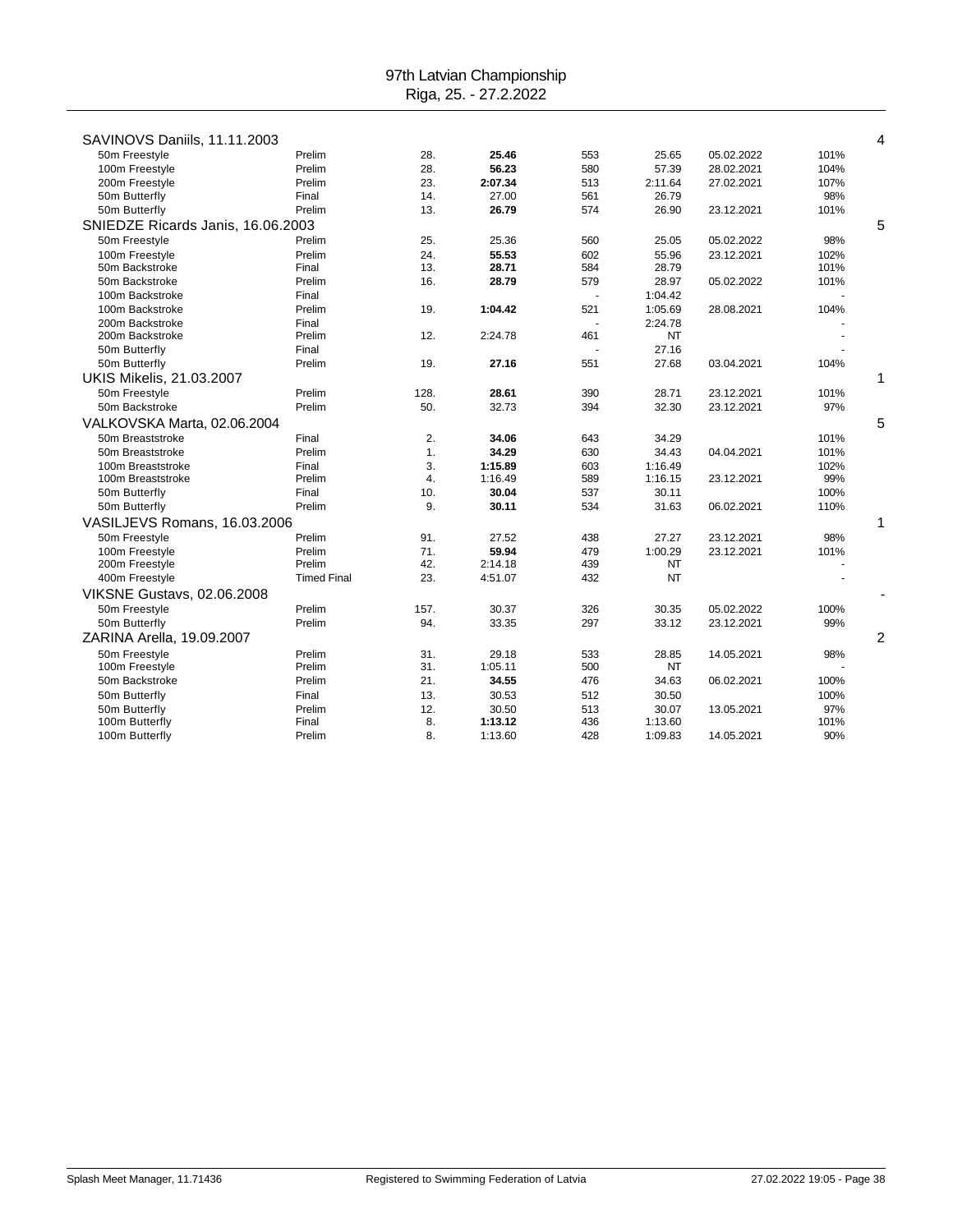97th Latvian Championship
Riga, 25. - 27.2.2022

**SAVINOVS Daniils, 11.11.2003** — 4

| Event | Round | Place | Time | Points | Entry time | Date | % |
|---|---|---|---|---|---|---|---|
| 50m Freestyle | Prelim | 28. | **25.46** | 553 | 25.65 | 05.02.2022 | 101% |
| 100m Freestyle | Prelim | 28. | **56.23** | 580 | 57.39 | 28.02.2021 | 104% |
| 200m Freestyle | Prelim | 23. | **2:07.34** | 513 | 2:11.64 | 27.02.2021 | 107% |
| 50m Butterfly | Final | 14. | 27.00 | 561 | 26.79 | | 98% |
| 50m Butterfly | Prelim | 13. | **26.79** | 574 | 26.90 | 23.12.2021 | 101% |

**SNIEDZE Ricards Janis, 16.06.2003** — 5

| Event | Round | Place | Time | Points | Entry time | Date | % |
|---|---|---|---|---|---|---|---|
| 50m Freestyle | Prelim | 25. | 25.36 | 560 | 25.05 | 05.02.2022 | 98% |
| 100m Freestyle | Prelim | 24. | **55.53** | 602 | 55.96 | 23.12.2021 | 102% |
| 50m Backstroke | Final | 13. | **28.71** | 584 | 28.79 | | 101% |
| 50m Backstroke | Prelim | 16. | **28.79** | 579 | 28.97 | 05.02.2022 | 101% |
| 100m Backstroke | Final | | | - | 1:04.42 | | - |
| 100m Backstroke | Prelim | 19. | **1:04.42** | 521 | 1:05.69 | 28.08.2021 | 104% |
| 200m Backstroke | Final | | | - | 2:24.78 | | - |
| 200m Backstroke | Prelim | 12. | 2:24.78 | 461 | NT | | - |
| 50m Butterfly | Final | | | - | 27.16 | | - |
| 50m Butterfly | Prelim | 19. | **27.16** | 551 | 27.68 | 03.04.2021 | 104% |

**UKIS Mikelis, 21.03.2007** — 1

| Event | Round | Place | Time | Points | Entry time | Date | % |
|---|---|---|---|---|---|---|---|
| 50m Freestyle | Prelim | 128. | **28.61** | 390 | 28.71 | 23.12.2021 | 101% |
| 50m Backstroke | Prelim | 50. | 32.73 | 394 | 32.30 | 23.12.2021 | 97% |

**VALKOVSKA Marta, 02.06.2004** — 5

| Event | Round | Place | Time | Points | Entry time | Date | % |
|---|---|---|---|---|---|---|---|
| 50m Breaststroke | Final | 2. | **34.06** | 643 | 34.29 | | 101% |
| 50m Breaststroke | Prelim | 1. | **34.29** | 630 | 34.43 | 04.04.2021 | 101% |
| 100m Breaststroke | Final | 3. | **1:15.89** | 603 | 1:16.49 | | 102% |
| 100m Breaststroke | Prelim | 4. | 1:16.49 | 589 | 1:16.15 | 23.12.2021 | 99% |
| 50m Butterfly | Final | 10. | **30.04** | 537 | 30.11 | | 100% |
| 50m Butterfly | Prelim | 9. | **30.11** | 534 | 31.63 | 06.02.2021 | 110% |

**VASILJEVS Romans, 16.03.2006** — 1

| Event | Round | Place | Time | Points | Entry time | Date | % |
|---|---|---|---|---|---|---|---|
| 50m Freestyle | Prelim | 91. | 27.52 | 438 | 27.27 | 23.12.2021 | 98% |
| 100m Freestyle | Prelim | 71. | **59.94** | 479 | 1:00.29 | 23.12.2021 | 101% |
| 200m Freestyle | Prelim | 42. | 2:14.18 | 439 | NT | | - |
| 400m Freestyle | Timed Final | 23. | 4:51.07 | 432 | NT | | - |

**VIKSNE Gustavs, 02.06.2008** — -

| Event | Round | Place | Time | Points | Entry time | Date | % |
|---|---|---|---|---|---|---|---|
| 50m Freestyle | Prelim | 157. | 30.37 | 326 | 30.35 | 05.02.2022 | 100% |
| 50m Butterfly | Prelim | 94. | 33.35 | 297 | 33.12 | 23.12.2021 | 99% |

**ZARINA Arella, 19.09.2007** — 2

| Event | Round | Place | Time | Points | Entry time | Date | % |
|---|---|---|---|---|---|---|---|
| 50m Freestyle | Prelim | 31. | 29.18 | 533 | 28.85 | 14.05.2021 | 98% |
| 100m Freestyle | Prelim | 31. | 1:05.11 | 500 | NT | | - |
| 50m Backstroke | Prelim | 21. | **34.55** | 476 | 34.63 | 06.02.2021 | 100% |
| 50m Butterfly | Final | 13. | 30.53 | 512 | 30.50 | | 100% |
| 50m Butterfly | Prelim | 12. | 30.50 | 513 | 30.07 | 13.05.2021 | 97% |
| 100m Butterfly | Final | 8. | **1:13.12** | 436 | 1:13.60 | | 101% |
| 100m Butterfly | Prelim | 8. | 1:13.60 | 428 | 1:09.83 | 14.05.2021 | 90% |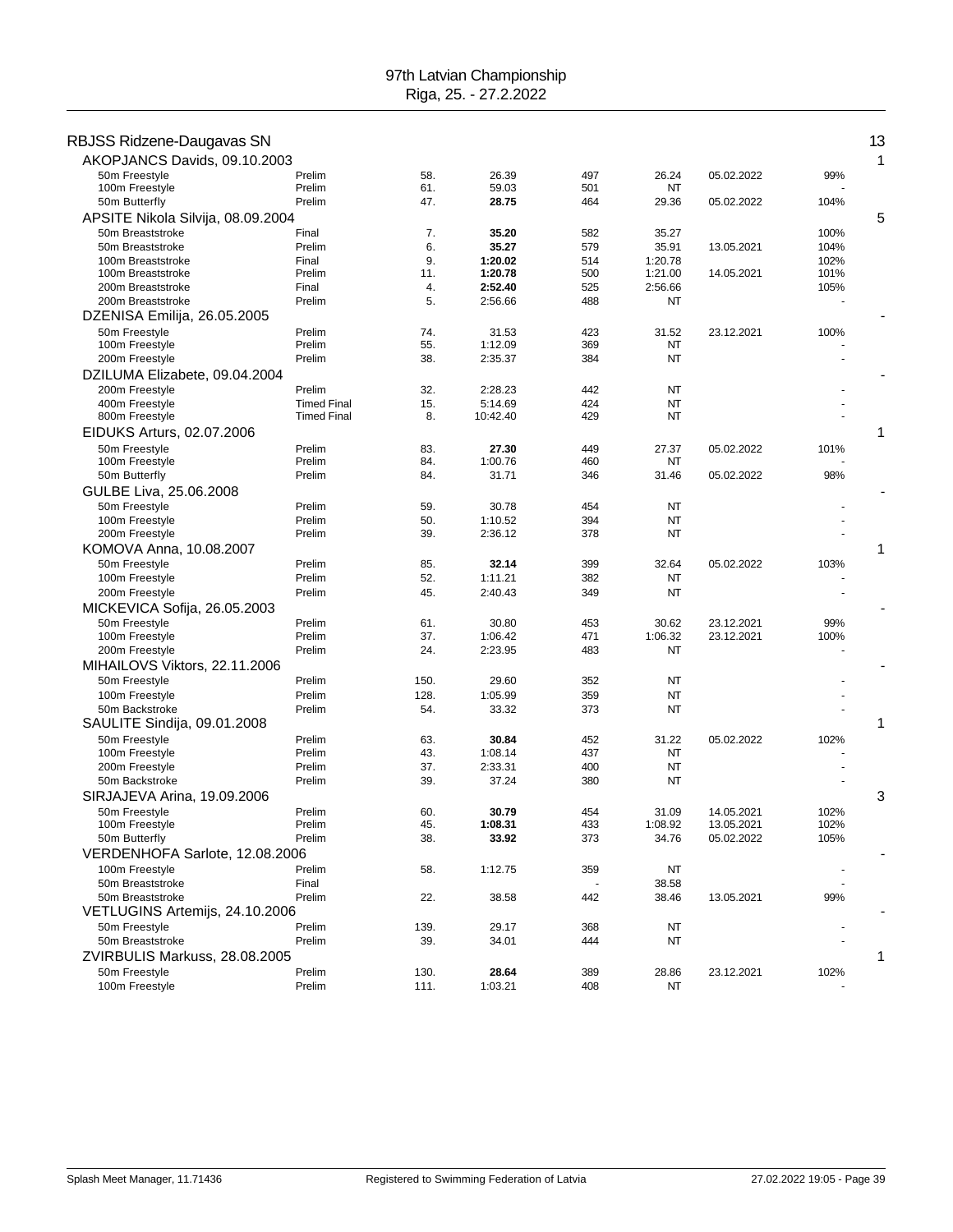# 97th Latvian Championship
Riga, 25. - 27.2.2022

## RBJSS Ridzene-Daugavas SN — 13

### AKOPJANCS Davids, 09.10.2003 — 1

| Event | Round | Place | Time | Points | Entry Time | Date | % |
|---|---|---|---|---|---|---|---|
| 50m Freestyle | Prelim | 58. | 26.39 | 497 | 26.24 | 05.02.2022 | 99% |
| 100m Freestyle | Prelim | 61. | 59.03 | 501 | NT | | - |
| 50m Butterfly | Prelim | 47. | **28.75** | 464 | 29.36 | 05.02.2022 | 104% |

### APSITE Nikola Silvija, 08.09.2004 — 5

| Event | Round | Place | Time | Points | Entry Time | Date | % |
|---|---|---|---|---|---|---|---|
| 50m Breaststroke | Final | 7. | **35.20** | 582 | 35.27 | | 100% |
| 50m Breaststroke | Prelim | 6. | **35.27** | 579 | 35.91 | 13.05.2021 | 104% |
| 100m Breaststroke | Final | 9. | **1:20.02** | 514 | 1:20.78 | | 102% |
| 100m Breaststroke | Prelim | 11. | **1:20.78** | 500 | 1:21.00 | 14.05.2021 | 101% |
| 200m Breaststroke | Final | 4. | **2:52.40** | 525 | 2:56.66 | | 105% |
| 200m Breaststroke | Prelim | 5. | 2:56.66 | 488 | NT | | - |

### DZENISA Emilija, 26.05.2005 — -

| Event | Round | Place | Time | Points | Entry Time | Date | % |
|---|---|---|---|---|---|---|---|
| 50m Freestyle | Prelim | 74. | 31.53 | 423 | 31.52 | 23.12.2021 | 100% |
| 100m Freestyle | Prelim | 55. | 1:12.09 | 369 | NT | | - |
| 200m Freestyle | Prelim | 38. | 2:35.37 | 384 | NT | | - |

### DZILUMA Elizabete, 09.04.2004 — -

| Event | Round | Place | Time | Points | Entry Time | Date | % |
|---|---|---|---|---|---|---|---|
| 200m Freestyle | Prelim | 32. | 2:28.23 | 442 | NT | | - |
| 400m Freestyle | Timed Final | 15. | 5:14.69 | 424 | NT | | - |
| 800m Freestyle | Timed Final | 8. | 10:42.40 | 429 | NT | | - |

### EIDUKS Arturs, 02.07.2006 — 1

| Event | Round | Place | Time | Points | Entry Time | Date | % |
|---|---|---|---|---|---|---|---|
| 50m Freestyle | Prelim | 83. | **27.30** | 449 | 27.37 | 05.02.2022 | 101% |
| 100m Freestyle | Prelim | 84. | 1:00.76 | 460 | NT | | - |
| 50m Butterfly | Prelim | 84. | 31.71 | 346 | 31.46 | 05.02.2022 | 98% |

### GULBE Liva, 25.06.2008 — -

| Event | Round | Place | Time | Points | Entry Time | Date | % |
|---|---|---|---|---|---|---|---|
| 50m Freestyle | Prelim | 59. | 30.78 | 454 | NT | | - |
| 100m Freestyle | Prelim | 50. | 1:10.52 | 394 | NT | | - |
| 200m Freestyle | Prelim | 39. | 2:36.12 | 378 | NT | | - |

### KOMOVA Anna, 10.08.2007 — 1

| Event | Round | Place | Time | Points | Entry Time | Date | % |
|---|---|---|---|---|---|---|---|
| 50m Freestyle | Prelim | 85. | **32.14** | 399 | 32.64 | 05.02.2022 | 103% |
| 100m Freestyle | Prelim | 52. | 1:11.21 | 382 | NT | | - |
| 200m Freestyle | Prelim | 45. | 2:40.43 | 349 | NT | | - |

### MICKEVICA Sofija, 26.05.2003 — -

| Event | Round | Place | Time | Points | Entry Time | Date | % |
|---|---|---|---|---|---|---|---|
| 50m Freestyle | Prelim | 61. | 30.80 | 453 | 30.62 | 23.12.2021 | 99% |
| 100m Freestyle | Prelim | 37. | 1:06.42 | 471 | 1:06.32 | 23.12.2021 | 100% |
| 200m Freestyle | Prelim | 24. | 2:23.95 | 483 | NT | | - |

### MIHAILOVS Viktors, 22.11.2006 — -

| Event | Round | Place | Time | Points | Entry Time | Date | % |
|---|---|---|---|---|---|---|---|
| 50m Freestyle | Prelim | 150. | 29.60 | 352 | NT | | - |
| 100m Freestyle | Prelim | 128. | 1:05.99 | 359 | NT | | - |
| 50m Backstroke | Prelim | 54. | 33.32 | 373 | NT | | - |

### SAULITE Sindija, 09.01.2008 — 1

| Event | Round | Place | Time | Points | Entry Time | Date | % |
|---|---|---|---|---|---|---|---|
| 50m Freestyle | Prelim | 63. | **30.84** | 452 | 31.22 | 05.02.2022 | 102% |
| 100m Freestyle | Prelim | 43. | 1:08.14 | 437 | NT | | - |
| 200m Freestyle | Prelim | 37. | 2:33.31 | 400 | NT | | - |
| 50m Backstroke | Prelim | 39. | 37.24 | 380 | NT | | - |

### SIRJAJEVA Arina, 19.09.2006 — 3

| Event | Round | Place | Time | Points | Entry Time | Date | % |
|---|---|---|---|---|---|---|---|
| 50m Freestyle | Prelim | 60. | **30.79** | 454 | 31.09 | 14.05.2021 | 102% |
| 100m Freestyle | Prelim | 45. | **1:08.31** | 433 | 1:08.92 | 13.05.2021 | 102% |
| 50m Butterfly | Prelim | 38. | **33.92** | 373 | 34.76 | 05.02.2022 | 105% |

### VERDENHOFA Sarlote, 12.08.2006 — -

| Event | Round | Place | Time | Points | Entry Time | Date | % |
|---|---|---|---|---|---|---|---|
| 100m Freestyle | Prelim | 58. | 1:12.75 | 359 | NT | | - |
| 50m Breaststroke | Final | | | - | 38.58 | | - |
| 50m Breaststroke | Prelim | 22. | 38.58 | 442 | 38.46 | 13.05.2021 | 99% |

### VETLUGINS Artemijs, 24.10.2006 — -

| Event | Round | Place | Time | Points | Entry Time | Date | % |
|---|---|---|---|---|---|---|---|
| 50m Freestyle | Prelim | 139. | 29.17 | 368 | NT | | - |
| 50m Breaststroke | Prelim | 39. | 34.01 | 444 | NT | | - |

### ZVIRBULIS Markuss, 28.08.2005 — 1

| Event | Round | Place | Time | Points | Entry Time | Date | % |
|---|---|---|---|---|---|---|---|
| 50m Freestyle | Prelim | 130. | **28.64** | 389 | 28.86 | 23.12.2021 | 102% |
| 100m Freestyle | Prelim | 111. | 1:03.21 | 408 | NT | | - |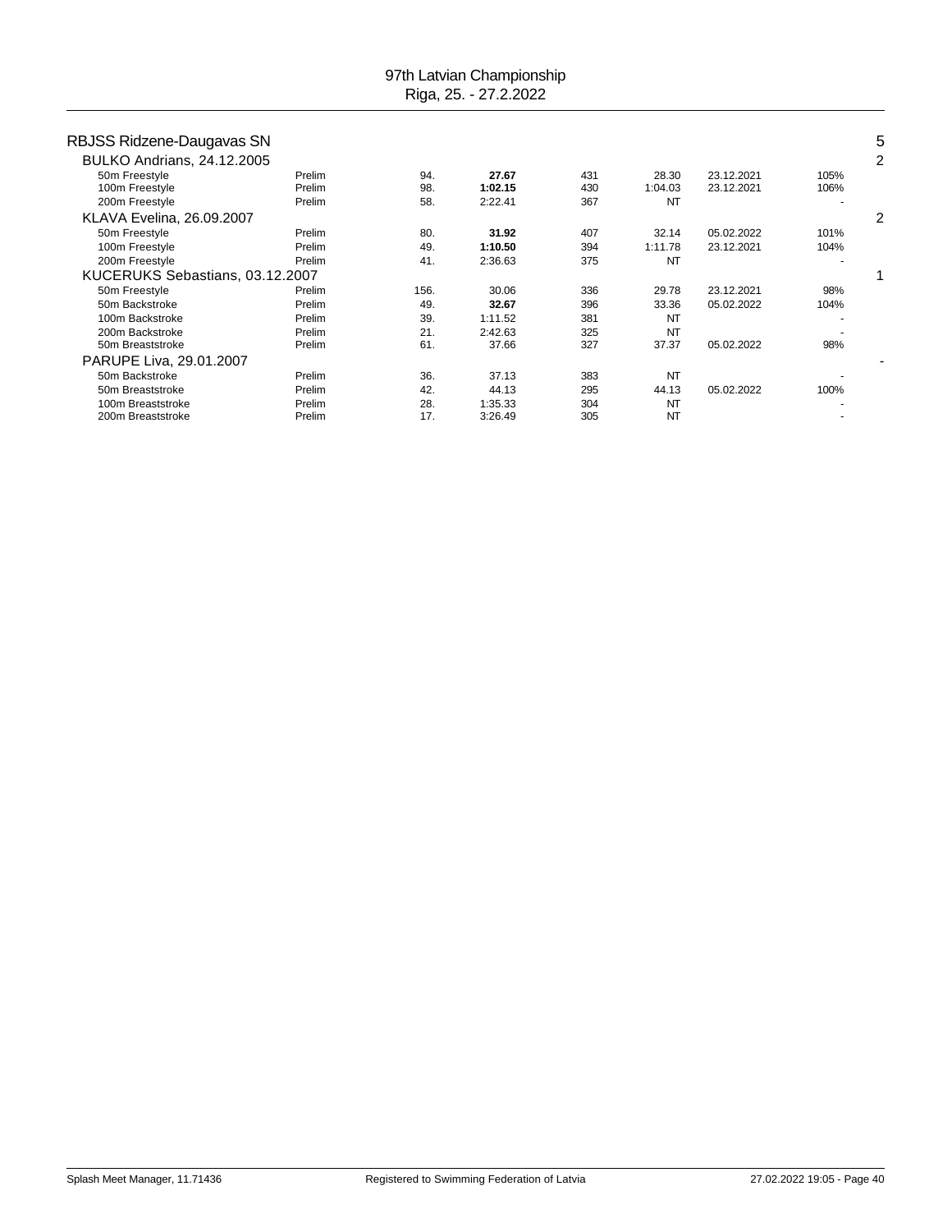# 97th Latvian Championship

Riga, 25. - 27.2.2022

## RBJSS Ridzene-Daugavas SN — 5

### BULKO Andrians, 24.12.2005 — 2

| Event | Round | Place | Time | Points | Entry time | Date | % |
|---|---|---|---|---|---|---|---|
| 50m Freestyle | Prelim | 94. | **27.67** | 431 | 28.30 | 23.12.2021 | 105% |
| 100m Freestyle | Prelim | 98. | **1:02.15** | 430 | 1:04.03 | 23.12.2021 | 106% |
| 200m Freestyle | Prelim | 58. | 2:22.41 | 367 | NT | | - |

### KLAVA Evelina, 26.09.2007 — 2

| Event | Round | Place | Time | Points | Entry time | Date | % |
|---|---|---|---|---|---|---|---|
| 50m Freestyle | Prelim | 80. | **31.92** | 407 | 32.14 | 05.02.2022 | 101% |
| 100m Freestyle | Prelim | 49. | **1:10.50** | 394 | 1:11.78 | 23.12.2021 | 104% |
| 200m Freestyle | Prelim | 41. | 2:36.63 | 375 | NT | | - |

### KUCERUKS Sebastians, 03.12.2007 — 1

| Event | Round | Place | Time | Points | Entry time | Date | % |
|---|---|---|---|---|---|---|---|
| 50m Freestyle | Prelim | 156. | 30.06 | 336 | 29.78 | 23.12.2021 | 98% |
| 50m Backstroke | Prelim | 49. | **32.67** | 396 | 33.36 | 05.02.2022 | 104% |
| 100m Backstroke | Prelim | 39. | 1:11.52 | 381 | NT | | - |
| 200m Backstroke | Prelim | 21. | 2:42.63 | 325 | NT | | - |
| 50m Breaststroke | Prelim | 61. | 37.66 | 327 | 37.37 | 05.02.2022 | 98% |

### PARUPE Liva, 29.01.2007 — -

| Event | Round | Place | Time | Points | Entry time | Date | % |
|---|---|---|---|---|---|---|---|
| 50m Backstroke | Prelim | 36. | 37.13 | 383 | NT | | - |
| 50m Breaststroke | Prelim | 42. | 44.13 | 295 | 44.13 | 05.02.2022 | 100% |
| 100m Breaststroke | Prelim | 28. | 1:35.33 | 304 | NT | | - |
| 200m Breaststroke | Prelim | 17. | 3:26.49 | 305 | NT | | - |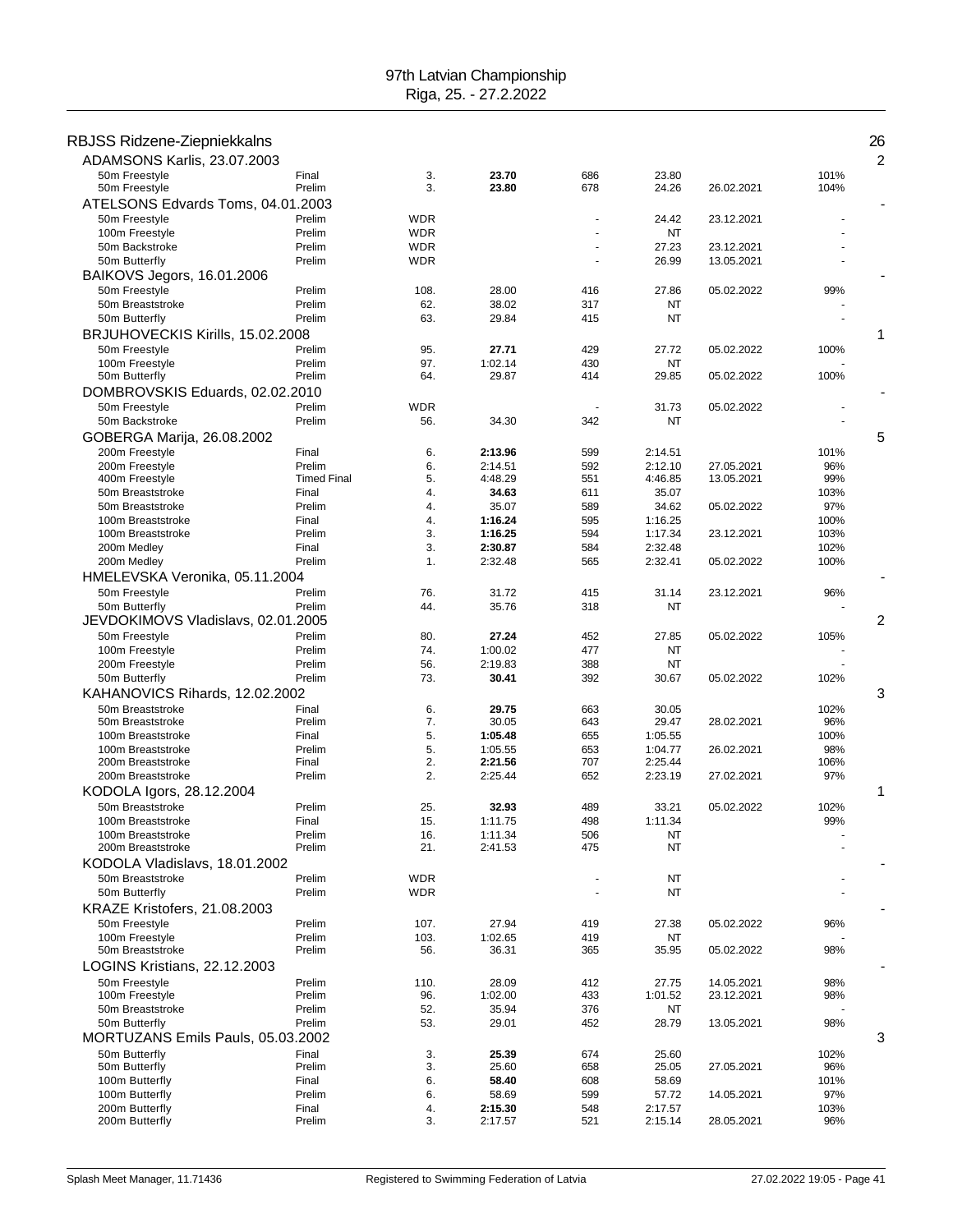# 97th Latvian Championship
Riga, 25. - 27.2.2022

## RBJSS Ridzene-Ziepniekkalns — 26

### ADAMSONS Karlis, 23.07.2003 — 2

| Event | Round | Place | Time | Points | Entry | Date | % |
|---|---|---|---|---|---|---|---|
| 50m Freestyle | Final | 3. | **23.70** | 686 | 23.80 | | 101% |
| 50m Freestyle | Prelim | 3. | **23.80** | 678 | 24.26 | 26.02.2021 | 104% |

### ATELSONS Edvards Toms, 04.01.2003 — -

| Event | Round | Place | Time | Points | Entry | Date | % |
|---|---|---|---|---|---|---|---|
| 50m Freestyle | Prelim | WDR | | - | 24.42 | 23.12.2021 | - |
| 100m Freestyle | Prelim | WDR | | - | NT | | - |
| 50m Backstroke | Prelim | WDR | | - | 27.23 | 23.12.2021 | - |
| 50m Butterfly | Prelim | WDR | | - | 26.99 | 13.05.2021 | - |

### BAIKOVS Jegors, 16.01.2006 — -

| Event | Round | Place | Time | Points | Entry | Date | % |
|---|---|---|---|---|---|---|---|
| 50m Freestyle | Prelim | 108. | 28.00 | 416 | 27.86 | 05.02.2022 | 99% |
| 50m Breaststroke | Prelim | 62. | 38.02 | 317 | NT | | - |
| 50m Butterfly | Prelim | 63. | 29.84 | 415 | NT | | - |

### BRJUHOVECKIS Kirills, 15.02.2008 — 1

| Event | Round | Place | Time | Points | Entry | Date | % |
|---|---|---|---|---|---|---|---|
| 50m Freestyle | Prelim | 95. | **27.71** | 429 | 27.72 | 05.02.2022 | 100% |
| 100m Freestyle | Prelim | 97. | 1:02.14 | 430 | NT | | - |
| 50m Butterfly | Prelim | 64. | 29.87 | 414 | 29.85 | 05.02.2022 | 100% |

### DOMBROVSKIS Eduards, 02.02.2010 — -

| Event | Round | Place | Time | Points | Entry | Date | % |
|---|---|---|---|---|---|---|---|
| 50m Freestyle | Prelim | WDR | | - | 31.73 | 05.02.2022 | - |
| 50m Backstroke | Prelim | 56. | 34.30 | 342 | NT | | - |

### GOBERGA Marija, 26.08.2002 — 5

| Event | Round | Place | Time | Points | Entry | Date | % |
|---|---|---|---|---|---|---|---|
| 200m Freestyle | Final | 6. | **2:13.96** | 599 | 2:14.51 | | 101% |
| 200m Freestyle | Prelim | 6. | 2:14.51 | 592 | 2:12.10 | 27.05.2021 | 96% |
| 400m Freestyle | Timed Final | 5. | 4:48.29 | 551 | 4:46.85 | 13.05.2021 | 99% |
| 50m Breaststroke | Final | 4. | **34.63** | 611 | 35.07 | | 103% |
| 50m Breaststroke | Prelim | 4. | 35.07 | 589 | 34.62 | 05.02.2022 | 97% |
| 100m Breaststroke | Final | 4. | **1:16.24** | 595 | 1:16.25 | | 100% |
| 100m Breaststroke | Prelim | 3. | **1:16.25** | 594 | 1:17.34 | 23.12.2021 | 103% |
| 200m Medley | Final | 3. | **2:30.87** | 584 | 2:32.48 | | 102% |
| 200m Medley | Prelim | 1. | 2:32.48 | 565 | 2:32.41 | 05.02.2022 | 100% |

### HMELEVSKA Veronika, 05.11.2004 — -

| Event | Round | Place | Time | Points | Entry | Date | % |
|---|---|---|---|---|---|---|---|
| 50m Freestyle | Prelim | 76. | 31.72 | 415 | 31.14 | 23.12.2021 | 96% |
| 50m Butterfly | Prelim | 44. | 35.76 | 318 | NT | | - |

### JEVDOKIMOVS Vladislavs, 02.01.2005 — 2

| Event | Round | Place | Time | Points | Entry | Date | % |
|---|---|---|---|---|---|---|---|
| 50m Freestyle | Prelim | 80. | **27.24** | 452 | 27.85 | 05.02.2022 | 105% |
| 100m Freestyle | Prelim | 74. | 1:00.02 | 477 | NT | | - |
| 200m Freestyle | Prelim | 56. | 2:19.83 | 388 | NT | | - |
| 50m Butterfly | Prelim | 73. | **30.41** | 392 | 30.67 | 05.02.2022 | 102% |

### KAHANOVICS Rihards, 12.02.2002 — 3

| Event | Round | Place | Time | Points | Entry | Date | % |
|---|---|---|---|---|---|---|---|
| 50m Breaststroke | Final | 6. | **29.75** | 663 | 30.05 | | 102% |
| 50m Breaststroke | Prelim | 7. | 30.05 | 643 | 29.47 | 28.02.2021 | 96% |
| 100m Breaststroke | Final | 5. | **1:05.48** | 655 | 1:05.55 | | 100% |
| 100m Breaststroke | Prelim | 5. | 1:05.55 | 653 | 1:04.77 | 26.02.2021 | 98% |
| 200m Breaststroke | Final | 2. | **2:21.56** | 707 | 2:25.44 | | 106% |
| 200m Breaststroke | Prelim | 2. | 2:25.44 | 652 | 2:23.19 | 27.02.2021 | 97% |

### KODOLA Igors, 28.12.2004 — 1

| Event | Round | Place | Time | Points | Entry | Date | % |
|---|---|---|---|---|---|---|---|
| 50m Breaststroke | Prelim | 25. | **32.93** | 489 | 33.21 | 05.02.2022 | 102% |
| 100m Breaststroke | Final | 15. | 1:11.75 | 498 | 1:11.34 | | 99% |
| 100m Breaststroke | Prelim | 16. | 1:11.34 | 506 | NT | | - |
| 200m Breaststroke | Prelim | 21. | 2:41.53 | 475 | NT | | - |

### KODOLA Vladislavs, 18.01.2002 — -

| Event | Round | Place | Time | Points | Entry | Date | % |
|---|---|---|---|---|---|---|---|
| 50m Breaststroke | Prelim | WDR | | - | NT | | - |
| 50m Butterfly | Prelim | WDR | | - | NT | | - |

### KRAZE Kristofers, 21.08.2003 — -

| Event | Round | Place | Time | Points | Entry | Date | % |
|---|---|---|---|---|---|---|---|
| 50m Freestyle | Prelim | 107. | 27.94 | 419 | 27.38 | 05.02.2022 | 96% |
| 100m Freestyle | Prelim | 103. | 1:02.65 | 419 | NT | | - |
| 50m Breaststroke | Prelim | 56. | 36.31 | 365 | 35.95 | 05.02.2022 | 98% |

### LOGINS Kristians, 22.12.2003 — -

| Event | Round | Place | Time | Points | Entry | Date | % |
|---|---|---|---|---|---|---|---|
| 50m Freestyle | Prelim | 110. | 28.09 | 412 | 27.75 | 14.05.2021 | 98% |
| 100m Freestyle | Prelim | 96. | 1:02.00 | 433 | 1:01.52 | 23.12.2021 | 98% |
| 50m Breaststroke | Prelim | 52. | 35.94 | 376 | NT | | - |
| 50m Butterfly | Prelim | 53. | 29.01 | 452 | 28.79 | 13.05.2021 | 98% |

### MORTUZANS Emils Pauls, 05.03.2002 — 3

| Event | Round | Place | Time | Points | Entry | Date | % |
|---|---|---|---|---|---|---|---|
| 50m Butterfly | Final | 3. | **25.39** | 674 | 25.60 | | 102% |
| 50m Butterfly | Prelim | 3. | 25.60 | 658 | 25.05 | 27.05.2021 | 96% |
| 100m Butterfly | Final | 6. | **58.40** | 608 | 58.69 | | 101% |
| 100m Butterfly | Prelim | 6. | 58.69 | 599 | 57.72 | 14.05.2021 | 97% |
| 200m Butterfly | Final | 4. | **2:15.30** | 548 | 2:17.57 | | 103% |
| 200m Butterfly | Prelim | 3. | 2:17.57 | 521 | 2:15.14 | 28.05.2021 | 96% |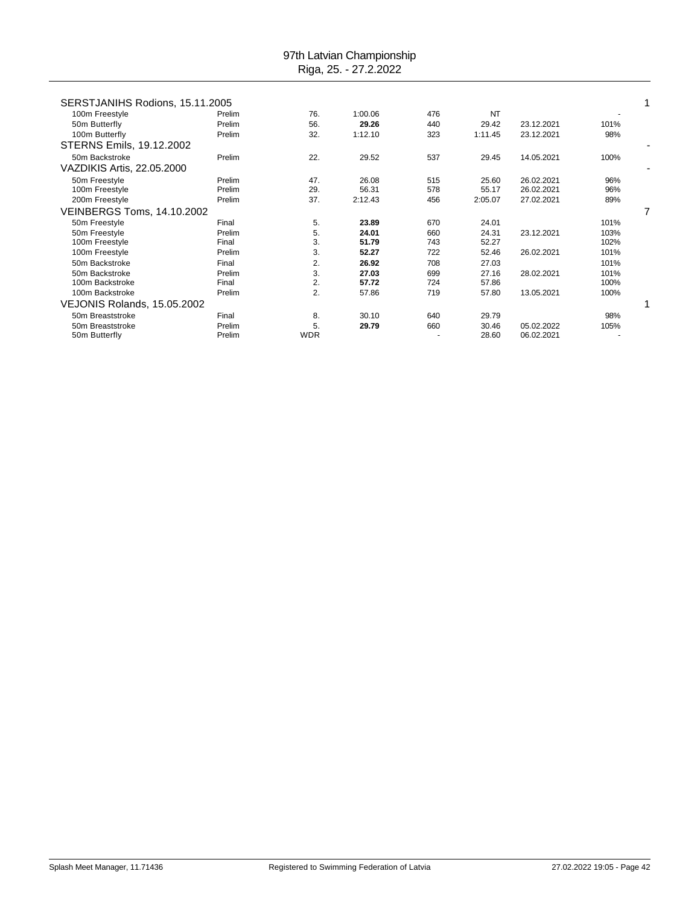97th Latvian Championship
Riga, 25. - 27.2.2022

| Swimmer / Event | Round | Place | Time | Points | Entry time | Entry date | % | |
|---|---|---|---|---|---|---|---|---|
| **SERSTJANIHS Rodions, 15.11.2005** | | | | | | | | 1 |
| 100m Freestyle | Prelim | 76. | 1:00.06 | 476 | NT | | - | |
| 50m Butterfly | Prelim | 56. | **29.26** | 440 | 29.42 | 23.12.2021 | 101% | |
| 100m Butterfly | Prelim | 32. | 1:12.10 | 323 | 1:11.45 | 23.12.2021 | 98% | |
| **STERNS Emils, 19.12.2002** | | | | | | | | - |
| 50m Backstroke | Prelim | 22. | 29.52 | 537 | 29.45 | 14.05.2021 | 100% | |
| **VAZDIKIS Artis, 22.05.2000** | | | | | | | | - |
| 50m Freestyle | Prelim | 47. | 26.08 | 515 | 25.60 | 26.02.2021 | 96% | |
| 100m Freestyle | Prelim | 29. | 56.31 | 578 | 55.17 | 26.02.2021 | 96% | |
| 200m Freestyle | Prelim | 37. | 2:12.43 | 456 | 2:05.07 | 27.02.2021 | 89% | |
| **VEINBERGS Toms, 14.10.2002** | | | | | | | | 7 |
| 50m Freestyle | Final | 5. | **23.89** | 670 | 24.01 | | 101% | |
| 50m Freestyle | Prelim | 5. | **24.01** | 660 | 24.31 | 23.12.2021 | 103% | |
| 100m Freestyle | Final | 3. | **51.79** | 743 | 52.27 | | 102% | |
| 100m Freestyle | Prelim | 3. | **52.27** | 722 | 52.46 | 26.02.2021 | 101% | |
| 50m Backstroke | Final | 2. | **26.92** | 708 | 27.03 | | 101% | |
| 50m Backstroke | Prelim | 3. | **27.03** | 699 | 27.16 | 28.02.2021 | 101% | |
| 100m Backstroke | Final | 2. | **57.72** | 724 | 57.86 | | 100% | |
| 100m Backstroke | Prelim | 2. | 57.86 | 719 | 57.80 | 13.05.2021 | 100% | |
| **VEJONIS Rolands, 15.05.2002** | | | | | | | | 1 |
| 50m Breaststroke | Final | 8. | 30.10 | 640 | 29.79 | | 98% | |
| 50m Breaststroke | Prelim | 5. | **29.79** | 660 | 30.46 | 05.02.2022 | 105% | |
| 50m Butterfly | Prelim | WDR | | - | 28.60 | 06.02.2021 | - | |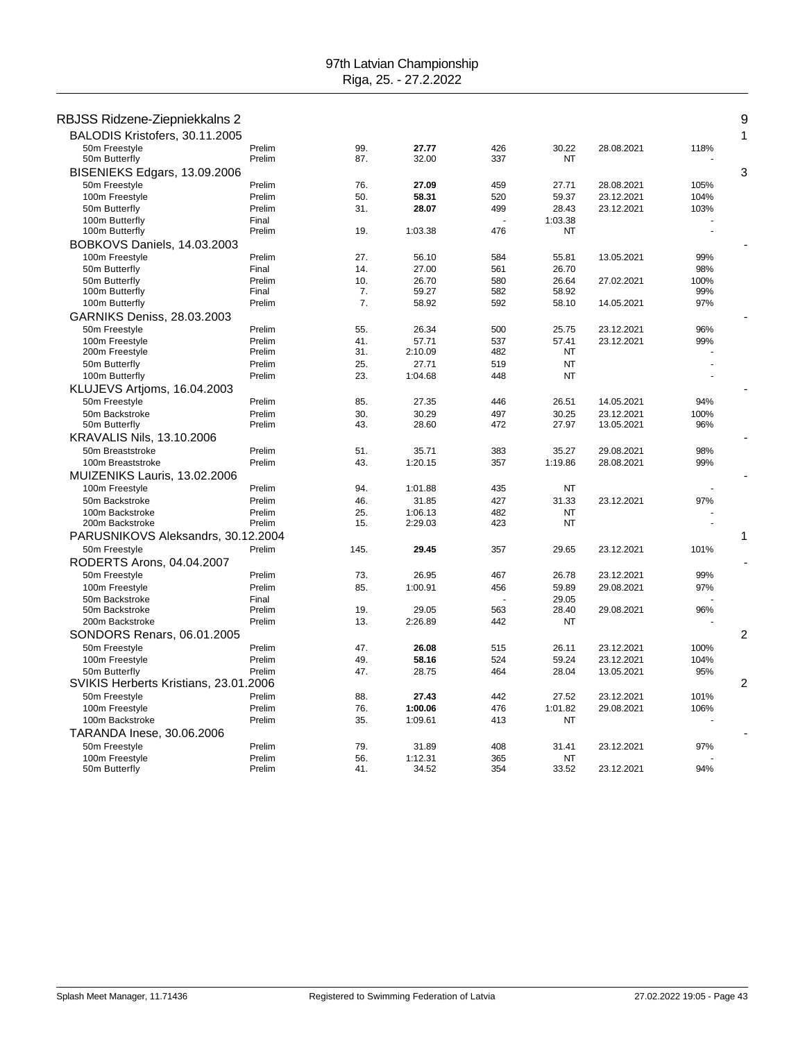# 97th Latvian Championship

Riga, 25. - 27.2.2022

## RBJSS Ridzene-Ziepniekkalns 2 — 9

| Event | Round | Place | Time | Points | Entry time | Date | % | Medals |
|---|---|---|---|---|---|---|---|---|
| **BALODIS Kristofers, 30.11.2005** | | | | | | | | 1 |
| 50m Freestyle | Prelim | 99. | **27.77** | 426 | 30.22 | 28.08.2021 | 118% | |
| 50m Butterfly | Prelim | 87. | 32.00 | 337 | NT | | - | |
| **BISENIEKS Edgars, 13.09.2006** | | | | | | | | 3 |
| 50m Freestyle | Prelim | 76. | **27.09** | 459 | 27.71 | 28.08.2021 | 105% | |
| 100m Freestyle | Prelim | 50. | **58.31** | 520 | 59.37 | 23.12.2021 | 104% | |
| 50m Butterfly | Prelim | 31. | **28.07** | 499 | 28.43 | 23.12.2021 | 103% | |
| 100m Butterfly | Final | | | - | 1:03.38 | | - | |
| 100m Butterfly | Prelim | 19. | 1:03.38 | 476 | NT | | - | |
| **BOBKOVS Daniels, 14.03.2003** | | | | | | | | - |
| 100m Freestyle | Prelim | 27. | 56.10 | 584 | 55.81 | 13.05.2021 | 99% | |
| 50m Butterfly | Final | 14. | 27.00 | 561 | 26.70 | | 98% | |
| 50m Butterfly | Prelim | 10. | 26.70 | 580 | 26.64 | 27.02.2021 | 100% | |
| 100m Butterfly | Final | 7. | 59.27 | 582 | 58.92 | | 99% | |
| 100m Butterfly | Prelim | 7. | 58.92 | 592 | 58.10 | 14.05.2021 | 97% | |
| **GARNIKS Deniss, 28.03.2003** | | | | | | | | - |
| 50m Freestyle | Prelim | 55. | 26.34 | 500 | 25.75 | 23.12.2021 | 96% | |
| 100m Freestyle | Prelim | 41. | 57.71 | 537 | 57.41 | 23.12.2021 | 99% | |
| 200m Freestyle | Prelim | 31. | 2:10.09 | 482 | NT | | - | |
| 50m Butterfly | Prelim | 25. | 27.71 | 519 | NT | | - | |
| 100m Butterfly | Prelim | 23. | 1:04.68 | 448 | NT | | - | |
| **KLUJEVS Artjoms, 16.04.2003** | | | | | | | | - |
| 50m Freestyle | Prelim | 85. | 27.35 | 446 | 26.51 | 14.05.2021 | 94% | |
| 50m Backstroke | Prelim | 30. | 30.29 | 497 | 30.25 | 23.12.2021 | 100% | |
| 50m Butterfly | Prelim | 43. | 28.60 | 472 | 27.97 | 13.05.2021 | 96% | |
| **KRAVALIS Nils, 13.10.2006** | | | | | | | | - |
| 50m Breaststroke | Prelim | 51. | 35.71 | 383 | 35.27 | 29.08.2021 | 98% | |
| 100m Breaststroke | Prelim | 43. | 1:20.15 | 357 | 1:19.86 | 28.08.2021 | 99% | |
| **MUIZENIKS Lauris, 13.02.2006** | | | | | | | | - |
| 100m Freestyle | Prelim | 94. | 1:01.88 | 435 | NT | | - | |
| 50m Backstroke | Prelim | 46. | 31.85 | 427 | 31.33 | 23.12.2021 | 97% | |
| 100m Backstroke | Prelim | 25. | 1:06.13 | 482 | NT | | - | |
| 200m Backstroke | Prelim | 15. | 2:29.03 | 423 | NT | | - | |
| **PARUSNIKOVS Aleksandrs, 30.12.2004** | | | | | | | | 1 |
| 50m Freestyle | Prelim | 145. | **29.45** | 357 | 29.65 | 23.12.2021 | 101% | |
| **RODERTS Arons, 04.04.2007** | | | | | | | | - |
| 50m Freestyle | Prelim | 73. | 26.95 | 467 | 26.78 | 23.12.2021 | 99% | |
| 100m Freestyle | Prelim | 85. | 1:00.91 | 456 | 59.89 | 29.08.2021 | 97% | |
| 50m Backstroke | Final | | | - | 29.05 | | - | |
| 50m Backstroke | Prelim | 19. | 29.05 | 563 | 28.40 | 29.08.2021 | 96% | |
| 200m Backstroke | Prelim | 13. | 2:26.89 | 442 | NT | | - | |
| **SONDORS Renars, 06.01.2005** | | | | | | | | 2 |
| 50m Freestyle | Prelim | 47. | **26.08** | 515 | 26.11 | 23.12.2021 | 100% | |
| 100m Freestyle | Prelim | 49. | **58.16** | 524 | 59.24 | 23.12.2021 | 104% | |
| 50m Butterfly | Prelim | 47. | 28.75 | 464 | 28.04 | 13.05.2021 | 95% | |
| **SVIKIS Herberts Kristians, 23.01.2006** | | | | | | | | 2 |
| 50m Freestyle | Prelim | 88. | **27.43** | 442 | 27.52 | 23.12.2021 | 101% | |
| 100m Freestyle | Prelim | 76. | **1:00.06** | 476 | 1:01.82 | 29.08.2021 | 106% | |
| 100m Backstroke | Prelim | 35. | 1:09.61 | 413 | NT | | - | |
| **TARANDA Inese, 30.06.2006** | | | | | | | | - |
| 50m Freestyle | Prelim | 79. | 31.89 | 408 | 31.41 | 23.12.2021 | 97% | |
| 100m Freestyle | Prelim | 56. | 1:12.31 | 365 | NT | | - | |
| 50m Butterfly | Prelim | 41. | 34.52 | 354 | 33.52 | 23.12.2021 | 94% | |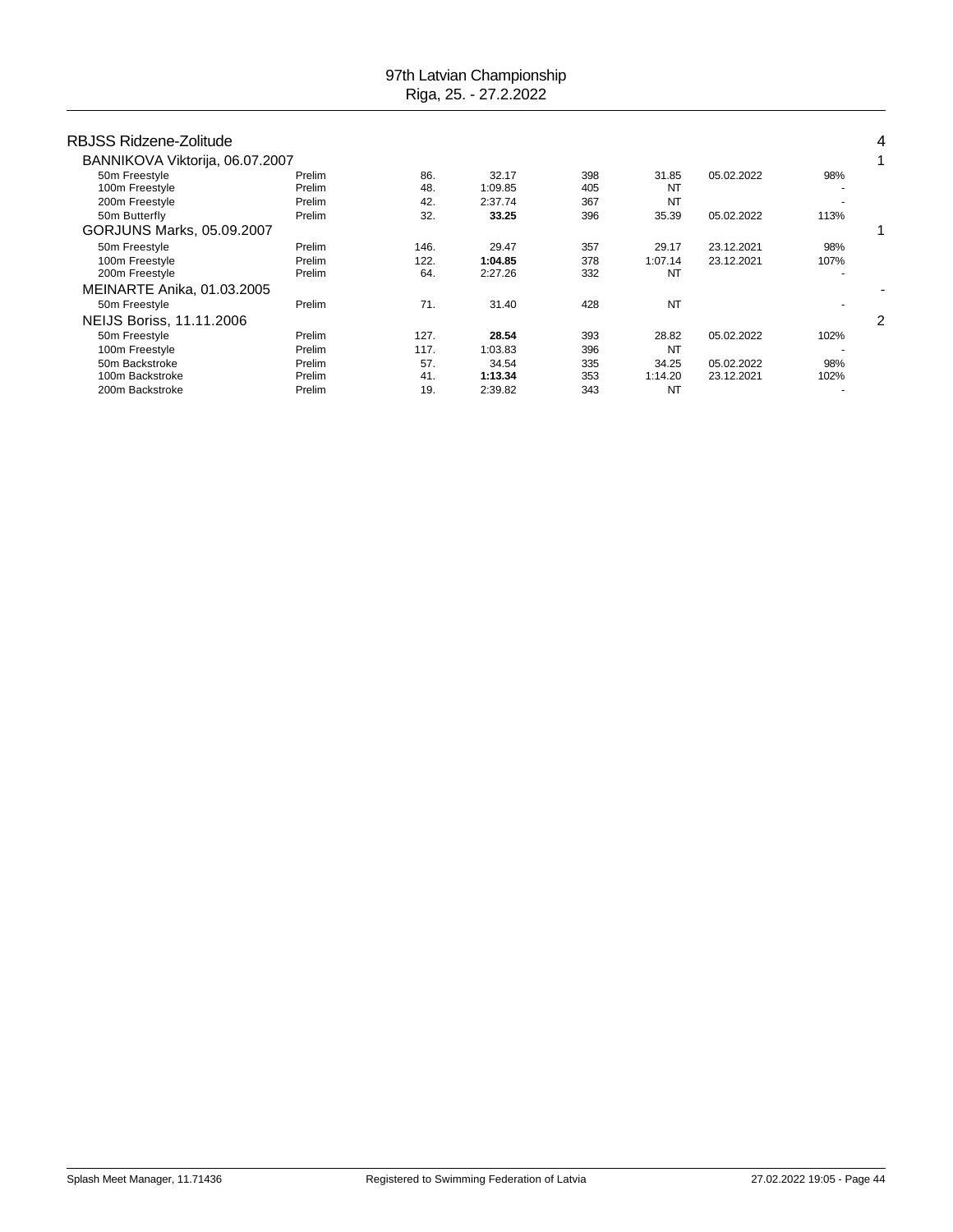# 97th Latvian Championship

Riga, 25. - 27.2.2022

## RBJSS Ridzene-Zolitude — 4

### BANNIKOVA Viktorija, 06.07.2007 — 1

| Event | Round | Place | Time | Points | Entry time | Date | % |
|---|---|---|---|---|---|---|---|
| 50m Freestyle | Prelim | 86. | 32.17 | 398 | 31.85 | 05.02.2022 | 98% |
| 100m Freestyle | Prelim | 48. | 1:09.85 | 405 | NT | | - |
| 200m Freestyle | Prelim | 42. | 2:37.74 | 367 | NT | | - |
| 50m Butterfly | Prelim | 32. | **33.25** | 396 | 35.39 | 05.02.2022 | 113% |

### GORJUNS Marks, 05.09.2007 — 1

| Event | Round | Place | Time | Points | Entry time | Date | % |
|---|---|---|---|---|---|---|---|
| 50m Freestyle | Prelim | 146. | 29.47 | 357 | 29.17 | 23.12.2021 | 98% |
| 100m Freestyle | Prelim | 122. | **1:04.85** | 378 | 1:07.14 | 23.12.2021 | 107% |
| 200m Freestyle | Prelim | 64. | 2:27.26 | 332 | NT | | - |

### MEINARTE Anika, 01.03.2005 — -

| Event | Round | Place | Time | Points | Entry time | Date | % |
|---|---|---|---|---|---|---|---|
| 50m Freestyle | Prelim | 71. | 31.40 | 428 | NT | | - |

### NEIJS Boriss, 11.11.2006 — 2

| Event | Round | Place | Time | Points | Entry time | Date | % |
|---|---|---|---|---|---|---|---|
| 50m Freestyle | Prelim | 127. | **28.54** | 393 | 28.82 | 05.02.2022 | 102% |
| 100m Freestyle | Prelim | 117. | 1:03.83 | 396 | NT | | - |
| 50m Backstroke | Prelim | 57. | 34.54 | 335 | 34.25 | 05.02.2022 | 98% |
| 100m Backstroke | Prelim | 41. | **1:13.34** | 353 | 1:14.20 | 23.12.2021 | 102% |
| 200m Backstroke | Prelim | 19. | 2:39.82 | 343 | NT | | - |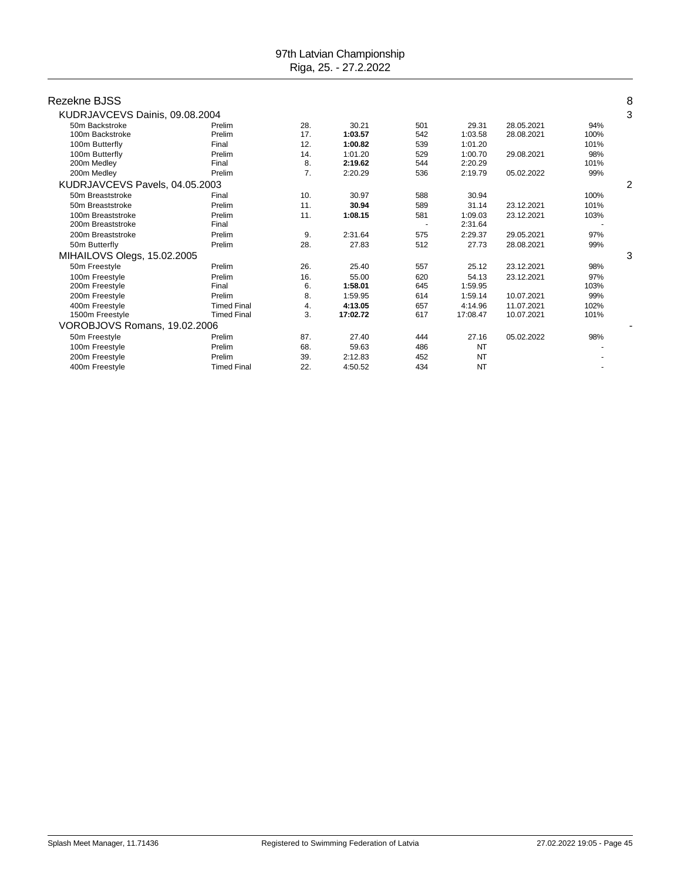## Rezekne BJSS — 8

### KUDRJAVCEVS Dainis, 09.08.2004 — 3

| Event | Round | Place | Time | Points | Entry Time | Date | % |
|---|---|---|---|---|---|---|---|
| 50m Backstroke | Prelim | 28. | 30.21 | 501 | 29.31 | 28.05.2021 | 94% |
| 100m Backstroke | Prelim | 17. | **1:03.57** | 542 | 1:03.58 | 28.08.2021 | 100% |
| 100m Butterfly | Final | 12. | **1:00.82** | 539 | 1:01.20 | | 101% |
| 100m Butterfly | Prelim | 14. | 1:01.20 | 529 | 1:00.70 | 29.08.2021 | 98% |
| 200m Medley | Final | 8. | **2:19.62** | 544 | 2:20.29 | | 101% |
| 200m Medley | Prelim | 7. | 2:20.29 | 536 | 2:19.79 | 05.02.2022 | 99% |

### KUDRJAVCEVS Pavels, 04.05.2003 — 2

| Event | Round | Place | Time | Points | Entry Time | Date | % |
|---|---|---|---|---|---|---|---|
| 50m Breaststroke | Final | 10. | 30.97 | 588 | 30.94 | | 100% |
| 50m Breaststroke | Prelim | 11. | **30.94** | 589 | 31.14 | 23.12.2021 | 101% |
| 100m Breaststroke | Prelim | 11. | **1:08.15** | 581 | 1:09.03 | 23.12.2021 | 103% |
| 200m Breaststroke | Final | | | - | 2:31.64 | | - |
| 200m Breaststroke | Prelim | 9. | 2:31.64 | 575 | 2:29.37 | 29.05.2021 | 97% |
| 50m Butterfly | Prelim | 28. | 27.83 | 512 | 27.73 | 28.08.2021 | 99% |

### MIHAILOVS Olegs, 15.02.2005 — 3

| Event | Round | Place | Time | Points | Entry Time | Date | % |
|---|---|---|---|---|---|---|---|
| 50m Freestyle | Prelim | 26. | 25.40 | 557 | 25.12 | 23.12.2021 | 98% |
| 100m Freestyle | Prelim | 16. | 55.00 | 620 | 54.13 | 23.12.2021 | 97% |
| 200m Freestyle | Final | 6. | **1:58.01** | 645 | 1:59.95 | | 103% |
| 200m Freestyle | Prelim | 8. | 1:59.95 | 614 | 1:59.14 | 10.07.2021 | 99% |
| 400m Freestyle | Timed Final | 4. | **4:13.05** | 657 | 4:14.96 | 11.07.2021 | 102% |
| 1500m Freestyle | Timed Final | 3. | **17:02.72** | 617 | 17:08.47 | 10.07.2021 | 101% |

### VOROBJOVS Romans, 19.02.2006 — -

| Event | Round | Place | Time | Points | Entry Time | Date | % |
|---|---|---|---|---|---|---|---|
| 50m Freestyle | Prelim | 87. | 27.40 | 444 | 27.16 | 05.02.2022 | 98% |
| 100m Freestyle | Prelim | 68. | 59.63 | 486 | NT | | - |
| 200m Freestyle | Prelim | 39. | 2:12.83 | 452 | NT | | - |
| 400m Freestyle | Timed Final | 22. | 4:50.52 | 434 | NT | | - |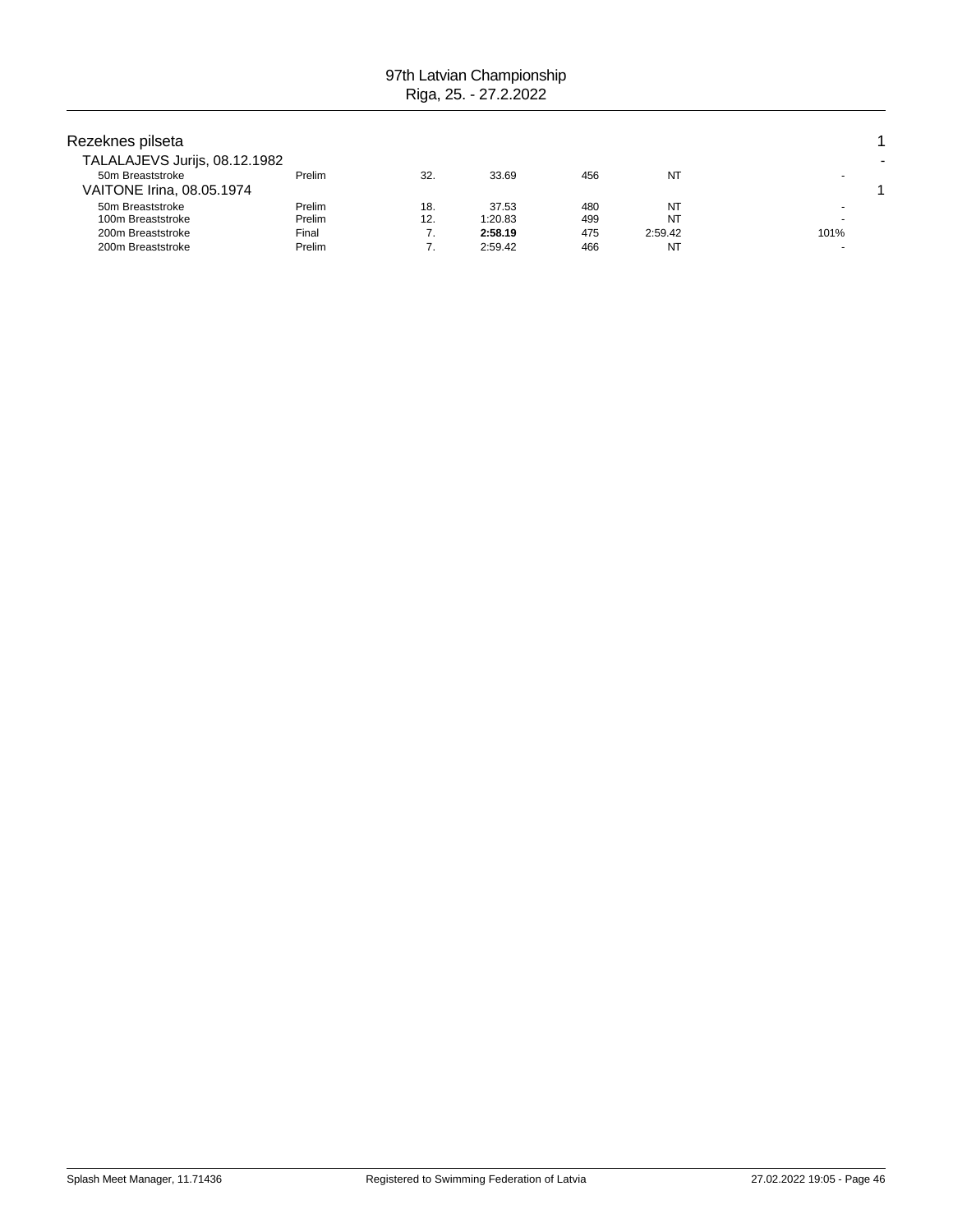## Rezeknes pilseta 1

| | | | | | | | |
|---|---|---|---|---|---|---|---|
| **TALALAJEVS Jurijs, 08.12.1982** | | | | | | | - |
| 50m Breaststroke | Prelim | 32. | 33.69 | 456 | NT | - | |
| **VAITONE Irina, 08.05.1974** | | | | | | | 1 |
| 50m Breaststroke | Prelim | 18. | 37.53 | 480 | NT | - | |
| 100m Breaststroke | Prelim | 12. | 1:20.83 | 499 | NT | - | |
| 200m Breaststroke | Final | 7. | **2:58.19** | 475 | 2:59.42 | 101% | |
| 200m Breaststroke | Prelim | 7. | 2:59.42 | 466 | NT | - | |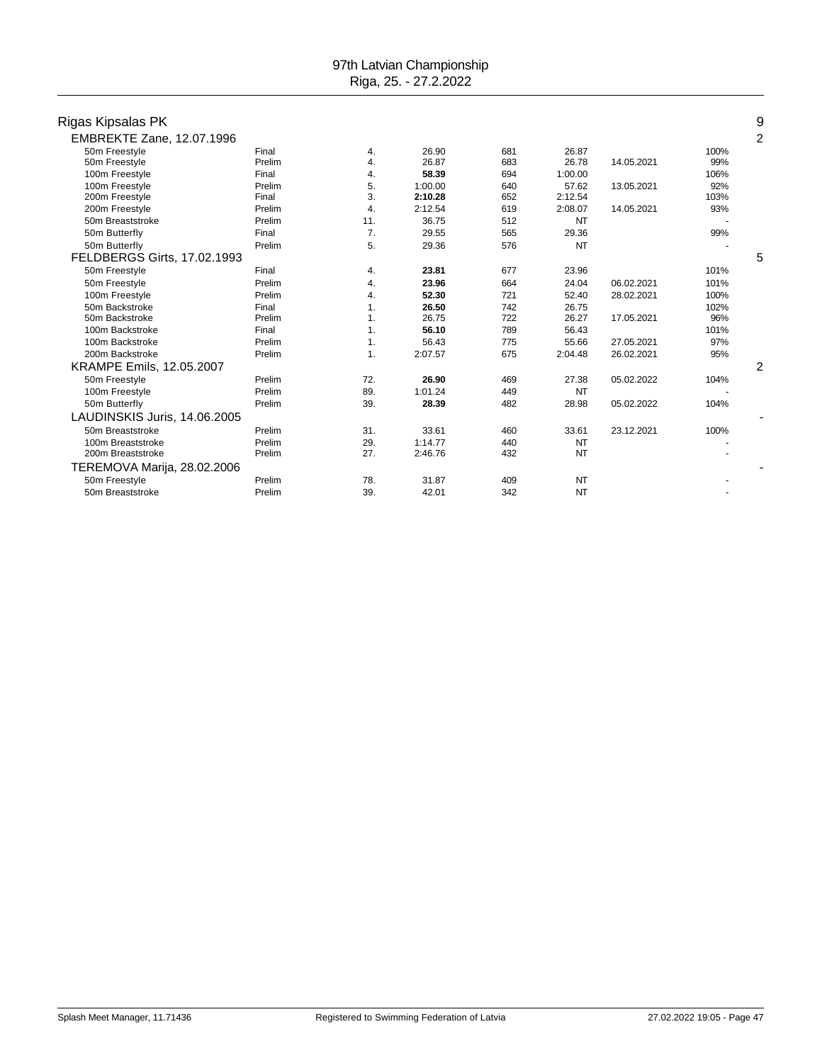# Rigas Kipsalas PK — 9

## EMBREKTE Zane, 12.07.1996 — 2

| Event | Round | Place | Time | Points | Entry time | Entry date | % |
|---|---|---|---|---|---|---|---|
| 50m Freestyle | Final | 4. | 26.90 | 681 | 26.87 | | 100% |
| 50m Freestyle | Prelim | 4. | 26.87 | 683 | 26.78 | 14.05.2021 | 99% |
| 100m Freestyle | Final | 4. | **58.39** | 694 | 1:00.00 | | 106% |
| 100m Freestyle | Prelim | 5. | 1:00.00 | 640 | 57.62 | 13.05.2021 | 92% |
| 200m Freestyle | Final | 3. | **2:10.28** | 652 | 2:12.54 | | 103% |
| 200m Freestyle | Prelim | 4. | 2:12.54 | 619 | 2:08.07 | 14.05.2021 | 93% |
| 50m Breaststroke | Prelim | 11. | 36.75 | 512 | NT | | - |
| 50m Butterfly | Final | 7. | 29.55 | 565 | 29.36 | | 99% |
| 50m Butterfly | Prelim | 5. | 29.36 | 576 | NT | | - |

## FELDBERGS Girts, 17.02.1993 — 5

| Event | Round | Place | Time | Points | Entry time | Entry date | % |
|---|---|---|---|---|---|---|---|
| 50m Freestyle | Final | 4. | **23.81** | 677 | 23.96 | | 101% |
| 50m Freestyle | Prelim | 4. | **23.96** | 664 | 24.04 | 06.02.2021 | 101% |
| 100m Freestyle | Prelim | 4. | **52.30** | 721 | 52.40 | 28.02.2021 | 100% |
| 50m Backstroke | Final | 1. | **26.50** | 742 | 26.75 | | 102% |
| 50m Backstroke | Prelim | 1. | 26.75 | 722 | 26.27 | 17.05.2021 | 96% |
| 100m Backstroke | Final | 1. | **56.10** | 789 | 56.43 | | 101% |
| 100m Backstroke | Prelim | 1. | 56.43 | 775 | 55.66 | 27.05.2021 | 97% |
| 200m Backstroke | Prelim | 1. | 2:07.57 | 675 | 2:04.48 | 26.02.2021 | 95% |

## KRAMPE Emils, 12.05.2007 — 2

| Event | Round | Place | Time | Points | Entry time | Entry date | % |
|---|---|---|---|---|---|---|---|
| 50m Freestyle | Prelim | 72. | **26.90** | 469 | 27.38 | 05.02.2022 | 104% |
| 100m Freestyle | Prelim | 89. | 1:01.24 | 449 | NT | | - |
| 50m Butterfly | Prelim | 39. | **28.39** | 482 | 28.98 | 05.02.2022 | 104% |

## LAUDINSKIS Juris, 14.06.2005 — -

| Event | Round | Place | Time | Points | Entry time | Entry date | % |
|---|---|---|---|---|---|---|---|
| 50m Breaststroke | Prelim | 31. | 33.61 | 460 | 33.61 | 23.12.2021 | 100% |
| 100m Breaststroke | Prelim | 29. | 1:14.77 | 440 | NT | | - |
| 200m Breaststroke | Prelim | 27. | 2:46.76 | 432 | NT | | - |

## TEREMOVA Marija, 28.02.2006 — -

| Event | Round | Place | Time | Points | Entry time | Entry date | % |
|---|---|---|---|---|---|---|---|
| 50m Freestyle | Prelim | 78. | 31.87 | 409 | NT | | - |
| 50m Breaststroke | Prelim | 39. | 42.01 | 342 | NT | | - |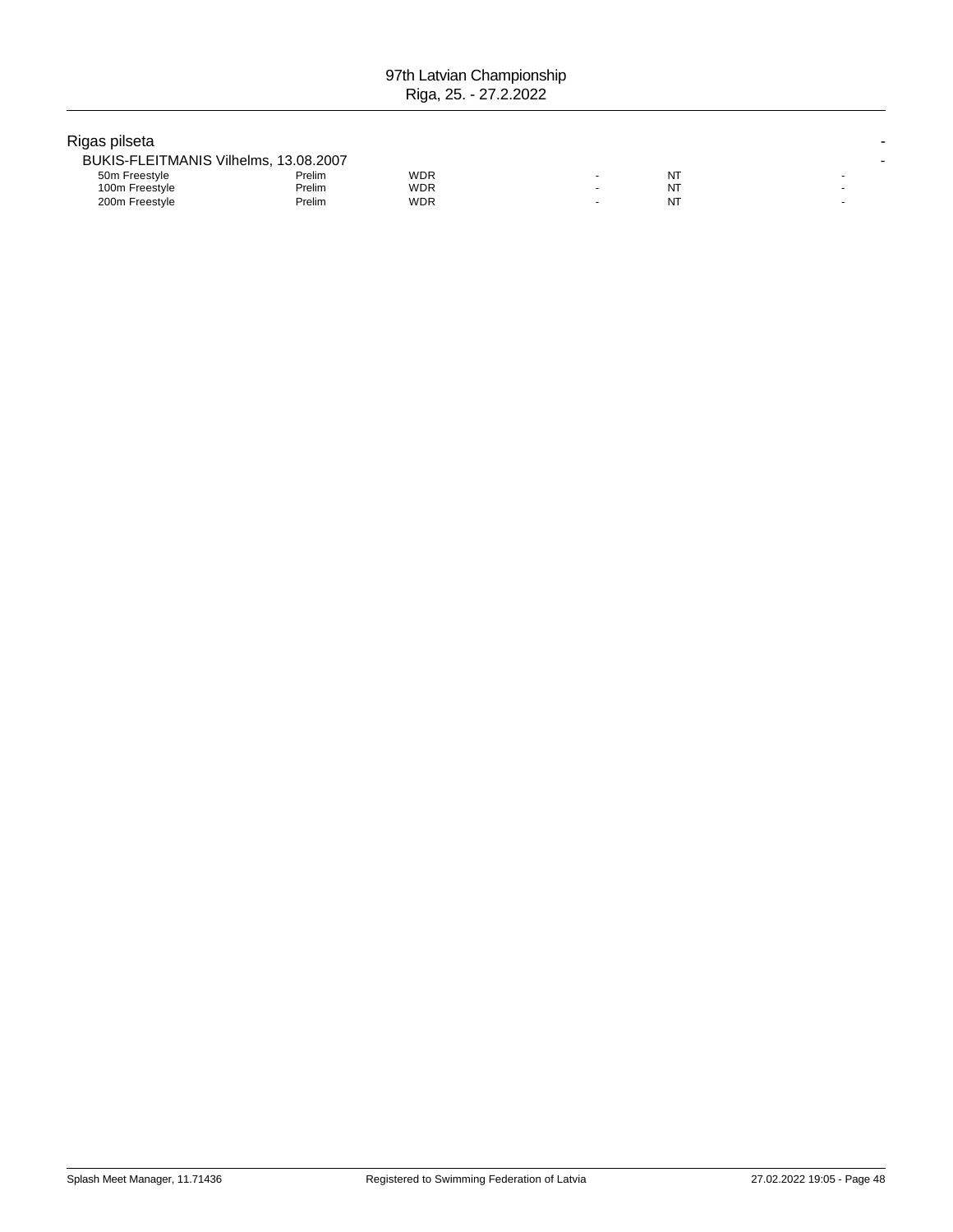## Rigas pilseta -

### BUKIS-FLEITMANIS Vilhelms, 13.08.2007 -

| | | | | | |
|---|---|---|---|---|---|
| 50m Freestyle | Prelim | WDR | - | NT | - |
| 100m Freestyle | Prelim | WDR | - | NT | - |
| 200m Freestyle | Prelim | WDR | - | NT | - |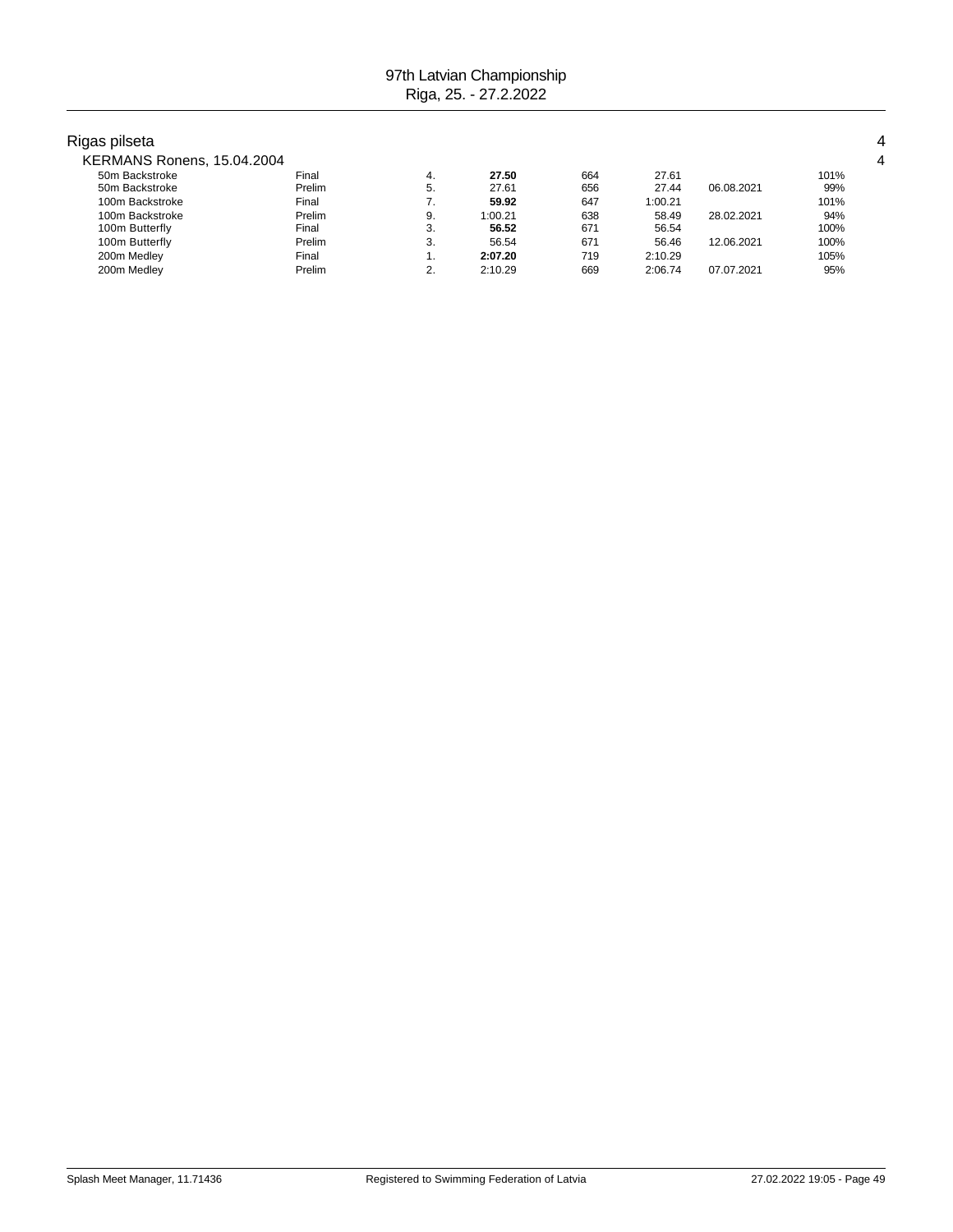## Rigas pilseta

4

### KERMANS Ronens, 15.04.2004

4

| Event | Round | Place | Time | Points | Entry time | Date | % |
|---|---|---|---|---|---|---|---|
| 50m Backstroke | Final | 4. | **27.50** | 664 | 27.61 | | 101% |
| 50m Backstroke | Prelim | 5. | 27.61 | 656 | 27.44 | 06.08.2021 | 99% |
| 100m Backstroke | Final | 7. | **59.92** | 647 | 1:00.21 | | 101% |
| 100m Backstroke | Prelim | 9. | 1:00.21 | 638 | 58.49 | 28.02.2021 | 94% |
| 100m Butterfly | Final | 3. | **56.52** | 671 | 56.54 | | 100% |
| 100m Butterfly | Prelim | 3. | 56.54 | 671 | 56.46 | 12.06.2021 | 100% |
| 200m Medley | Final | 1. | **2:07.20** | 719 | 2:10.29 | | 105% |
| 200m Medley | Prelim | 2. | 2:10.29 | 669 | 2:06.74 | 07.07.2021 | 95% |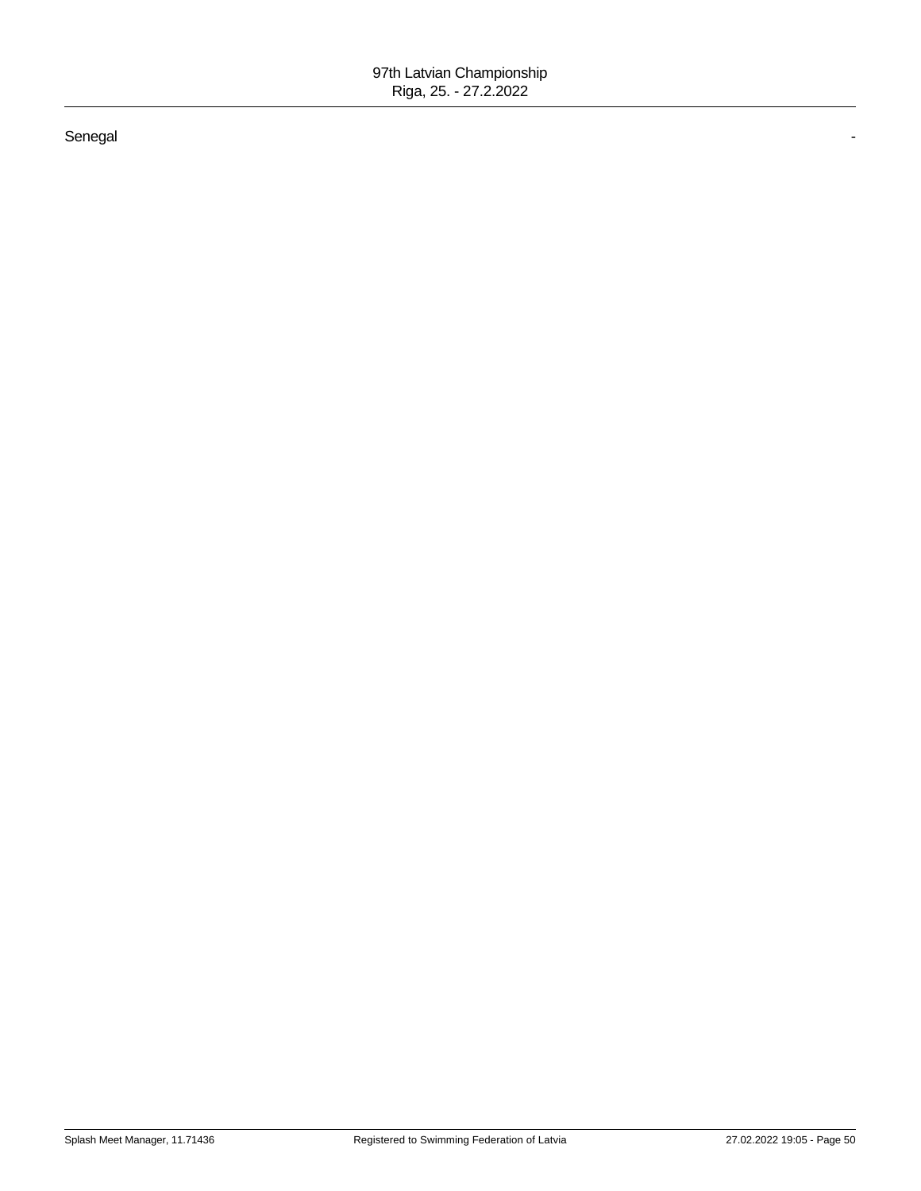Senegal -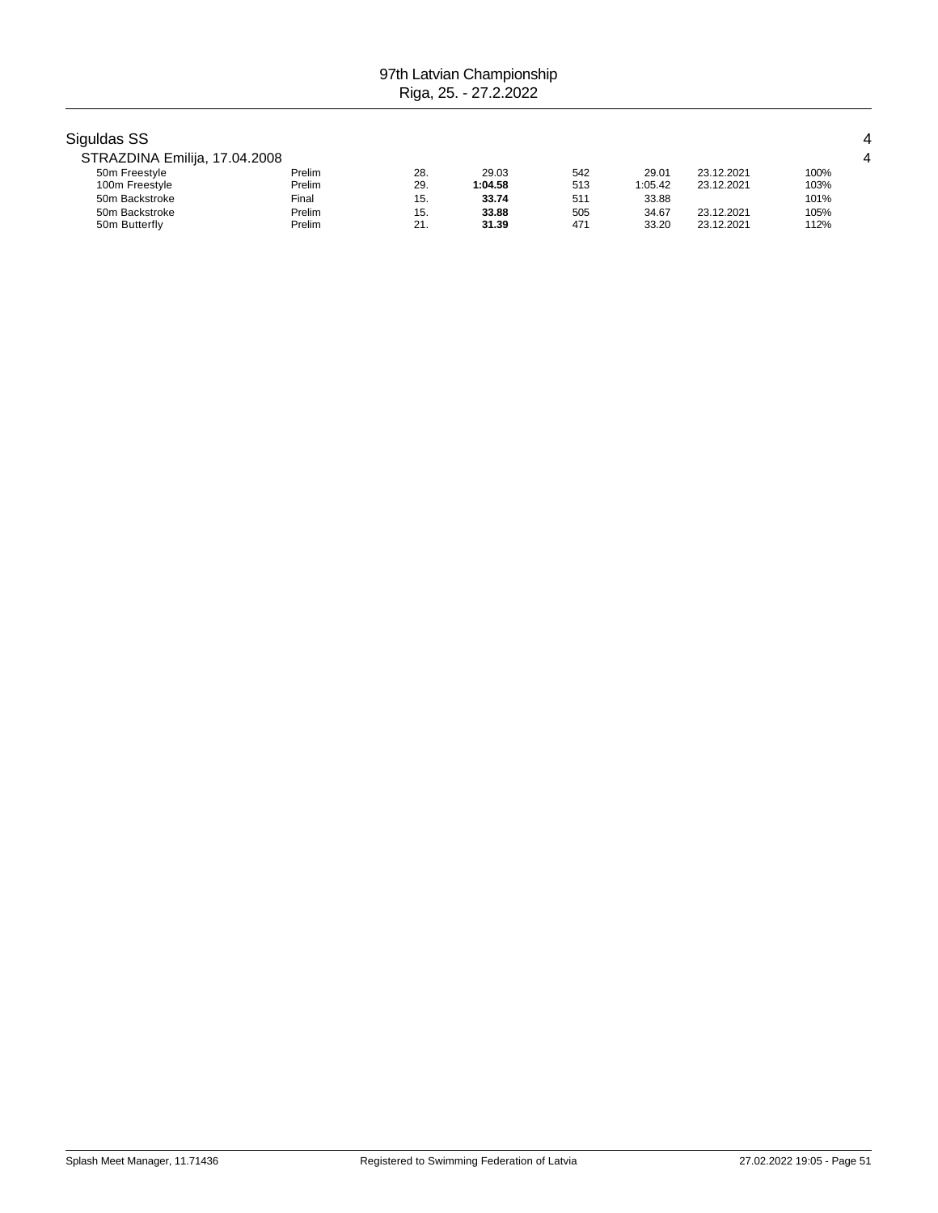## Siguldas SS 4

### STRAZDINA Emilija, 17.04.2008 4

| Event | Round | Place | Time | Points | Entry Time | Date | % |
|---|---|---|---|---|---|---|---|
| 50m Freestyle | Prelim | 28. | 29.03 | 542 | 29.01 | 23.12.2021 | 100% |
| 100m Freestyle | Prelim | 29. | **1:04.58** | 513 | 1:05.42 | 23.12.2021 | 103% |
| 50m Backstroke | Final | 15. | **33.74** | 511 | 33.88 | | 101% |
| 50m Backstroke | Prelim | 15. | **33.88** | 505 | 34.67 | 23.12.2021 | 105% |
| 50m Butterfly | Prelim | 21. | **31.39** | 471 | 33.20 | 23.12.2021 | 112% |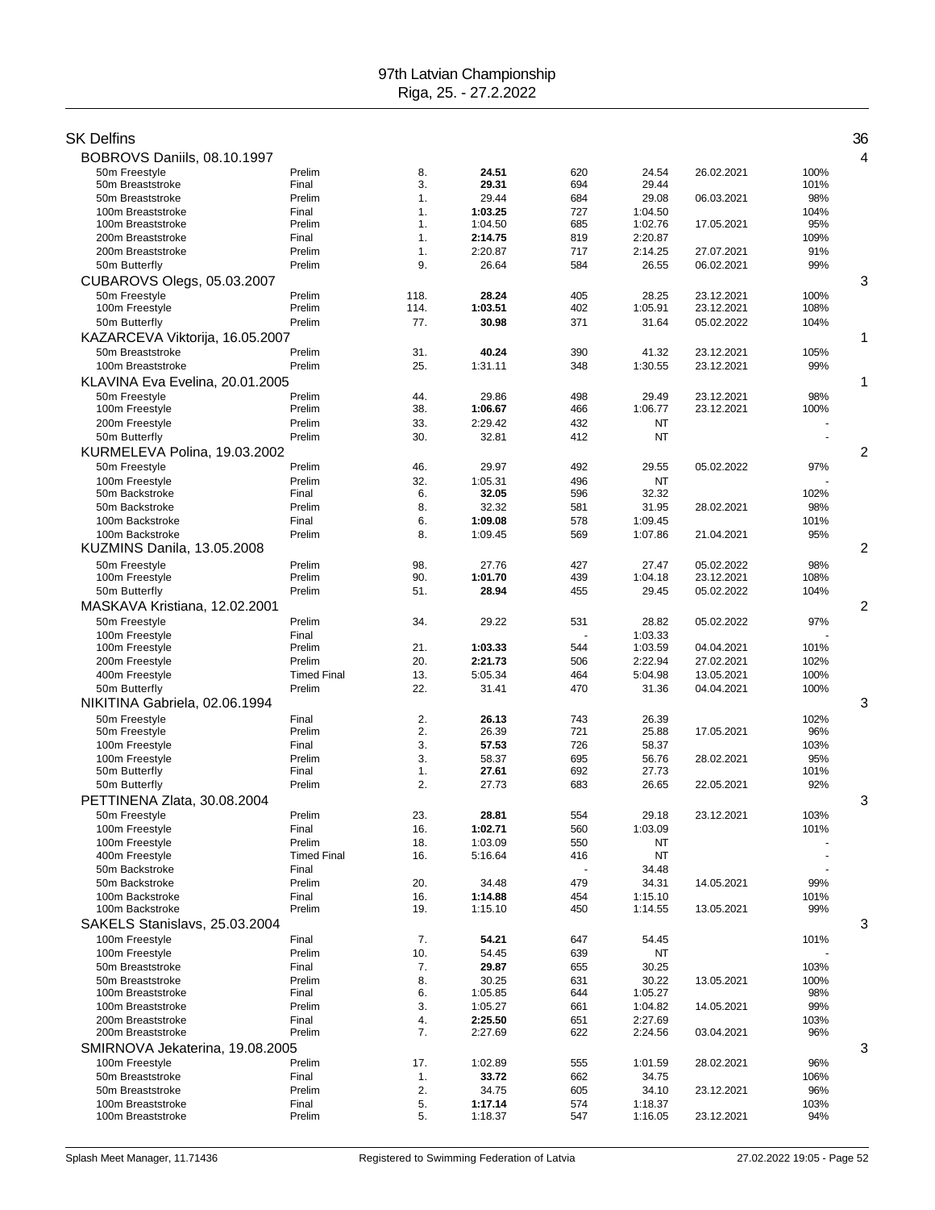# 97th Latvian Championship
Riga, 25. - 27.2.2022

## SK Delfins — 36

### BOBROVS Daniils, 08.10.1997 — 4

| Event | Round | Place | Time | Points | Entry/Prev | Date | % |
|---|---|---|---|---|---|---|---|
| 50m Freestyle | Prelim | 8. | **24.51** | 620 | 24.54 | 26.02.2021 | 100% |
| 50m Breaststroke | Final | 3. | **29.31** | 694 | 29.44 | | 101% |
| 50m Breaststroke | Prelim | 1. | 29.44 | 684 | 29.08 | 06.03.2021 | 98% |
| 100m Breaststroke | Final | 1. | **1:03.25** | 727 | 1:04.50 | | 104% |
| 100m Breaststroke | Prelim | 1. | 1:04.50 | 685 | 1:02.76 | 17.05.2021 | 95% |
| 200m Breaststroke | Final | 1. | **2:14.75** | 819 | 2:20.87 | | 109% |
| 200m Breaststroke | Prelim | 1. | 2:20.87 | 717 | 2:14.25 | 27.07.2021 | 91% |
| 50m Butterfly | Prelim | 9. | 26.64 | 584 | 26.55 | 06.02.2021 | 99% |

### CUBAROVS Olegs, 05.03.2007 — 3

| Event | Round | Place | Time | Points | Entry/Prev | Date | % |
|---|---|---|---|---|---|---|---|
| 50m Freestyle | Prelim | 118. | **28.24** | 405 | 28.25 | 23.12.2021 | 100% |
| 100m Freestyle | Prelim | 114. | **1:03.51** | 402 | 1:05.91 | 23.12.2021 | 108% |
| 50m Butterfly | Prelim | 77. | **30.98** | 371 | 31.64 | 05.02.2022 | 104% |

### KAZARCEVA Viktorija, 16.05.2007 — 1

| Event | Round | Place | Time | Points | Entry/Prev | Date | % |
|---|---|---|---|---|---|---|---|
| 50m Breaststroke | Prelim | 31. | **40.24** | 390 | 41.32 | 23.12.2021 | 105% |
| 100m Breaststroke | Prelim | 25. | 1:31.11 | 348 | 1:30.55 | 23.12.2021 | 99% |

### KLAVINA Eva Evelina, 20.01.2005 — 1

| Event | Round | Place | Time | Points | Entry/Prev | Date | % |
|---|---|---|---|---|---|---|---|
| 50m Freestyle | Prelim | 44. | 29.86 | 498 | 29.49 | 23.12.2021 | 98% |
| 100m Freestyle | Prelim | 38. | **1:06.67** | 466 | 1:06.77 | 23.12.2021 | 100% |
| 200m Freestyle | Prelim | 33. | 2:29.42 | 432 | NT | | - |
| 50m Butterfly | Prelim | 30. | 32.81 | 412 | NT | | - |

### KURMELEVA Polina, 19.03.2002 — 2

| Event | Round | Place | Time | Points | Entry/Prev | Date | % |
|---|---|---|---|---|---|---|---|
| 50m Freestyle | Prelim | 46. | 29.97 | 492 | 29.55 | 05.02.2022 | 97% |
| 100m Freestyle | Prelim | 32. | 1:05.31 | 496 | NT | | - |
| 50m Backstroke | Final | 6. | **32.05** | 596 | 32.32 | | 102% |
| 50m Backstroke | Prelim | 8. | 32.32 | 581 | 31.95 | 28.02.2021 | 98% |
| 100m Backstroke | Final | 6. | **1:09.08** | 578 | 1:09.45 | | 101% |
| 100m Backstroke | Prelim | 8. | 1:09.45 | 569 | 1:07.86 | 21.04.2021 | 95% |

### KUZMINS Danila, 13.05.2008 — 2

| Event | Round | Place | Time | Points | Entry/Prev | Date | % |
|---|---|---|---|---|---|---|---|
| 50m Freestyle | Prelim | 98. | 27.76 | 427 | 27.47 | 05.02.2022 | 98% |
| 100m Freestyle | Prelim | 90. | **1:01.70** | 439 | 1:04.18 | 23.12.2021 | 108% |
| 50m Butterfly | Prelim | 51. | **28.94** | 455 | 29.45 | 05.02.2022 | 104% |

### MASKAVA Kristiana, 12.02.2001 — 2

| Event | Round | Place | Time | Points | Entry/Prev | Date | % |
|---|---|---|---|---|---|---|---|
| 50m Freestyle | Prelim | 34. | 29.22 | 531 | 28.82 | 05.02.2022 | 97% |
| 100m Freestyle | Final | | | - | 1:03.33 | | - |
| 100m Freestyle | Prelim | 21. | **1:03.33** | 544 | 1:03.59 | 04.04.2021 | 101% |
| 200m Freestyle | Prelim | 20. | **2:21.73** | 506 | 2:22.94 | 27.02.2021 | 102% |
| 400m Freestyle | Timed Final | 13. | 5:05.34 | 464 | 5:04.98 | 13.05.2021 | 100% |
| 50m Butterfly | Prelim | 22. | 31.41 | 470 | 31.36 | 04.04.2021 | 100% |

### NIKITINA Gabriela, 02.06.1994 — 3

| Event | Round | Place | Time | Points | Entry/Prev | Date | % |
|---|---|---|---|---|---|---|---|
| 50m Freestyle | Final | 2. | **26.13** | 743 | 26.39 | | 102% |
| 50m Freestyle | Prelim | 2. | 26.39 | 721 | 25.88 | 17.05.2021 | 96% |
| 100m Freestyle | Final | 3. | **57.53** | 726 | 58.37 | | 103% |
| 100m Freestyle | Prelim | 3. | 58.37 | 695 | 56.76 | 28.02.2021 | 95% |
| 50m Butterfly | Final | 1. | **27.61** | 692 | 27.73 | | 101% |
| 50m Butterfly | Prelim | 2. | 27.73 | 683 | 26.65 | 22.05.2021 | 92% |

### PETTINENA Zlata, 30.08.2004 — 3

| Event | Round | Place | Time | Points | Entry/Prev | Date | % |
|---|---|---|---|---|---|---|---|
| 50m Freestyle | Prelim | 23. | **28.81** | 554 | 29.18 | 23.12.2021 | 103% |
| 100m Freestyle | Final | 16. | **1:02.71** | 560 | 1:03.09 | | 101% |
| 100m Freestyle | Prelim | 18. | 1:03.09 | 550 | NT | | - |
| 400m Freestyle | Timed Final | 16. | 5:16.64 | 416 | NT | | - |
| 50m Backstroke | Final | | | - | 34.48 | | - |
| 50m Backstroke | Prelim | 20. | 34.48 | 479 | 34.31 | 14.05.2021 | 99% |
| 100m Backstroke | Final | 16. | **1:14.88** | 454 | 1:15.10 | | 101% |
| 100m Backstroke | Prelim | 19. | 1:15.10 | 450 | 1:14.55 | 13.05.2021 | 99% |

### SAKELS Stanislavs, 25.03.2004 — 3

| Event | Round | Place | Time | Points | Entry/Prev | Date | % |
|---|---|---|---|---|---|---|---|
| 100m Freestyle | Final | 7. | **54.21** | 647 | 54.45 | | 101% |
| 100m Freestyle | Prelim | 10. | 54.45 | 639 | NT | | - |
| 50m Breaststroke | Final | 7. | **29.87** | 655 | 30.25 | | 103% |
| 50m Breaststroke | Prelim | 8. | 30.25 | 631 | 30.22 | 13.05.2021 | 100% |
| 100m Breaststroke | Final | 6. | 1:05.85 | 644 | 1:05.27 | | 98% |
| 100m Breaststroke | Prelim | 3. | 1:05.27 | 661 | 1:04.82 | 14.05.2021 | 99% |
| 200m Breaststroke | Final | 4. | **2:25.50** | 651 | 2:27.69 | | 103% |
| 200m Breaststroke | Prelim | 7. | 2:27.69 | 622 | 2:24.56 | 03.04.2021 | 96% |

### SMIRNOVA Jekaterina, 19.08.2005 — 3

| Event | Round | Place | Time | Points | Entry/Prev | Date | % |
|---|---|---|---|---|---|---|---|
| 100m Freestyle | Prelim | 17. | 1:02.89 | 555 | 1:01.59 | 28.02.2021 | 96% |
| 50m Breaststroke | Final | 1. | **33.72** | 662 | 34.75 | | 106% |
| 50m Breaststroke | Prelim | 2. | 34.75 | 605 | 34.10 | 23.12.2021 | 96% |
| 100m Breaststroke | Final | 5. | **1:17.14** | 574 | 1:18.37 | | 103% |
| 100m Breaststroke | Prelim | 5. | 1:18.37 | 547 | 1:16.05 | 23.12.2021 | 94% |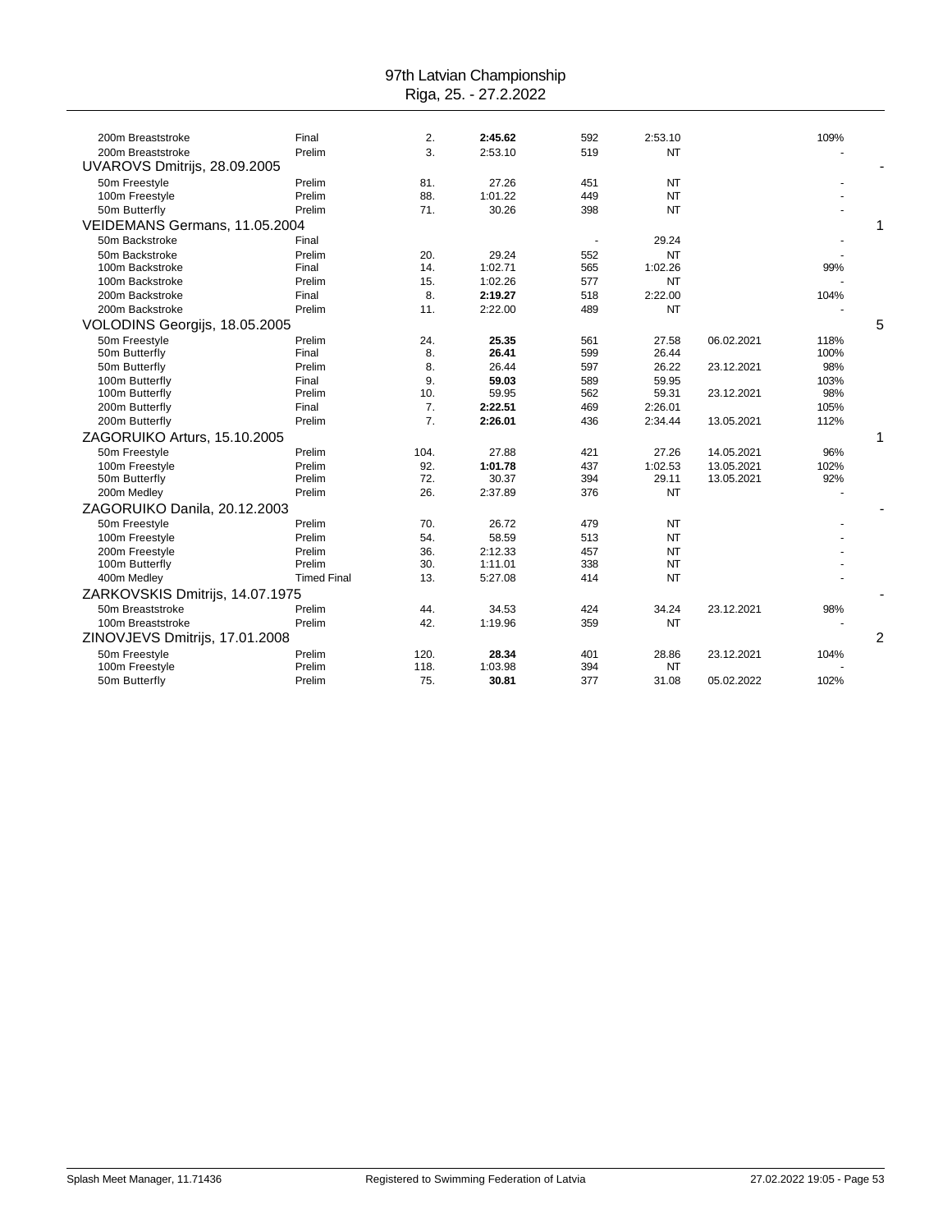# 97th Latvian Championship

Riga, 25. - 27.2.2022

| Event | Round | Place | Time | Points | Entry time | Date | % | |
|---|---|---|---|---|---|---|---|---|
| 200m Breaststroke | Final | 2. | **2:45.62** | 592 | 2:53.10 | | 109% | |
| 200m Breaststroke | Prelim | 3. | 2:53.10 | 519 | NT | | - | |
| **UVAROVS Dmitrijs, 28.09.2005** | | | | | | | | - |
| 50m Freestyle | Prelim | 81. | 27.26 | 451 | NT | | - | |
| 100m Freestyle | Prelim | 88. | 1:01.22 | 449 | NT | | - | |
| 50m Butterfly | Prelim | 71. | 30.26 | 398 | NT | | - | |
| **VEIDEMANS Germans, 11.05.2004** | | | | | | | | 1 |
| 50m Backstroke | Final | | | - | 29.24 | | - | |
| 50m Backstroke | Prelim | 20. | 29.24 | 552 | NT | | - | |
| 100m Backstroke | Final | 14. | 1:02.71 | 565 | 1:02.26 | | 99% | |
| 100m Backstroke | Prelim | 15. | 1:02.26 | 577 | NT | | - | |
| 200m Backstroke | Final | 8. | **2:19.27** | 518 | 2:22.00 | | 104% | |
| 200m Backstroke | Prelim | 11. | 2:22.00 | 489 | NT | | - | |
| **VOLODINS Georgijs, 18.05.2005** | | | | | | | | 5 |
| 50m Freestyle | Prelim | 24. | **25.35** | 561 | 27.58 | 06.02.2021 | 118% | |
| 50m Butterfly | Final | 8. | **26.41** | 599 | 26.44 | | 100% | |
| 50m Butterfly | Prelim | 8. | 26.44 | 597 | 26.22 | 23.12.2021 | 98% | |
| 100m Butterfly | Final | 9. | **59.03** | 589 | 59.95 | | 103% | |
| 100m Butterfly | Prelim | 10. | 59.95 | 562 | 59.31 | 23.12.2021 | 98% | |
| 200m Butterfly | Final | 7. | **2:22.51** | 469 | 2:26.01 | | 105% | |
| 200m Butterfly | Prelim | 7. | **2:26.01** | 436 | 2:34.44 | 13.05.2021 | 112% | |
| **ZAGORUIKO Arturs, 15.10.2005** | | | | | | | | 1 |
| 50m Freestyle | Prelim | 104. | 27.88 | 421 | 27.26 | 14.05.2021 | 96% | |
| 100m Freestyle | Prelim | 92. | **1:01.78** | 437 | 1:02.53 | 13.05.2021 | 102% | |
| 50m Butterfly | Prelim | 72. | 30.37 | 394 | 29.11 | 13.05.2021 | 92% | |
| 200m Medley | Prelim | 26. | 2:37.89 | 376 | NT | | - | |
| **ZAGORUIKO Danila, 20.12.2003** | | | | | | | | - |
| 50m Freestyle | Prelim | 70. | 26.72 | 479 | NT | | - | |
| 100m Freestyle | Prelim | 54. | 58.59 | 513 | NT | | - | |
| 200m Freestyle | Prelim | 36. | 2:12.33 | 457 | NT | | - | |
| 100m Butterfly | Prelim | 30. | 1:11.01 | 338 | NT | | - | |
| 400m Medley | Timed Final | 13. | 5:27.08 | 414 | NT | | - | |
| **ZARKOVSKIS Dmitrijs, 14.07.1975** | | | | | | | | - |
| 50m Breaststroke | Prelim | 44. | 34.53 | 424 | 34.24 | 23.12.2021 | 98% | |
| 100m Breaststroke | Prelim | 42. | 1:19.96 | 359 | NT | | - | |
| **ZINOVJEVS Dmitrijs, 17.01.2008** | | | | | | | | 2 |
| 50m Freestyle | Prelim | 120. | **28.34** | 401 | 28.86 | 23.12.2021 | 104% | |
| 100m Freestyle | Prelim | 118. | 1:03.98 | 394 | NT | | - | |
| 50m Butterfly | Prelim | 75. | **30.81** | 377 | 31.08 | 05.02.2022 | 102% | |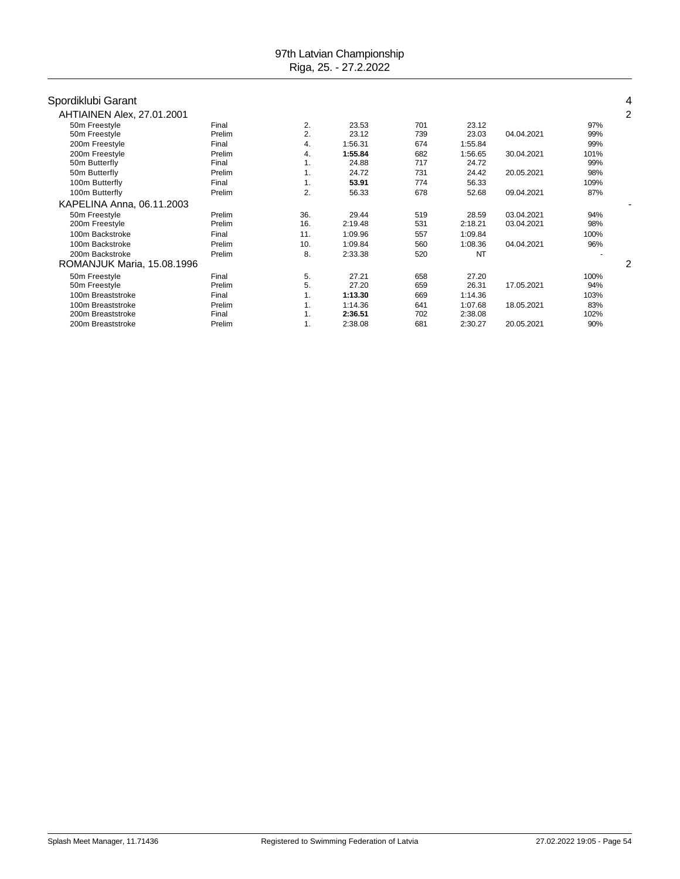# 97th Latvian Championship
Riga, 25. - 27.2.2022

## Spordiklubi Garant — 4

### AHTIAINEN Alex, 27.01.2001 — 2

| Event | Round | Place | Time | Points | Entry time | Entry date | % |
|---|---|---|---|---|---|---|---|
| 50m Freestyle | Final | 2. | 23.53 | 701 | 23.12 | | 97% |
| 50m Freestyle | Prelim | 2. | 23.12 | 739 | 23.03 | 04.04.2021 | 99% |
| 200m Freestyle | Final | 4. | 1:56.31 | 674 | 1:55.84 | | 99% |
| 200m Freestyle | Prelim | 4. | **1:55.84** | 682 | 1:56.65 | 30.04.2021 | 101% |
| 50m Butterfly | Final | 1. | 24.88 | 717 | 24.72 | | 99% |
| 50m Butterfly | Prelim | 1. | 24.72 | 731 | 24.42 | 20.05.2021 | 98% |
| 100m Butterfly | Final | 1. | **53.91** | 774 | 56.33 | | 109% |
| 100m Butterfly | Prelim | 2. | 56.33 | 678 | 52.68 | 09.04.2021 | 87% |

### KAPELINA Anna, 06.11.2003 — -

| Event | Round | Place | Time | Points | Entry time | Entry date | % |
|---|---|---|---|---|---|---|---|
| 50m Freestyle | Prelim | 36. | 29.44 | 519 | 28.59 | 03.04.2021 | 94% |
| 200m Freestyle | Prelim | 16. | 2:19.48 | 531 | 2:18.21 | 03.04.2021 | 98% |
| 100m Backstroke | Final | 11. | 1:09.96 | 557 | 1:09.84 | | 100% |
| 100m Backstroke | Prelim | 10. | 1:09.84 | 560 | 1:08.36 | 04.04.2021 | 96% |
| 200m Backstroke | Prelim | 8. | 2:33.38 | 520 | NT | | - |

### ROMANJUK Maria, 15.08.1996 — 2

| Event | Round | Place | Time | Points | Entry time | Entry date | % |
|---|---|---|---|---|---|---|---|
| 50m Freestyle | Final | 5. | 27.21 | 658 | 27.20 | | 100% |
| 50m Freestyle | Prelim | 5. | 27.20 | 659 | 26.31 | 17.05.2021 | 94% |
| 100m Breaststroke | Final | 1. | **1:13.30** | 669 | 1:14.36 | | 103% |
| 100m Breaststroke | Prelim | 1. | 1:14.36 | 641 | 1:07.68 | 18.05.2021 | 83% |
| 200m Breaststroke | Final | 1. | **2:36.51** | 702 | 2:38.08 | | 102% |
| 200m Breaststroke | Prelim | 1. | 2:38.08 | 681 | 2:30.27 | 20.05.2021 | 90% |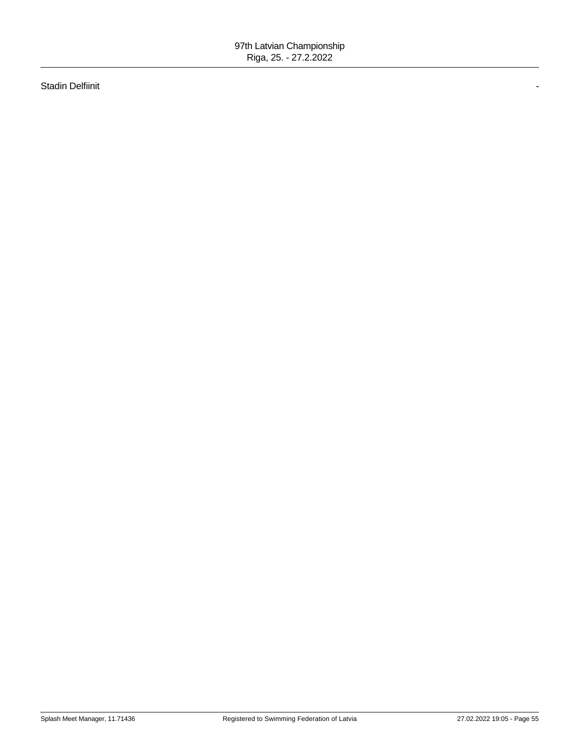Stadin Delfiinit -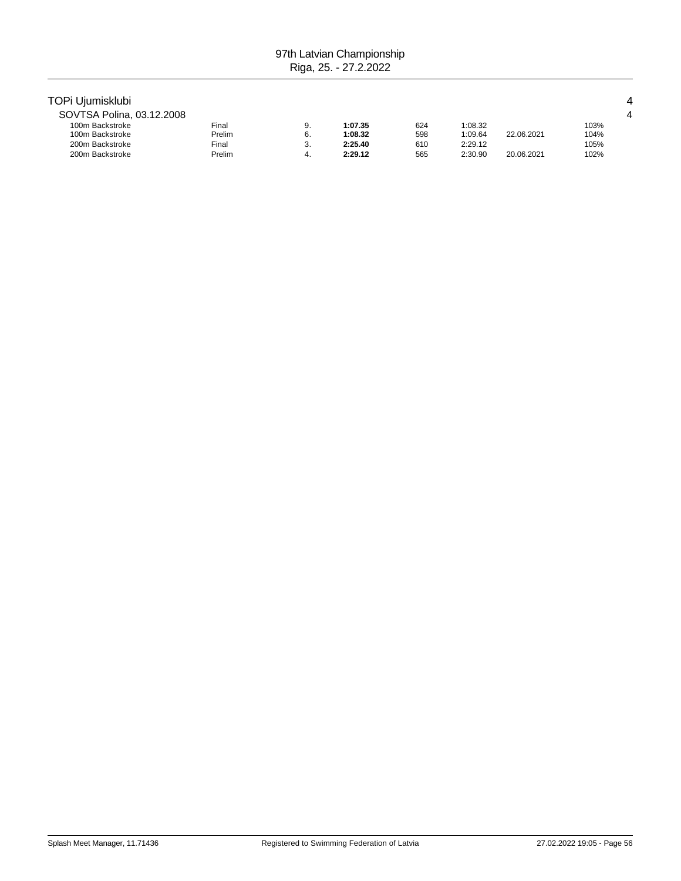## TOPi Ujumisklubi

4

### SOVTSA Polina, 03.12.2008

4

| Event | Round | Place | Time | Points | Entry Time | Date | % |
|---|---|---|---|---|---|---|---|
| 100m Backstroke | Final | 9. | **1:07.35** | 624 | 1:08.32 | | 103% |
| 100m Backstroke | Prelim | 6. | **1:08.32** | 598 | 1:09.64 | 22.06.2021 | 104% |
| 200m Backstroke | Final | 3. | **2:25.40** | 610 | 2:29.12 | | 105% |
| 200m Backstroke | Prelim | 4. | **2:29.12** | 565 | 2:30.90 | 20.06.2021 | 102% |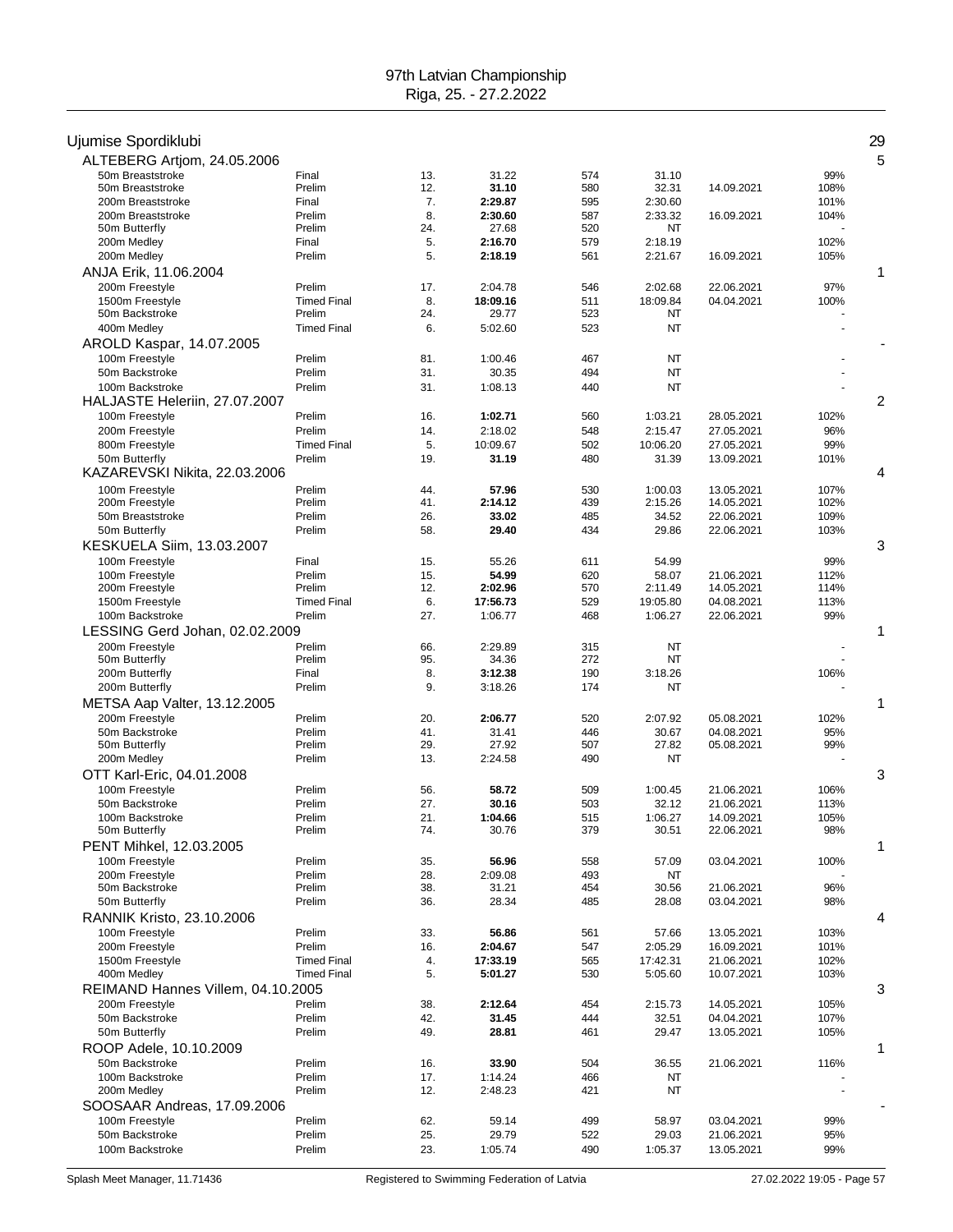# 97th Latvian Championship
Riga, 25. - 27.2.2022

## Ujumise Spordiklubi — 29

### ALTEBERG Artjom, 24.05.2006 — 5

| Event | Round | Place | Time | Points | Entry Time | Entry Date | % |
|---|---|---|---|---|---|---|---|
| 50m Breaststroke | Final | 13. | 31.22 | 574 | 31.10 | | 99% |
| 50m Breaststroke | Prelim | 12. | **31.10** | 580 | 32.31 | 14.09.2021 | 108% |
| 200m Breaststroke | Final | 7. | **2:29.87** | 595 | 2:30.60 | | 101% |
| 200m Breaststroke | Prelim | 8. | **2:30.60** | 587 | 2:33.32 | 16.09.2021 | 104% |
| 50m Butterfly | Prelim | 24. | 27.68 | 520 | NT | | - |
| 200m Medley | Final | 5. | **2:16.70** | 579 | 2:18.19 | | 102% |
| 200m Medley | Prelim | 5. | **2:18.19** | 561 | 2:21.67 | 16.09.2021 | 105% |

### ANJA Erik, 11.06.2004 — 1

| Event | Round | Place | Time | Points | Entry Time | Entry Date | % |
|---|---|---|---|---|---|---|---|
| 200m Freestyle | Prelim | 17. | 2:04.78 | 546 | 2:02.68 | 22.06.2021 | 97% |
| 1500m Freestyle | Timed Final | 8. | **18:09.16** | 511 | 18:09.84 | 04.04.2021 | 100% |
| 50m Backstroke | Prelim | 24. | 29.77 | 523 | NT | | - |
| 400m Medley | Timed Final | 6. | 5:02.60 | 523 | NT | | - |

### AROLD Kaspar, 14.07.2005 — -

| Event | Round | Place | Time | Points | Entry Time | Entry Date | % |
|---|---|---|---|---|---|---|---|
| 100m Freestyle | Prelim | 81. | 1:00.46 | 467 | NT | | - |
| 50m Backstroke | Prelim | 31. | 30.35 | 494 | NT | | - |
| 100m Backstroke | Prelim | 31. | 1:08.13 | 440 | NT | | - |

### HALJASTE Heleriin, 27.07.2007 — 2

| Event | Round | Place | Time | Points | Entry Time | Entry Date | % |
|---|---|---|---|---|---|---|---|
| 100m Freestyle | Prelim | 16. | **1:02.71** | 560 | 1:03.21 | 28.05.2021 | 102% |
| 200m Freestyle | Prelim | 14. | 2:18.02 | 548 | 2:15.47 | 27.05.2021 | 96% |
| 800m Freestyle | Timed Final | 5. | 10:09.67 | 502 | 10:06.20 | 27.05.2021 | 99% |
| 50m Butterfly | Prelim | 19. | **31.19** | 480 | 31.39 | 13.09.2021 | 101% |

### KAZAREVSKI Nikita, 22.03.2006 — 4

| Event | Round | Place | Time | Points | Entry Time | Entry Date | % |
|---|---|---|---|---|---|---|---|
| 100m Freestyle | Prelim | 44. | **57.96** | 530 | 1:00.03 | 13.05.2021 | 107% |
| 200m Freestyle | Prelim | 41. | **2:14.12** | 439 | 2:15.26 | 14.05.2021 | 102% |
| 50m Breaststroke | Prelim | 26. | **33.02** | 485 | 34.52 | 22.06.2021 | 109% |
| 50m Butterfly | Prelim | 58. | **29.40** | 434 | 29.86 | 22.06.2021 | 103% |

### KESKUELA Siim, 13.03.2007 — 3

| Event | Round | Place | Time | Points | Entry Time | Entry Date | % |
|---|---|---|---|---|---|---|---|
| 100m Freestyle | Final | 15. | 55.26 | 611 | 54.99 | | 99% |
| 100m Freestyle | Prelim | 15. | **54.99** | 620 | 58.07 | 21.06.2021 | 112% |
| 200m Freestyle | Prelim | 12. | **2:02.96** | 570 | 2:11.49 | 14.05.2021 | 114% |
| 1500m Freestyle | Timed Final | 6. | **17:56.73** | 529 | 19:05.80 | 04.08.2021 | 113% |
| 100m Backstroke | Prelim | 27. | 1:06.77 | 468 | 1:06.27 | 22.06.2021 | 99% |

### LESSING Gerd Johan, 02.02.2009 — 1

| Event | Round | Place | Time | Points | Entry Time | Entry Date | % |
|---|---|---|---|---|---|---|---|
| 200m Freestyle | Prelim | 66. | 2:29.89 | 315 | NT | | - |
| 50m Butterfly | Prelim | 95. | 34.36 | 272 | NT | | - |
| 200m Butterfly | Final | 8. | **3:12.38** | 190 | 3:18.26 | | 106% |
| 200m Butterfly | Prelim | 9. | 3:18.26 | 174 | NT | | - |

### METSA Aap Valter, 13.12.2005 — 1

| Event | Round | Place | Time | Points | Entry Time | Entry Date | % |
|---|---|---|---|---|---|---|---|
| 200m Freestyle | Prelim | 20. | **2:06.77** | 520 | 2:07.92 | 05.08.2021 | 102% |
| 50m Backstroke | Prelim | 41. | 31.41 | 446 | 30.67 | 04.08.2021 | 95% |
| 50m Butterfly | Prelim | 29. | 27.92 | 507 | 27.82 | 05.08.2021 | 99% |
| 200m Medley | Prelim | 13. | 2:24.58 | 490 | NT | | - |

### OTT Karl-Eric, 04.01.2008 — 3

| Event | Round | Place | Time | Points | Entry Time | Entry Date | % |
|---|---|---|---|---|---|---|---|
| 100m Freestyle | Prelim | 56. | **58.72** | 509 | 1:00.45 | 21.06.2021 | 106% |
| 50m Backstroke | Prelim | 27. | **30.16** | 503 | 32.12 | 21.06.2021 | 113% |
| 100m Backstroke | Prelim | 21. | **1:04.66** | 515 | 1:06.27 | 14.09.2021 | 105% |
| 50m Butterfly | Prelim | 74. | 30.76 | 379 | 30.51 | 22.06.2021 | 98% |

### PENT Mihkel, 12.03.2005 — 1

| Event | Round | Place | Time | Points | Entry Time | Entry Date | % |
|---|---|---|---|---|---|---|---|
| 100m Freestyle | Prelim | 35. | **56.96** | 558 | 57.09 | 03.04.2021 | 100% |
| 200m Freestyle | Prelim | 28. | 2:09.08 | 493 | NT | | - |
| 50m Backstroke | Prelim | 38. | 31.21 | 454 | 30.56 | 21.06.2021 | 96% |
| 50m Butterfly | Prelim | 36. | 28.34 | 485 | 28.08 | 03.04.2021 | 98% |

### RANNIK Kristo, 23.10.2006 — 4

| Event | Round | Place | Time | Points | Entry Time | Entry Date | % |
|---|---|---|---|---|---|---|---|
| 100m Freestyle | Prelim | 33. | **56.86** | 561 | 57.66 | 13.05.2021 | 103% |
| 200m Freestyle | Prelim | 16. | **2:04.67** | 547 | 2:05.29 | 16.09.2021 | 101% |
| 1500m Freestyle | Timed Final | 4. | **17:33.19** | 565 | 17:42.31 | 21.06.2021 | 102% |
| 400m Medley | Timed Final | 5. | **5:01.27** | 530 | 5:05.60 | 10.07.2021 | 103% |

### REIMAND Hannes Villem, 04.10.2005 — 3

| Event | Round | Place | Time | Points | Entry Time | Entry Date | % |
|---|---|---|---|---|---|---|---|
| 200m Freestyle | Prelim | 38. | **2:12.64** | 454 | 2:15.73 | 14.05.2021 | 105% |
| 50m Backstroke | Prelim | 42. | **31.45** | 444 | 32.51 | 04.04.2021 | 107% |
| 50m Butterfly | Prelim | 49. | **28.81** | 461 | 29.47 | 13.05.2021 | 105% |

### ROOP Adele, 10.10.2009 — 1

| Event | Round | Place | Time | Points | Entry Time | Entry Date | % |
|---|---|---|---|---|---|---|---|
| 50m Backstroke | Prelim | 16. | **33.90** | 504 | 36.55 | 21.06.2021 | 116% |
| 100m Backstroke | Prelim | 17. | 1:14.24 | 466 | NT | | - |
| 200m Medley | Prelim | 12. | 2:48.23 | 421 | NT | | - |

### SOOSAAR Andreas, 17.09.2006 — -

| Event | Round | Place | Time | Points | Entry Time | Entry Date | % |
|---|---|---|---|---|---|---|---|
| 100m Freestyle | Prelim | 62. | 59.14 | 499 | 58.97 | 03.04.2021 | 99% |
| 50m Backstroke | Prelim | 25. | 29.79 | 522 | 29.03 | 21.06.2021 | 95% |
| 100m Backstroke | Prelim | 23. | 1:05.74 | 490 | 1:05.37 | 13.05.2021 | 99% |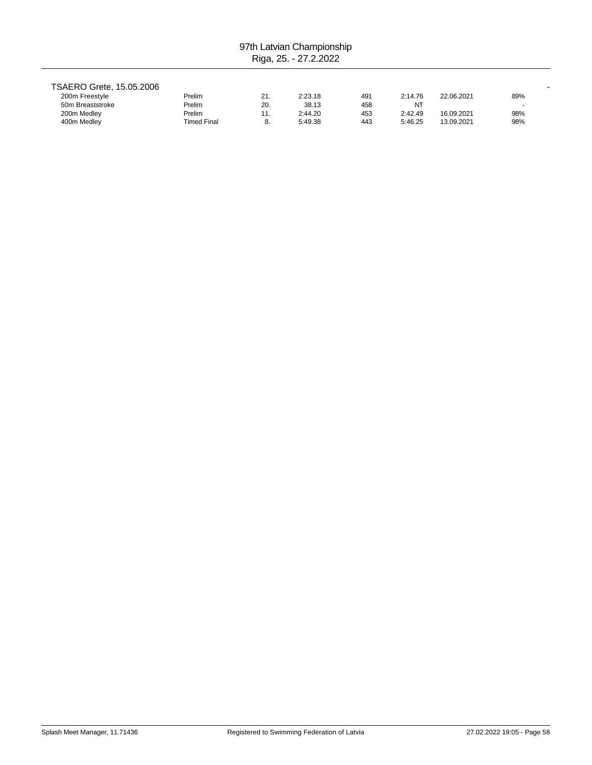TSAERO Grete, 15.05.2006 -

| Event | Round | Place | Time | Points | Entry Time | Date | % |
|---|---|---|---|---|---|---|---|
| 200m Freestyle | Prelim | 21. | 2:23.18 | 491 | 2:14.76 | 22.06.2021 | 89% |
| 50m Breaststroke | Prelim | 20. | 38.13 | 458 | NT | | - |
| 200m Medley | Prelim | 11. | 2:44.20 | 453 | 2:42.49 | 16.09.2021 | 98% |
| 400m Medley | Timed Final | 8. | 5:49.38 | 443 | 5:46.25 | 13.09.2021 | 98% |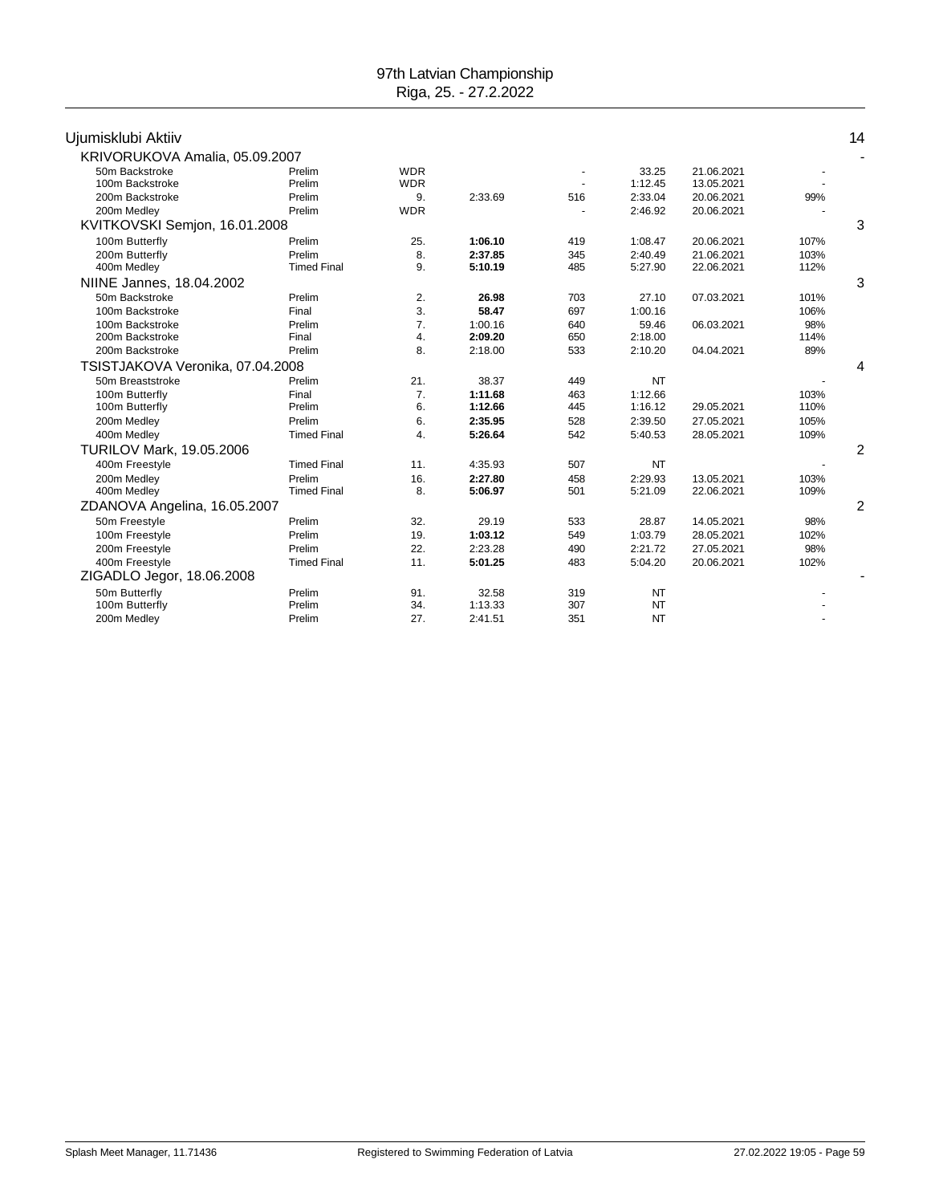97th Latvian Championship
Riga, 25. - 27.2.2022

## Ujumisklubi Aktiiv — 14

| Swimmer / Event | Round | Place | Time | Points | Entry time | Entry date | % | Medals |
|---|---|---|---|---|---|---|---|---|
| **KRIVORUKOVA Amalia, 05.09.2007** | | | | | | | | - |
| 50m Backstroke | Prelim | WDR | | - | 33.25 | 21.06.2021 | - | |
| 100m Backstroke | Prelim | WDR | | - | 1:12.45 | 13.05.2021 | - | |
| 200m Backstroke | Prelim | 9. | 2:33.69 | 516 | 2:33.04 | 20.06.2021 | 99% | |
| 200m Medley | Prelim | WDR | | - | 2:46.92 | 20.06.2021 | - | |
| **KVITKOVSKI Semjon, 16.01.2008** | | | | | | | | 3 |
| 100m Butterfly | Prelim | 25. | **1:06.10** | 419 | 1:08.47 | 20.06.2021 | 107% | |
| 200m Butterfly | Prelim | 8. | **2:37.85** | 345 | 2:40.49 | 21.06.2021 | 103% | |
| 400m Medley | Timed Final | 9. | **5:10.19** | 485 | 5:27.90 | 22.06.2021 | 112% | |
| **NIINE Jannes, 18.04.2002** | | | | | | | | 3 |
| 50m Backstroke | Prelim | 2. | **26.98** | 703 | 27.10 | 07.03.2021 | 101% | |
| 100m Backstroke | Final | 3. | **58.47** | 697 | 1:00.16 | | 106% | |
| 100m Backstroke | Prelim | 7. | 1:00.16 | 640 | 59.46 | 06.03.2021 | 98% | |
| 200m Backstroke | Final | 4. | **2:09.20** | 650 | 2:18.00 | | 114% | |
| 200m Backstroke | Prelim | 8. | 2:18.00 | 533 | 2:10.20 | 04.04.2021 | 89% | |
| **TSISTJAKOVA Veronika, 07.04.2008** | | | | | | | | 4 |
| 50m Breaststroke | Prelim | 21. | 38.37 | 449 | NT | | - | |
| 100m Butterfly | Final | 7. | **1:11.68** | 463 | 1:12.66 | | 103% | |
| 100m Butterfly | Prelim | 6. | **1:12.66** | 445 | 1:16.12 | 29.05.2021 | 110% | |
| 200m Medley | Prelim | 6. | **2:35.95** | 528 | 2:39.50 | 27.05.2021 | 105% | |
| 400m Medley | Timed Final | 4. | **5:26.64** | 542 | 5:40.53 | 28.05.2021 | 109% | |
| **TURILOV Mark, 19.05.2006** | | | | | | | | 2 |
| 400m Freestyle | Timed Final | 11. | 4:35.93 | 507 | NT | | - | |
| 200m Medley | Prelim | 16. | **2:27.80** | 458 | 2:29.93 | 13.05.2021 | 103% | |
| 400m Medley | Timed Final | 8. | **5:06.97** | 501 | 5:21.09 | 22.06.2021 | 109% | |
| **ZDANOVA Angelina, 16.05.2007** | | | | | | | | 2 |
| 50m Freestyle | Prelim | 32. | 29.19 | 533 | 28.87 | 14.05.2021 | 98% | |
| 100m Freestyle | Prelim | 19. | **1:03.12** | 549 | 1:03.79 | 28.05.2021 | 102% | |
| 200m Freestyle | Prelim | 22. | 2:23.28 | 490 | 2:21.72 | 27.05.2021 | 98% | |
| 400m Freestyle | Timed Final | 11. | **5:01.25** | 483 | 5:04.20 | 20.06.2021 | 102% | |
| **ZIGADLO Jegor, 18.06.2008** | | | | | | | | - |
| 50m Butterfly | Prelim | 91. | 32.58 | 319 | NT | | - | |
| 100m Butterfly | Prelim | 34. | 1:13.33 | 307 | NT | | - | |
| 200m Medley | Prelim | 27. | 2:41.51 | 351 | NT | | - | |

Splash Meet Manager, 11.71436 — Registered to Swimming Federation of Latvia — 27.02.2022 19:05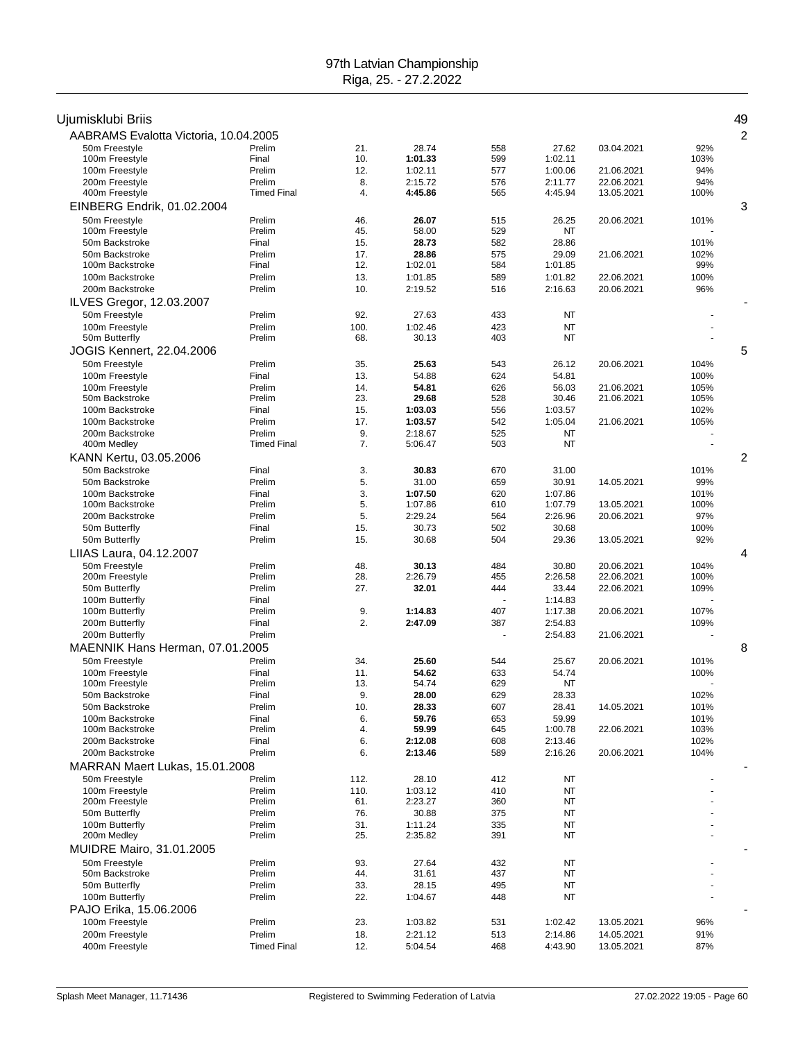97th Latvian Championship
Riga, 25. - 27.2.2022

## Ujumisklubi Briis — 49

### AABRAMS Evalotta Victoria, 10.04.2005 — 2

| Event | Round | Place | Time | Points | Entry/Prelim Time | Date | % |
|---|---|---|---|---|---|---|---|
| 50m Freestyle | Prelim | 21. | 28.74 | 558 | 27.62 | 03.04.2021 | 92% |
| 100m Freestyle | Final | 10. | **1:01.33** | 599 | 1:02.11 | | 103% |
| 100m Freestyle | Prelim | 12. | 1:02.11 | 577 | 1:00.06 | 21.06.2021 | 94% |
| 200m Freestyle | Prelim | 8. | 2:15.72 | 576 | 2:11.77 | 22.06.2021 | 94% |
| 400m Freestyle | Timed Final | 4. | **4:45.86** | 565 | 4:45.94 | 13.05.2021 | 100% |

### EINBERG Endrik, 01.02.2004 — 3

| Event | Round | Place | Time | Points | Entry/Prelim Time | Date | % |
|---|---|---|---|---|---|---|---|
| 50m Freestyle | Prelim | 46. | **26.07** | 515 | 26.25 | 20.06.2021 | 101% |
| 100m Freestyle | Prelim | 45. | 58.00 | 529 | NT | | - |
| 50m Backstroke | Final | 15. | **28.73** | 582 | 28.86 | | 101% |
| 50m Backstroke | Prelim | 17. | **28.86** | 575 | 29.09 | 21.06.2021 | 102% |
| 100m Backstroke | Final | 12. | 1:02.01 | 584 | 1:01.85 | | 99% |
| 100m Backstroke | Prelim | 13. | 1:01.85 | 589 | 1:01.82 | 22.06.2021 | 100% |
| 200m Backstroke | Prelim | 10. | 2:19.52 | 516 | 2:16.63 | 20.06.2021 | 96% |

### ILVES Gregor, 12.03.2007 — -

| Event | Round | Place | Time | Points | Entry/Prelim Time | Date | % |
|---|---|---|---|---|---|---|---|
| 50m Freestyle | Prelim | 92. | 27.63 | 433 | NT | | - |
| 100m Freestyle | Prelim | 100. | 1:02.46 | 423 | NT | | - |
| 50m Butterfly | Prelim | 68. | 30.13 | 403 | NT | | - |

### JOGIS Kennert, 22.04.2006 — 5

| Event | Round | Place | Time | Points | Entry/Prelim Time | Date | % |
|---|---|---|---|---|---|---|---|
| 50m Freestyle | Prelim | 35. | **25.63** | 543 | 26.12 | 20.06.2021 | 104% |
| 100m Freestyle | Final | 13. | 54.88 | 624 | 54.81 | | 100% |
| 100m Freestyle | Prelim | 14. | **54.81** | 626 | 56.03 | 21.06.2021 | 105% |
| 50m Backstroke | Prelim | 23. | **29.68** | 528 | 30.46 | 21.06.2021 | 105% |
| 100m Backstroke | Final | 15. | **1:03.03** | 556 | 1:03.57 | | 102% |
| 100m Backstroke | Prelim | 17. | **1:03.57** | 542 | 1:05.04 | 21.06.2021 | 105% |
| 200m Backstroke | Prelim | 9. | 2:18.67 | 525 | NT | | - |
| 400m Medley | Timed Final | 7. | 5:06.47 | 503 | NT | | - |

### KANN Kertu, 03.05.2006 — 2

| Event | Round | Place | Time | Points | Entry/Prelim Time | Date | % |
|---|---|---|---|---|---|---|---|
| 50m Backstroke | Final | 3. | **30.83** | 670 | 31.00 | | 101% |
| 50m Backstroke | Prelim | 5. | 31.00 | 659 | 30.91 | 14.05.2021 | 99% |
| 100m Backstroke | Final | 3. | **1:07.50** | 620 | 1:07.86 | | 101% |
| 100m Backstroke | Prelim | 5. | 1:07.86 | 610 | 1:07.79 | 13.05.2021 | 100% |
| 200m Backstroke | Prelim | 5. | 2:29.24 | 564 | 2:26.96 | 20.06.2021 | 97% |
| 50m Butterfly | Final | 15. | 30.73 | 502 | 30.68 | | 100% |
| 50m Butterfly | Prelim | 15. | 30.68 | 504 | 29.36 | 13.05.2021 | 92% |

### LIIAS Laura, 04.12.2007 — 4

| Event | Round | Place | Time | Points | Entry/Prelim Time | Date | % |
|---|---|---|---|---|---|---|---|
| 50m Freestyle | Prelim | 48. | **30.13** | 484 | 30.80 | 20.06.2021 | 104% |
| 200m Freestyle | Prelim | 28. | 2:26.79 | 455 | 2:26.58 | 22.06.2021 | 100% |
| 50m Butterfly | Prelim | 27. | **32.01** | 444 | 33.44 | 22.06.2021 | 109% |
| 100m Butterfly | Final | | | - | 1:14.83 | | - |
| 100m Butterfly | Prelim | 9. | **1:14.83** | 407 | 1:17.38 | 20.06.2021 | 107% |
| 200m Butterfly | Final | 2. | **2:47.09** | 387 | 2:54.83 | | 109% |
| 200m Butterfly | Prelim | | | - | 2:54.83 | 21.06.2021 | - |

### MAENNIK Hans Herman, 07.01.2005 — 8

| Event | Round | Place | Time | Points | Entry/Prelim Time | Date | % |
|---|---|---|---|---|---|---|---|
| 50m Freestyle | Prelim | 34. | **25.60** | 544 | 25.67 | 20.06.2021 | 101% |
| 100m Freestyle | Final | 11. | **54.62** | 633 | 54.74 | | 100% |
| 100m Freestyle | Prelim | 13. | 54.74 | 629 | NT | | - |
| 50m Backstroke | Final | 9. | **28.00** | 629 | 28.33 | | 102% |
| 50m Backstroke | Prelim | 10. | **28.33** | 607 | 28.41 | 14.05.2021 | 101% |
| 100m Backstroke | Final | 6. | **59.76** | 653 | 59.99 | | 101% |
| 100m Backstroke | Prelim | 4. | **59.99** | 645 | 1:00.78 | 22.06.2021 | 103% |
| 200m Backstroke | Final | 6. | **2:12.08** | 608 | 2:13.46 | | 102% |
| 200m Backstroke | Prelim | 6. | **2:13.46** | 589 | 2:16.26 | 20.06.2021 | 104% |

### MARRAN Maert Lukas, 15.01.2008 — -

| Event | Round | Place | Time | Points | Entry/Prelim Time | Date | % |
|---|---|---|---|---|---|---|---|
| 50m Freestyle | Prelim | 112. | 28.10 | 412 | NT | | - |
| 100m Freestyle | Prelim | 110. | 1:03.12 | 410 | NT | | - |
| 200m Freestyle | Prelim | 61. | 2:23.27 | 360 | NT | | - |
| 50m Butterfly | Prelim | 76. | 30.88 | 375 | NT | | - |
| 100m Butterfly | Prelim | 31. | 1:11.24 | 335 | NT | | - |
| 200m Medley | Prelim | 25. | 2:35.82 | 391 | NT | | - |

### MUIDRE Mairo, 31.01.2005 — -

| Event | Round | Place | Time | Points | Entry/Prelim Time | Date | % |
|---|---|---|---|---|---|---|---|
| 50m Freestyle | Prelim | 93. | 27.64 | 432 | NT | | - |
| 50m Backstroke | Prelim | 44. | 31.61 | 437 | NT | | - |
| 50m Butterfly | Prelim | 33. | 28.15 | 495 | NT | | - |
| 100m Butterfly | Prelim | 22. | 1:04.67 | 448 | NT | | - |

### PAJO Erika, 15.06.2006 — -

| Event | Round | Place | Time | Points | Entry/Prelim Time | Date | % |
|---|---|---|---|---|---|---|---|
| 100m Freestyle | Prelim | 23. | 1:03.82 | 531 | 1:02.42 | 13.05.2021 | 96% |
| 200m Freestyle | Prelim | 18. | 2:21.12 | 513 | 2:14.86 | 14.05.2021 | 91% |
| 400m Freestyle | Timed Final | 12. | 5:04.54 | 468 | 4:43.90 | 13.05.2021 | 87% |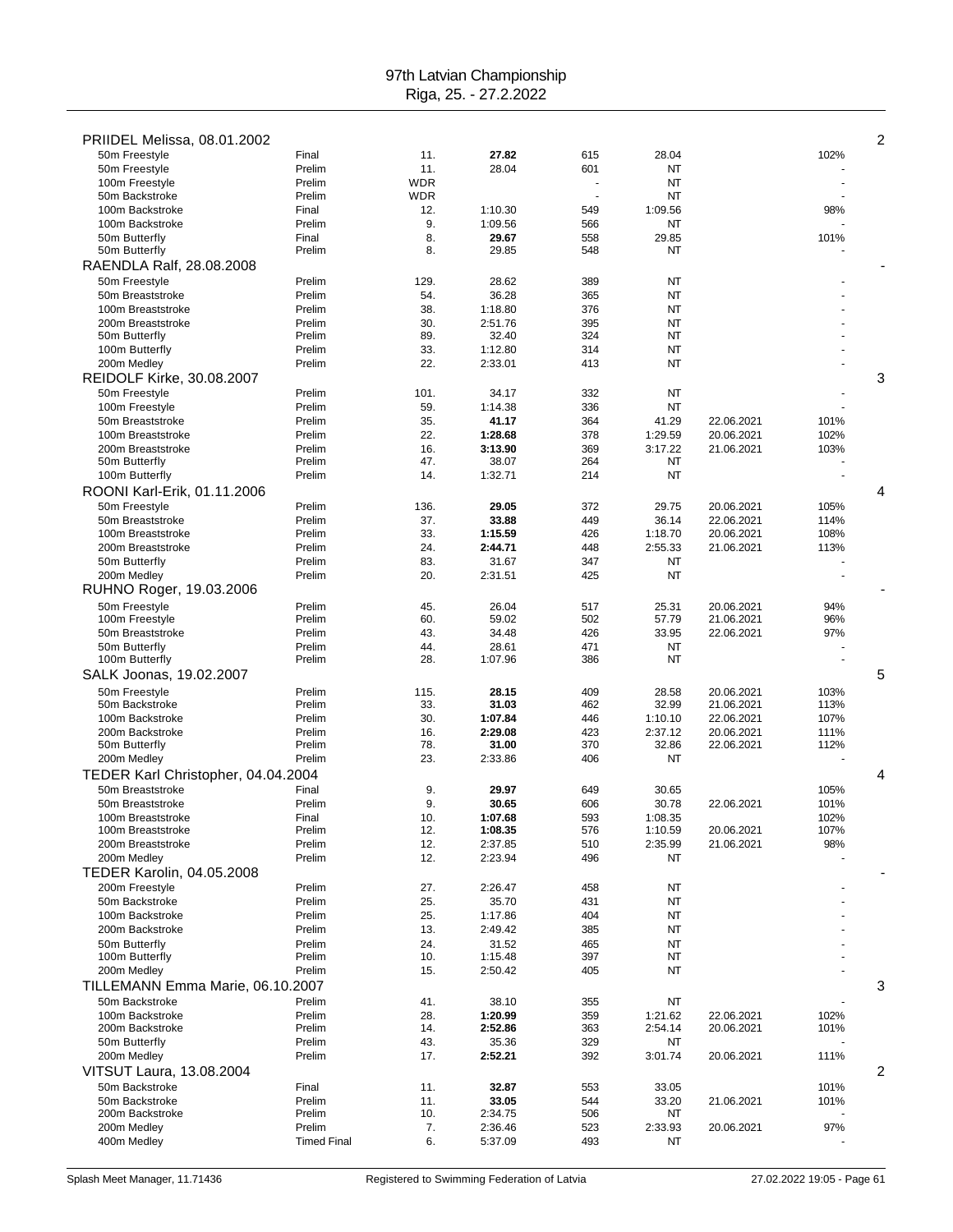97th Latvian Championship
Riga, 25. - 27.2.2022

| Athlete / Event | Round | Place | Time | Points | Entry time | Entry date | % | |
|---|---|---|---|---|---|---|---|---|
| **PRIIDEL Melissa, 08.01.2002** | | | | | | | | 2 |
| 50m Freestyle | Final | 11. | **27.82** | 615 | 28.04 | | 102% | |
| 50m Freestyle | Prelim | 11. | 28.04 | 601 | NT | | - | |
| 100m Freestyle | Prelim | WDR | | - | NT | | - | |
| 50m Backstroke | Prelim | WDR | | - | NT | | - | |
| 100m Backstroke | Final | 12. | 1:10.30 | 549 | 1:09.56 | | 98% | |
| 100m Backstroke | Prelim | 9. | 1:09.56 | 566 | NT | | - | |
| 50m Butterfly | Final | 8. | **29.67** | 558 | 29.85 | | 101% | |
| 50m Butterfly | Prelim | 8. | 29.85 | 548 | NT | | - | |
| **RAENDLA Ralf, 28.08.2008** | | | | | | | | - |
| 50m Freestyle | Prelim | 129. | 28.62 | 389 | NT | | - | |
| 50m Breaststroke | Prelim | 54. | 36.28 | 365 | NT | | - | |
| 100m Breaststroke | Prelim | 38. | 1:18.80 | 376 | NT | | - | |
| 200m Breaststroke | Prelim | 30. | 2:51.76 | 395 | NT | | - | |
| 50m Butterfly | Prelim | 89. | 32.40 | 324 | NT | | - | |
| 100m Butterfly | Prelim | 33. | 1:12.80 | 314 | NT | | - | |
| 200m Medley | Prelim | 22. | 2:33.01 | 413 | NT | | - | |
| **REIDOLF Kirke, 30.08.2007** | | | | | | | | 3 |
| 50m Freestyle | Prelim | 101. | 34.17 | 332 | NT | | - | |
| 100m Freestyle | Prelim | 59. | 1:14.38 | 336 | NT | | - | |
| 50m Breaststroke | Prelim | 35. | **41.17** | 364 | 41.29 | 22.06.2021 | 101% | |
| 100m Breaststroke | Prelim | 22. | **1:28.68** | 378 | 1:29.59 | 20.06.2021 | 102% | |
| 200m Breaststroke | Prelim | 16. | **3:13.90** | 369 | 3:17.22 | 21.06.2021 | 103% | |
| 50m Butterfly | Prelim | 47. | 38.07 | 264 | NT | | - | |
| 100m Butterfly | Prelim | 14. | 1:32.71 | 214 | NT | | - | |
| **ROONI Karl-Erik, 01.11.2006** | | | | | | | | 4 |
| 50m Freestyle | Prelim | 136. | **29.05** | 372 | 29.75 | 20.06.2021 | 105% | |
| 50m Breaststroke | Prelim | 37. | **33.88** | 449 | 36.14 | 22.06.2021 | 114% | |
| 100m Breaststroke | Prelim | 33. | **1:15.59** | 426 | 1:18.70 | 20.06.2021 | 108% | |
| 200m Breaststroke | Prelim | 24. | **2:44.71** | 448 | 2:55.33 | 21.06.2021 | 113% | |
| 50m Butterfly | Prelim | 83. | 31.67 | 347 | NT | | - | |
| 200m Medley | Prelim | 20. | 2:31.51 | 425 | NT | | - | |
| **RUHNO Roger, 19.03.2006** | | | | | | | | - |
| 50m Freestyle | Prelim | 45. | 26.04 | 517 | 25.31 | 20.06.2021 | 94% | |
| 100m Freestyle | Prelim | 60. | 59.02 | 502 | 57.79 | 21.06.2021 | 96% | |
| 50m Breaststroke | Prelim | 43. | 34.48 | 426 | 33.95 | 22.06.2021 | 97% | |
| 50m Butterfly | Prelim | 44. | 28.61 | 471 | NT | | - | |
| 100m Butterfly | Prelim | 28. | 1:07.96 | 386 | NT | | - | |
| **SALK Joonas, 19.02.2007** | | | | | | | | 5 |
| 50m Freestyle | Prelim | 115. | **28.15** | 409 | 28.58 | 20.06.2021 | 103% | |
| 50m Backstroke | Prelim | 33. | **31.03** | 462 | 32.99 | 21.06.2021 | 113% | |
| 100m Backstroke | Prelim | 30. | **1:07.84** | 446 | 1:10.10 | 22.06.2021 | 107% | |
| 200m Backstroke | Prelim | 16. | **2:29.08** | 423 | 2:37.12 | 20.06.2021 | 111% | |
| 50m Butterfly | Prelim | 78. | **31.00** | 370 | 32.86 | 22.06.2021 | 112% | |
| 200m Medley | Prelim | 23. | 2:33.86 | 406 | NT | | - | |
| **TEDER Karl Christopher, 04.04.2004** | | | | | | | | 4 |
| 50m Breaststroke | Final | 9. | **29.97** | 649 | 30.65 | | 105% | |
| 50m Breaststroke | Prelim | 9. | **30.65** | 606 | 30.78 | 22.06.2021 | 101% | |
| 100m Breaststroke | Final | 10. | **1:07.68** | 593 | 1:08.35 | | 102% | |
| 100m Breaststroke | Prelim | 12. | **1:08.35** | 576 | 1:10.59 | 20.06.2021 | 107% | |
| 200m Breaststroke | Prelim | 12. | 2:37.85 | 510 | 2:35.99 | 21.06.2021 | 98% | |
| 200m Medley | Prelim | 12. | 2:23.94 | 496 | NT | | - | |
| **TEDER Karolin, 04.05.2008** | | | | | | | | - |
| 200m Freestyle | Prelim | 27. | 2:26.47 | 458 | NT | | - | |
| 50m Backstroke | Prelim | 25. | 35.70 | 431 | NT | | - | |
| 100m Backstroke | Prelim | 25. | 1:17.86 | 404 | NT | | - | |
| 200m Backstroke | Prelim | 13. | 2:49.42 | 385 | NT | | - | |
| 50m Butterfly | Prelim | 24. | 31.52 | 465 | NT | | - | |
| 100m Butterfly | Prelim | 10. | 1:15.48 | 397 | NT | | - | |
| 200m Medley | Prelim | 15. | 2:50.42 | 405 | NT | | - | |
| **TILLEMANN Emma Marie, 06.10.2007** | | | | | | | | 3 |
| 50m Backstroke | Prelim | 41. | 38.10 | 355 | NT | | - | |
| 100m Backstroke | Prelim | 28. | **1:20.99** | 359 | 1:21.62 | 22.06.2021 | 102% | |
| 200m Backstroke | Prelim | 14. | **2:52.86** | 363 | 2:54.14 | 20.06.2021 | 101% | |
| 50m Butterfly | Prelim | 43. | 35.36 | 329 | NT | | - | |
| 200m Medley | Prelim | 17. | **2:52.21** | 392 | 3:01.74 | 20.06.2021 | 111% | |
| **VITSUT Laura, 13.08.2004** | | | | | | | | 2 |
| 50m Backstroke | Final | 11. | **32.87** | 553 | 33.05 | | 101% | |
| 50m Backstroke | Prelim | 11. | **33.05** | 544 | 33.20 | 21.06.2021 | 101% | |
| 200m Backstroke | Prelim | 10. | 2:34.75 | 506 | NT | | - | |
| 200m Medley | Prelim | 7. | 2:36.46 | 523 | 2:33.93 | 20.06.2021 | 97% | |
| 400m Medley | Timed Final | 6. | 5:37.09 | 493 | NT | | - | |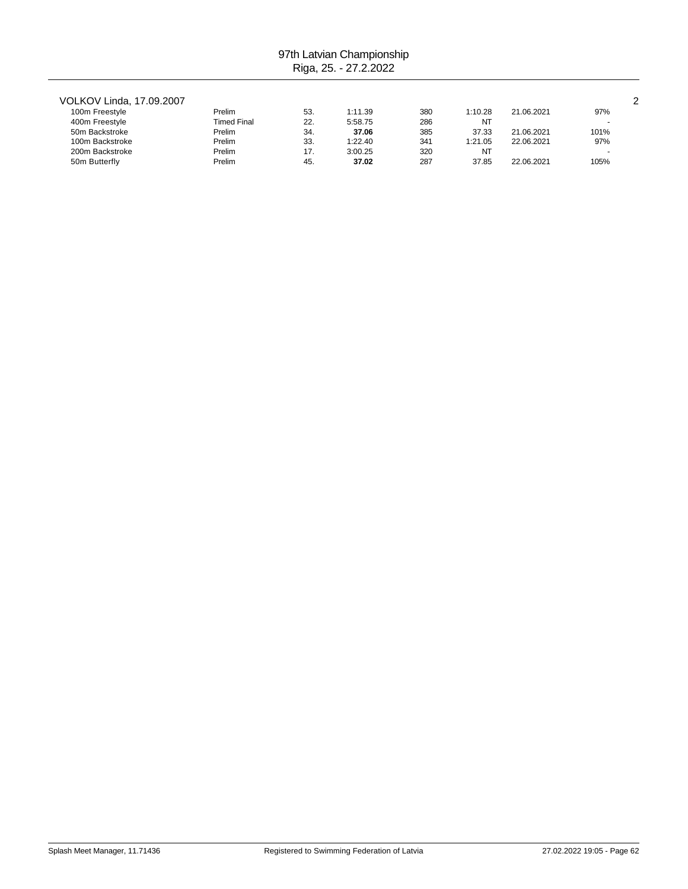## VOLKOV Linda, 17.09.2007

2

| Event | Round | Place | Time | Points | Entry Time | Date | % |
|---|---|---|---|---|---|---|---|
| 100m Freestyle | Prelim | 53. | 1:11.39 | 380 | 1:10.28 | 21.06.2021 | 97% |
| 400m Freestyle | Timed Final | 22. | 5:58.75 | 286 | NT | | - |
| 50m Backstroke | Prelim | 34. | **37.06** | 385 | 37.33 | 21.06.2021 | 101% |
| 100m Backstroke | Prelim | 33. | 1:22.40 | 341 | 1:21.05 | 22.06.2021 | 97% |
| 200m Backstroke | Prelim | 17. | 3:00.25 | 320 | NT | | - |
| 50m Butterfly | Prelim | 45. | **37.02** | 287 | 37.85 | 22.06.2021 | 105% |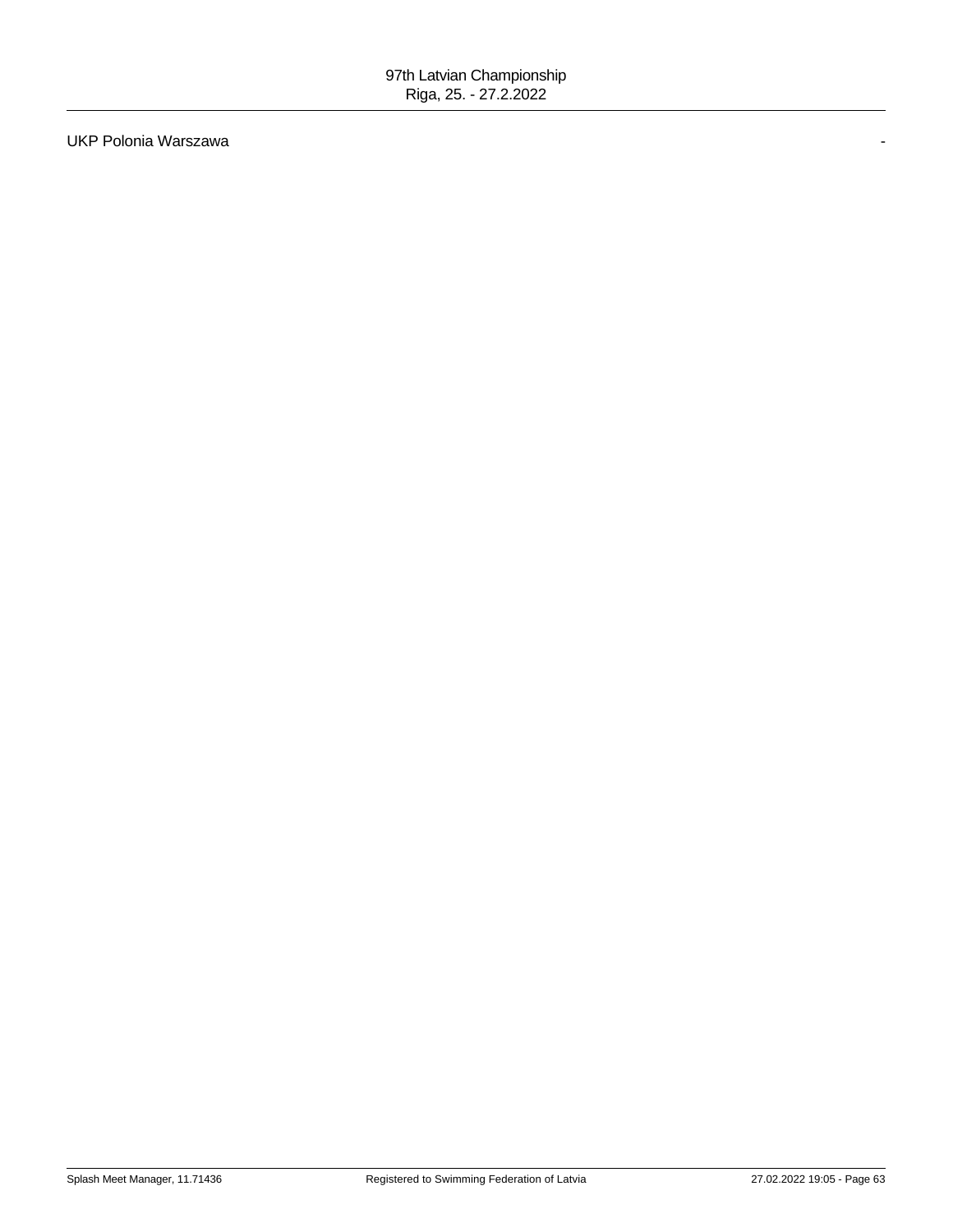UKP Polonia Warszawa -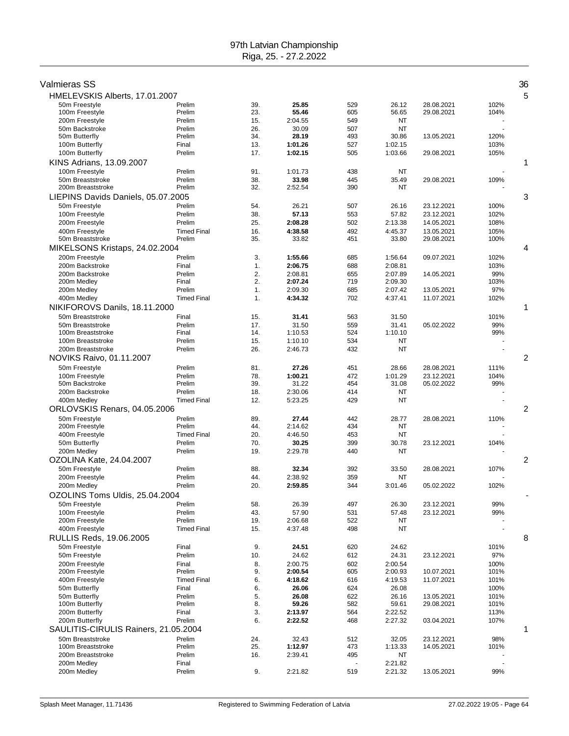# 97th Latvian Championship

Riga, 25. - 27.2.2022

## Valmieras SS — 36

### HMELEVSKIS Alberts, 17.01.2007 — 5

| Event | Round | Place | Time | Points | Entry time | Date | % |
|---|---|---|---|---|---|---|---|
| 50m Freestyle | Prelim | 39. | **25.85** | 529 | 26.12 | 28.08.2021 | 102% |
| 100m Freestyle | Prelim | 23. | **55.46** | 605 | 56.65 | 29.08.2021 | 104% |
| 200m Freestyle | Prelim | 15. | 2:04.55 | 549 | NT | | - |
| 50m Backstroke | Prelim | 26. | 30.09 | 507 | NT | | - |
| 50m Butterfly | Prelim | 34. | **28.19** | 493 | 30.86 | 13.05.2021 | 120% |
| 100m Butterfly | Final | 13. | **1:01.26** | 527 | 1:02.15 | | 103% |
| 100m Butterfly | Prelim | 17. | **1:02.15** | 505 | 1:03.66 | 29.08.2021 | 105% |

### KINS Adrians, 13.09.2007 — 1

| Event | Round | Place | Time | Points | Entry time | Date | % |
|---|---|---|---|---|---|---|---|
| 100m Freestyle | Prelim | 91. | 1:01.73 | 438 | NT | | - |
| 50m Breaststroke | Prelim | 38. | **33.98** | 445 | 35.49 | 29.08.2021 | 109% |
| 200m Breaststroke | Prelim | 32. | 2:52.54 | 390 | NT | | - |

### LIEPINS Davids Daniels, 05.07.2005 — 3

| Event | Round | Place | Time | Points | Entry time | Date | % |
|---|---|---|---|---|---|---|---|
| 50m Freestyle | Prelim | 54. | 26.21 | 507 | 26.16 | 23.12.2021 | 100% |
| 100m Freestyle | Prelim | 38. | **57.13** | 553 | 57.82 | 23.12.2021 | 102% |
| 200m Freestyle | Prelim | 25. | **2:08.28** | 502 | 2:13.38 | 14.05.2021 | 108% |
| 400m Freestyle | Timed Final | 16. | **4:38.58** | 492 | 4:45.37 | 13.05.2021 | 105% |
| 50m Breaststroke | Prelim | 35. | 33.82 | 451 | 33.80 | 29.08.2021 | 100% |

### MIKELSONS Kristaps, 24.02.2004 — 4

| Event | Round | Place | Time | Points | Entry time | Date | % |
|---|---|---|---|---|---|---|---|
| 200m Freestyle | Prelim | 3. | **1:55.66** | 685 | 1:56.64 | 09.07.2021 | 102% |
| 200m Backstroke | Final | 1. | **2:06.75** | 688 | 2:08.81 | | 103% |
| 200m Backstroke | Prelim | 2. | 2:08.81 | 655 | 2:07.89 | 14.05.2021 | 99% |
| 200m Medley | Final | 2. | **2:07.24** | 719 | 2:09.30 | | 103% |
| 200m Medley | Prelim | 1. | 2:09.30 | 685 | 2:07.42 | 13.05.2021 | 97% |
| 400m Medley | Timed Final | 1. | **4:34.32** | 702 | 4:37.41 | 11.07.2021 | 102% |

### NIKIFOROVS Danils, 18.11.2000 — 1

| Event | Round | Place | Time | Points | Entry time | Date | % |
|---|---|---|---|---|---|---|---|
| 50m Breaststroke | Final | 15. | **31.41** | 563 | 31.50 | | 101% |
| 50m Breaststroke | Prelim | 17. | 31.50 | 559 | 31.41 | 05.02.2022 | 99% |
| 100m Breaststroke | Final | 14. | 1:10.53 | 524 | 1:10.10 | | 99% |
| 100m Breaststroke | Prelim | 15. | 1:10.10 | 534 | NT | | - |
| 200m Breaststroke | Prelim | 26. | 2:46.73 | 432 | NT | | - |

### NOVIKS Raivo, 01.11.2007 — 2

| Event | Round | Place | Time | Points | Entry time | Date | % |
|---|---|---|---|---|---|---|---|
| 50m Freestyle | Prelim | 81. | **27.26** | 451 | 28.66 | 28.08.2021 | 111% |
| 100m Freestyle | Prelim | 78. | **1:00.21** | 472 | 1:01.29 | 23.12.2021 | 104% |
| 50m Backstroke | Prelim | 39. | 31.22 | 454 | 31.08 | 05.02.2022 | 99% |
| 200m Backstroke | Prelim | 18. | 2:30.06 | 414 | NT | | - |
| 400m Medley | Timed Final | 12. | 5:23.25 | 429 | NT | | - |

### ORLOVSKIS Renars, 04.05.2006 — 2

| Event | Round | Place | Time | Points | Entry time | Date | % |
|---|---|---|---|---|---|---|---|
| 50m Freestyle | Prelim | 89. | **27.44** | 442 | 28.77 | 28.08.2021 | 110% |
| 200m Freestyle | Prelim | 44. | 2:14.62 | 434 | NT | | - |
| 400m Freestyle | Timed Final | 20. | 4:46.50 | 453 | NT | | - |
| 50m Butterfly | Prelim | 70. | **30.25** | 399 | 30.78 | 23.12.2021 | 104% |
| 200m Medley | Prelim | 19. | 2:29.78 | 440 | NT | | - |

### OZOLINA Kate, 24.04.2007 — 2

| Event | Round | Place | Time | Points | Entry time | Date | % |
|---|---|---|---|---|---|---|---|
| 50m Freestyle | Prelim | 88. | **32.34** | 392 | 33.50 | 28.08.2021 | 107% |
| 200m Freestyle | Prelim | 44. | 2:38.92 | 359 | NT | | - |
| 200m Medley | Prelim | 20. | **2:59.85** | 344 | 3:01.46 | 05.02.2022 | 102% |

### OZOLINS Toms Uldis, 25.04.2004 — -

| Event | Round | Place | Time | Points | Entry time | Date | % |
|---|---|---|---|---|---|---|---|
| 50m Freestyle | Prelim | 58. | 26.39 | 497 | 26.30 | 23.12.2021 | 99% |
| 100m Freestyle | Prelim | 43. | 57.90 | 531 | 57.48 | 23.12.2021 | 99% |
| 200m Freestyle | Prelim | 19. | 2:06.68 | 522 | NT | | - |
| 400m Freestyle | Timed Final | 15. | 4:37.48 | 498 | NT | | - |

### RULLIS Reds, 19.06.2005 — 8

| Event | Round | Place | Time | Points | Entry time | Date | % |
|---|---|---|---|---|---|---|---|
| 50m Freestyle | Final | 9. | **24.51** | 620 | 24.62 | | 101% |
| 50m Freestyle | Prelim | 10. | 24.62 | 612 | 24.31 | 23.12.2021 | 97% |
| 200m Freestyle | Final | 8. | 2:00.75 | 602 | 2:00.54 | | 100% |
| 200m Freestyle | Prelim | 9. | **2:00.54** | 605 | 2:00.93 | 10.07.2021 | 101% |
| 400m Freestyle | Timed Final | 6. | **4:18.62** | 616 | 4:19.53 | 11.07.2021 | 101% |
| 50m Butterfly | Final | 6. | **26.06** | 624 | 26.08 | | 100% |
| 50m Butterfly | Prelim | 5. | **26.08** | 622 | 26.16 | 13.05.2021 | 101% |
| 100m Butterfly | Prelim | 8. | **59.26** | 582 | 59.61 | 29.08.2021 | 101% |
| 200m Butterfly | Final | 3. | **2:13.97** | 564 | 2:22.52 | | 113% |
| 200m Butterfly | Prelim | 6. | **2:22.52** | 468 | 2:27.32 | 03.04.2021 | 107% |

### SAULITIS-CIRULIS Rainers, 21.05.2004 — 1

| Event | Round | Place | Time | Points | Entry time | Date | % |
|---|---|---|---|---|---|---|---|
| 50m Breaststroke | Prelim | 24. | 32.43 | 512 | 32.05 | 23.12.2021 | 98% |
| 100m Breaststroke | Prelim | 25. | **1:12.97** | 473 | 1:13.33 | 14.05.2021 | 101% |
| 200m Breaststroke | Prelim | 16. | 2:39.41 | 495 | NT | | - |
| 200m Medley | Final | | | - | 2:21.82 | | - |
| 200m Medley | Prelim | 9. | 2:21.82 | 519 | 2:21.32 | 13.05.2021 | 99% |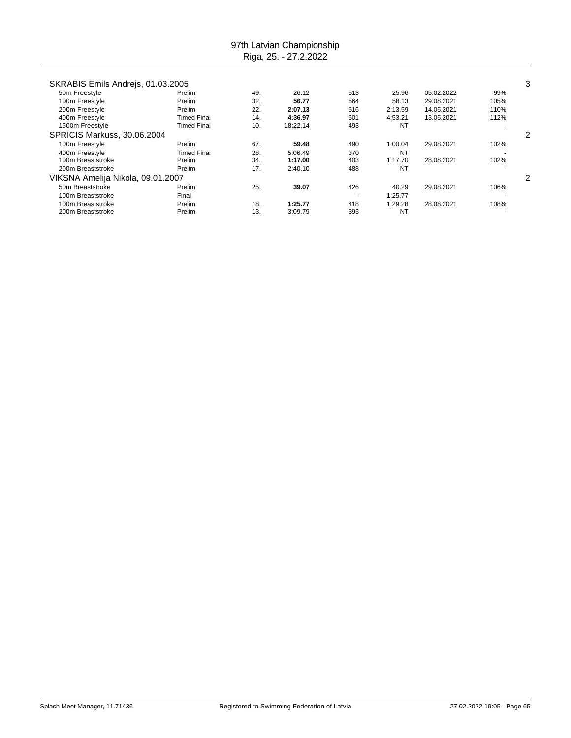# 97th Latvian Championship
Riga, 25. - 27.2.2022

| SKRABIS Emils Andrejs, 01.03.2005 | | | | | | | | 3 |
|---|---|---|---|---|---|---|---|---|
| 50m Freestyle | Prelim | 49. | 26.12 | 513 | 25.96 | 05.02.2022 | 99% | |
| 100m Freestyle | Prelim | 32. | **56.77** | 564 | 58.13 | 29.08.2021 | 105% | |
| 200m Freestyle | Prelim | 22. | **2:07.13** | 516 | 2:13.59 | 14.05.2021 | 110% | |
| 400m Freestyle | Timed Final | 14. | **4:36.97** | 501 | 4:53.21 | 13.05.2021 | 112% | |
| 1500m Freestyle | Timed Final | 10. | 18:22.14 | 493 | NT | | - | |
| **SPRICIS Markuss, 30.06.2004** | | | | | | | | 2 |
| 100m Freestyle | Prelim | 67. | **59.48** | 490 | 1:00.04 | 29.08.2021 | 102% | |
| 400m Freestyle | Timed Final | 28. | 5:06.49 | 370 | NT | | - | |
| 100m Breaststroke | Prelim | 34. | **1:17.00** | 403 | 1:17.70 | 28.08.2021 | 102% | |
| 200m Breaststroke | Prelim | 17. | 2:40.10 | 488 | NT | | - | |
| **VIKSNA Amelija Nikola, 09.01.2007** | | | | | | | | 2 |
| 50m Breaststroke | Prelim | 25. | **39.07** | 426 | 40.29 | 29.08.2021 | 106% | |
| 100m Breaststroke | Final | | | - | 1:25.77 | | - | |
| 100m Breaststroke | Prelim | 18. | **1:25.77** | 418 | 1:29.28 | 28.08.2021 | 108% | |
| 200m Breaststroke | Prelim | 13. | 3:09.79 | 393 | NT | | - | |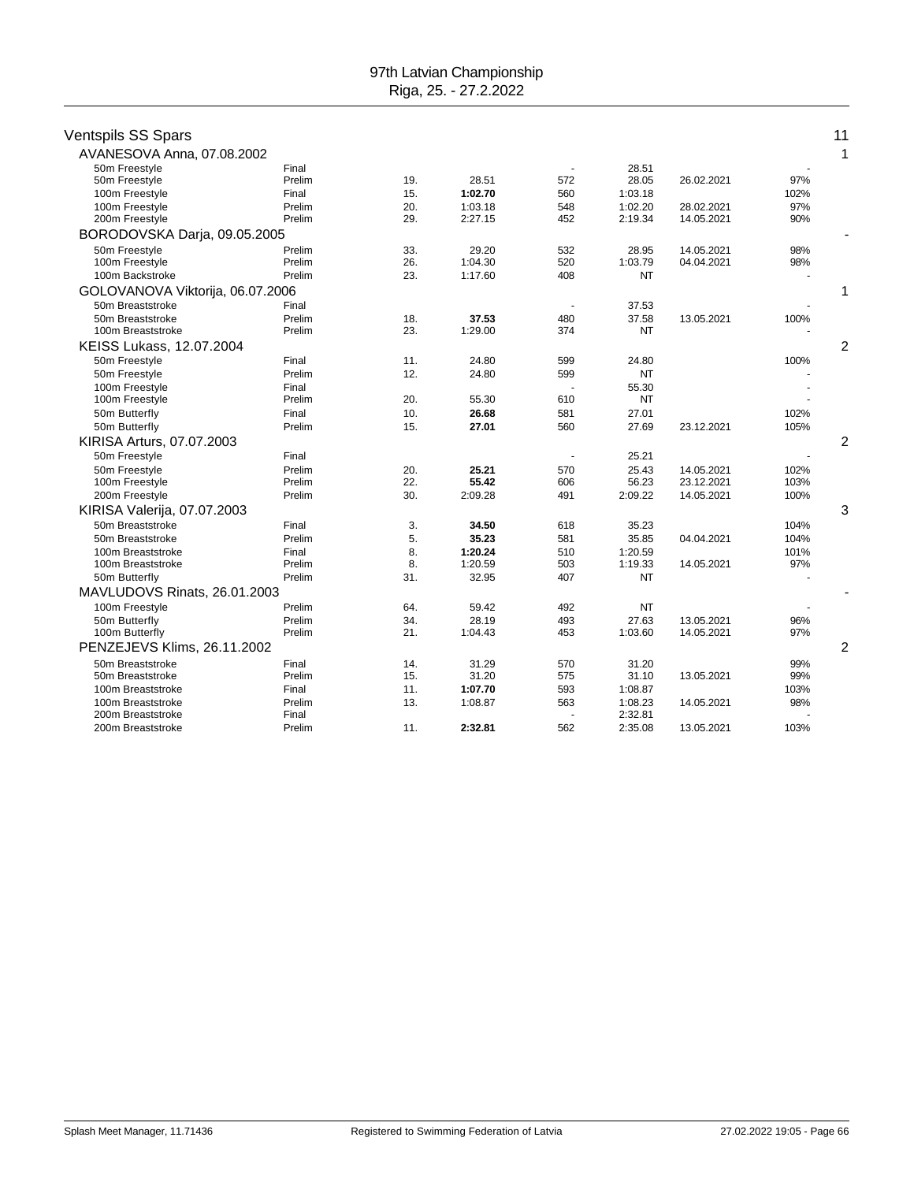97th Latvian Championship
Riga, 25. - 27.2.2022

## Ventspils SS Spars — 11

### AVANESOVA Anna, 07.08.2002 — 1

| Event | Round | Place | Time | Points | Entry/Result | Date | % |
|---|---|---|---|---|---|---|---|
| 50m Freestyle | Final | | | - | 28.51 | | - |
| 50m Freestyle | Prelim | 19. | 28.51 | 572 | 28.05 | 26.02.2021 | 97% |
| 100m Freestyle | Final | 15. | **1:02.70** | 560 | 1:03.18 | | 102% |
| 100m Freestyle | Prelim | 20. | 1:03.18 | 548 | 1:02.20 | 28.02.2021 | 97% |
| 200m Freestyle | Prelim | 29. | 2:27.15 | 452 | 2:19.34 | 14.05.2021 | 90% |

### BORODOVSKA Darja, 09.05.2005 — -

| Event | Round | Place | Time | Points | Entry/Result | Date | % |
|---|---|---|---|---|---|---|---|
| 50m Freestyle | Prelim | 33. | 29.20 | 532 | 28.95 | 14.05.2021 | 98% |
| 100m Freestyle | Prelim | 26. | 1:04.30 | 520 | 1:03.79 | 04.04.2021 | 98% |
| 100m Backstroke | Prelim | 23. | 1:17.60 | 408 | NT | | - |

### GOLOVANOVA Viktorija, 06.07.2006 — 1

| Event | Round | Place | Time | Points | Entry/Result | Date | % |
|---|---|---|---|---|---|---|---|
| 50m Breaststroke | Final | | | - | 37.53 | | - |
| 50m Breaststroke | Prelim | 18. | **37.53** | 480 | 37.58 | 13.05.2021 | 100% |
| 100m Breaststroke | Prelim | 23. | 1:29.00 | 374 | NT | | - |

### KEISS Lukass, 12.07.2004 — 2

| Event | Round | Place | Time | Points | Entry/Result | Date | % |
|---|---|---|---|---|---|---|---|
| 50m Freestyle | Final | 11. | 24.80 | 599 | 24.80 | | 100% |
| 50m Freestyle | Prelim | 12. | 24.80 | 599 | NT | | - |
| 100m Freestyle | Final | | | - | 55.30 | | - |
| 100m Freestyle | Prelim | 20. | 55.30 | 610 | NT | | - |
| 50m Butterfly | Final | 10. | **26.68** | 581 | 27.01 | | 102% |
| 50m Butterfly | Prelim | 15. | **27.01** | 560 | 27.69 | 23.12.2021 | 105% |

### KIRISA Arturs, 07.07.2003 — 2

| Event | Round | Place | Time | Points | Entry/Result | Date | % |
|---|---|---|---|---|---|---|---|
| 50m Freestyle | Final | | | - | 25.21 | | - |
| 50m Freestyle | Prelim | 20. | **25.21** | 570 | 25.43 | 14.05.2021 | 102% |
| 100m Freestyle | Prelim | 22. | **55.42** | 606 | 56.23 | 23.12.2021 | 103% |
| 200m Freestyle | Prelim | 30. | 2:09.28 | 491 | 2:09.22 | 14.05.2021 | 100% |

### KIRISA Valerija, 07.07.2003 — 3

| Event | Round | Place | Time | Points | Entry/Result | Date | % |
|---|---|---|---|---|---|---|---|
| 50m Breaststroke | Final | 3. | **34.50** | 618 | 35.23 | | 104% |
| 50m Breaststroke | Prelim | 5. | **35.23** | 581 | 35.85 | 04.04.2021 | 104% |
| 100m Breaststroke | Final | 8. | **1:20.24** | 510 | 1:20.59 | | 101% |
| 100m Breaststroke | Prelim | 8. | 1:20.59 | 503 | 1:19.33 | 14.05.2021 | 97% |
| 50m Butterfly | Prelim | 31. | 32.95 | 407 | NT | | - |

### MAVLUDOVS Rinats, 26.01.2003 — -

| Event | Round | Place | Time | Points | Entry/Result | Date | % |
|---|---|---|---|---|---|---|---|
| 100m Freestyle | Prelim | 64. | 59.42 | 492 | NT | | - |
| 50m Butterfly | Prelim | 34. | 28.19 | 493 | 27.63 | 13.05.2021 | 96% |
| 100m Butterfly | Prelim | 21. | 1:04.43 | 453 | 1:03.60 | 14.05.2021 | 97% |

### PENZEJEVS Klims, 26.11.2002 — 2

| Event | Round | Place | Time | Points | Entry/Result | Date | % |
|---|---|---|---|---|---|---|---|
| 50m Breaststroke | Final | 14. | 31.29 | 570 | 31.20 | | 99% |
| 50m Breaststroke | Prelim | 15. | 31.20 | 575 | 31.10 | 13.05.2021 | 99% |
| 100m Breaststroke | Final | 11. | **1:07.70** | 593 | 1:08.87 | | 103% |
| 100m Breaststroke | Prelim | 13. | 1:08.87 | 563 | 1:08.23 | 14.05.2021 | 98% |
| 200m Breaststroke | Final | | | - | 2:32.81 | | - |
| 200m Breaststroke | Prelim | 11. | **2:32.81** | 562 | 2:35.08 | 13.05.2021 | 103% |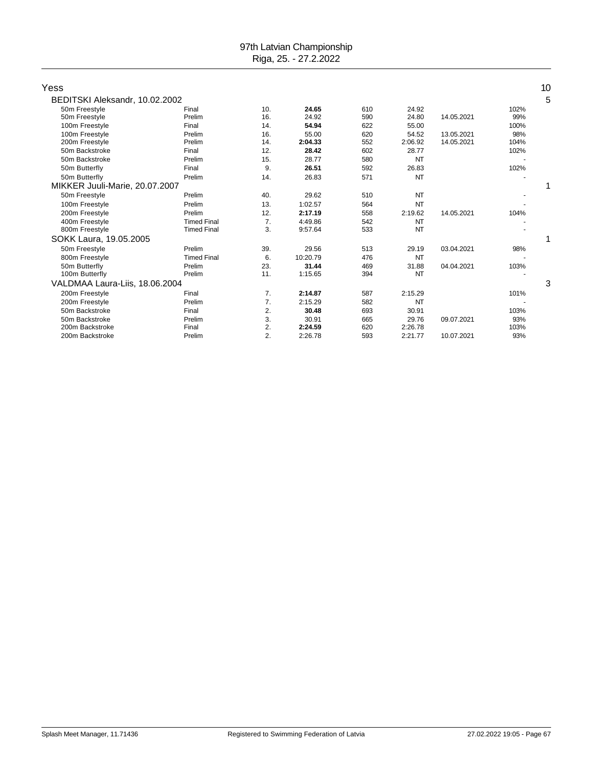## Yess

10

### BEDITSKI Aleksandr, 10.02.2002

5

| | | | | | | | |
|---|---|---|---|---|---|---|---|
| 50m Freestyle | Final | 10. | **24.65** | 610 | 24.92 | | 102% |
| 50m Freestyle | Prelim | 16. | 24.92 | 590 | 24.80 | 14.05.2021 | 99% |
| 100m Freestyle | Final | 14. | **54.94** | 622 | 55.00 | | 100% |
| 100m Freestyle | Prelim | 16. | 55.00 | 620 | 54.52 | 13.05.2021 | 98% |
| 200m Freestyle | Prelim | 14. | **2:04.33** | 552 | 2:06.92 | 14.05.2021 | 104% |
| 50m Backstroke | Final | 12. | **28.42** | 602 | 28.77 | | 102% |
| 50m Backstroke | Prelim | 15. | 28.77 | 580 | NT | | - |
| 50m Butterfly | Final | 9. | **26.51** | 592 | 26.83 | | 102% |
| 50m Butterfly | Prelim | 14. | 26.83 | 571 | NT | | - |

### MIKKER Juuli-Marie, 20.07.2007

1

| | | | | | | | |
|---|---|---|---|---|---|---|---|
| 50m Freestyle | Prelim | 40. | 29.62 | 510 | NT | | - |
| 100m Freestyle | Prelim | 13. | 1:02.57 | 564 | NT | | - |
| 200m Freestyle | Prelim | 12. | **2:17.19** | 558 | 2:19.62 | 14.05.2021 | 104% |
| 400m Freestyle | Timed Final | 7. | 4:49.86 | 542 | NT | | - |
| 800m Freestyle | Timed Final | 3. | 9:57.64 | 533 | NT | | - |

### SOKK Laura, 19.05.2005

1

| | | | | | | | |
|---|---|---|---|---|---|---|---|
| 50m Freestyle | Prelim | 39. | 29.56 | 513 | 29.19 | 03.04.2021 | 98% |
| 800m Freestyle | Timed Final | 6. | 10:20.79 | 476 | NT | | - |
| 50m Butterfly | Prelim | 23. | **31.44** | 469 | 31.88 | 04.04.2021 | 103% |
| 100m Butterfly | Prelim | 11. | 1:15.65 | 394 | NT | | - |

### VALDMAA Laura-Liis, 18.06.2004

3

| | | | | | | | |
|---|---|---|---|---|---|---|---|
| 200m Freestyle | Final | 7. | **2:14.87** | 587 | 2:15.29 | | 101% |
| 200m Freestyle | Prelim | 7. | 2:15.29 | 582 | NT | | - |
| 50m Backstroke | Final | 2. | **30.48** | 693 | 30.91 | | 103% |
| 50m Backstroke | Prelim | 3. | 30.91 | 665 | 29.76 | 09.07.2021 | 93% |
| 200m Backstroke | Final | 2. | **2:24.59** | 620 | 2:26.78 | | 103% |
| 200m Backstroke | Prelim | 2. | 2:26.78 | 593 | 2:21.77 | 10.07.2021 | 93% |